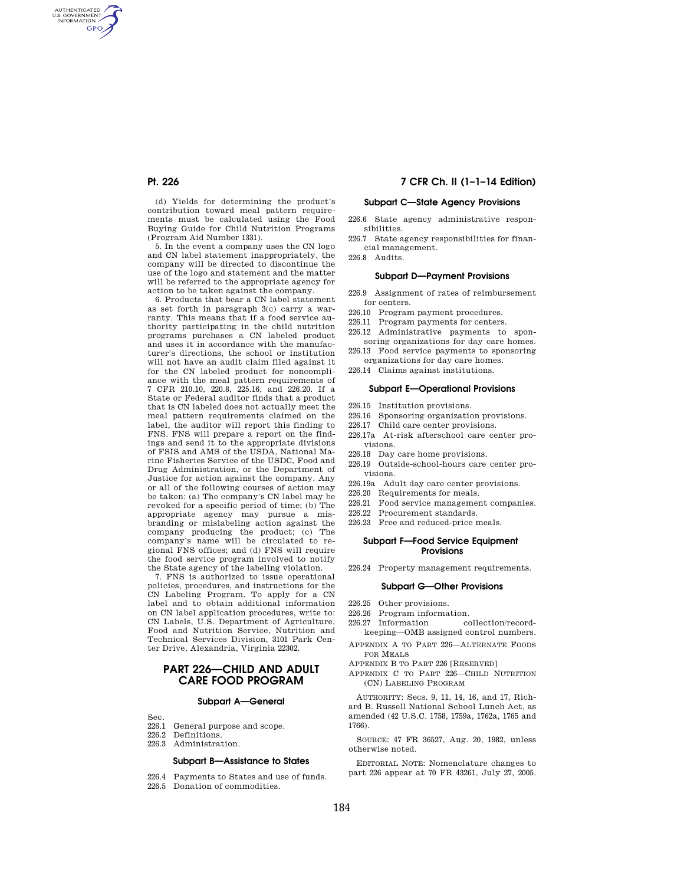(d) Yields for determining the product's contribution toward meal pattern requirements must be calculated using the Food Buying Guide for Child Nutrition Programs (Program Aid Number 1331).

5. In the event a company uses the CN logo and CN label statement inappropriately, the company will be directed to discontinue the use of the logo and statement and the matter will be referred to the appropriate agency for action to be taken against the company.

6. Products that bear a CN label statement as set forth in paragraph 3(c) carry a warranty. This means that if a food service authority participating in the child nutrition programs purchases a CN labeled product and uses it in accordance with the manufacturer's directions, the school or institution will not have an audit claim filed against it for the CN labeled product for noncompliance with the meal pattern requirements of 7 CFR 210.10, 220.8, 225.16, and 226.20. If a State or Federal auditor finds that a product that is CN labeled does not actually meet the meal pattern requirements claimed on the label, the auditor will report this finding to FNS. FNS will prepare a report on the findings and send it to the appropriate divisions of FSIS and AMS of the USDA, National Marine Fisheries Service of the USDC, Food and Drug Administration, or the Department of Justice for action against the company. Any or all of the following courses of action may be taken: (a) The company's CN label may be revoked for a specific period of time; (b) The appropriate agency may pursue a misbranding or mislabeling action against the company producing the product; (c) The company's name will be circulated to regional FNS offices; and (d) FNS will require the food service program involved to notify the State agency of the labeling violation.

7. FNS is authorized to issue operational policies, procedures, and instructions for the CN Labeling Program. To apply for a CN label and to obtain additional information on CN label application procedures, write to: CN Labels, U.S. Department of Agriculture, Food and Nutrition Service, Nutrition and Technical Services Division, 3101 Park Center Drive, Alexandria, Virginia 22302.

# PART 226—CHILD AND ADULT CARE FOOD PROGRAM

### Subpart A—General

Sec.

226.1 General purpose and scope.
226.2 Definitions.
226.3 Administration.

### Subpart B—Assistance to States

226.4 Payments to States and use of funds.
226.5 Donation of commodities.

### Subpart C—State Agency Provisions

226.6 State agency administrative responsibilities.
226.7 State agency responsibilities for financial management.
226.8 Audits.

### Subpart D—Payment Provisions

226.9 Assignment of rates of reimbursement for centers.
226.10 Program payment procedures.
226.11 Program payments for centers.
226.12 Administrative payments to sponsoring organizations for day care homes.
226.13 Food service payments to sponsoring organizations for day care homes.
226.14 Claims against institutions.

### Subpart E—Operational Provisions

226.15 Institution provisions.
226.16 Sponsoring organization provisions.
226.17 Child care center provisions.
226.17a At-risk afterschool care center provisions.
226.18 Day care home provisions.
226.19 Outside-school-hours care center provisions.
226.19a Adult day care center provisions.
226.20 Requirements for meals.
226.21 Food service management companies.
226.22 Procurement standards.
226.23 Free and reduced-price meals.

### Subpart F—Food Service Equipment Provisions

226.24 Property management requirements.

### Subpart G—Other Provisions

226.25 Other provisions.
226.26 Program information.
226.27 Information collection/recordkeeping—OMB assigned control numbers.

APPENDIX A TO PART 226—ALTERNATE FOODS FOR MEALS

APPENDIX B TO PART 226 [RESERVED]

APPENDIX C TO PART 226—CHILD NUTRITION (CN) LABELING PROGRAM

AUTHORITY: Secs. 9, 11, 14, 16, and 17, Richard B. Russell National School Lunch Act, as amended (42 U.S.C. 1758, 1759a, 1762a, 1765 and 1766).

SOURCE: 47 FR 36527, Aug. 20, 1982, unless otherwise noted.

EDITORIAL NOTE: Nomenclature changes to part 226 appear at 70 FR 43261, July 27, 2005.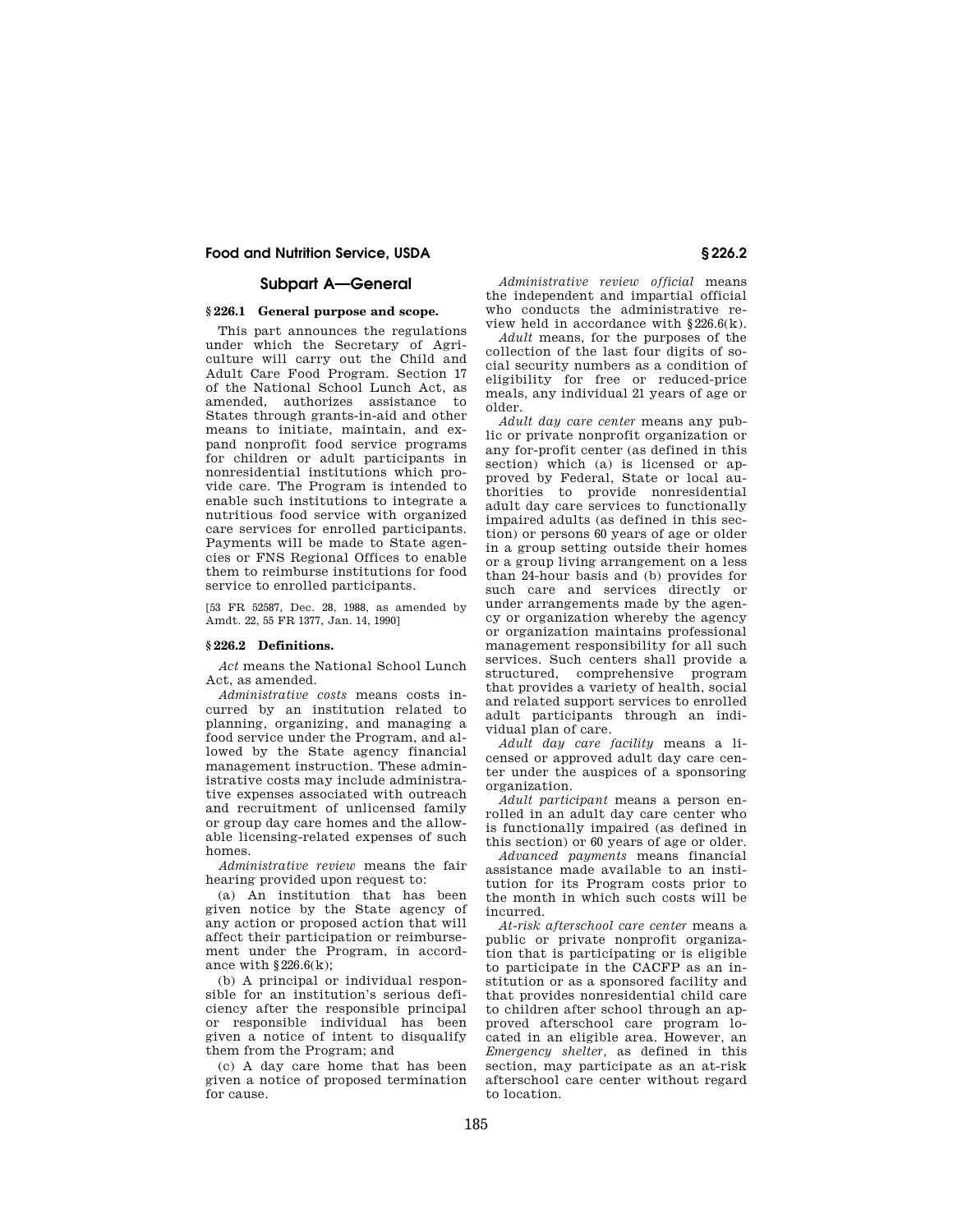## Subpart A—General

### § 226.1 General purpose and scope.

This part announces the regulations under which the Secretary of Agriculture will carry out the Child and Adult Care Food Program. Section 17 of the National School Lunch Act, as amended, authorizes assistance to States through grants-in-aid and other means to initiate, maintain, and expand nonprofit food service programs for children or adult participants in nonresidential institutions which provide care. The Program is intended to enable such institutions to integrate a nutritious food service with organized care services for enrolled participants. Payments will be made to State agencies or FNS Regional Offices to enable them to reimburse institutions for food service to enrolled participants.

[53 FR 52587, Dec. 28, 1988, as amended by Amdt. 22, 55 FR 1377, Jan. 14, 1990]

### § 226.2 Definitions.

*Act* means the National School Lunch Act, as amended.

*Administrative costs* means costs incurred by an institution related to planning, organizing, and managing a food service under the Program, and allowed by the State agency financial management instruction. These administrative costs may include administrative expenses associated with outreach and recruitment of unlicensed family or group day care homes and the allowable licensing-related expenses of such homes.

*Administrative review* means the fair hearing provided upon request to:

(a) An institution that has been given notice by the State agency of any action or proposed action that will affect their participation or reimbursement under the Program, in accordance with §226.6(k);

(b) A principal or individual responsible for an institution's serious deficiency after the responsible principal or responsible individual has been given a notice of intent to disqualify them from the Program; and

(c) A day care home that has been given a notice of proposed termination for cause.

*Administrative review official* means the independent and impartial official who conducts the administrative review held in accordance with §226.6(k).

*Adult* means, for the purposes of the collection of the last four digits of social security numbers as a condition of eligibility for free or reduced-price meals, any individual 21 years of age or older.

*Adult day care center* means any public or private nonprofit organization or any for-profit center (as defined in this section) which (a) is licensed or approved by Federal, State or local authorities to provide nonresidential adult day care services to functionally impaired adults (as defined in this section) or persons 60 years of age or older in a group setting outside their homes or a group living arrangement on a less than 24-hour basis and (b) provides for such care and services directly or under arrangements made by the agency or organization whereby the agency or organization maintains professional management responsibility for all such services. Such centers shall provide a structured, comprehensive program that provides a variety of health, social and related support services to enrolled adult participants through an individual plan of care.

*Adult day care facility* means a licensed or approved adult day care center under the auspices of a sponsoring organization.

*Adult participant* means a person enrolled in an adult day care center who is functionally impaired (as defined in this section) or 60 years of age or older.

*Advanced payments* means financial assistance made available to an institution for its Program costs prior to the month in which such costs will be incurred.

*At-risk afterschool care center* means a public or private nonprofit organization that is participating or is eligible to participate in the CACFP as an institution or as a sponsored facility and that provides nonresidential child care to children after school through an approved afterschool care program located in an eligible area. However, an *Emergency shelter*, as defined in this section, may participate as an at-risk afterschool care center without regard to location.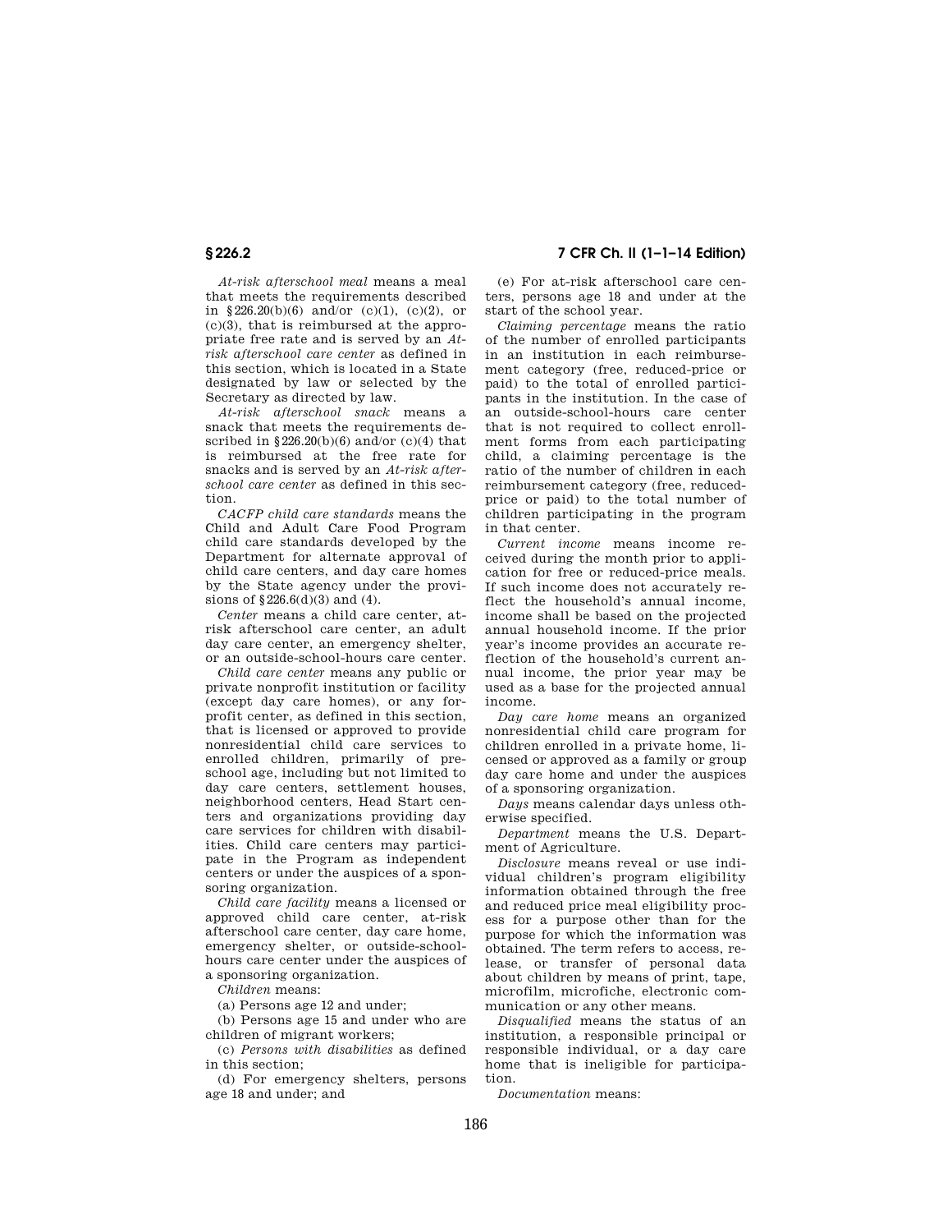*At-risk afterschool meal* means a meal that meets the requirements described in §226.20(b)(6) and/or (c)(1), (c)(2), or (c)(3), that is reimbursed at the appropriate free rate and is served by an *At-risk afterschool care center* as defined in this section, which is located in a State designated by law or selected by the Secretary as directed by law.

*At-risk afterschool snack* means a snack that meets the requirements described in §226.20(b)(6) and/or (c)(4) that is reimbursed at the free rate for snacks and is served by an *At-risk afterschool care center* as defined in this section.

*CACFP child care standards* means the Child and Adult Care Food Program child care standards developed by the Department for alternate approval of child care centers, and day care homes by the State agency under the provisions of §226.6(d)(3) and (4).

*Center* means a child care center, at-risk afterschool care center, an adult day care center, an emergency shelter, or an outside-school-hours care center.

*Child care center* means any public or private nonprofit institution or facility (except day care homes), or any for-profit center, as defined in this section, that is licensed or approved to provide nonresidential child care services to enrolled children, primarily of preschool age, including but not limited to day care centers, settlement houses, neighborhood centers, Head Start centers and organizations providing day care services for children with disabilities. Child care centers may participate in the Program as independent centers or under the auspices of a sponsoring organization.

*Child care facility* means a licensed or approved child care center, at-risk afterschool care center, day care home, emergency shelter, or outside-school-hours care center under the auspices of a sponsoring organization.

*Children* means:

(a) Persons age 12 and under;

(b) Persons age 15 and under who are children of migrant workers;

(c) *Persons with disabilities* as defined in this section;

(d) For emergency shelters, persons age 18 and under; and

(e) For at-risk afterschool care centers, persons age 18 and under at the start of the school year.

*Claiming percentage* means the ratio of the number of enrolled participants in an institution in each reimbursement category (free, reduced-price or paid) to the total of enrolled participants in the institution. In the case of an outside-school-hours care center that is not required to collect enrollment forms from each participating child, a claiming percentage is the ratio of the number of children in each reimbursement category (free, reduced-price or paid) to the total number of children participating in the program in that center.

*Current income* means income received during the month prior to application for free or reduced-price meals. If such income does not accurately reflect the household's annual income, income shall be based on the projected annual household income. If the prior year's income provides an accurate reflection of the household's current annual income, the prior year may be used as a base for the projected annual income.

*Day care home* means an organized nonresidential child care program for children enrolled in a private home, licensed or approved as a family or group day care home and under the auspices of a sponsoring organization.

*Days* means calendar days unless otherwise specified.

*Department* means the U.S. Department of Agriculture.

*Disclosure* means reveal or use individual children's program eligibility information obtained through the free and reduced price meal eligibility process for a purpose other than for the purpose for which the information was obtained. The term refers to access, release, or transfer of personal data about children by means of print, tape, microfilm, microfiche, electronic communication or any other means.

*Disqualified* means the status of an institution, a responsible principal or responsible individual, or a day care home that is ineligible for participation.

*Documentation* means: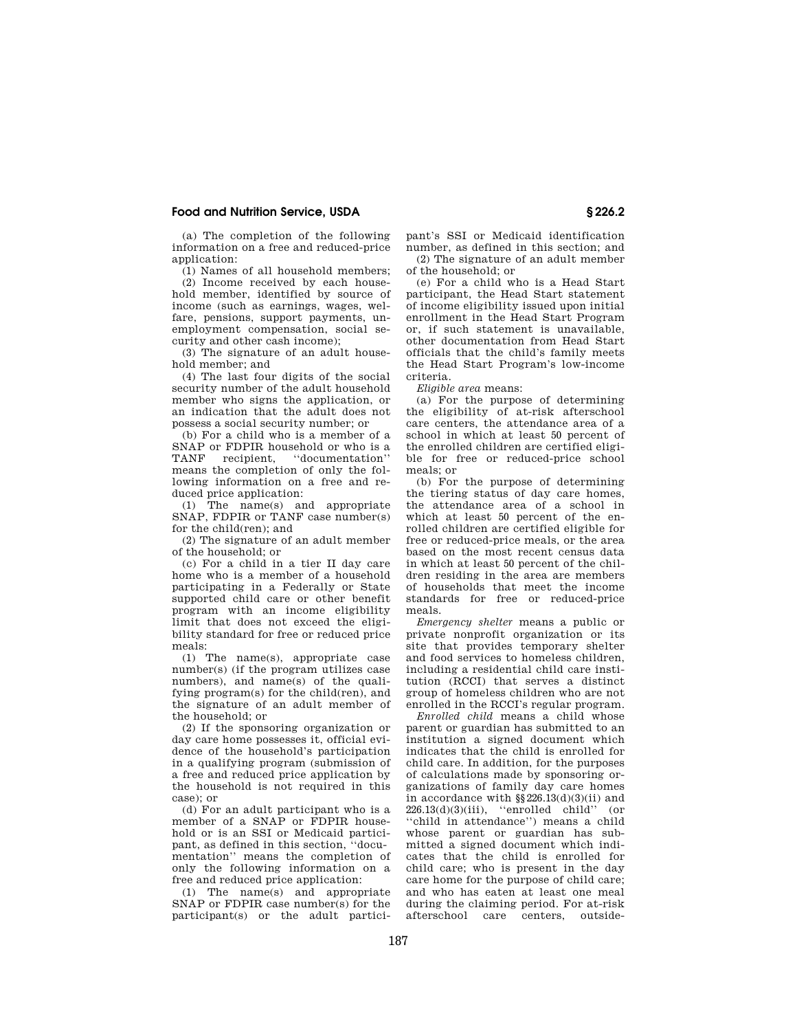(a) The completion of the following information on a free and reduced-price application:

(1) Names of all household members;

(2) Income received by each household member, identified by source of income (such as earnings, wages, welfare, pensions, support payments, unemployment compensation, social security and other cash income);

(3) The signature of an adult household member; and

(4) The last four digits of the social security number of the adult household member who signs the application, or an indication that the adult does not possess a social security number; or

(b) For a child who is a member of a SNAP or FDPIR household or who is a TANF recipient, "documentation" means the completion of only the following information on a free and reduced price application:

(1) The name(s) and appropriate SNAP, FDPIR or TANF case number(s) for the child(ren); and

(2) The signature of an adult member of the household; or

(c) For a child in a tier II day care home who is a member of a household participating in a Federally or State supported child care or other benefit program with an income eligibility limit that does not exceed the eligibility standard for free or reduced price meals:

(1) The name(s), appropriate case number(s) (if the program utilizes case numbers), and name(s) of the qualifying program(s) for the child(ren), and the signature of an adult member of the household; or

(2) If the sponsoring organization or day care home possesses it, official evidence of the household's participation in a qualifying program (submission of a free and reduced price application by the household is not required in this case); or

(d) For an adult participant who is a member of a SNAP or FDPIR household or is an SSI or Medicaid participant, as defined in this section, "documentation" means the completion of only the following information on a free and reduced price application:

(1) The name(s) and appropriate SNAP or FDPIR case number(s) for the participant(s) or the adult participant's SSI or Medicaid identification number, as defined in this section; and

(2) The signature of an adult member of the household; or

(e) For a child who is a Head Start participant, the Head Start statement of income eligibility issued upon initial enrollment in the Head Start Program or, if such statement is unavailable, other documentation from Head Start officials that the child's family meets the Head Start Program's low-income criteria.

*Eligible area* means:

(a) For the purpose of determining the eligibility of at-risk afterschool care centers, the attendance area of a school in which at least 50 percent of the enrolled children are certified eligible for free or reduced-price school meals; or

(b) For the purpose of determining the tiering status of day care homes, the attendance area of a school in which at least 50 percent of the enrolled children are certified eligible for free or reduced-price meals, or the area based on the most recent census data in which at least 50 percent of the children residing in the area are members of households that meet the income standards for free or reduced-price meals.

*Emergency shelter* means a public or private nonprofit organization or its site that provides temporary shelter and food services to homeless children, including a residential child care institution (RCCI) that serves a distinct group of homeless children who are not enrolled in the RCCI's regular program.

*Enrolled child* means a child whose parent or guardian has submitted to an institution a signed document which indicates that the child is enrolled for child care. In addition, for the purposes of calculations made by sponsoring organizations of family day care homes in accordance with §§226.13(d)(3)(ii) and 226.13(d)(3)(iii), "enrolled child" (or "child in attendance") means a child whose parent or guardian has submitted a signed document which indicates that the child is enrolled for child care; who is present in the day care home for the purpose of child care; and who has eaten at least one meal during the claiming period. For at-risk afterschool care centers, outside-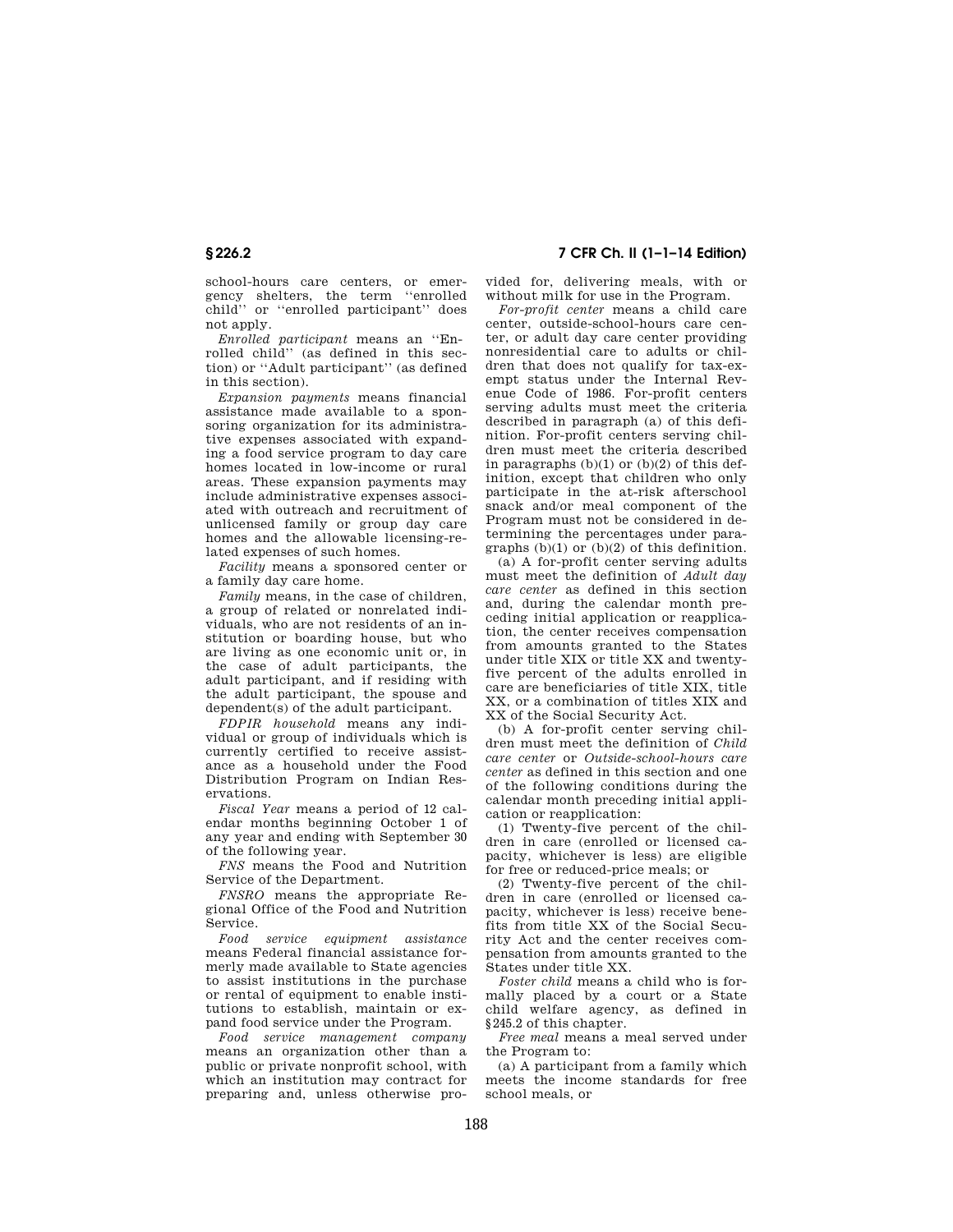school-hours care centers, or emergency shelters, the term ''enrolled child'' or ''enrolled participant'' does not apply.

*Enrolled participant* means an ''Enrolled child'' (as defined in this section) or ''Adult participant'' (as defined in this section).

*Expansion payments* means financial assistance made available to a sponsoring organization for its administrative expenses associated with expanding a food service program to day care homes located in low-income or rural areas. These expansion payments may include administrative expenses associated with outreach and recruitment of unlicensed family or group day care homes and the allowable licensing-related expenses of such homes.

*Facility* means a sponsored center or a family day care home.

*Family* means, in the case of children, a group of related or nonrelated individuals, who are not residents of an institution or boarding house, but who are living as one economic unit or, in the case of adult participants, the adult participant, and if residing with the adult participant, the spouse and dependent(s) of the adult participant.

*FDPIR household* means any individual or group of individuals which is currently certified to receive assistance as a household under the Food Distribution Program on Indian Reservations.

*Fiscal Year* means a period of 12 calendar months beginning October 1 of any year and ending with September 30 of the following year.

*FNS* means the Food and Nutrition Service of the Department.

*FNSRO* means the appropriate Regional Office of the Food and Nutrition Service.

*Food service equipment assistance* means Federal financial assistance formerly made available to State agencies to assist institutions in the purchase or rental of equipment to enable institutions to establish, maintain or expand food service under the Program.

*Food service management company* means an organization other than a public or private nonprofit school, with which an institution may contract for preparing and, unless otherwise provided for, delivering meals, with or without milk for use in the Program.

*For-profit center* means a child care center, outside-school-hours care center, or adult day care center providing nonresidential care to adults or children that does not qualify for tax-exempt status under the Internal Revenue Code of 1986. For-profit centers serving adults must meet the criteria described in paragraph (a) of this definition. For-profit centers serving children must meet the criteria described in paragraphs (b)(1) or (b)(2) of this definition, except that children who only participate in the at-risk afterschool snack and/or meal component of the Program must not be considered in determining the percentages under paragraphs (b)(1) or (b)(2) of this definition.

(a) A for-profit center serving adults must meet the definition of *Adult day care center* as defined in this section and, during the calendar month preceding initial application or reapplication, the center receives compensation from amounts granted to the States under title XIX or title XX and twenty-five percent of the adults enrolled in care are beneficiaries of title XIX, title XX, or a combination of titles XIX and XX of the Social Security Act.

(b) A for-profit center serving children must meet the definition of *Child care center* or *Outside-school-hours care center* as defined in this section and one of the following conditions during the calendar month preceding initial application or reapplication:

(1) Twenty-five percent of the children in care (enrolled or licensed capacity, whichever is less) are eligible for free or reduced-price meals; or

(2) Twenty-five percent of the children in care (enrolled or licensed capacity, whichever is less) receive benefits from title XX of the Social Security Act and the center receives compensation from amounts granted to the States under title XX.

*Foster child* means a child who is formally placed by a court or a State child welfare agency, as defined in §245.2 of this chapter.

*Free meal* means a meal served under the Program to:

(a) A participant from a family which meets the income standards for free school meals, or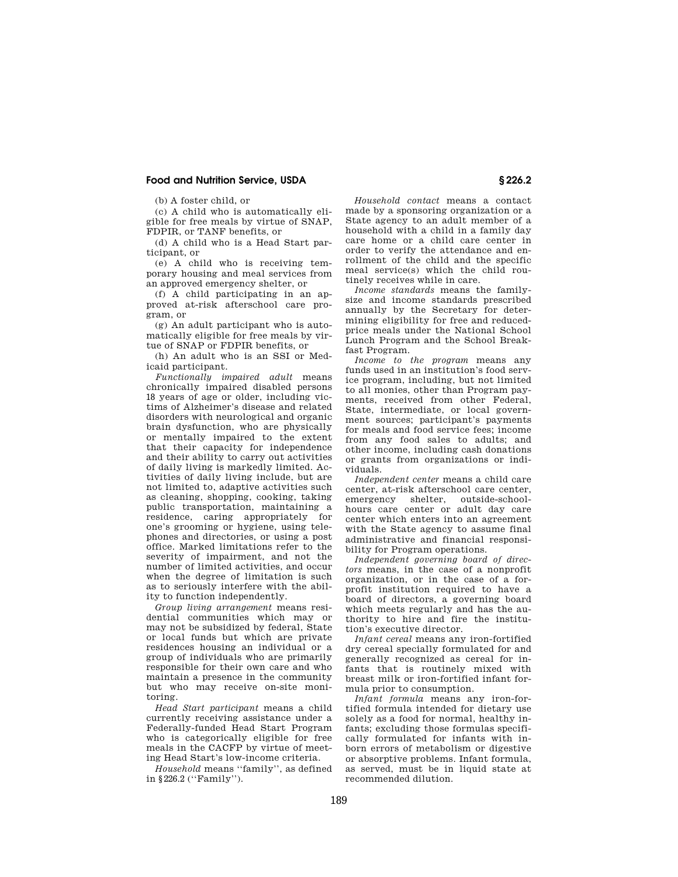(b) A foster child, or

(c) A child who is automatically eligible for free meals by virtue of SNAP, FDPIR, or TANF benefits, or

(d) A child who is a Head Start participant, or

(e) A child who is receiving temporary housing and meal services from an approved emergency shelter, or

(f) A child participating in an approved at-risk afterschool care program, or

(g) An adult participant who is automatically eligible for free meals by virtue of SNAP or FDPIR benefits, or

(h) An adult who is an SSI or Medicaid participant.

*Functionally impaired adult* means chronically impaired disabled persons 18 years of age or older, including victims of Alzheimer's disease and related disorders with neurological and organic brain dysfunction, who are physically or mentally impaired to the extent that their capacity for independence and their ability to carry out activities of daily living is markedly limited. Activities of daily living include, but are not limited to, adaptive activities such as cleaning, shopping, cooking, taking public transportation, maintaining a residence, caring appropriately for one's grooming or hygiene, using telephones and directories, or using a post office. Marked limitations refer to the severity of impairment, and not the number of limited activities, and occur when the degree of limitation is such as to seriously interfere with the ability to function independently.

*Group living arrangement* means residential communities which may or may not be subsidized by federal, State or local funds but which are private residences housing an individual or a group of individuals who are primarily responsible for their own care and who maintain a presence in the community but who may receive on-site monitoring.

*Head Start participant* means a child currently receiving assistance under a Federally-funded Head Start Program who is categorically eligible for free meals in the CACFP by virtue of meeting Head Start's low-income criteria.

*Household* means ''family'', as defined in §226.2 (''Family'').

*Household contact* means a contact made by a sponsoring organization or a State agency to an adult member of a household with a child in a family day care home or a child care center in order to verify the attendance and enrollment of the child and the specific meal service(s) which the child routinely receives while in care.

*Income standards* means the family-size and income standards prescribed annually by the Secretary for determining eligibility for free and reduced-price meals under the National School Lunch Program and the School Breakfast Program.

*Income to the program* means any funds used in an institution's food service program, including, but not limited to all monies, other than Program payments, received from other Federal, State, intermediate, or local government sources; participant's payments for meals and food service fees; income from any food sales to adults; and other income, including cash donations or grants from organizations or individuals.

*Independent center* means a child care center, at-risk afterschool care center, emergency shelter, outside-school-hours care center or adult day care center which enters into an agreement with the State agency to assume final administrative and financial responsibility for Program operations.

*Independent governing board of directors* means, in the case of a nonprofit organization, or in the case of a for-profit institution required to have a board of directors, a governing board which meets regularly and has the authority to hire and fire the institution's executive director.

*Infant cereal* means any iron-fortified dry cereal specially formulated for and generally recognized as cereal for infants that is routinely mixed with breast milk or iron-fortified infant formula prior to consumption.

*Infant formula* means any iron-fortified formula intended for dietary use solely as a food for normal, healthy infants; excluding those formulas specifically formulated for infants with inborn errors of metabolism or digestive or absorptive problems. Infant formula, as served, must be in liquid state at recommended dilution.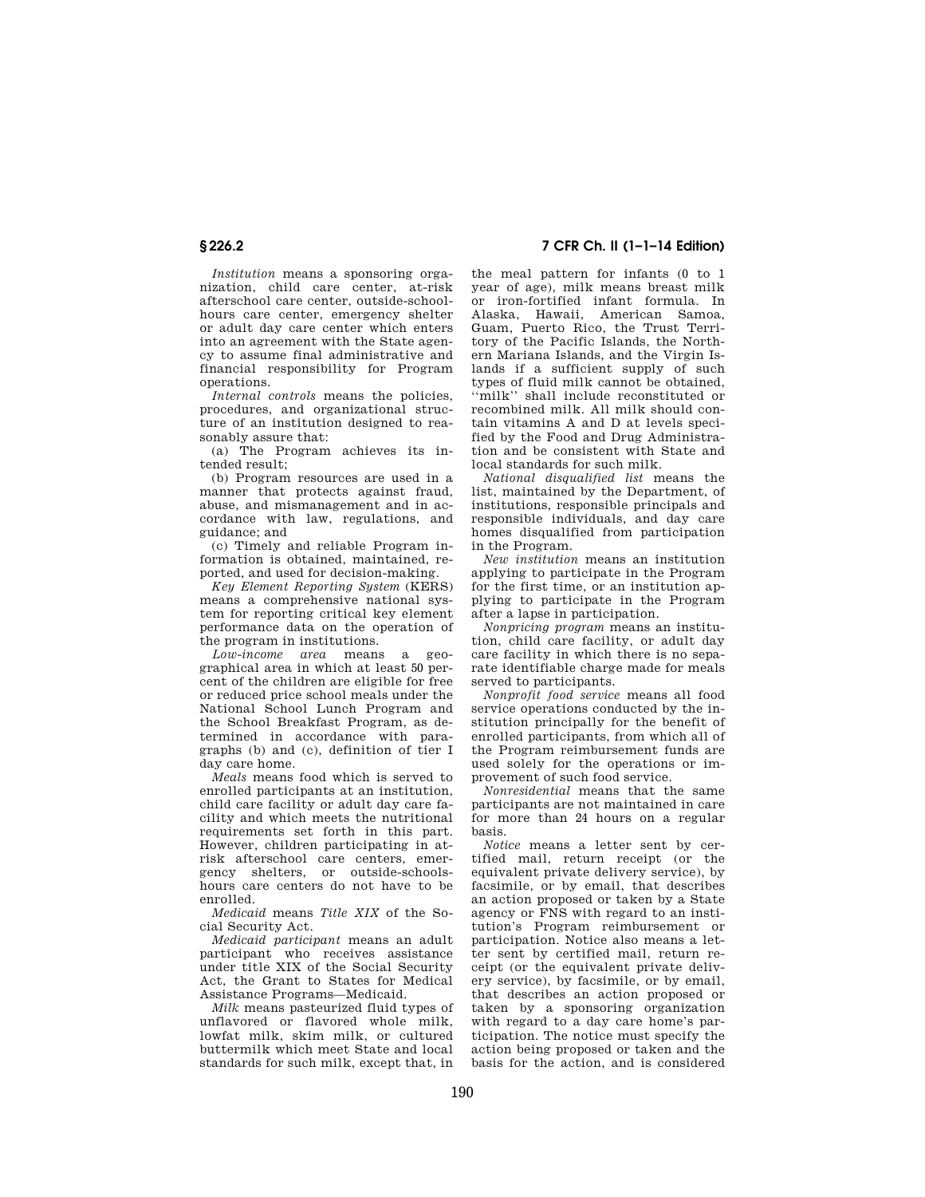*Institution* means a sponsoring organization, child care center, at-risk afterschool care center, outside-school-hours care center, emergency shelter or adult day care center which enters into an agreement with the State agency to assume final administrative and financial responsibility for Program operations.

*Internal controls* means the policies, procedures, and organizational structure of an institution designed to reasonably assure that:

(a) The Program achieves its intended result;

(b) Program resources are used in a manner that protects against fraud, abuse, and mismanagement and in accordance with law, regulations, and guidance; and

(c) Timely and reliable Program information is obtained, maintained, reported, and used for decision-making.

*Key Element Reporting System* (KERS) means a comprehensive national system for reporting critical key element performance data on the operation of the program in institutions.

*Low-income area* means a geographical area in which at least 50 percent of the children are eligible for free or reduced price school meals under the National School Lunch Program and the School Breakfast Program, as determined in accordance with paragraphs (b) and (c), definition of tier I day care home.

*Meals* means food which is served to enrolled participants at an institution, child care facility or adult day care facility and which meets the nutritional requirements set forth in this part. However, children participating in at-risk afterschool care centers, emergency shelters, or outside-schools-hours care centers do not have to be enrolled.

*Medicaid* means *Title XIX* of the Social Security Act.

*Medicaid participant* means an adult participant who receives assistance under title XIX of the Social Security Act, the Grant to States for Medical Assistance Programs—Medicaid.

*Milk* means pasteurized fluid types of unflavored or flavored whole milk, lowfat milk, skim milk, or cultured buttermilk which meet State and local standards for such milk, except that, in the meal pattern for infants (0 to 1 year of age), milk means breast milk or iron-fortified infant formula. In Alaska, Hawaii, American Samoa, Guam, Puerto Rico, the Trust Territory of the Pacific Islands, the Northern Mariana Islands, and the Virgin Islands if a sufficient supply of such types of fluid milk cannot be obtained, ''milk'' shall include reconstituted or recombined milk. All milk should contain vitamins A and D at levels specified by the Food and Drug Administration and be consistent with State and local standards for such milk.

*National disqualified list* means the list, maintained by the Department, of institutions, responsible principals and responsible individuals, and day care homes disqualified from participation in the Program.

*New institution* means an institution applying to participate in the Program for the first time, or an institution applying to participate in the Program after a lapse in participation.

*Nonpricing program* means an institution, child care facility, or adult day care facility in which there is no separate identifiable charge made for meals served to participants.

*Nonprofit food service* means all food service operations conducted by the institution principally for the benefit of enrolled participants, from which all of the Program reimbursement funds are used solely for the operations or improvement of such food service.

*Nonresidential* means that the same participants are not maintained in care for more than 24 hours on a regular basis.

*Notice* means a letter sent by certified mail, return receipt (or the equivalent private delivery service), by facsimile, or by email, that describes an action proposed or taken by a State agency or FNS with regard to an institution's Program reimbursement or participation. Notice also means a letter sent by certified mail, return receipt (or the equivalent private delivery service), by facsimile, or by email, that describes an action proposed or taken by a sponsoring organization with regard to a day care home's participation. The notice must specify the action being proposed or taken and the basis for the action, and is considered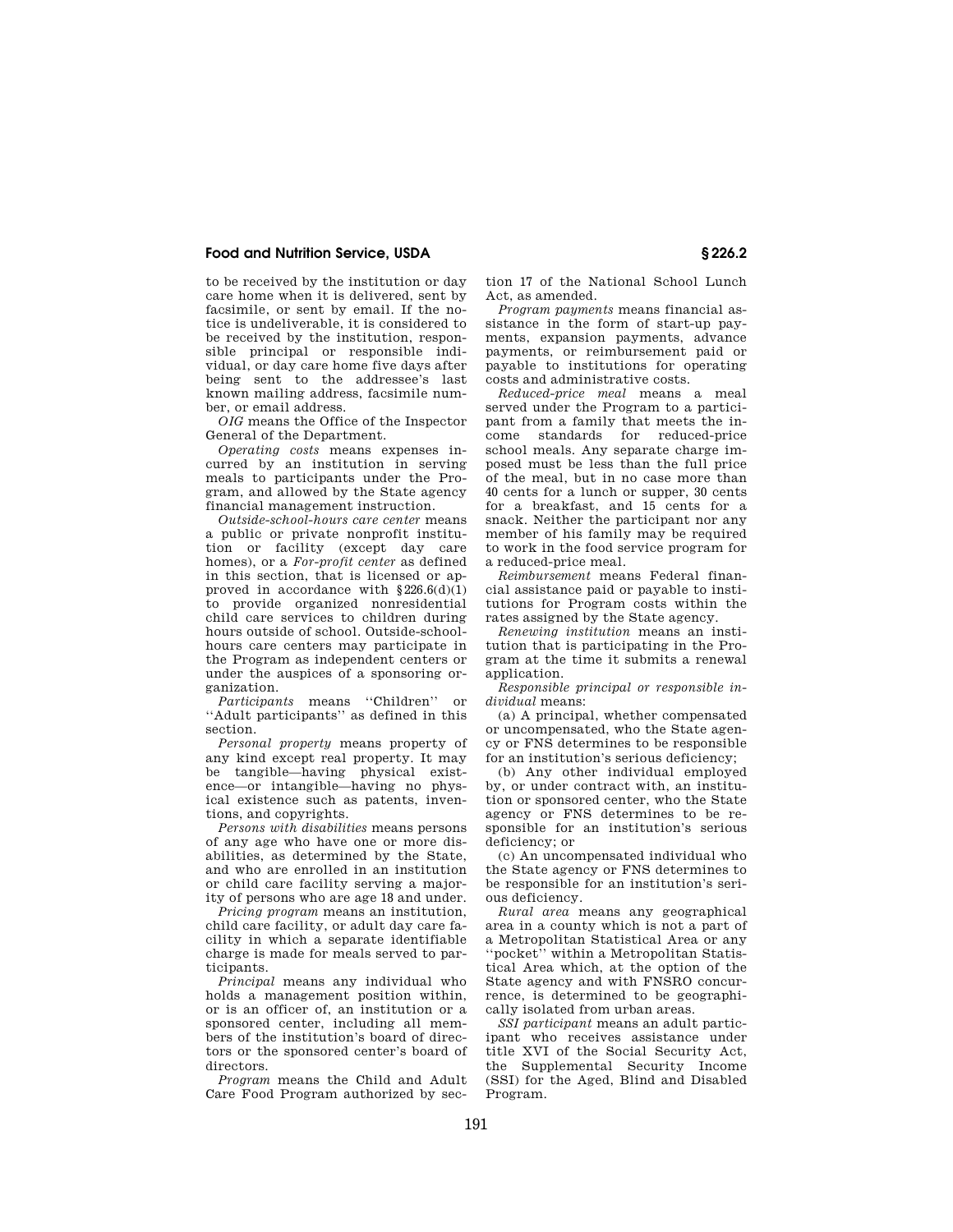to be received by the institution or day care home when it is delivered, sent by facsimile, or sent by email. If the notice is undeliverable, it is considered to be received by the institution, responsible principal or responsible individual, or day care home five days after being sent to the addressee's last known mailing address, facsimile number, or email address.

*OIG* means the Office of the Inspector General of the Department.

*Operating costs* means expenses incurred by an institution in serving meals to participants under the Program, and allowed by the State agency financial management instruction.

*Outside-school-hours care center* means a public or private nonprofit institution or facility (except day care homes), or a *For-profit center* as defined in this section, that is licensed or approved in accordance with §226.6(d)(1) to provide organized nonresidential child care services to children during hours outside of school. Outside-school-hours care centers may participate in the Program as independent centers or under the auspices of a sponsoring organization.

*Participants* means ''Children'' or ''Adult participants'' as defined in this section.

*Personal property* means property of any kind except real property. It may be tangible—having physical existence—or intangible—having no physical existence such as patents, inventions, and copyrights.

*Persons with disabilities* means persons of any age who have one or more disabilities, as determined by the State, and who are enrolled in an institution or child care facility serving a majority of persons who are age 18 and under.

*Pricing program* means an institution, child care facility, or adult day care facility in which a separate identifiable charge is made for meals served to participants.

*Principal* means any individual who holds a management position within, or is an officer of, an institution or a sponsored center, including all members of the institution's board of directors or the sponsored center's board of directors.

*Program* means the Child and Adult Care Food Program authorized by section 17 of the National School Lunch Act, as amended.

*Program payments* means financial assistance in the form of start-up payments, expansion payments, advance payments, or reimbursement paid or payable to institutions for operating costs and administrative costs.

*Reduced-price meal* means a meal served under the Program to a participant from a family that meets the income standards for reduced-price school meals. Any separate charge imposed must be less than the full price of the meal, but in no case more than 40 cents for a lunch or supper, 30 cents for a breakfast, and 15 cents for a snack. Neither the participant nor any member of his family may be required to work in the food service program for a reduced-price meal.

*Reimbursement* means Federal financial assistance paid or payable to institutions for Program costs within the rates assigned by the State agency.

*Renewing institution* means an institution that is participating in the Program at the time it submits a renewal application.

*Responsible principal or responsible individual* means:

(a) A principal, whether compensated or uncompensated, who the State agency or FNS determines to be responsible for an institution's serious deficiency;

(b) Any other individual employed by, or under contract with, an institution or sponsored center, who the State agency or FNS determines to be responsible for an institution's serious deficiency; or

(c) An uncompensated individual who the State agency or FNS determines to be responsible for an institution's serious deficiency.

*Rural area* means any geographical area in a county which is not a part of a Metropolitan Statistical Area or any ''pocket'' within a Metropolitan Statistical Area which, at the option of the State agency and with FNSRO concurrence, is determined to be geographically isolated from urban areas.

*SSI participant* means an adult participant who receives assistance under title XVI of the Social Security Act, the Supplemental Security Income (SSI) for the Aged, Blind and Disabled Program.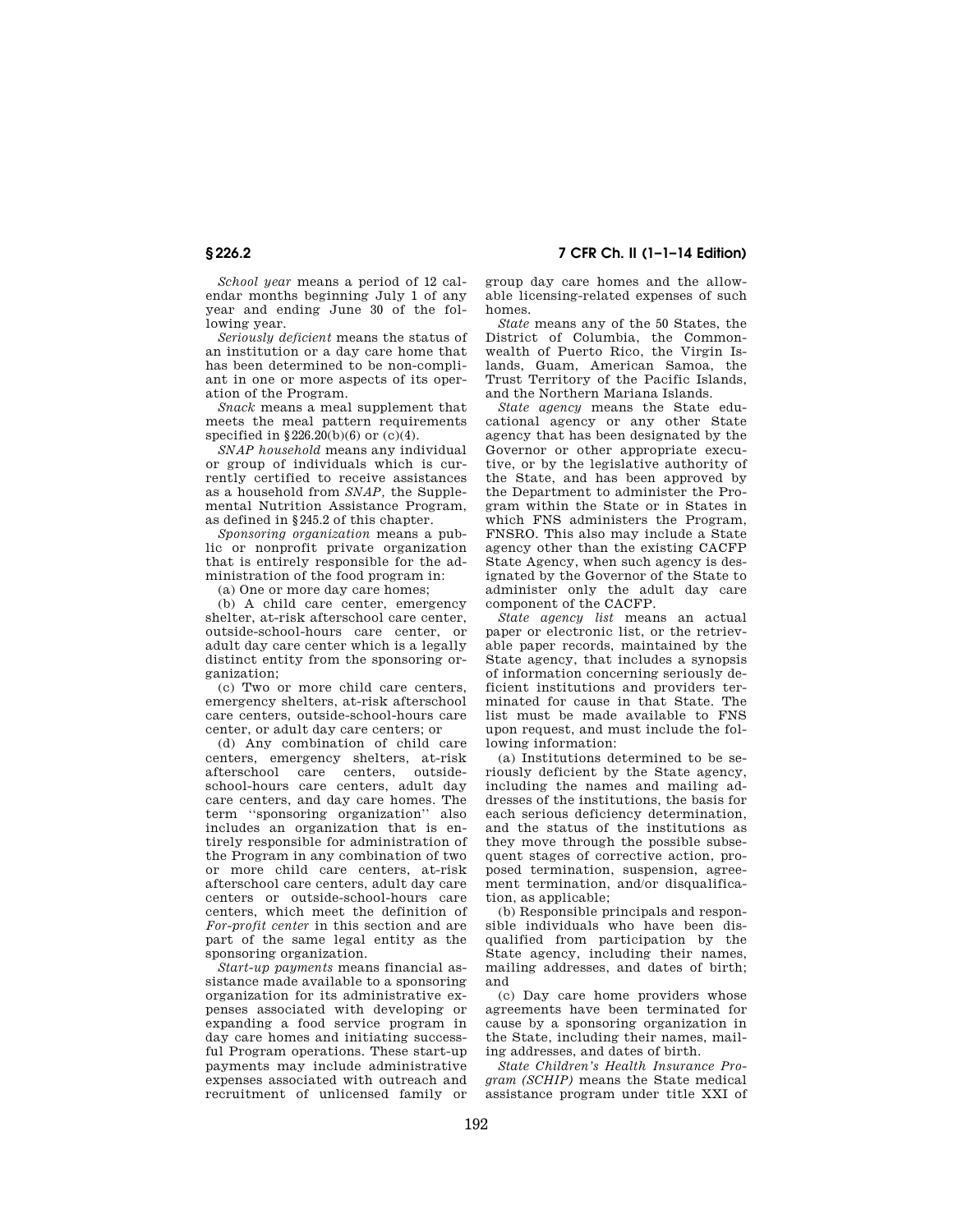*School year* means a period of 12 calendar months beginning July 1 of any year and ending June 30 of the following year.

*Seriously deficient* means the status of an institution or a day care home that has been determined to be non-compliant in one or more aspects of its operation of the Program.

*Snack* means a meal supplement that meets the meal pattern requirements specified in §226.20(b)(6) or (c)(4).

*SNAP household* means any individual or group of individuals which is currently certified to receive assistances as a household from *SNAP*, the Supplemental Nutrition Assistance Program, as defined in §245.2 of this chapter.

*Sponsoring organization* means a public or nonprofit private organization that is entirely responsible for the administration of the food program in:

(a) One or more day care homes;

(b) A child care center, emergency shelter, at-risk afterschool care center, outside-school-hours care center, or adult day care center which is a legally distinct entity from the sponsoring organization;

(c) Two or more child care centers, emergency shelters, at-risk afterschool care centers, outside-school-hours care center, or adult day care centers; or

(d) Any combination of child care centers, emergency shelters, at-risk afterschool care centers, outside-school-hours care centers, adult day care centers, and day care homes. The term ''sponsoring organization'' also includes an organization that is entirely responsible for administration of the Program in any combination of two or more child care centers, at-risk afterschool care centers, adult day care centers or outside-school-hours care centers, which meet the definition of *For-profit center* in this section and are part of the same legal entity as the sponsoring organization.

*Start-up payments* means financial assistance made available to a sponsoring organization for its administrative expenses associated with developing or expanding a food service program in day care homes and initiating successful Program operations. These start-up payments may include administrative expenses associated with outreach and recruitment of unlicensed family or group day care homes and the allowable licensing-related expenses of such homes.

*State* means any of the 50 States, the District of Columbia, the Commonwealth of Puerto Rico, the Virgin Islands, Guam, American Samoa, the Trust Territory of the Pacific Islands, and the Northern Mariana Islands.

*State agency* means the State educational agency or any other State agency that has been designated by the Governor or other appropriate executive, or by the legislative authority of the State, and has been approved by the Department to administer the Program within the State or in States in which FNS administers the Program, FNSRO. This also may include a State agency other than the existing CACFP State Agency, when such agency is designated by the Governor of the State to administer only the adult day care component of the CACFP.

*State agency list* means an actual paper or electronic list, or the retrievable paper records, maintained by the State agency, that includes a synopsis of information concerning seriously deficient institutions and providers terminated for cause in that State. The list must be made available to FNS upon request, and must include the following information:

(a) Institutions determined to be seriously deficient by the State agency, including the names and mailing addresses of the institutions, the basis for each serious deficiency determination, and the status of the institutions as they move through the possible subsequent stages of corrective action, proposed termination, suspension, agreement termination, and/or disqualification, as applicable;

(b) Responsible principals and responsible individuals who have been disqualified from participation by the State agency, including their names, mailing addresses, and dates of birth; and

(c) Day care home providers whose agreements have been terminated for cause by a sponsoring organization in the State, including their names, mailing addresses, and dates of birth.

*State Children's Health Insurance Program (SCHIP)* means the State medical assistance program under title XXI of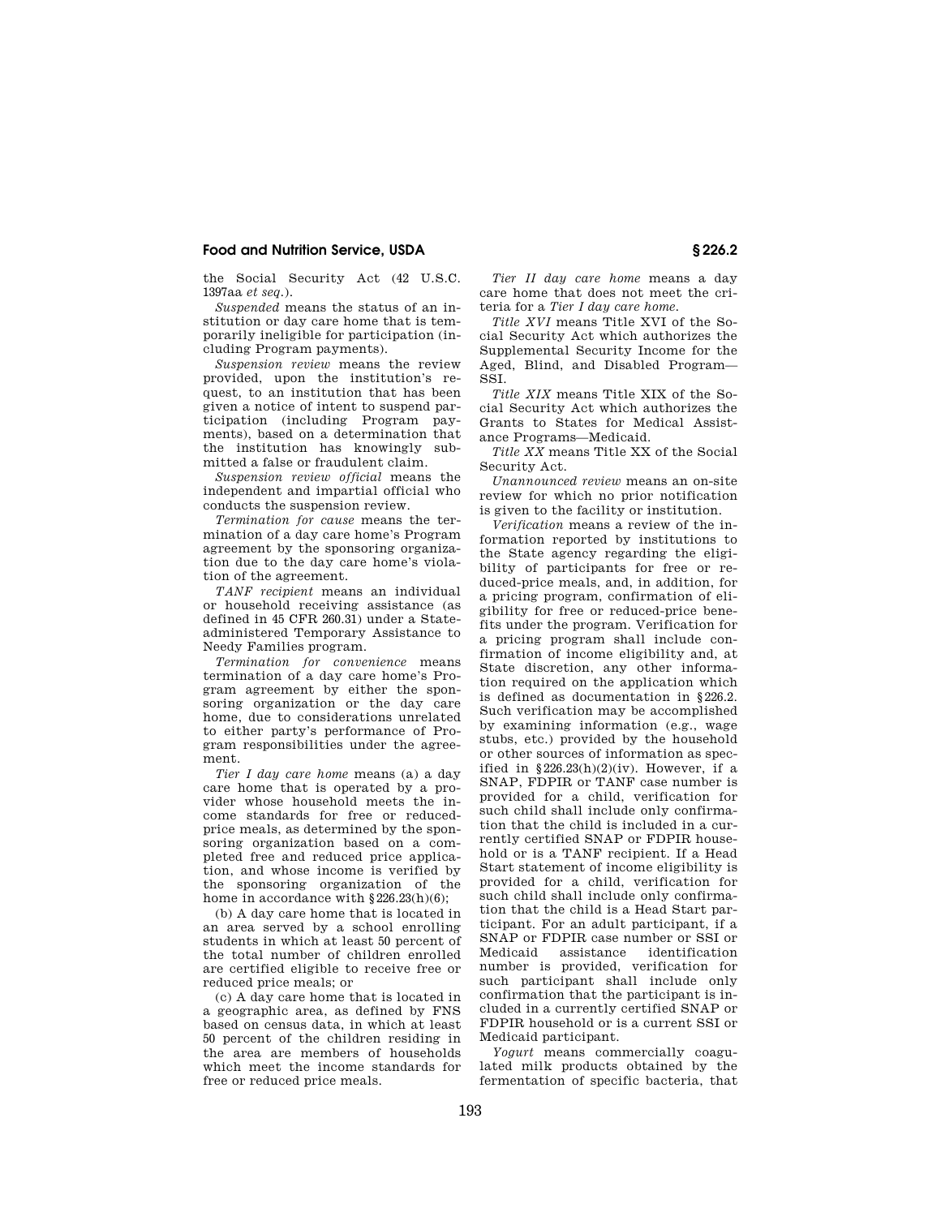the Social Security Act (42 U.S.C. 1397aa *et seq.*).

*Suspended* means the status of an institution or day care home that is temporarily ineligible for participation (including Program payments).

*Suspension review* means the review provided, upon the institution's request, to an institution that has been given a notice of intent to suspend participation (including Program payments), based on a determination that the institution has knowingly submitted a false or fraudulent claim.

*Suspension review official* means the independent and impartial official who conducts the suspension review.

*Termination for cause* means the termination of a day care home's Program agreement by the sponsoring organization due to the day care home's violation of the agreement.

*TANF recipient* means an individual or household receiving assistance (as defined in 45 CFR 260.31) under a State-administered Temporary Assistance to Needy Families program.

*Termination for convenience* means termination of a day care home's Program agreement by either the sponsoring organization or the day care home, due to considerations unrelated to either party's performance of Program responsibilities under the agreement.

*Tier I day care home* means (a) a day care home that is operated by a provider whose household meets the income standards for free or reduced-price meals, as determined by the sponsoring organization based on a completed free and reduced price application, and whose income is verified by the sponsoring organization of the home in accordance with §226.23(h)(6);

(b) A day care home that is located in an area served by a school enrolling students in which at least 50 percent of the total number of children enrolled are certified eligible to receive free or reduced price meals; or

(c) A day care home that is located in a geographic area, as defined by FNS based on census data, in which at least 50 percent of the children residing in the area are members of households which meet the income standards for free or reduced price meals.

*Tier II day care home* means a day care home that does not meet the criteria for a *Tier I day care home*.

*Title XVI* means Title XVI of the Social Security Act which authorizes the Supplemental Security Income for the Aged, Blind, and Disabled Program—SSI.

*Title XIX* means Title XIX of the Social Security Act which authorizes the Grants to States for Medical Assistance Programs—Medicaid.

*Title XX* means Title XX of the Social Security Act.

*Unannounced review* means an on-site review for which no prior notification is given to the facility or institution.

*Verification* means a review of the information reported by institutions to the State agency regarding the eligibility of participants for free or reduced-price meals, and, in addition, for a pricing program, confirmation of eligibility for free or reduced-price benefits under the program. Verification for a pricing program shall include confirmation of income eligibility and, at State discretion, any other information required on the application which is defined as documentation in §226.2. Such verification may be accomplished by examining information (e.g., wage stubs, etc.) provided by the household or other sources of information as specified in §226.23(h)(2)(iv). However, if a SNAP, FDPIR or TANF case number is provided for a child, verification for such child shall include only confirmation that the child is included in a currently certified SNAP or FDPIR household or is a TANF recipient. If a Head Start statement of income eligibility is provided for a child, verification for such child shall include only confirmation that the child is a Head Start participant. For an adult participant, if a SNAP or FDPIR case number or SSI or Medicaid assistance identification number is provided, verification for such participant shall include only confirmation that the participant is included in a currently certified SNAP or FDPIR household or is a current SSI or Medicaid participant.

*Yogurt* means commercially coagulated milk products obtained by the fermentation of specific bacteria, that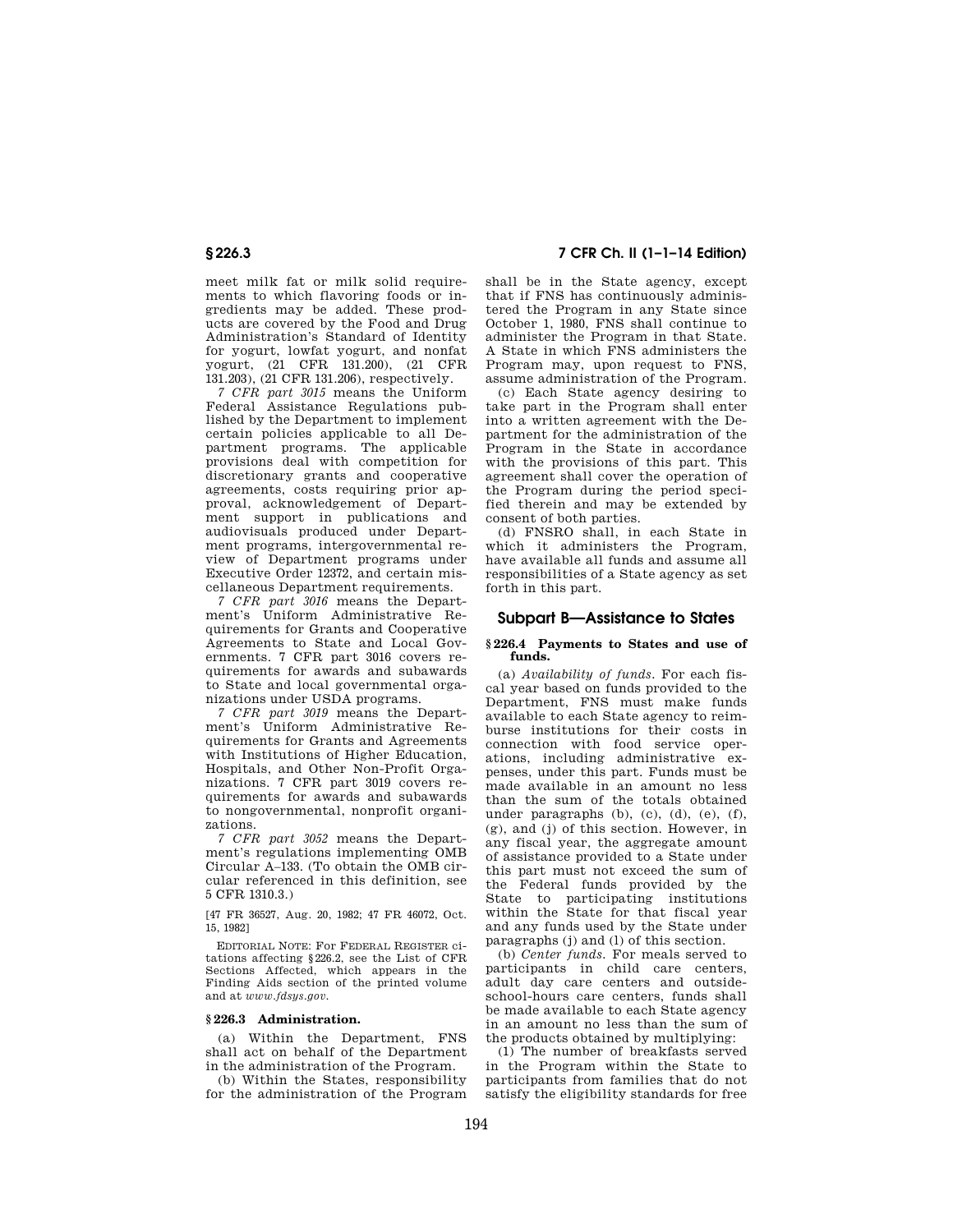meet milk fat or milk solid requirements to which flavoring foods or ingredients may be added. These products are covered by the Food and Drug Administration's Standard of Identity for yogurt, lowfat yogurt, and nonfat yogurt, (21 CFR 131.200), (21 CFR 131.203), (21 CFR 131.206), respectively.

*7 CFR part 3015* means the Uniform Federal Assistance Regulations published by the Department to implement certain policies applicable to all Department programs. The applicable provisions deal with competition for discretionary grants and cooperative agreements, costs requiring prior approval, acknowledgement of Department support in publications and audiovisuals produced under Department programs, intergovernmental review of Department programs under Executive Order 12372, and certain miscellaneous Department requirements.

*7 CFR part 3016* means the Department's Uniform Administrative Requirements for Grants and Cooperative Agreements to State and Local Governments. 7 CFR part 3016 covers requirements for awards and subawards to State and local governmental organizations under USDA programs.

*7 CFR part 3019* means the Department's Uniform Administrative Requirements for Grants and Agreements with Institutions of Higher Education, Hospitals, and Other Non-Profit Organizations. 7 CFR part 3019 covers requirements for awards and subawards to nongovernmental, nonprofit organizations.

*7 CFR part 3052* means the Department's regulations implementing OMB Circular A–133. (To obtain the OMB circular referenced in this definition, see 5 CFR 1310.3.)

[47 FR 36527, Aug. 20, 1982; 47 FR 46072, Oct. 15, 1982]

EDITORIAL NOTE: For FEDERAL REGISTER citations affecting §226.2, see the List of CFR Sections Affected, which appears in the Finding Aids section of the printed volume and at *www.fdsys.gov*.

### § 226.3 Administration.

(a) Within the Department, FNS shall act on behalf of the Department in the administration of the Program.

(b) Within the States, responsibility for the administration of the Program shall be in the State agency, except that if FNS has continuously administered the Program in any State since October 1, 1980, FNS shall continue to administer the Program in that State. A State in which FNS administers the Program may, upon request to FNS, assume administration of the Program.

(c) Each State agency desiring to take part in the Program shall enter into a written agreement with the Department for the administration of the Program in the State in accordance with the provisions of this part. This agreement shall cover the operation of the Program during the period specified therein and may be extended by consent of both parties.

(d) FNSRO shall, in each State in which it administers the Program, have available all funds and assume all responsibilities of a State agency as set forth in this part.

## Subpart B—Assistance to States

### § 226.4 Payments to States and use of funds.

(a) *Availability of funds.* For each fiscal year based on funds provided to the Department, FNS must make funds available to each State agency to reimburse institutions for their costs in connection with food service operations, including administrative expenses, under this part. Funds must be made available in an amount no less than the sum of the totals obtained under paragraphs (b), (c), (d), (e), (f), (g), and (j) of this section. However, in any fiscal year, the aggregate amount of assistance provided to a State under this part must not exceed the sum of the Federal funds provided by the State to participating institutions within the State for that fiscal year and any funds used by the State under paragraphs (j) and (l) of this section.

(b) *Center funds.* For meals served to participants in child care centers, adult day care centers and outside-school-hours care centers, funds shall be made available to each State agency in an amount no less than the sum of the products obtained by multiplying:

(1) The number of breakfasts served in the Program within the State to participants from families that do not satisfy the eligibility standards for free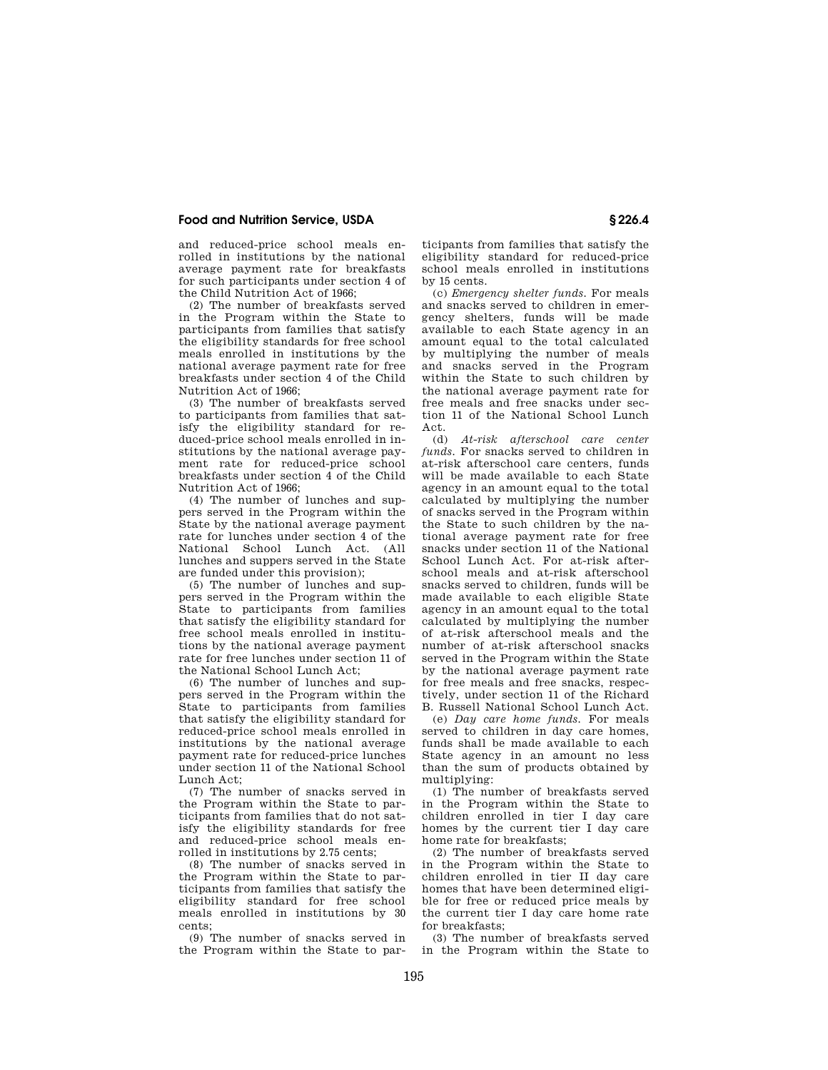and reduced-price school meals enrolled in institutions by the national average payment rate for breakfasts for such participants under section 4 of the Child Nutrition Act of 1966;

(2) The number of breakfasts served in the Program within the State to participants from families that satisfy the eligibility standards for free school meals enrolled in institutions by the national average payment rate for free breakfasts under section 4 of the Child Nutrition Act of 1966;

(3) The number of breakfasts served to participants from families that satisfy the eligibility standard for reduced-price school meals enrolled in institutions by the national average payment rate for reduced-price school breakfasts under section 4 of the Child Nutrition Act of 1966;

(4) The number of lunches and suppers served in the Program within the State by the national average payment rate for lunches under section 4 of the National School Lunch Act. (All lunches and suppers served in the State are funded under this provision);

(5) The number of lunches and suppers served in the Program within the State to participants from families that satisfy the eligibility standard for free school meals enrolled in institutions by the national average payment rate for free lunches under section 11 of the National School Lunch Act;

(6) The number of lunches and suppers served in the Program within the State to participants from families that satisfy the eligibility standard for reduced-price school meals enrolled in institutions by the national average payment rate for reduced-price lunches under section 11 of the National School Lunch Act;

(7) The number of snacks served in the Program within the State to participants from families that do not satisfy the eligibility standards for free and reduced-price school meals enrolled in institutions by 2.75 cents;

(8) The number of snacks served in the Program within the State to participants from families that satisfy the eligibility standard for free school meals enrolled in institutions by 30 cents;

(9) The number of snacks served in the Program within the State to participants from families that satisfy the eligibility standard for reduced-price school meals enrolled in institutions by 15 cents.

(c) *Emergency shelter funds.* For meals and snacks served to children in emergency shelters, funds will be made available to each State agency in an amount equal to the total calculated by multiplying the number of meals and snacks served in the Program within the State to such children by the national average payment rate for free meals and free snacks under section 11 of the National School Lunch Act.

(d) *At-risk afterschool care center funds.* For snacks served to children in at-risk afterschool care centers, funds will be made available to each State agency in an amount equal to the total calculated by multiplying the number of snacks served in the Program within the State to such children by the national average payment rate for free snacks under section 11 of the National School Lunch Act. For at-risk afterschool meals and at-risk afterschool snacks served to children, funds will be made available to each eligible State agency in an amount equal to the total calculated by multiplying the number of at-risk afterschool meals and the number of at-risk afterschool snacks served in the Program within the State by the national average payment rate for free meals and free snacks, respectively, under section 11 of the Richard B. Russell National School Lunch Act.

(e) *Day care home funds.* For meals served to children in day care homes, funds shall be made available to each State agency in an amount no less than the sum of products obtained by multiplying:

(1) The number of breakfasts served in the Program within the State to children enrolled in tier I day care homes by the current tier I day care home rate for breakfasts;

(2) The number of breakfasts served in the Program within the State to children enrolled in tier II day care homes that have been determined eligible for free or reduced price meals by the current tier I day care home rate for breakfasts;

(3) The number of breakfasts served in the Program within the State to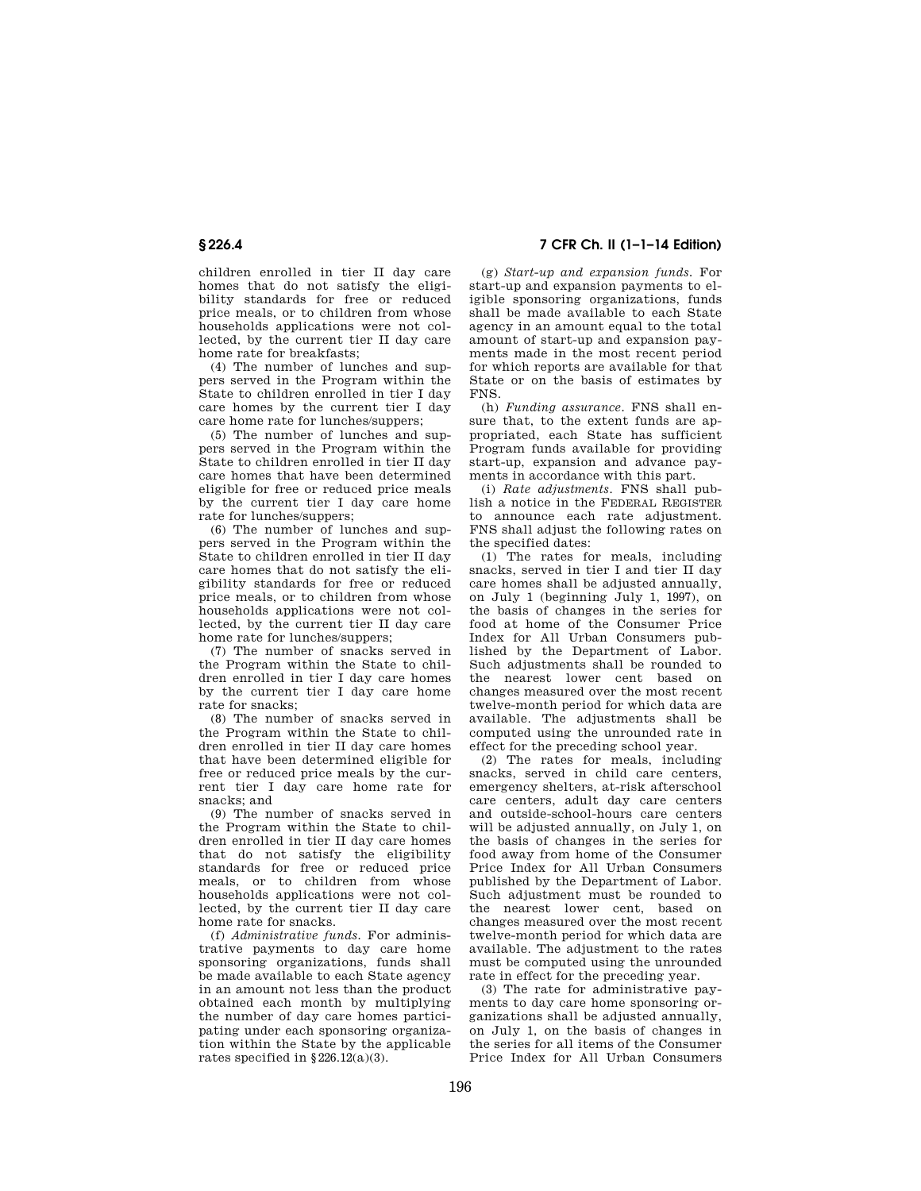children enrolled in tier II day care homes that do not satisfy the eligibility standards for free or reduced price meals, or to children from whose households applications were not collected, by the current tier II day care home rate for breakfasts;

(4) The number of lunches and suppers served in the Program within the State to children enrolled in tier I day care homes by the current tier I day care home rate for lunches/suppers;

(5) The number of lunches and suppers served in the Program within the State to children enrolled in tier II day care homes that have been determined eligible for free or reduced price meals by the current tier I day care home rate for lunches/suppers;

(6) The number of lunches and suppers served in the Program within the State to children enrolled in tier II day care homes that do not satisfy the eligibility standards for free or reduced price meals, or to children from whose households applications were not collected, by the current tier II day care home rate for lunches/suppers;

(7) The number of snacks served in the Program within the State to children enrolled in tier I day care homes by the current tier I day care home rate for snacks;

(8) The number of snacks served in the Program within the State to children enrolled in tier II day care homes that have been determined eligible for free or reduced price meals by the current tier I day care home rate for snacks; and

(9) The number of snacks served in the Program within the State to children enrolled in tier II day care homes that do not satisfy the eligibility standards for free or reduced price meals, or to children from whose households applications were not collected, by the current tier II day care home rate for snacks.

(f) *Administrative funds.* For administrative payments to day care home sponsoring organizations, funds shall be made available to each State agency in an amount not less than the product obtained each month by multiplying the number of day care homes participating under each sponsoring organization within the State by the applicable rates specified in §226.12(a)(3).

(g) *Start-up and expansion funds.* For start-up and expansion payments to eligible sponsoring organizations, funds shall be made available to each State agency in an amount equal to the total amount of start-up and expansion payments made in the most recent period for which reports are available for that State or on the basis of estimates by FNS.

(h) *Funding assurance.* FNS shall ensure that, to the extent funds are appropriated, each State has sufficient Program funds available for providing start-up, expansion and advance payments in accordance with this part.

(i) *Rate adjustments.* FNS shall publish a notice in the FEDERAL REGISTER to announce each rate adjustment. FNS shall adjust the following rates on the specified dates:

(1) The rates for meals, including snacks, served in tier I and tier II day care homes shall be adjusted annually, on July 1 (beginning July 1, 1997), on the basis of changes in the series for food at home of the Consumer Price Index for All Urban Consumers published by the Department of Labor. Such adjustments shall be rounded to the nearest lower cent based on changes measured over the most recent twelve-month period for which data are available. The adjustments shall be computed using the unrounded rate in effect for the preceding school year.

(2) The rates for meals, including snacks, served in child care centers, emergency shelters, at-risk afterschool care centers, adult day care centers and outside-school-hours care centers will be adjusted annually, on July 1, on the basis of changes in the series for food away from home of the Consumer Price Index for All Urban Consumers published by the Department of Labor. Such adjustment must be rounded to the nearest lower cent, based on changes measured over the most recent twelve-month period for which data are available. The adjustment to the rates must be computed using the unrounded rate in effect for the preceding year.

(3) The rate for administrative payments to day care home sponsoring organizations shall be adjusted annually, on July 1, on the basis of changes in the series for all items of the Consumer Price Index for All Urban Consumers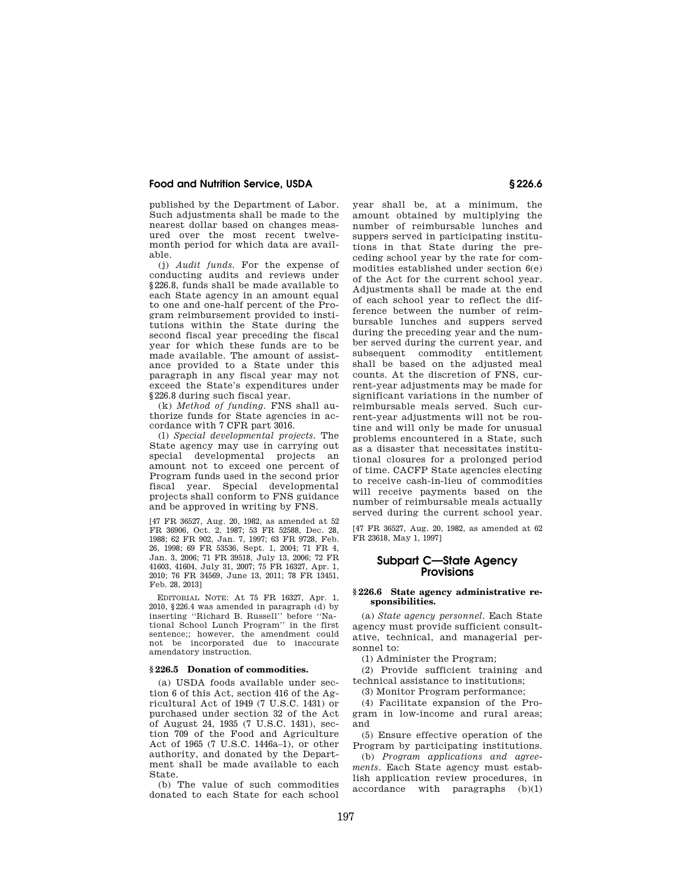published by the Department of Labor. Such adjustments shall be made to the nearest dollar based on changes measured over the most recent twelve-month period for which data are available.

(j) *Audit funds.* For the expense of conducting audits and reviews under §226.8, funds shall be made available to each State agency in an amount equal to one and one-half percent of the Program reimbursement provided to institutions within the State during the second fiscal year preceding the fiscal year for which these funds are to be made available. The amount of assistance provided to a State under this paragraph in any fiscal year may not exceed the State's expenditures under §226.8 during such fiscal year.

(k) *Method of funding.* FNS shall authorize funds for State agencies in accordance with 7 CFR part 3016.

(l) *Special developmental projects.* The State agency may use in carrying out special developmental projects an amount not to exceed one percent of Program funds used in the second prior fiscal year. Special developmental projects shall conform to FNS guidance and be approved in writing by FNS.

[47 FR 36527, Aug. 20, 1982, as amended at 52 FR 36906, Oct. 2, 1987; 53 FR 52588, Dec. 28, 1988; 62 FR 902, Jan. 7, 1997; 63 FR 9728, Feb. 26, 1998; 69 FR 53536, Sept. 1, 2004; 71 FR 4, Jan. 3, 2006; 71 FR 39518, July 13, 2006; 72 FR 41603, 41604, July 31, 2007; 75 FR 16327, Apr. 1, 2010; 76 FR 34569, June 13, 2011; 78 FR 13451, Feb. 28, 2013]

EDITORIAL NOTE: At 75 FR 16327, Apr. 1, 2010, §226.4 was amended in paragraph (d) by inserting "Richard B. Russell" before "National School Lunch Program" in the first sentence;; however, the amendment could not be incorporated due to inaccurate amendatory instruction.

### §226.5 Donation of commodities.

(a) USDA foods available under section 6 of this Act, section 416 of the Agricultural Act of 1949 (7 U.S.C. 1431) or purchased under section 32 of the Act of August 24, 1935 (7 U.S.C. 1431), section 709 of the Food and Agriculture Act of 1965 (7 U.S.C. 1446a–1), or other authority, and donated by the Department shall be made available to each State.

(b) The value of such commodities donated to each State for each school year shall be, at a minimum, the amount obtained by multiplying the number of reimbursable lunches and suppers served in participating institutions in that State during the preceding school year by the rate for commodities established under section 6(e) of the Act for the current school year. Adjustments shall be made at the end of each school year to reflect the difference between the number of reimbursable lunches and suppers served during the preceding year and the number served during the current year, and subsequent commodity entitlement shall be based on the adjusted meal counts. At the discretion of FNS, current-year adjustments may be made for significant variations in the number of reimbursable meals served. Such current-year adjustments will not be routine and will only be made for unusual problems encountered in a State, such as a disaster that necessitates institutional closures for a prolonged period of time. CACFP State agencies electing to receive cash-in-lieu of commodities will receive payments based on the number of reimbursable meals actually served during the current school year.

[47 FR 36527, Aug. 20, 1982, as amended at 62 FR 23618, May 1, 1997]

## Subpart C—State Agency Provisions

### §226.6 State agency administrative responsibilities.

(a) *State agency personnel.* Each State agency must provide sufficient consultative, technical, and managerial personnel to:

(1) Administer the Program;

(2) Provide sufficient training and technical assistance to institutions;

(3) Monitor Program performance;

(4) Facilitate expansion of the Program in low-income and rural areas; and

(5) Ensure effective operation of the Program by participating institutions.

(b) *Program applications and agreements.* Each State agency must establish application review procedures, in accordance with paragraphs (b)(1)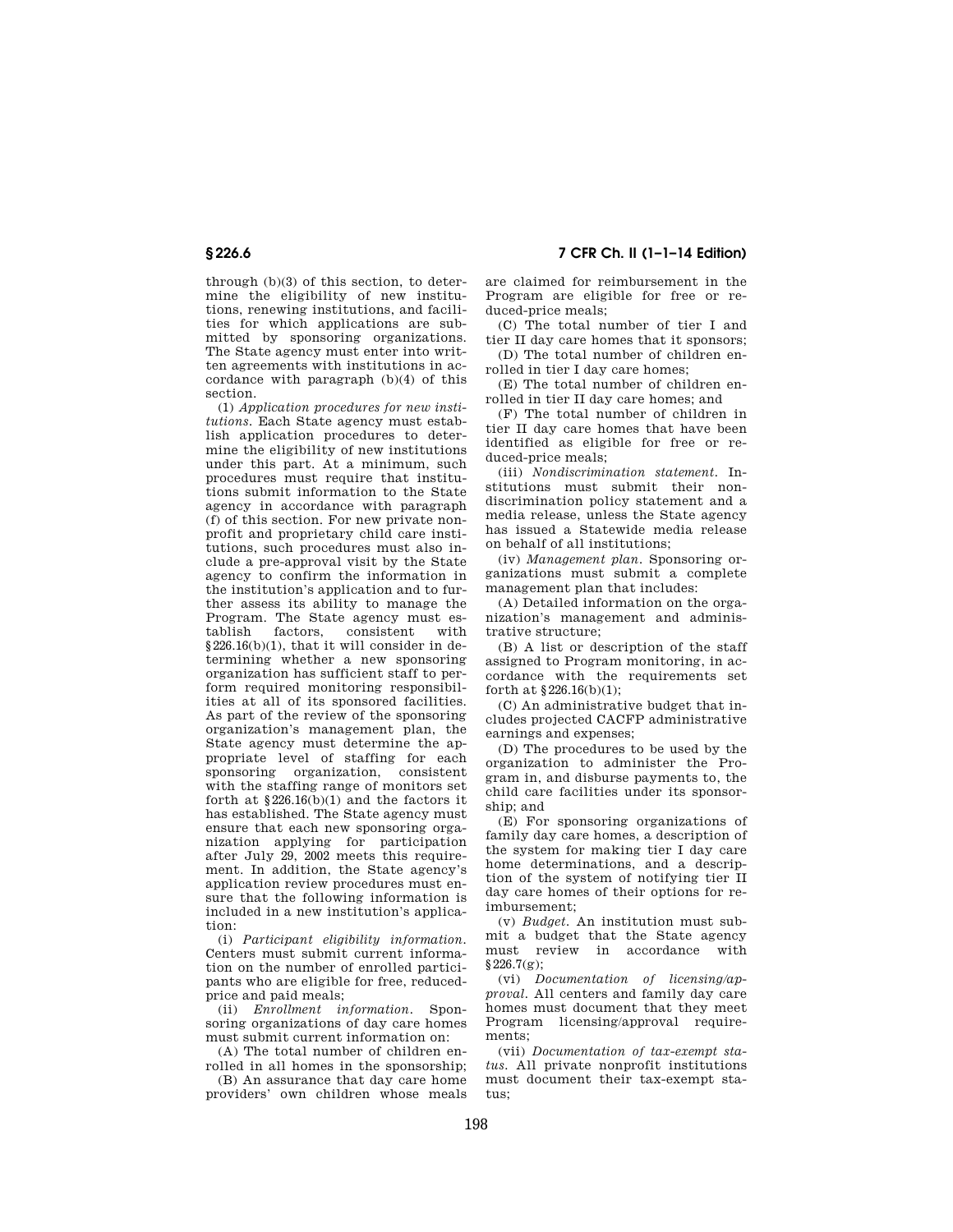through (b)(3) of this section, to determine the eligibility of new institutions, renewing institutions, and facilities for which applications are submitted by sponsoring organizations. The State agency must enter into written agreements with institutions in accordance with paragraph (b)(4) of this section.

(1) *Application procedures for new institutions.* Each State agency must establish application procedures to determine the eligibility of new institutions under this part. At a minimum, such procedures must require that institutions submit information to the State agency in accordance with paragraph (f) of this section. For new private nonprofit and proprietary child care institutions, such procedures must also include a pre-approval visit by the State agency to confirm the information in the institution's application and to further assess its ability to manage the Program. The State agency must establish factors, consistent with §226.16(b)(1), that it will consider in determining whether a new sponsoring organization has sufficient staff to perform required monitoring responsibilities at all of its sponsored facilities. As part of the review of the sponsoring organization's management plan, the State agency must determine the appropriate level of staffing for each sponsoring organization, consistent with the staffing range of monitors set forth at §226.16(b)(1) and the factors it has established. The State agency must ensure that each new sponsoring organization applying for participation after July 29, 2002 meets this requirement. In addition, the State agency's application review procedures must ensure that the following information is included in a new institution's application:

(i) *Participant eligibility information.* Centers must submit current information on the number of enrolled participants who are eligible for free, reduced-price and paid meals;

(ii) *Enrollment information.* Sponsoring organizations of day care homes must submit current information on:

(A) The total number of children enrolled in all homes in the sponsorship;

(B) An assurance that day care home providers' own children whose meals are claimed for reimbursement in the Program are eligible for free or reduced-price meals;

(C) The total number of tier I and tier II day care homes that it sponsors;

(D) The total number of children enrolled in tier I day care homes;

(E) The total number of children enrolled in tier II day care homes; and

(F) The total number of children in tier II day care homes that have been identified as eligible for free or reduced-price meals;

(iii) *Nondiscrimination statement.* Institutions must submit their nondiscrimination policy statement and a media release, unless the State agency has issued a Statewide media release on behalf of all institutions;

(iv) *Management plan.* Sponsoring organizations must submit a complete management plan that includes:

(A) Detailed information on the organization's management and administrative structure;

(B) A list or description of the staff assigned to Program monitoring, in accordance with the requirements set forth at §226.16(b)(1);

(C) An administrative budget that includes projected CACFP administrative earnings and expenses;

(D) The procedures to be used by the organization to administer the Program in, and disburse payments to, the child care facilities under its sponsorship; and

(E) For sponsoring organizations of family day care homes, a description of the system for making tier I day care home determinations, and a description of the system of notifying tier II day care homes of their options for reimbursement;

(v) *Budget.* An institution must submit a budget that the State agency must review in accordance with §226.7(g);

(vi) *Documentation of licensing/approval.* All centers and family day care homes must document that they meet Program licensing/approval requirements;

(vii) *Documentation of tax-exempt status.* All private nonprofit institutions must document their tax-exempt status;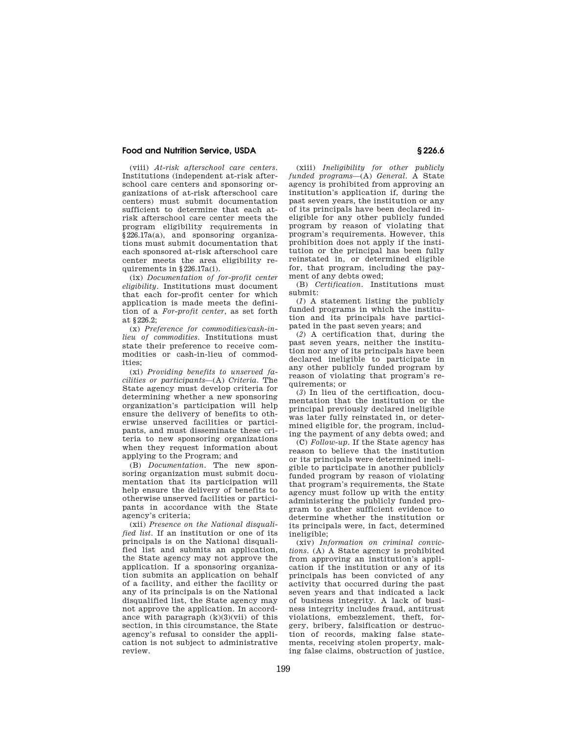(viii) *At-risk afterschool care centers.* Institutions (independent at-risk afterschool care centers and sponsoring organizations of at-risk afterschool care centers) must submit documentation sufficient to determine that each at-risk afterschool care center meets the program eligibility requirements in §226.17a(a), and sponsoring organizations must submit documentation that each sponsored at-risk afterschool care center meets the area eligibility requirements in §226.17a(i).

(ix) *Documentation of for-profit center eligibility.* Institutions must document that each for-profit center for which application is made meets the definition of a *For-profit center*, as set forth at §226.2;

(x) *Preference for commodities/cash-in-lieu of commodities.* Institutions must state their preference to receive commodities or cash-in-lieu of commodities;

(xi) *Providing benefits to unserved facilities or participants*—(A) *Criteria.* The State agency must develop criteria for determining whether a new sponsoring organization's participation will help ensure the delivery of benefits to otherwise unserved facilities or participants, and must disseminate these criteria to new sponsoring organizations when they request information about applying to the Program; and

(B) *Documentation.* The new sponsoring organization must submit documentation that its participation will help ensure the delivery of benefits to otherwise unserved facilities or participants in accordance with the State agency's criteria;

(xii) *Presence on the National disqualified list.* If an institution or one of its principals is on the National disqualified list and submits an application, the State agency may not approve the application. If a sponsoring organization submits an application on behalf of a facility, and either the facility or any of its principals is on the National disqualified list, the State agency may not approve the application. In accordance with paragraph (k)(3)(vii) of this section, in this circumstance, the State agency's refusal to consider the application is not subject to administrative review.

(xiii) *Ineligibility for other publicly funded programs*—(A) *General.* A State agency is prohibited from approving an institution's application if, during the past seven years, the institution or any of its principals have been declared ineligible for any other publicly funded program by reason of violating that program's requirements. However, this prohibition does not apply if the institution or the principal has been fully reinstated in, or determined eligible for, that program, including the payment of any debts owed;

(B) *Certification.* Institutions must submit:

(*1*) A statement listing the publicly funded programs in which the institution and its principals have participated in the past seven years; and

(*2*) A certification that, during the past seven years, neither the institution nor any of its principals have been declared ineligible to participate in any other publicly funded program by reason of violating that program's requirements; or

(*3*) In lieu of the certification, documentation that the institution or the principal previously declared ineligible was later fully reinstated in, or determined eligible for, the program, including the payment of any debts owed; and

(C) *Follow-up.* If the State agency has reason to believe that the institution or its principals were determined ineligible to participate in another publicly funded program by reason of violating that program's requirements, the State agency must follow up with the entity administering the publicly funded program to gather sufficient evidence to determine whether the institution or its principals were, in fact, determined ineligible;

(xiv) *Information on criminal convictions.* (A) A State agency is prohibited from approving an institution's application if the institution or any of its principals has been convicted of any activity that occurred during the past seven years and that indicated a lack of business integrity. A lack of business integrity includes fraud, antitrust violations, embezzlement, theft, forgery, bribery, falsification or destruction of records, making false statements, receiving stolen property, making false claims, obstruction of justice,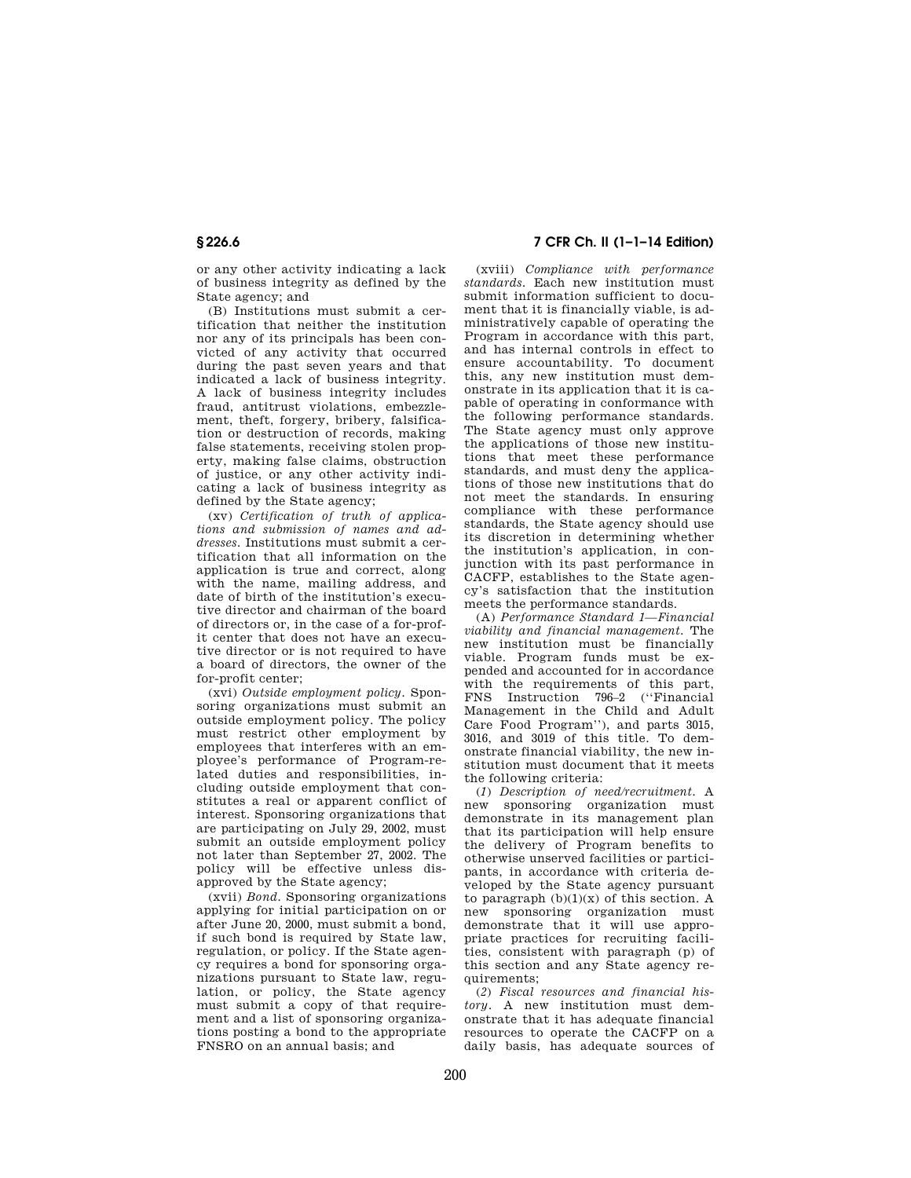or any other activity indicating a lack of business integrity as defined by the State agency; and

(B) Institutions must submit a certification that neither the institution nor any of its principals has been convicted of any activity that occurred during the past seven years and that indicated a lack of business integrity. A lack of business integrity includes fraud, antitrust violations, embezzlement, theft, forgery, bribery, falsification or destruction of records, making false statements, receiving stolen property, making false claims, obstruction of justice, or any other activity indicating a lack of business integrity as defined by the State agency;

(xv) *Certification of truth of applications and submission of names and addresses.* Institutions must submit a certification that all information on the application is true and correct, along with the name, mailing address, and date of birth of the institution's executive director and chairman of the board of directors or, in the case of a for-profit center that does not have an executive director or is not required to have a board of directors, the owner of the for-profit center;

(xvi) *Outside employment policy.* Sponsoring organizations must submit an outside employment policy. The policy must restrict other employment by employees that interferes with an employee's performance of Program-related duties and responsibilities, including outside employment that constitutes a real or apparent conflict of interest. Sponsoring organizations that are participating on July 29, 2002, must submit an outside employment policy not later than September 27, 2002. The policy will be effective unless disapproved by the State agency;

(xvii) *Bond.* Sponsoring organizations applying for initial participation on or after June 20, 2000, must submit a bond, if such bond is required by State law, regulation, or policy. If the State agency requires a bond for sponsoring organizations pursuant to State law, regulation, or policy, the State agency must submit a copy of that requirement and a list of sponsoring organizations posting a bond to the appropriate FNSRO on an annual basis; and

(xviii) *Compliance with performance standards.* Each new institution must submit information sufficient to document that it is financially viable, is administratively capable of operating the Program in accordance with this part, and has internal controls in effect to ensure accountability. To document this, any new institution must demonstrate in its application that it is capable of operating in conformance with the following performance standards. The State agency must only approve the applications of those new institutions that meet these performance standards, and must deny the applications of those new institutions that do not meet the standards. In ensuring compliance with these performance standards, the State agency should use its discretion in determining whether the institution's application, in conjunction with its past performance in CACFP, establishes to the State agency's satisfaction that the institution meets the performance standards.

(A) *Performance Standard 1—Financial viability and financial management.* The new institution must be financially viable. Program funds must be expended and accounted for in accordance with the requirements of this part, FNS Instruction 796–2 ("Financial Management in the Child and Adult Care Food Program"), and parts 3015, 3016, and 3019 of this title. To demonstrate financial viability, the new institution must document that it meets the following criteria:

(*1*) *Description of need/recruitment.* A new sponsoring organization must demonstrate in its management plan that its participation will help ensure the delivery of Program benefits to otherwise unserved facilities or participants, in accordance with criteria developed by the State agency pursuant to paragraph (b)(1)(x) of this section. A new sponsoring organization must demonstrate that it will use appropriate practices for recruiting facilities, consistent with paragraph (p) of this section and any State agency requirements;

(*2*) *Fiscal resources and financial history.* A new institution must demonstrate that it has adequate financial resources to operate the CACFP on a daily basis, has adequate sources of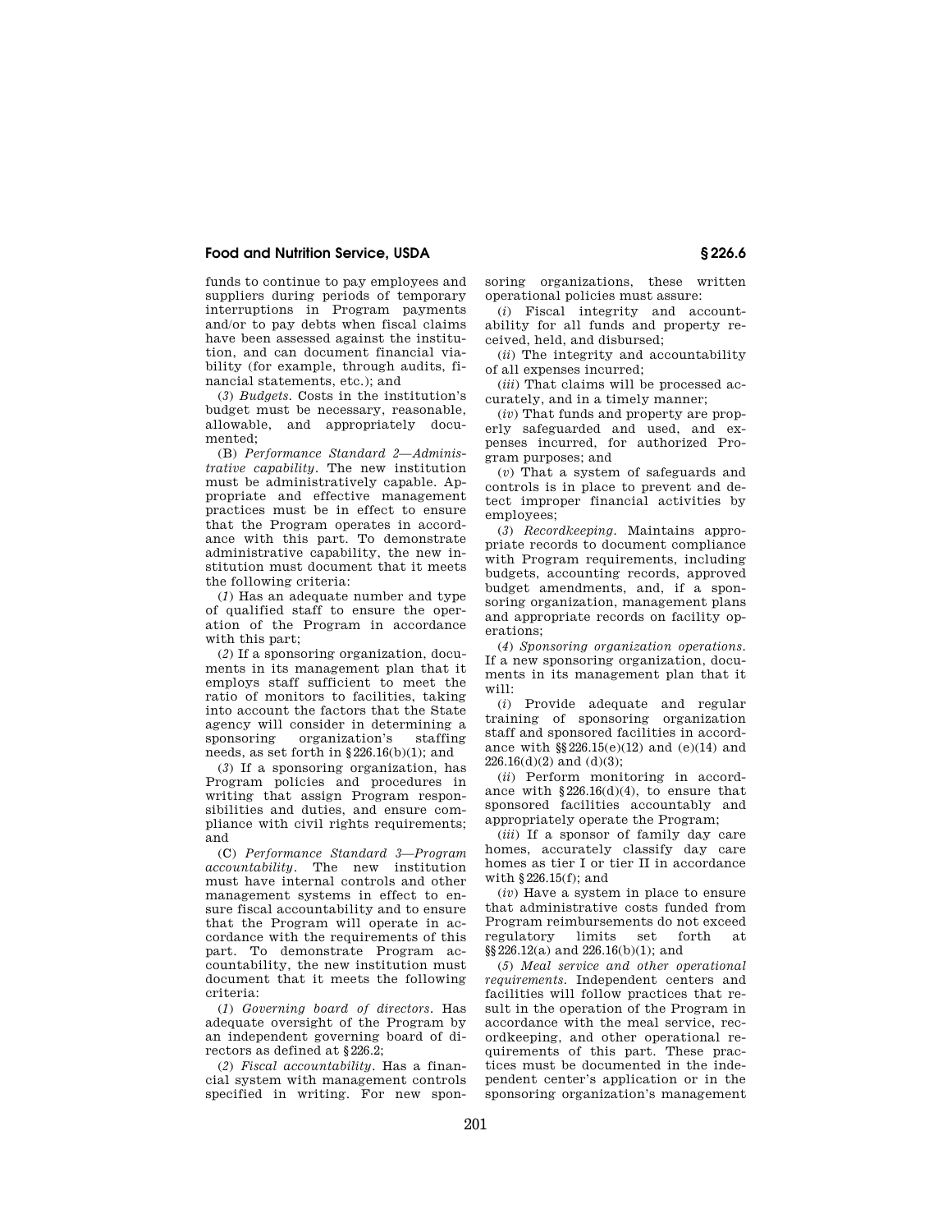funds to continue to pay employees and suppliers during periods of temporary interruptions in Program payments and/or to pay debts when fiscal claims have been assessed against the institution, and can document financial viability (for example, through audits, financial statements, etc.); and

(*3*) *Budgets.* Costs in the institution's budget must be necessary, reasonable, allowable, and appropriately documented;

(B) *Performance Standard 2—Administrative capability.* The new institution must be administratively capable. Appropriate and effective management practices must be in effect to ensure that the Program operates in accordance with this part. To demonstrate administrative capability, the new institution must document that it meets the following criteria:

(*1*) Has an adequate number and type of qualified staff to ensure the operation of the Program in accordance with this part;

(*2*) If a sponsoring organization, documents in its management plan that it employs staff sufficient to meet the ratio of monitors to facilities, taking into account the factors that the State agency will consider in determining a sponsoring organization's staffing needs, as set forth in §226.16(b)(1); and

(*3*) If a sponsoring organization, has Program policies and procedures in writing that assign Program responsibilities and duties, and ensure compliance with civil rights requirements; and

(C) *Performance Standard 3—Program accountability.* The new institution must have internal controls and other management systems in effect to ensure fiscal accountability and to ensure that the Program will operate in accordance with the requirements of this part. To demonstrate Program accountability, the new institution must document that it meets the following criteria:

(*1*) *Governing board of directors.* Has adequate oversight of the Program by an independent governing board of directors as defined at §226.2;

(*2*) *Fiscal accountability.* Has a financial system with management controls specified in writing. For new sponsoring organizations, these written operational policies must assure:

(*i*) Fiscal integrity and accountability for all funds and property received, held, and disbursed;

(*ii*) The integrity and accountability of all expenses incurred;

(*iii*) That claims will be processed accurately, and in a timely manner;

(*iv*) That funds and property are properly safeguarded and used, and expenses incurred, for authorized Program purposes; and

(*v*) That a system of safeguards and controls is in place to prevent and detect improper financial activities by employees;

(*3*) *Recordkeeping.* Maintains appropriate records to document compliance with Program requirements, including budgets, accounting records, approved budget amendments, and, if a sponsoring organization, management plans and appropriate records on facility operations;

(*4*) *Sponsoring organization operations.* If a new sponsoring organization, documents in its management plan that it will:

(*i*) Provide adequate and regular training of sponsoring organization staff and sponsored facilities in accordance with §§226.15(e)(12) and (e)(14) and 226.16(d)(2) and (d)(3);

(*ii*) Perform monitoring in accordance with §226.16(d)(4), to ensure that sponsored facilities accountably and appropriately operate the Program;

(*iii*) If a sponsor of family day care homes, accurately classify day care homes as tier I or tier II in accordance with §226.15(f); and

(*iv*) Have a system in place to ensure that administrative costs funded from Program reimbursements do not exceed regulatory limits set forth at §§226.12(a) and 226.16(b)(1); and

(*5*) *Meal service and other operational requirements.* Independent centers and facilities will follow practices that result in the operation of the Program in accordance with the meal service, recordkeeping, and other operational requirements of this part. These practices must be documented in the independent center's application or in the sponsoring organization's management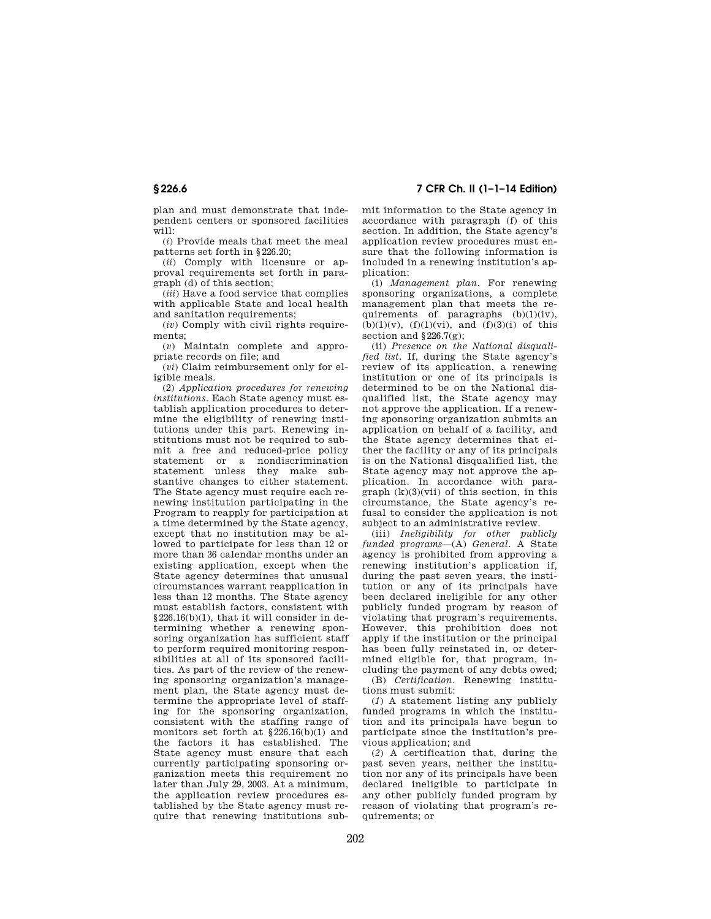plan and must demonstrate that independent centers or sponsored facilities will:

(*i*) Provide meals that meet the meal patterns set forth in §226.20;

(*ii*) Comply with licensure or approval requirements set forth in paragraph (d) of this section;

(*iii*) Have a food service that complies with applicable State and local health and sanitation requirements;

(*iv*) Comply with civil rights requirements;

(*v*) Maintain complete and appropriate records on file; and

(*vi*) Claim reimbursement only for eligible meals.

(2) *Application procedures for renewing institutions.* Each State agency must establish application procedures to determine the eligibility of renewing institutions under this part. Renewing institutions must not be required to submit a free and reduced-price policy statement or a nondiscrimination statement unless they make substantive changes to either statement. The State agency must require each renewing institution participating in the Program to reapply for participation at a time determined by the State agency, except that no institution may be allowed to participate for less than 12 or more than 36 calendar months under an existing application, except when the State agency determines that unusual circumstances warrant reapplication in less than 12 months. The State agency must establish factors, consistent with §226.16(b)(1), that it will consider in determining whether a renewing sponsoring organization has sufficient staff to perform required monitoring responsibilities at all of its sponsored facilities. As part of the review of the renewing sponsoring organization's management plan, the State agency must determine the appropriate level of staffing for the sponsoring organization, consistent with the staffing range of monitors set forth at §226.16(b)(1) and the factors it has established. The State agency must ensure that each currently participating sponsoring organization meets this requirement no later than July 29, 2003. At a minimum, the application review procedures established by the State agency must require that renewing institutions submit information to the State agency in accordance with paragraph (f) of this section. In addition, the State agency's application review procedures must ensure that the following information is included in a renewing institution's application:

(i) *Management plan.* For renewing sponsoring organizations, a complete management plan that meets the requirements of paragraphs (b)(1)(iv), (b)(1)(v), (f)(1)(vi), and (f)(3)(i) of this section and §226.7(g);

(ii) *Presence on the National disqualified list.* If, during the State agency's review of its application, a renewing institution or one of its principals is determined to be on the National disqualified list, the State agency may not approve the application. If a renewing sponsoring organization submits an application on behalf of a facility, and the State agency determines that either the facility or any of its principals is on the National disqualified list, the State agency may not approve the application. In accordance with paragraph (k)(3)(vii) of this section, in this circumstance, the State agency's refusal to consider the application is not subject to an administrative review.

(iii) *Ineligibility for other publicly funded programs*—(A) *General.* A State agency is prohibited from approving a renewing institution's application if, during the past seven years, the institution or any of its principals have been declared ineligible for any other publicly funded program by reason of violating that program's requirements. However, this prohibition does not apply if the institution or the principal has been fully reinstated in, or determined eligible for, that program, including the payment of any debts owed;

(B) *Certification.* Renewing institutions must submit:

(*1*) A statement listing any publicly funded programs in which the institution and its principals have begun to participate since the institution's previous application; and

(*2*) A certification that, during the past seven years, neither the institution nor any of its principals have been declared ineligible to participate in any other publicly funded program by reason of violating that program's requirements; or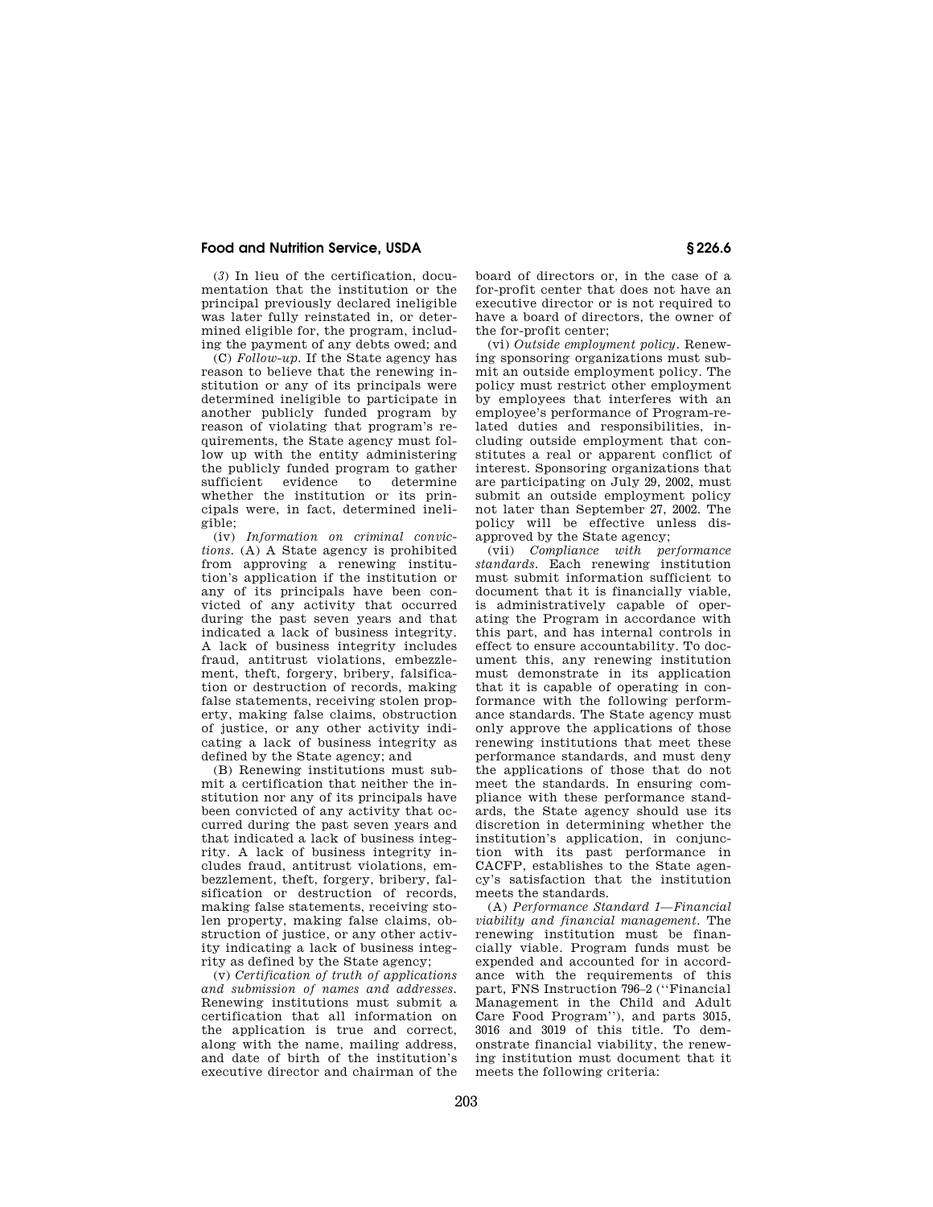(*3*) In lieu of the certification, documentation that the institution or the principal previously declared ineligible was later fully reinstated in, or determined eligible for, the program, including the payment of any debts owed; and

(C) *Follow-up.* If the State agency has reason to believe that the renewing institution or any of its principals were determined ineligible to participate in another publicly funded program by reason of violating that program's requirements, the State agency must follow up with the entity administering the publicly funded program to gather sufficient evidence to determine whether the institution or its principals were, in fact, determined ineligible;

(iv) *Information on criminal convictions.* (A) A State agency is prohibited from approving a renewing institution's application if the institution or any of its principals have been convicted of any activity that occurred during the past seven years and that indicated a lack of business integrity. A lack of business integrity includes fraud, antitrust violations, embezzlement, theft, forgery, bribery, falsification or destruction of records, making false statements, receiving stolen property, making false claims, obstruction of justice, or any other activity indicating a lack of business integrity as defined by the State agency; and

(B) Renewing institutions must submit a certification that neither the institution nor any of its principals have been convicted of any activity that occurred during the past seven years and that indicated a lack of business integrity. A lack of business integrity includes fraud, antitrust violations, embezzlement, theft, forgery, bribery, falsification or destruction of records, making false statements, receiving stolen property, making false claims, obstruction of justice, or any other activity indicating a lack of business integrity as defined by the State agency;

(v) *Certification of truth of applications and submission of names and addresses.* Renewing institutions must submit a certification that all information on the application is true and correct, along with the name, mailing address, and date of birth of the institution's executive director and chairman of the board of directors or, in the case of a for-profit center that does not have an executive director or is not required to have a board of directors, the owner of the for-profit center;

(vi) *Outside employment policy.* Renewing sponsoring organizations must submit an outside employment policy. The policy must restrict other employment by employees that interferes with an employee's performance of Program-related duties and responsibilities, including outside employment that constitutes a real or apparent conflict of interest. Sponsoring organizations that are participating on July 29, 2002, must submit an outside employment policy not later than September 27, 2002. The policy will be effective unless disapproved by the State agency;

(vii) *Compliance with performance standards.* Each renewing institution must submit information sufficient to document that it is financially viable, is administratively capable of operating the Program in accordance with this part, and has internal controls in effect to ensure accountability. To document this, any renewing institution must demonstrate in its application that it is capable of operating in conformance with the following performance standards. The State agency must only approve the applications of those renewing institutions that meet these performance standards, and must deny the applications of those that do not meet the standards. In ensuring compliance with these performance standards, the State agency should use its discretion in determining whether the institution's application, in conjunction with its past performance in CACFP, establishes to the State agency's satisfaction that the institution meets the standards.

(A) *Performance Standard 1—Financial viability and financial management.* The renewing institution must be financially viable. Program funds must be expended and accounted for in accordance with the requirements of this part, FNS Instruction 796–2 (''Financial Management in the Child and Adult Care Food Program''), and parts 3015, 3016 and 3019 of this title. To demonstrate financial viability, the renewing institution must document that it meets the following criteria: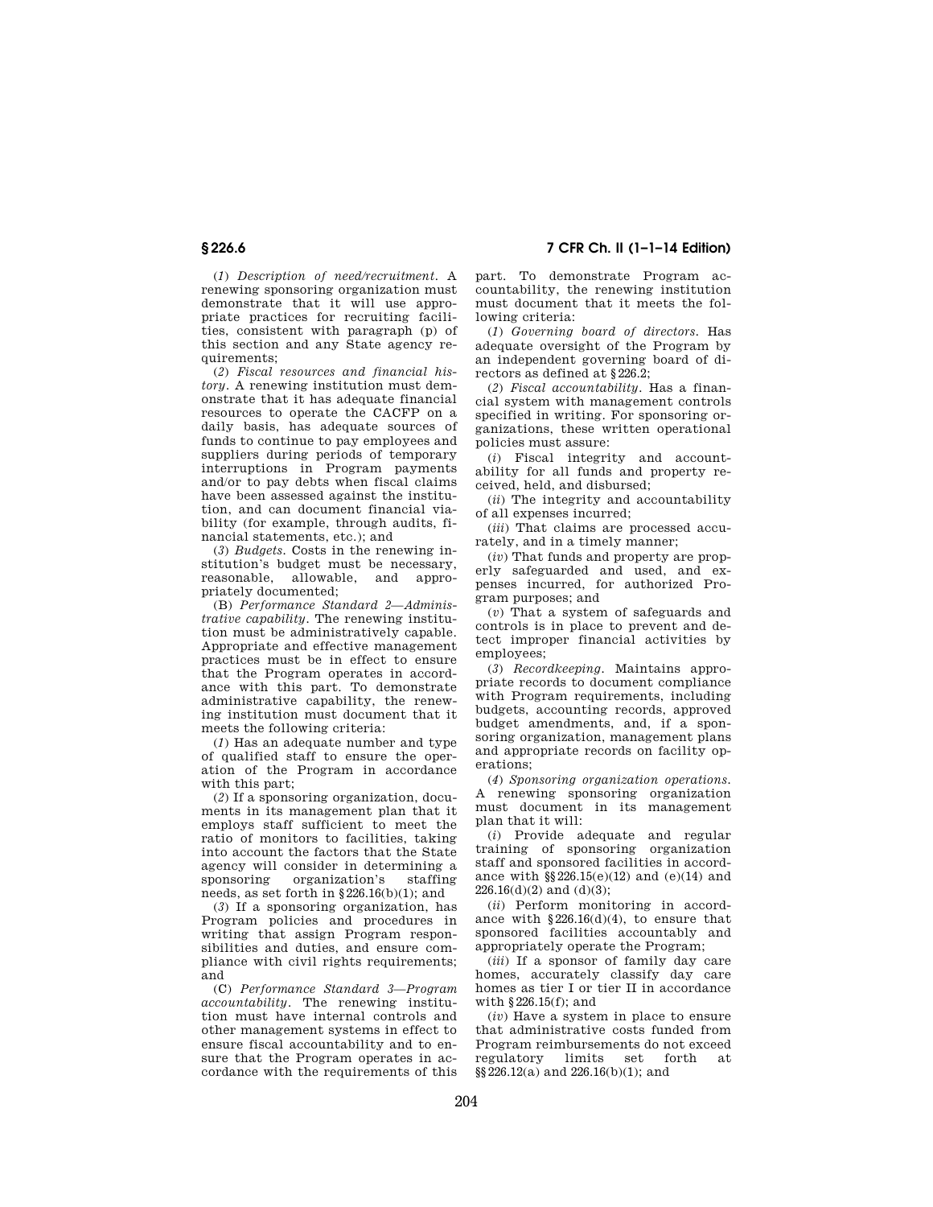(*1*) *Description of need/recruitment.* A renewing sponsoring organization must demonstrate that it will use appropriate practices for recruiting facilities, consistent with paragraph (p) of this section and any State agency requirements;

(*2*) *Fiscal resources and financial history.* A renewing institution must demonstrate that it has adequate financial resources to operate the CACFP on a daily basis, has adequate sources of funds to continue to pay employees and suppliers during periods of temporary interruptions in Program payments and/or to pay debts when fiscal claims have been assessed against the institution, and can document financial viability (for example, through audits, financial statements, etc.); and

(*3*) *Budgets.* Costs in the renewing institution's budget must be necessary, reasonable, allowable, and appropriately documented;

(B) *Performance Standard 2—Administrative capability.* The renewing institution must be administratively capable. Appropriate and effective management practices must be in effect to ensure that the Program operates in accordance with this part. To demonstrate administrative capability, the renewing institution must document that it meets the following criteria:

(*1*) Has an adequate number and type of qualified staff to ensure the operation of the Program in accordance with this part;

(*2*) If a sponsoring organization, documents in its management plan that it employs staff sufficient to meet the ratio of monitors to facilities, taking into account the factors that the State agency will consider in determining a sponsoring organization's staffing needs, as set forth in §226.16(b)(1); and

(*3*) If a sponsoring organization, has Program policies and procedures in writing that assign Program responsibilities and duties, and ensure compliance with civil rights requirements; and

(C) *Performance Standard 3—Program accountability.* The renewing institution must have internal controls and other management systems in effect to ensure fiscal accountability and to ensure that the Program operates in accordance with the requirements of this part. To demonstrate Program accountability, the renewing institution must document that it meets the following criteria:

(*1*) *Governing board of directors.* Has adequate oversight of the Program by an independent governing board of directors as defined at §226.2;

(*2*) *Fiscal accountability.* Has a financial system with management controls specified in writing. For sponsoring organizations, these written operational policies must assure:

(*i*) Fiscal integrity and accountability for all funds and property received, held, and disbursed;

(*ii*) The integrity and accountability of all expenses incurred;

(*iii*) That claims are processed accurately, and in a timely manner;

(*iv*) That funds and property are properly safeguarded and used, and expenses incurred, for authorized Program purposes; and

(*v*) That a system of safeguards and controls is in place to prevent and detect improper financial activities by employees;

(*3*) *Recordkeeping.* Maintains appropriate records to document compliance with Program requirements, including budgets, accounting records, approved budget amendments, and, if a sponsoring organization, management plans and appropriate records on facility operations;

(*4*) *Sponsoring organization operations.* A renewing sponsoring organization must document in its management plan that it will:

(*i*) Provide adequate and regular training of sponsoring organization staff and sponsored facilities in accordance with §§226.15(e)(12) and (e)(14) and 226.16(d)(2) and (d)(3);

(*ii*) Perform monitoring in accordance with §226.16(d)(4), to ensure that sponsored facilities accountably and appropriately operate the Program;

(*iii*) If a sponsor of family day care homes, accurately classify day care homes as tier I or tier II in accordance with §226.15(f); and

(*iv*) Have a system in place to ensure that administrative costs funded from Program reimbursements do not exceed regulatory limits set forth at §§226.12(a) and 226.16(b)(1); and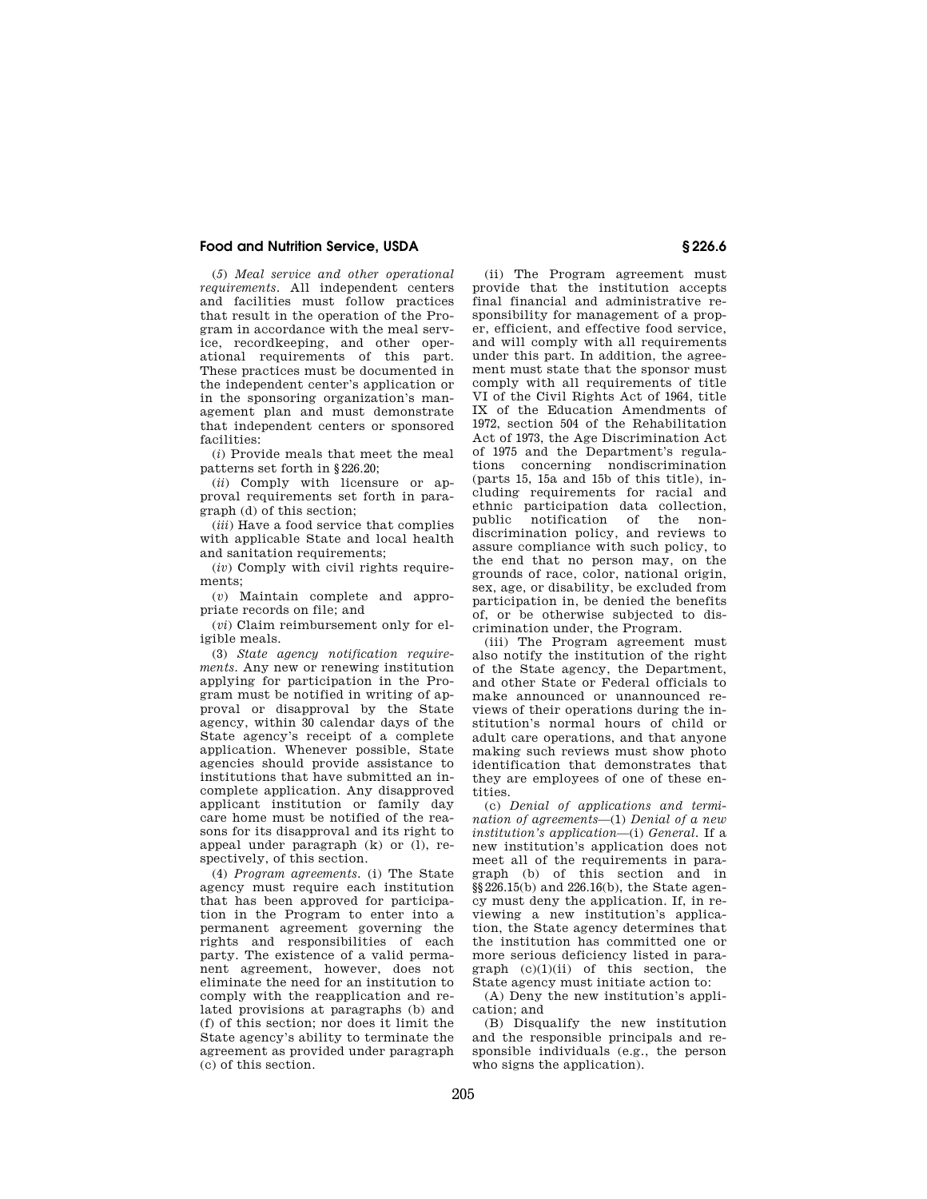(*5*) *Meal service and other operational requirements.* All independent centers and facilities must follow practices that result in the operation of the Program in accordance with the meal service, recordkeeping, and other operational requirements of this part. These practices must be documented in the independent center's application or in the sponsoring organization's management plan and must demonstrate that independent centers or sponsored facilities:

(*i*) Provide meals that meet the meal patterns set forth in §226.20;

(*ii*) Comply with licensure or approval requirements set forth in paragraph (d) of this section;

(*iii*) Have a food service that complies with applicable State and local health and sanitation requirements;

(*iv*) Comply with civil rights requirements;

(*v*) Maintain complete and appropriate records on file; and

(*vi*) Claim reimbursement only for eligible meals.

(3) *State agency notification requirements.* Any new or renewing institution applying for participation in the Program must be notified in writing of approval or disapproval by the State agency, within 30 calendar days of the State agency's receipt of a complete application. Whenever possible, State agencies should provide assistance to institutions that have submitted an incomplete application. Any disapproved applicant institution or family day care home must be notified of the reasons for its disapproval and its right to appeal under paragraph (k) or (l), respectively, of this section.

(4) *Program agreements.* (i) The State agency must require each institution that has been approved for participation in the Program to enter into a permanent agreement governing the rights and responsibilities of each party. The existence of a valid permanent agreement, however, does not eliminate the need for an institution to comply with the reapplication and related provisions at paragraphs (b) and (f) of this section; nor does it limit the State agency's ability to terminate the agreement as provided under paragraph (c) of this section.

(ii) The Program agreement must provide that the institution accepts final financial and administrative responsibility for management of a proper, efficient, and effective food service, and will comply with all requirements under this part. In addition, the agreement must state that the sponsor must comply with all requirements of title VI of the Civil Rights Act of 1964, title IX of the Education Amendments of 1972, section 504 of the Rehabilitation Act of 1973, the Age Discrimination Act of 1975 and the Department's regulations concerning nondiscrimination (parts 15, 15a and 15b of this title), including requirements for racial and ethnic participation data collection, public notification of the nondiscrimination policy, and reviews to assure compliance with such policy, to the end that no person may, on the grounds of race, color, national origin, sex, age, or disability, be excluded from participation in, be denied the benefits of, or be otherwise subjected to discrimination under, the Program.

(iii) The Program agreement must also notify the institution of the right of the State agency, the Department, and other State or Federal officials to make announced or unannounced reviews of their operations during the institution's normal hours of child or adult care operations, and that anyone making such reviews must show photo identification that demonstrates that they are employees of one of these entities.

(c) *Denial of applications and termination of agreements*—(1) *Denial of a new institution's application*—(i) *General.* If a new institution's application does not meet all of the requirements in paragraph (b) of this section and in §§226.15(b) and 226.16(b), the State agency must deny the application. If, in reviewing a new institution's application, the State agency determines that the institution has committed one or more serious deficiency listed in paragraph (c)(1)(ii) of this section, the State agency must initiate action to:

(A) Deny the new institution's application; and

(B) Disqualify the new institution and the responsible principals and responsible individuals (e.g., the person who signs the application).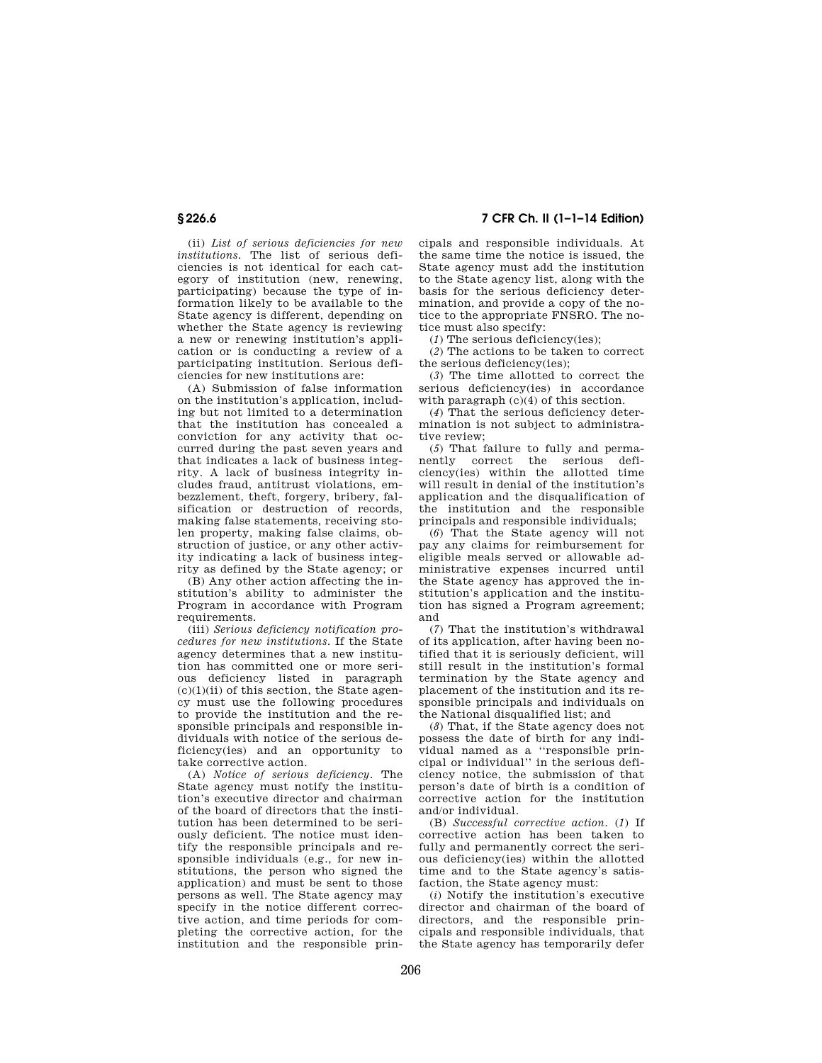(ii) *List of serious deficiencies for new institutions.* The list of serious deficiencies is not identical for each category of institution (new, renewing, participating) because the type of information likely to be available to the State agency is different, depending on whether the State agency is reviewing a new or renewing institution's application or is conducting a review of a participating institution. Serious deficiencies for new institutions are:

(A) Submission of false information on the institution's application, including but not limited to a determination that the institution has concealed a conviction for any activity that occurred during the past seven years and that indicates a lack of business integrity. A lack of business integrity includes fraud, antitrust violations, embezzlement, theft, forgery, bribery, falsification or destruction of records, making false statements, receiving stolen property, making false claims, obstruction of justice, or any other activity indicating a lack of business integrity as defined by the State agency; or

(B) Any other action affecting the institution's ability to administer the Program in accordance with Program requirements.

(iii) *Serious deficiency notification procedures for new institutions.* If the State agency determines that a new institution has committed one or more serious deficiency listed in paragraph (c)(1)(ii) of this section, the State agency must use the following procedures to provide the institution and the responsible principals and responsible individuals with notice of the serious deficiency(ies) and an opportunity to take corrective action.

(A) *Notice of serious deficiency.* The State agency must notify the institution's executive director and chairman of the board of directors that the institution has been determined to be seriously deficient. The notice must identify the responsible principals and responsible individuals (e.g., for new institutions, the person who signed the application) and must be sent to those persons as well. The State agency may specify in the notice different corrective action, and time periods for completing the corrective action, for the institution and the responsible principals and responsible individuals. At the same time the notice is issued, the State agency must add the institution to the State agency list, along with the basis for the serious deficiency determination, and provide a copy of the notice to the appropriate FNSRO. The notice must also specify:

(*1*) The serious deficiency(ies);

(*2*) The actions to be taken to correct the serious deficiency(ies);

(*3*) The time allotted to correct the serious deficiency(ies) in accordance with paragraph (c)(4) of this section.

(*4*) That the serious deficiency determination is not subject to administrative review;

(*5*) That failure to fully and permanently correct the serious deficiency(ies) within the allotted time will result in denial of the institution's application and the disqualification of the institution and the responsible principals and responsible individuals;

(*6*) That the State agency will not pay any claims for reimbursement for eligible meals served or allowable administrative expenses incurred until the State agency has approved the institution's application and the institution has signed a Program agreement; and

(*7*) That the institution's withdrawal of its application, after having been notified that it is seriously deficient, will still result in the institution's formal termination by the State agency and placement of the institution and its responsible principals and individuals on the National disqualified list; and

(*8*) That, if the State agency does not possess the date of birth for any individual named as a "responsible principal or individual" in the serious deficiency notice, the submission of that person's date of birth is a condition of corrective action for the institution and/or individual.

(B) *Successful corrective action.* (*1*) If corrective action has been taken to fully and permanently correct the serious deficiency(ies) within the allotted time and to the State agency's satisfaction, the State agency must:

(*i*) Notify the institution's executive director and chairman of the board of directors, and the responsible principals and responsible individuals, that the State agency has temporarily defer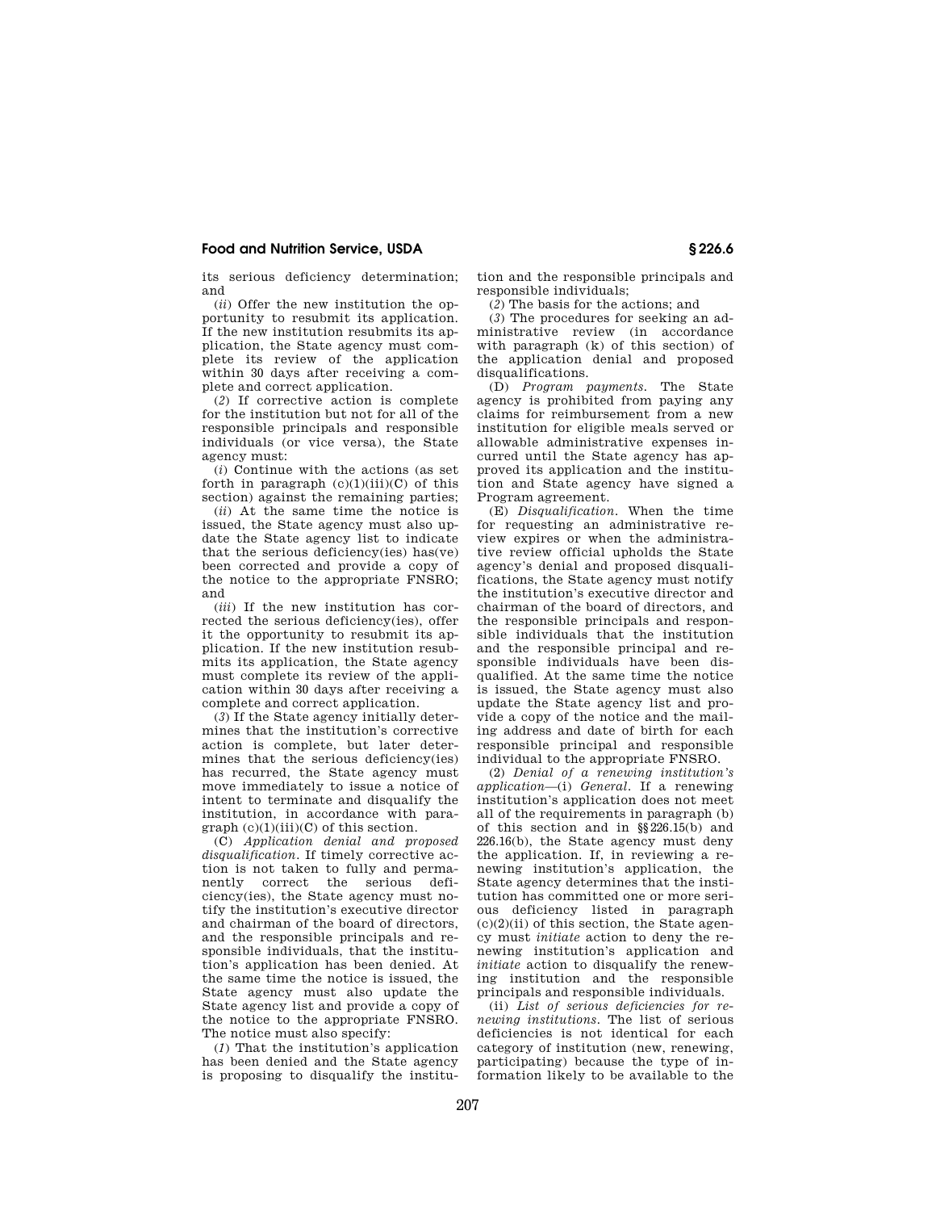its serious deficiency determination; and

(*ii*) Offer the new institution the opportunity to resubmit its application. If the new institution resubmits its application, the State agency must complete its review of the application within 30 days after receiving a complete and correct application.

(*2*) If corrective action is complete for the institution but not for all of the responsible principals and responsible individuals (or vice versa), the State agency must:

(*i*) Continue with the actions (as set forth in paragraph (c)(1)(iii)(C) of this section) against the remaining parties;

(*ii*) At the same time the notice is issued, the State agency must also update the State agency list to indicate that the serious deficiency(ies) has(ve) been corrected and provide a copy of the notice to the appropriate FNSRO; and

(*iii*) If the new institution has corrected the serious deficiency(ies), offer it the opportunity to resubmit its application. If the new institution resubmits its application, the State agency must complete its review of the application within 30 days after receiving a complete and correct application.

(*3*) If the State agency initially determines that the institution's corrective action is complete, but later determines that the serious deficiency(ies) has recurred, the State agency must move immediately to issue a notice of intent to terminate and disqualify the institution, in accordance with paragraph (c)(1)(iii)(C) of this section.

(C) *Application denial and proposed disqualification.* If timely corrective action is not taken to fully and permanently correct the serious deficiency(ies), the State agency must notify the institution's executive director and chairman of the board of directors, and the responsible principals and responsible individuals, that the institution's application has been denied. At the same time the notice is issued, the State agency must also update the State agency list and provide a copy of the notice to the appropriate FNSRO. The notice must also specify:

(*1*) That the institution's application has been denied and the State agency is proposing to disqualify the institution and the responsible principals and responsible individuals;

(*2*) The basis for the actions; and

(*3*) The procedures for seeking an administrative review (in accordance with paragraph (k) of this section) of the application denial and proposed disqualifications.

(D) *Program payments.* The State agency is prohibited from paying any claims for reimbursement from a new institution for eligible meals served or allowable administrative expenses incurred until the State agency has approved its application and the institution and State agency have signed a Program agreement.

(E) *Disqualification.* When the time for requesting an administrative review expires or when the administrative review official upholds the State agency's denial and proposed disqualifications, the State agency must notify the institution's executive director and chairman of the board of directors, and the responsible principals and responsible individuals that the institution and the responsible principal and responsible individuals have been disqualified. At the same time the notice is issued, the State agency must also update the State agency list and provide a copy of the notice and the mailing address and date of birth for each responsible principal and responsible individual to the appropriate FNSRO.

(2) *Denial of a renewing institution's application*—(i) *General.* If a renewing institution's application does not meet all of the requirements in paragraph (b) of this section and in §§226.15(b) and 226.16(b), the State agency must deny the application. If, in reviewing a renewing institution's application, the State agency determines that the institution has committed one or more serious deficiency listed in paragraph (c)(2)(ii) of this section, the State agency must *initiate* action to deny the renewing institution's application and *initiate* action to disqualify the renewing institution and the responsible principals and responsible individuals.

(ii) *List of serious deficiencies for renewing institutions.* The list of serious deficiencies is not identical for each category of institution (new, renewing, participating) because the type of information likely to be available to the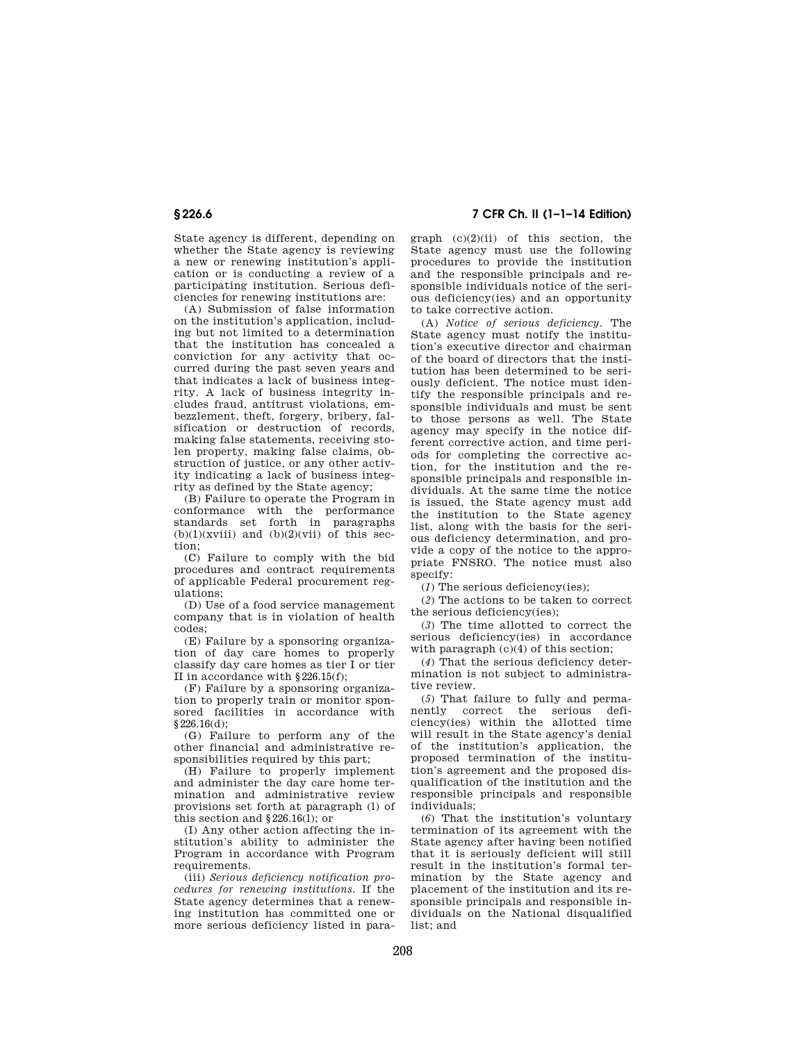State agency is different, depending on whether the State agency is reviewing a new or renewing institution's application or is conducting a review of a participating institution. Serious deficiencies for renewing institutions are:

(A) Submission of false information on the institution's application, including but not limited to a determination that the institution has concealed a conviction for any activity that occurred during the past seven years and that indicates a lack of business integrity. A lack of business integrity includes fraud, antitrust violations, embezzlement, theft, forgery, bribery, falsification or destruction of records, making false statements, receiving stolen property, making false claims, obstruction of justice, or any other activity indicating a lack of business integrity as defined by the State agency;

(B) Failure to operate the Program in conformance with the performance standards set forth in paragraphs (b)(1)(xviii) and (b)(2)(vii) of this section;

(C) Failure to comply with the bid procedures and contract requirements of applicable Federal procurement regulations;

(D) Use of a food service management company that is in violation of health codes;

(E) Failure by a sponsoring organization of day care homes to properly classify day care homes as tier I or tier II in accordance with §226.15(f);

(F) Failure by a sponsoring organization to properly train or monitor sponsored facilities in accordance with §226.16(d);

(G) Failure to perform any of the other financial and administrative responsibilities required by this part;

(H) Failure to properly implement and administer the day care home termination and administrative review provisions set forth at paragraph (l) of this section and §226.16(l); or

(I) Any other action affecting the institution's ability to administer the Program in accordance with Program requirements.

(iii) *Serious deficiency notification procedures for renewing institutions.* If the State agency determines that a renewing institution has committed one or more serious deficiency listed in paragraph (c)(2)(ii) of this section, the State agency must use the following procedures to provide the institution and the responsible principals and responsible individuals notice of the serious deficiency(ies) and an opportunity to take corrective action.

(A) *Notice of serious deficiency.* The State agency must notify the institution's executive director and chairman of the board of directors that the institution has been determined to be seriously deficient. The notice must identify the responsible principals and responsible individuals and must be sent to those persons as well. The State agency may specify in the notice different corrective action, and time periods for completing the corrective action, for the institution and the responsible principals and responsible individuals. At the same time the notice is issued, the State agency must add the institution to the State agency list, along with the basis for the serious deficiency determination, and provide a copy of the notice to the appropriate FNSRO. The notice must also specify:

(*1*) The serious deficiency(ies);

(*2*) The actions to be taken to correct the serious deficiency(ies);

(*3*) The time allotted to correct the serious deficiency(ies) in accordance with paragraph (c)(4) of this section;

(*4*) That the serious deficiency determination is not subject to administrative review.

(*5*) That failure to fully and permanently correct the serious deficiency(ies) within the allotted time will result in the State agency's denial of the institution's application, the proposed termination of the institution's agreement and the proposed disqualification of the institution and the responsible principals and responsible individuals;

(*6*) That the institution's voluntary termination of its agreement with the State agency after having been notified that it is seriously deficient will still result in the institution's formal termination by the State agency and placement of the institution and its responsible principals and responsible individuals on the National disqualified list; and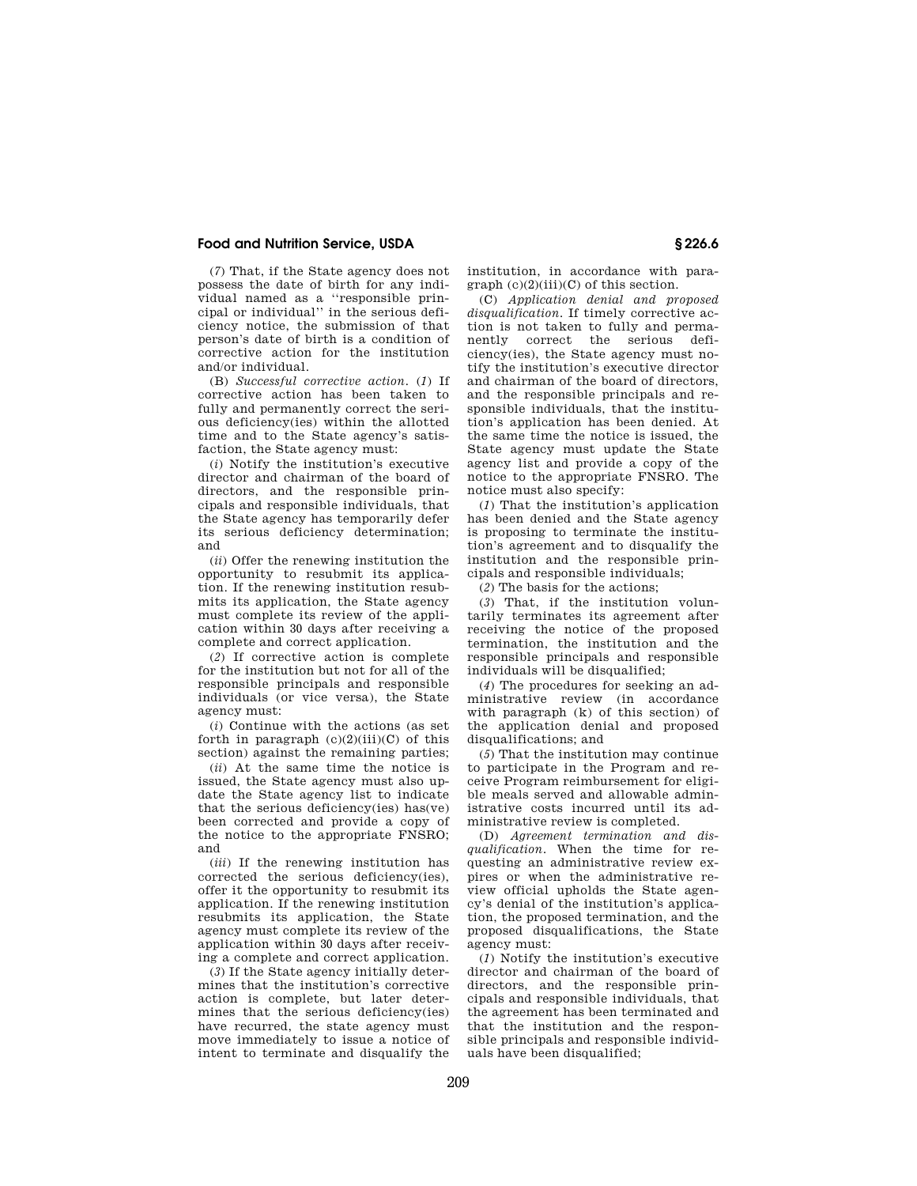(*7*) That, if the State agency does not possess the date of birth for any individual named as a "responsible principal or individual" in the serious deficiency notice, the submission of that person's date of birth is a condition of corrective action for the institution and/or individual.

(B) *Successful corrective action.* (*1*) If corrective action has been taken to fully and permanently correct the serious deficiency(ies) within the allotted time and to the State agency's satisfaction, the State agency must:

(*i*) Notify the institution's executive director and chairman of the board of directors, and the responsible principals and responsible individuals, that the State agency has temporarily defer its serious deficiency determination; and

(*ii*) Offer the renewing institution the opportunity to resubmit its application. If the renewing institution resubmits its application, the State agency must complete its review of the application within 30 days after receiving a complete and correct application.

(*2*) If corrective action is complete for the institution but not for all of the responsible principals and responsible individuals (or vice versa), the State agency must:

(*i*) Continue with the actions (as set forth in paragraph (c)(2)(iii)(C) of this section) against the remaining parties;

(*ii*) At the same time the notice is issued, the State agency must also update the State agency list to indicate that the serious deficiency(ies) has(ve) been corrected and provide a copy of the notice to the appropriate FNSRO; and

(*iii*) If the renewing institution has corrected the serious deficiency(ies), offer it the opportunity to resubmit its application. If the renewing institution resubmits its application, the State agency must complete its review of the application within 30 days after receiving a complete and correct application.

(*3*) If the State agency initially determines that the institution's corrective action is complete, but later determines that the serious deficiency(ies) have recurred, the state agency must move immediately to issue a notice of intent to terminate and disqualify the institution, in accordance with paragraph (c)(2)(iii)(C) of this section.

(C) *Application denial and proposed disqualification.* If timely corrective action is not taken to fully and permanently correct the serious deficiency(ies), the State agency must notify the institution's executive director and chairman of the board of directors, and the responsible principals and responsible individuals, that the institution's application has been denied. At the same time the notice is issued, the State agency must update the State agency list and provide a copy of the notice to the appropriate FNSRO. The notice must also specify:

(*1*) That the institution's application has been denied and the State agency is proposing to terminate the institution's agreement and to disqualify the institution and the responsible principals and responsible individuals;

(*2*) The basis for the actions;

(*3*) That, if the institution voluntarily terminates its agreement after receiving the notice of the proposed termination, the institution and the responsible principals and responsible individuals will be disqualified;

(*4*) The procedures for seeking an administrative review (in accordance with paragraph (k) of this section) of the application denial and proposed disqualifications; and

(*5*) That the institution may continue to participate in the Program and receive Program reimbursement for eligible meals served and allowable administrative costs incurred until its administrative review is completed.

(D) *Agreement termination and disqualification.* When the time for requesting an administrative review expires or when the administrative review official upholds the State agency's denial of the institution's application, the proposed termination, and the proposed disqualifications, the State agency must:

(*1*) Notify the institution's executive director and chairman of the board of directors, and the responsible principals and responsible individuals, that the agreement has been terminated and that the institution and the responsible principals and responsible individuals have been disqualified;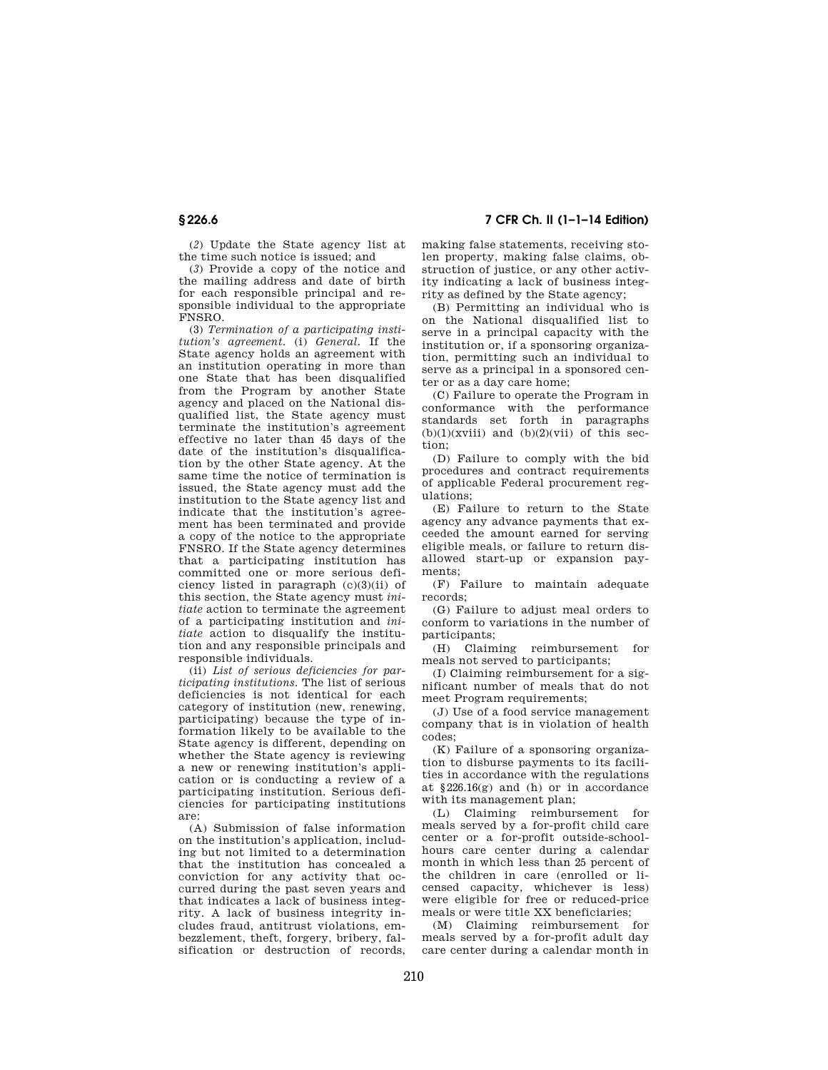(*2*) Update the State agency list at the time such notice is issued; and

(*3*) Provide a copy of the notice and the mailing address and date of birth for each responsible principal and responsible individual to the appropriate FNSRO.

(3) *Termination of a participating institution's agreement.* (i) *General.* If the State agency holds an agreement with an institution operating in more than one State that has been disqualified from the Program by another State agency and placed on the National disqualified list, the State agency must terminate the institution's agreement effective no later than 45 days of the date of the institution's disqualification by the other State agency. At the same time the notice of termination is issued, the State agency must add the institution to the State agency list and indicate that the institution's agreement has been terminated and provide a copy of the notice to the appropriate FNSRO. If the State agency determines that a participating institution has committed one or more serious deficiency listed in paragraph (c)(3)(ii) of this section, the State agency must *initiate* action to terminate the agreement of a participating institution and *initiate* action to disqualify the institution and any responsible principals and responsible individuals.

(ii) *List of serious deficiencies for participating institutions.* The list of serious deficiencies is not identical for each category of institution (new, renewing, participating) because the type of information likely to be available to the State agency is different, depending on whether the State agency is reviewing a new or renewing institution's application or is conducting a review of a participating institution. Serious deficiencies for participating institutions are:

(A) Submission of false information on the institution's application, including but not limited to a determination that the institution has concealed a conviction for any activity that occurred during the past seven years and that indicates a lack of business integrity. A lack of business integrity includes fraud, antitrust violations, embezzlement, theft, forgery, bribery, falsification or destruction of records, making false statements, receiving stolen property, making false claims, obstruction of justice, or any other activity indicating a lack of business integrity as defined by the State agency;

(B) Permitting an individual who is on the National disqualified list to serve in a principal capacity with the institution or, if a sponsoring organization, permitting such an individual to serve as a principal in a sponsored center or as a day care home;

(C) Failure to operate the Program in conformance with the performance standards set forth in paragraphs (b)(1)(xviii) and (b)(2)(vii) of this section;

(D) Failure to comply with the bid procedures and contract requirements of applicable Federal procurement regulations;

(E) Failure to return to the State agency any advance payments that exceeded the amount earned for serving eligible meals, or failure to return disallowed start-up or expansion payments;

(F) Failure to maintain adequate records;

(G) Failure to adjust meal orders to conform to variations in the number of participants;

(H) Claiming reimbursement for meals not served to participants;

(I) Claiming reimbursement for a significant number of meals that do not meet Program requirements;

(J) Use of a food service management company that is in violation of health codes;

(K) Failure of a sponsoring organization to disburse payments to its facilities in accordance with the regulations at §226.16(g) and (h) or in accordance with its management plan;

(L) Claiming reimbursement for meals served by a for-profit child care center or a for-profit outside-school-hours care center during a calendar month in which less than 25 percent of the children in care (enrolled or licensed capacity, whichever is less) were eligible for free or reduced-price meals or were title XX beneficiaries;

(M) Claiming reimbursement for meals served by a for-profit adult day care center during a calendar month in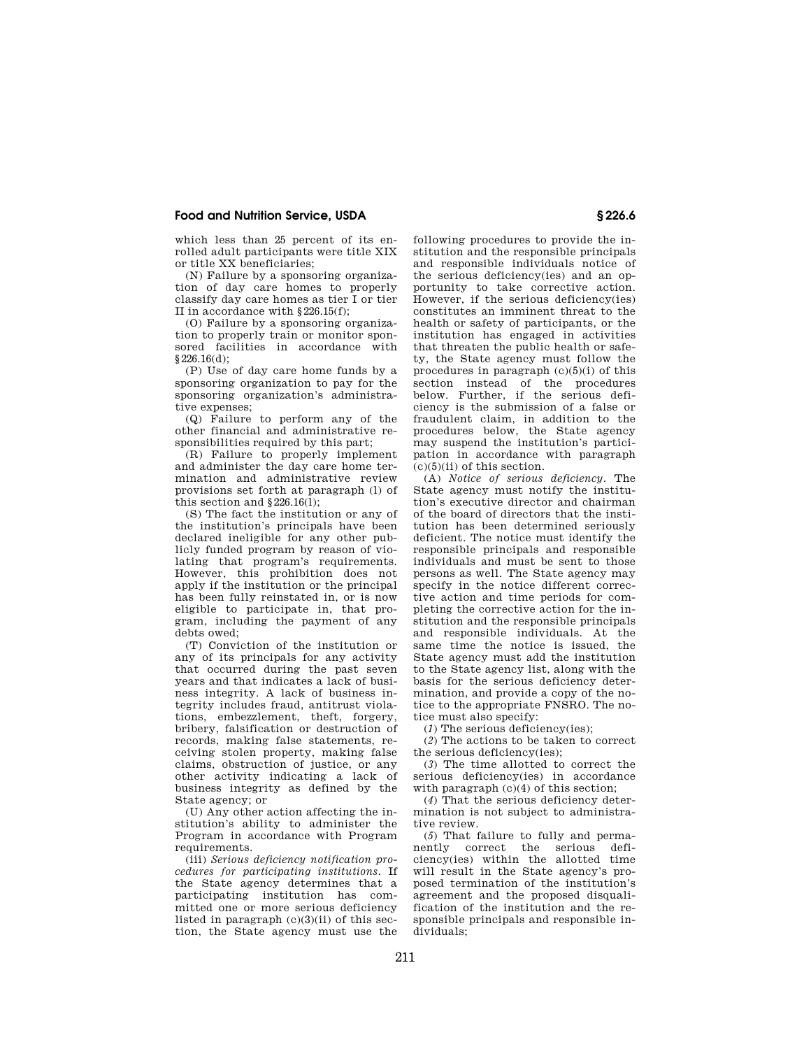which less than 25 percent of its enrolled adult participants were title XIX or title XX beneficiaries;

(N) Failure by a sponsoring organization of day care homes to properly classify day care homes as tier I or tier II in accordance with §226.15(f);

(O) Failure by a sponsoring organization to properly train or monitor sponsored facilities in accordance with §226.16(d);

(P) Use of day care home funds by a sponsoring organization to pay for the sponsoring organization's administrative expenses;

(Q) Failure to perform any of the other financial and administrative responsibilities required by this part;

(R) Failure to properly implement and administer the day care home termination and administrative review provisions set forth at paragraph (l) of this section and §226.16(l);

(S) The fact the institution or any of the institution's principals have been declared ineligible for any other publicly funded program by reason of violating that program's requirements. However, this prohibition does not apply if the institution or the principal has been fully reinstated in, or is now eligible to participate in, that program, including the payment of any debts owed;

(T) Conviction of the institution or any of its principals for any activity that occurred during the past seven years and that indicates a lack of business integrity. A lack of business integrity includes fraud, antitrust violations, embezzlement, theft, forgery, bribery, falsification or destruction of records, making false statements, receiving stolen property, making false claims, obstruction of justice, or any other activity indicating a lack of business integrity as defined by the State agency; or

(U) Any other action affecting the institution's ability to administer the Program in accordance with Program requirements.

(iii) *Serious deficiency notification procedures for participating institutions.* If the State agency determines that a participating institution has committed one or more serious deficiency listed in paragraph (c)(3)(ii) of this section, the State agency must use the following procedures to provide the institution and the responsible principals and responsible individuals notice of the serious deficiency(ies) and an opportunity to take corrective action. However, if the serious deficiency(ies) constitutes an imminent threat to the health or safety of participants, or the institution has engaged in activities that threaten the public health or safety, the State agency must follow the procedures in paragraph (c)(5)(i) of this section instead of the procedures below. Further, if the serious deficiency is the submission of a false or fraudulent claim, in addition to the procedures below, the State agency may suspend the institution's participation in accordance with paragraph (c)(5)(ii) of this section.

(A) *Notice of serious deficiency.* The State agency must notify the institution's executive director and chairman of the board of directors that the institution has been determined seriously deficient. The notice must identify the responsible principals and responsible individuals and must be sent to those persons as well. The State agency may specify in the notice different corrective action and time periods for completing the corrective action for the institution and the responsible principals and responsible individuals. At the same time the notice is issued, the State agency must add the institution to the State agency list, along with the basis for the serious deficiency determination, and provide a copy of the notice to the appropriate FNSRO. The notice must also specify:

(*1*) The serious deficiency(ies);

(*2*) The actions to be taken to correct the serious deficiency(ies);

(*3*) The time allotted to correct the serious deficiency(ies) in accordance with paragraph (c)(4) of this section;

(*4*) That the serious deficiency determination is not subject to administrative review.

(*5*) That failure to fully and permanently correct the serious deficiency(ies) within the allotted time will result in the State agency's proposed termination of the institution's agreement and the proposed disqualification of the institution and the responsible principals and responsible individuals;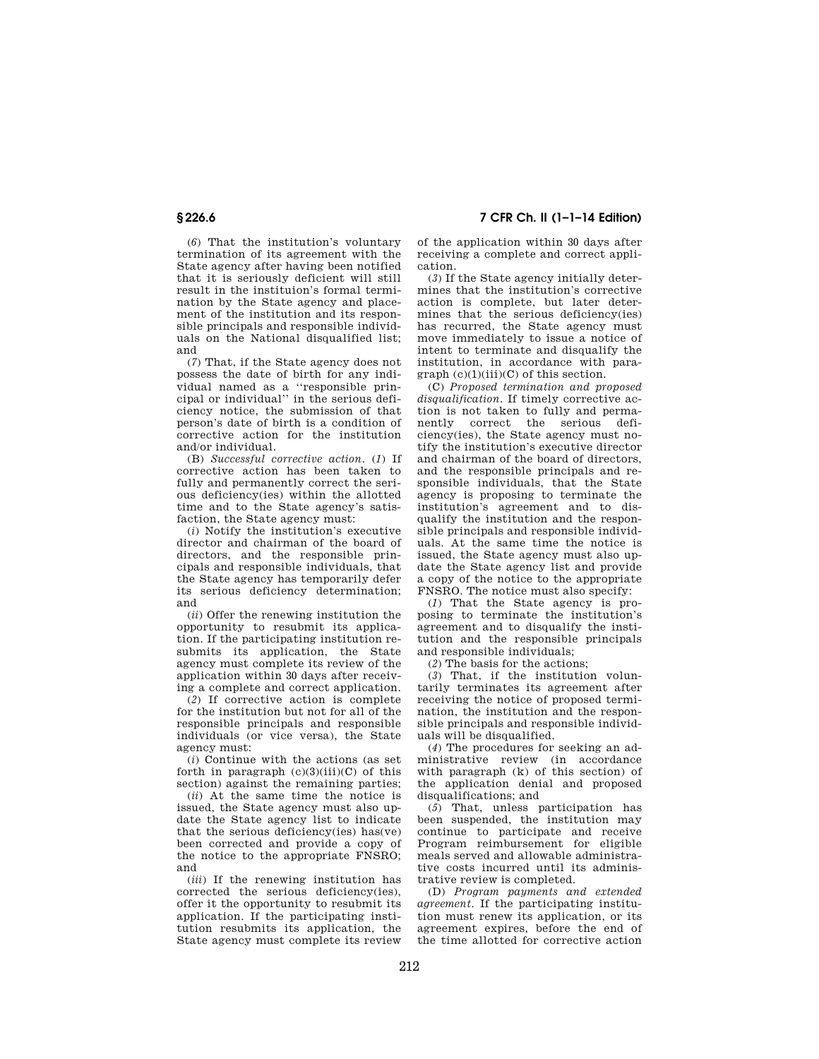(*6*) That the institution's voluntary termination of its agreement with the State agency after having been notified that it is seriously deficient will still result in the instituion's formal termination by the State agency and placement of the institution and its responsible principals and responsible individuals on the National disqualified list; and

(*7*) That, if the State agency does not possess the date of birth for any individual named as a ''responsible principal or individual'' in the serious deficiency notice, the submission of that person's date of birth is a condition of corrective action for the institution and/or individual.

(B) *Successful corrective action.* (*1*) If corrective action has been taken to fully and permanently correct the serious deficiency(ies) within the allotted time and to the State agency's satisfaction, the State agency must:

(*i*) Notify the institution's executive director and chairman of the board of directors, and the responsible principals and responsible individuals, that the State agency has temporarily defer its serious deficiency determination; and

(*ii*) Offer the renewing institution the opportunity to resubmit its application. If the participating institution resubmits its application, the State agency must complete its review of the application within 30 days after receiving a complete and correct application.

(*2*) If corrective action is complete for the institution but not for all of the responsible principals and responsible individuals (or vice versa), the State agency must:

(*i*) Continue with the actions (as set forth in paragraph (c)(3)(iii)(C) of this section) against the remaining parties;

(*ii*) At the same time the notice is issued, the State agency must also update the State agency list to indicate that the serious deficiency(ies) has(ve) been corrected and provide a copy of the notice to the appropriate FNSRO; and

(*iii*) If the renewing institution has corrected the serious deficiency(ies), offer it the opportunity to resubmit its application. If the participating institution resubmits its application, the State agency must complete its review of the application within 30 days after receiving a complete and correct application.

(*3*) If the State agency initially determines that the institution's corrective action is complete, but later determines that the serious deficiency(ies) has recurred, the State agency must move immediately to issue a notice of intent to terminate and disqualify the institution, in accordance with paragraph (c)(1)(iii)(C) of this section.

(C) *Proposed termination and proposed disqualification.* If timely corrective action is not taken to fully and permanently correct the serious deficiency(ies), the State agency must notify the institution's executive director and chairman of the board of directors, and the responsible principals and responsible individuals, that the State agency is proposing to terminate the institution's agreement and to disqualify the institution and the responsible principals and responsible individuals. At the same time the notice is issued, the State agency must also update the State agency list and provide a copy of the notice to the appropriate FNSRO. The notice must also specify:

(*1*) That the State agency is proposing to terminate the institution's agreement and to disqualify the institution and the responsible principals and responsible individuals;

(*2*) The basis for the actions;

(*3*) That, if the institution voluntarily terminates its agreement after receiving the notice of proposed termination, the institution and the responsible principals and responsible individuals will be disqualified.

(*4*) The procedures for seeking an administrative review (in accordance with paragraph (k) of this section) of the application denial and proposed disqualifications; and

(*5*) That, unless participation has been suspended, the institution may continue to participate and receive Program reimbursement for eligible meals served and allowable administrative costs incurred until its administrative review is completed.

(D) *Program payments and extended agreement.* If the participating institution must renew its application, or its agreement expires, before the end of the time allotted for corrective action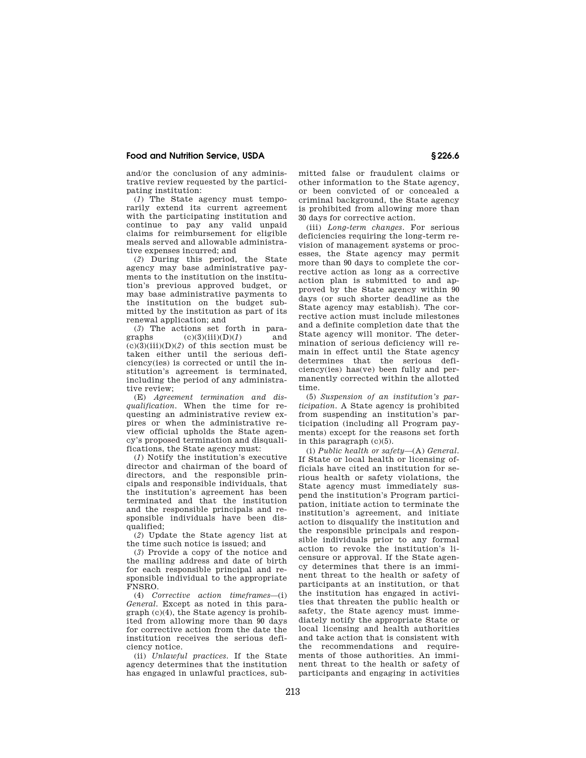and/or the conclusion of any administrative review requested by the participating institution:

(*1*) The State agency must temporarily extend its current agreement with the participating institution and continue to pay any valid unpaid claims for reimbursement for eligible meals served and allowable administrative expenses incurred; and

(*2*) During this period, the State agency may base administrative payments to the institution on the institution's previous approved budget, or may base administrative payments to the institution on the budget submitted by the institution as part of its renewal application; and

(*3*) The actions set forth in paragraphs (c)(3)(iii)(D)(*1*) and (c)(3)(iii)(D)(*2*) of this section must be taken either until the serious deficiency(ies) is corrected or until the institution's agreement is terminated, including the period of any administrative review;

(E) *Agreement termination and disqualification.* When the time for requesting an administrative review expires or when the administrative review official upholds the State agency's proposed termination and disqualifications, the State agency must:

(*1*) Notify the institution's executive director and chairman of the board of directors, and the responsible principals and responsible individuals, that the institution's agreement has been terminated and that the institution and the responsible principals and responsible individuals have been disqualified;

(*2*) Update the State agency list at the time such notice is issued; and

(*3*) Provide a copy of the notice and the mailing address and date of birth for each responsible principal and responsible individual to the appropriate FNSRO.

(4) *Corrective action timeframes*—(i) *General.* Except as noted in this paragraph (c)(4), the State agency is prohibited from allowing more than 90 days for corrective action from the date the institution receives the serious deficiency notice.

(ii) *Unlawful practices.* If the State agency determines that the institution has engaged in unlawful practices, submitted false or fraudulent claims or other information to the State agency, or been convicted of or concealed a criminal background, the State agency is prohibited from allowing more than 30 days for corrective action.

(iii) *Long-term changes.* For serious deficiencies requiring the long-term revision of management systems or processes, the State agency may permit more than 90 days to complete the corrective action as long as a corrective action plan is submitted to and approved by the State agency within 90 days (or such shorter deadline as the State agency may establish). The corrective action must include milestones and a definite completion date that the State agency will monitor. The determination of serious deficiency will remain in effect until the State agency determines that the serious deficiency(ies) has(ve) been fully and permanently corrected within the allotted time.

(5) *Suspension of an institution's participation.* A State agency is prohibited from suspending an institution's participation (including all Program payments) except for the reasons set forth in this paragraph (c)(5).

(i) *Public health or safety*—(A) *General.* If State or local health or licensing officials have cited an institution for serious health or safety violations, the State agency must immediately suspend the institution's Program participation, initiate action to terminate the institution's agreement, and initiate action to disqualify the institution and the responsible principals and responsible individuals prior to any formal action to revoke the institution's licensure or approval. If the State agency determines that there is an imminent threat to the health or safety of participants at an institution, or that the institution has engaged in activities that threaten the public health or safety, the State agency must immediately notify the appropriate State or local licensing and health authorities and take action that is consistent with the recommendations and requirements of those authorities. An imminent threat to the health or safety of participants and engaging in activities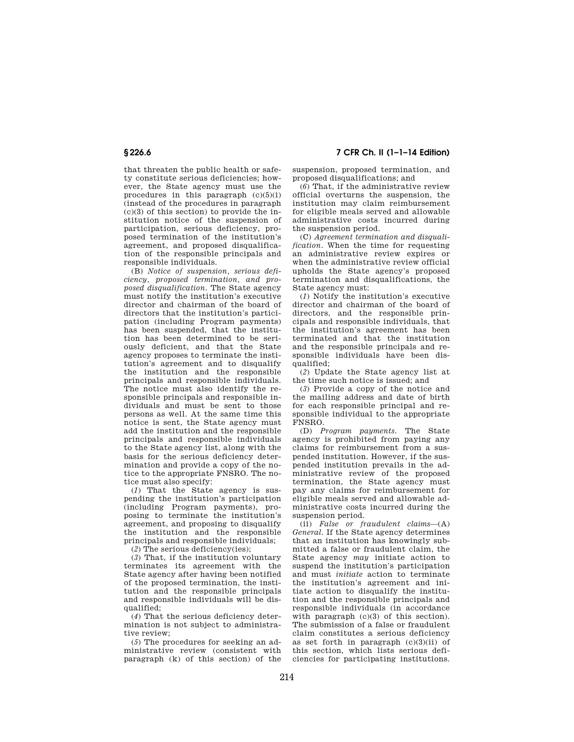that threaten the public health or safety constitute serious deficiencies; however, the State agency must use the procedures in this paragraph (c)(5)(i) (instead of the procedures in paragraph (c)(3) of this section) to provide the institution notice of the suspension of participation, serious deficiency, proposed termination of the institution's agreement, and proposed disqualification of the responsible principals and responsible individuals.

(B) *Notice of suspension, serious deficiency, proposed termination, and proposed disqualification.* The State agency must notify the institution's executive director and chairman of the board of directors that the institution's participation (including Program payments) has been suspended, that the institution has been determined to be seriously deficient, and that the State agency proposes to terminate the institution's agreement and to disqualify the institution and the responsible principals and responsible individuals. The notice must also identify the responsible principals and responsible individuals and must be sent to those persons as well. At the same time this notice is sent, the State agency must add the institution and the responsible principals and responsible individuals to the State agency list, along with the basis for the serious deficiency determination and provide a copy of the notice to the appropriate FNSRO. The notice must also specify:

(*1*) That the State agency is suspending the institution's participation (including Program payments), proposing to terminate the institution's agreement, and proposing to disqualify the institution and the responsible principals and responsible individuals;

(*2*) The serious deficiency(ies);

(*3*) That, if the institution voluntary terminates its agreement with the State agency after having been notified of the proposed termination, the institution and the responsible principals and responsible individuals will be disqualified;

(*4*) That the serious deficiency determination is not subject to administrative review;

(*5*) The procedures for seeking an administrative review (consistent with paragraph (k) of this section) of the suspension, proposed termination, and proposed disqualifications; and

(*6*) That, if the administrative review official overturns the suspension, the institution may claim reimbursement for eligible meals served and allowable administrative costs incurred during the suspension period.

(C) *Agreement termination and disqualification.* When the time for requesting an administrative review expires or when the administrative review official upholds the State agency's proposed termination and disqualifications, the State agency must:

(*1*) Notify the institution's executive director and chairman of the board of directors, and the responsible principals and responsible individuals, that the institution's agreement has been terminated and that the institution and the responsible principals and responsible individuals have been disqualified;

(*2*) Update the State agency list at the time such notice is issued; and

(*3*) Provide a copy of the notice and the mailing address and date of birth for each responsible principal and responsible individual to the appropriate FNSRO.

(D) *Program payments.* The State agency is prohibited from paying any claims for reimbursement from a suspended institution. However, if the suspended institution prevails in the administrative review of the proposed termination, the State agency must pay any claims for reimbursement for eligible meals served and allowable administrative costs incurred during the suspension period.

(ii) *False or fraudulent claims*—(A) *General.* If the State agency determines that an institution has knowingly submitted a false or fraudulent claim, the State agency *may* initiate action to suspend the institution's participation and must *initiate* action to terminate the institution's agreement and initiate action to disqualify the institution and the responsible principals and responsible individuals (in accordance with paragraph (c)(3) of this section). The submission of a false or fraudulent claim constitutes a serious deficiency as set forth in paragraph (c)(3)(ii) of this section, which lists serious deficiencies for participating institutions.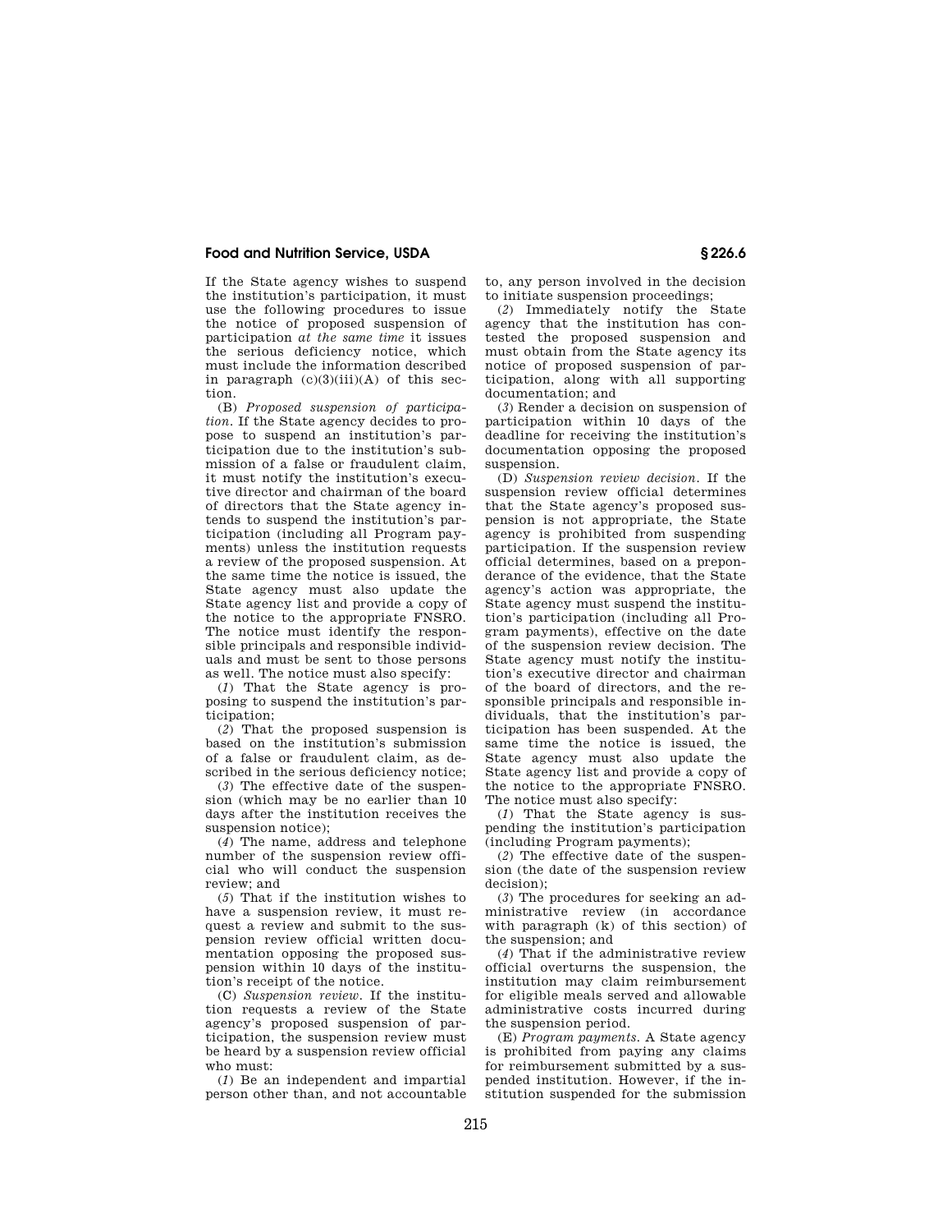If the State agency wishes to suspend the institution's participation, it must use the following procedures to issue the notice of proposed suspension of participation *at the same time* it issues the serious deficiency notice, which must include the information described in paragraph (c)(3)(iii)(A) of this section.

(B) *Proposed suspension of participation.* If the State agency decides to propose to suspend an institution's participation due to the institution's submission of a false or fraudulent claim, it must notify the institution's executive director and chairman of the board of directors that the State agency intends to suspend the institution's participation (including all Program payments) unless the institution requests a review of the proposed suspension. At the same time the notice is issued, the State agency must also update the State agency list and provide a copy of the notice to the appropriate FNSRO. The notice must identify the responsible principals and responsible individuals and must be sent to those persons as well. The notice must also specify:

(*1*) That the State agency is proposing to suspend the institution's participation;

(*2*) That the proposed suspension is based on the institution's submission of a false or fraudulent claim, as described in the serious deficiency notice;

(*3*) The effective date of the suspension (which may be no earlier than 10 days after the institution receives the suspension notice);

(*4*) The name, address and telephone number of the suspension review official who will conduct the suspension review; and

(*5*) That if the institution wishes to have a suspension review, it must request a review and submit to the suspension review official written documentation opposing the proposed suspension within 10 days of the institution's receipt of the notice.

(C) *Suspension review.* If the institution requests a review of the State agency's proposed suspension of participation, the suspension review must be heard by a suspension review official who must:

(*1*) Be an independent and impartial person other than, and not accountable to, any person involved in the decision to initiate suspension proceedings;

(*2*) Immediately notify the State agency that the institution has contested the proposed suspension and must obtain from the State agency its notice of proposed suspension of participation, along with all supporting documentation; and

(*3*) Render a decision on suspension of participation within 10 days of the deadline for receiving the institution's documentation opposing the proposed suspension.

(D) *Suspension review decision.* If the suspension review official determines that the State agency's proposed suspension is not appropriate, the State agency is prohibited from suspending participation. If the suspension review official determines, based on a preponderance of the evidence, that the State agency's action was appropriate, the State agency must suspend the institution's participation (including all Program payments), effective on the date of the suspension review decision. The State agency must notify the institution's executive director and chairman of the board of directors, and the responsible principals and responsible individuals, that the institution's participation has been suspended. At the same time the notice is issued, the State agency must also update the State agency list and provide a copy of the notice to the appropriate FNSRO. The notice must also specify:

(*1*) That the State agency is suspending the institution's participation (including Program payments);

(*2*) The effective date of the suspension (the date of the suspension review decision);

(*3*) The procedures for seeking an administrative review (in accordance with paragraph (k) of this section) of the suspension; and

(*4*) That if the administrative review official overturns the suspension, the institution may claim reimbursement for eligible meals served and allowable administrative costs incurred during the suspension period.

(E) *Program payments.* A State agency is prohibited from paying any claims for reimbursement submitted by a suspended institution. However, if the institution suspended for the submission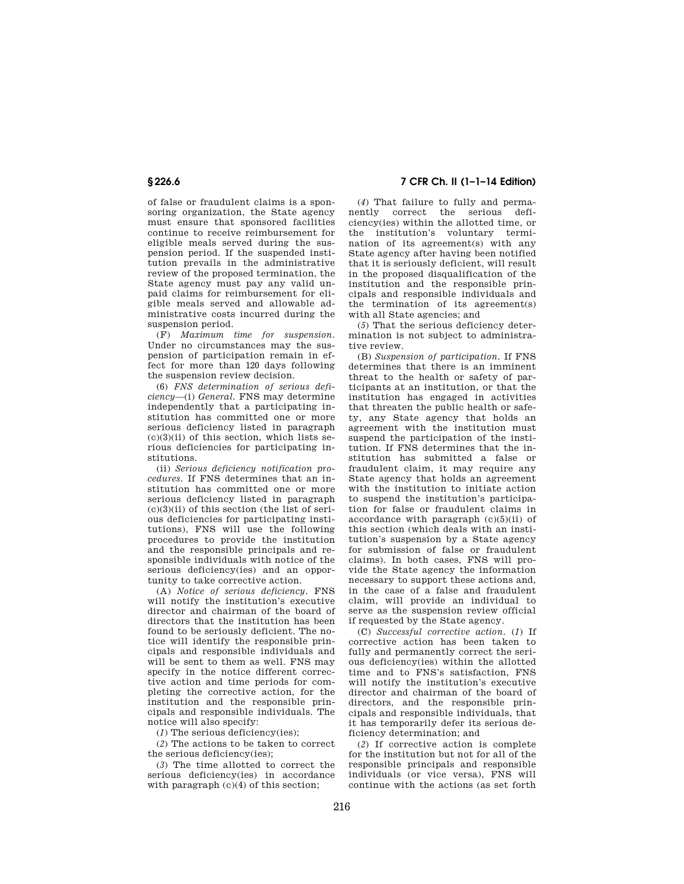of false or fraudulent claims is a sponsoring organization, the State agency must ensure that sponsored facilities continue to receive reimbursement for eligible meals served during the suspension period. If the suspended institution prevails in the administrative review of the proposed termination, the State agency must pay any valid unpaid claims for reimbursement for eligible meals served and allowable administrative costs incurred during the suspension period.

(F) *Maximum time for suspension.* Under no circumstances may the suspension of participation remain in effect for more than 120 days following the suspension review decision.

(6) *FNS determination of serious deficiency*—(i) *General.* FNS may determine independently that a participating institution has committed one or more serious deficiency listed in paragraph (c)(3)(ii) of this section, which lists serious deficiencies for participating institutions.

(ii) *Serious deficiency notification procedures.* If FNS determines that an institution has committed one or more serious deficiency listed in paragraph (c)(3)(ii) of this section (the list of serious deficiencies for participating institutions), FNS will use the following procedures to provide the institution and the responsible principals and responsible individuals with notice of the serious deficiency(ies) and an opportunity to take corrective action.

(A) *Notice of serious deficiency.* FNS will notify the institution's executive director and chairman of the board of directors that the institution has been found to be seriously deficient. The notice will identify the responsible principals and responsible individuals and will be sent to them as well. FNS may specify in the notice different corrective action and time periods for completing the corrective action, for the institution and the responsible principals and responsible individuals. The notice will also specify:

(*1*) The serious deficiency(ies);

(*2*) The actions to be taken to correct the serious deficiency(ies);

(*3*) The time allotted to correct the serious deficiency(ies) in accordance with paragraph (c)(4) of this section;

(*4*) That failure to fully and permanently correct the serious deficiency(ies) within the allotted time, or the institution's voluntary termination of its agreement(s) with any State agency after having been notified that it is seriously deficient, will result in the proposed disqualification of the institution and the responsible principals and responsible individuals and the termination of its agreement(s) with all State agencies; and

(*5*) That the serious deficiency determination is not subject to administrative review.

(B) *Suspension of participation.* If FNS determines that there is an imminent threat to the health or safety of participants at an institution, or that the institution has engaged in activities that threaten the public health or safety, any State agency that holds an agreement with the institution must suspend the participation of the institution. If FNS determines that the institution has submitted a false or fraudulent claim, it may require any State agency that holds an agreement with the institution to initiate action to suspend the institution's participation for false or fraudulent claims in accordance with paragraph (c)(5)(ii) of this section (which deals with an institution's suspension by a State agency for submission of false or fraudulent claims). In both cases, FNS will provide the State agency the information necessary to support these actions and, in the case of a false and fraudulent claim, will provide an individual to serve as the suspension review official if requested by the State agency.

(C) *Successful corrective action.* (*1*) If corrective action has been taken to fully and permanently correct the serious deficiency(ies) within the allotted time and to FNS's satisfaction, FNS will notify the institution's executive director and chairman of the board of directors, and the responsible principals and responsible individuals, that it has temporarily defer its serious deficiency determination; and

(*2*) If corrective action is complete for the institution but not for all of the responsible principals and responsible individuals (or vice versa), FNS will continue with the actions (as set forth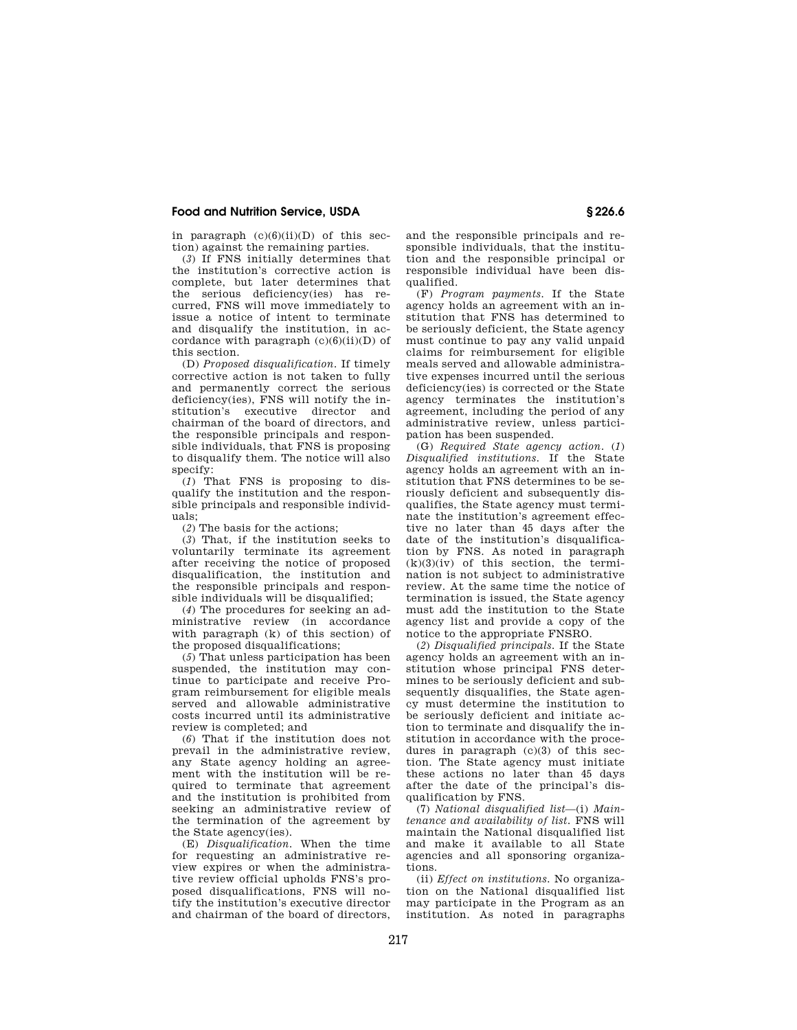in paragraph (c)(6)(ii)(D) of this section) against the remaining parties.

(*3*) If FNS initially determines that the institution's corrective action is complete, but later determines that the serious deficiency(ies) has recurred, FNS will move immediately to issue a notice of intent to terminate and disqualify the institution, in accordance with paragraph (c)(6)(ii)(D) of this section.

(D) *Proposed disqualification.* If timely corrective action is not taken to fully and permanently correct the serious deficiency(ies), FNS will notify the institution's executive director and chairman of the board of directors, and the responsible principals and responsible individuals, that FNS is proposing to disqualify them. The notice will also specify:

(*1*) That FNS is proposing to disqualify the institution and the responsible principals and responsible individuals;

(*2*) The basis for the actions;

(*3*) That, if the institution seeks to voluntarily terminate its agreement after receiving the notice of proposed disqualification, the institution and the responsible principals and responsible individuals will be disqualified;

(*4*) The procedures for seeking an administrative review (in accordance with paragraph (k) of this section) of the proposed disqualifications;

(*5*) That unless participation has been suspended, the institution may continue to participate and receive Program reimbursement for eligible meals served and allowable administrative costs incurred until its administrative review is completed; and

(*6*) That if the institution does not prevail in the administrative review, any State agency holding an agreement with the institution will be required to terminate that agreement and the institution is prohibited from seeking an administrative review of the termination of the agreement by the State agency(ies).

(E) *Disqualification.* When the time for requesting an administrative review expires or when the administrative review official upholds FNS's proposed disqualifications, FNS will notify the institution's executive director and chairman of the board of directors, and the responsible principals and responsible individuals, that the institution and the responsible principal or responsible individual have been disqualified.

(F) *Program payments.* If the State agency holds an agreement with an institution that FNS has determined to be seriously deficient, the State agency must continue to pay any valid unpaid claims for reimbursement for eligible meals served and allowable administrative expenses incurred until the serious deficiency(ies) is corrected or the State agency terminates the institution's agreement, including the period of any administrative review, unless participation has been suspended.

(G) *Required State agency action.* (*1*) *Disqualified institutions.* If the State agency holds an agreement with an institution that FNS determines to be seriously deficient and subsequently disqualifies, the State agency must terminate the institution's agreement effective no later than 45 days after the date of the institution's disqualification by FNS. As noted in paragraph (k)(3)(iv) of this section, the termination is not subject to administrative review. At the same time the notice of termination is issued, the State agency must add the institution to the State agency list and provide a copy of the notice to the appropriate FNSRO.

(*2*) *Disqualified principals.* If the State agency holds an agreement with an institution whose principal FNS determines to be seriously deficient and subsequently disqualifies, the State agency must determine the institution to be seriously deficient and initiate action to terminate and disqualify the institution in accordance with the procedures in paragraph (c)(3) of this section. The State agency must initiate these actions no later than 45 days after the date of the principal's disqualification by FNS.

(7) *National disqualified list*—(i) *Maintenance and availability of list.* FNS will maintain the National disqualified list and make it available to all State agencies and all sponsoring organizations.

(ii) *Effect on institutions.* No organization on the National disqualified list may participate in the Program as an institution. As noted in paragraphs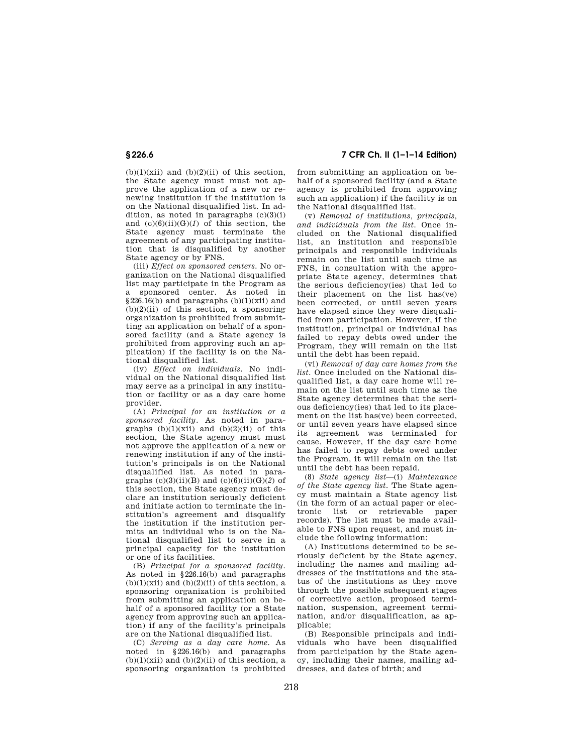(b)(1)(xii) and (b)(2)(ii) of this section, the State agency must must not approve the application of a new or renewing institution if the institution is on the National disqualified list. In addition, as noted in paragraphs (c)(3)(i) and (c)(6)(ii)(G)(*1*) of this section, the State agency must terminate the agreement of any participating institution that is disqualified by another State agency or by FNS.

(iii) *Effect on sponsored centers.* No organization on the National disqualified list may participate in the Program as a sponsored center. As noted in §226.16(b) and paragraphs (b)(1)(xii) and (b)(2)(ii) of this section, a sponsoring organization is prohibited from submitting an application on behalf of a sponsored facility (and a State agency is prohibited from approving such an application) if the facility is on the National disqualified list.

(iv) *Effect on individuals.* No individual on the National disqualified list may serve as a principal in any institution or facility or as a day care home provider.

(A) *Principal for an institution or a sponsored facility.* As noted in paragraphs (b)(1)(xii) and (b)(2)(ii) of this section, the State agency must must not approve the application of a new or renewing institution if any of the institution's principals is on the National disqualified list. As noted in paragraphs (c)(3)(ii)(B) and (c)(6)(ii)(G)(*2*) of this section, the State agency must declare an institution seriously deficient and initiate action to terminate the institution's agreement and disqualify the institution if the institution permits an individual who is on the National disqualified list to serve in a principal capacity for the institution or one of its facilities.

(B) *Principal for a sponsored facility.* As noted in §226.16(b) and paragraphs (b)(1)(xii) and (b)(2)(ii) of this section, a sponsoring organization is prohibited from submitting an application on behalf of a sponsored facility (or a State agency from approving such an application) if any of the facility's principals are on the National disqualified list.

(C) *Serving as a day care home.* As noted in §226.16(b) and paragraphs (b)(1)(xii) and (b)(2)(ii) of this section, a sponsoring organization is prohibited from submitting an application on behalf of a sponsored facility (and a State agency is prohibited from approving such an application) if the facility is on the National disqualified list.

(v) *Removal of institutions, principals, and individuals from the list.* Once included on the National disqualified list, an institution and responsible principals and responsible individuals remain on the list until such time as FNS, in consultation with the appropriate State agency, determines that the serious deficiency(ies) that led to their placement on the list has(ve) been corrected, or until seven years have elapsed since they were disqualified from participation. However, if the institution, principal or individual has failed to repay debts owed under the Program, they will remain on the list until the debt has been repaid.

(vi) *Removal of day care homes from the list.* Once included on the National disqualified list, a day care home will remain on the list until such time as the State agency determines that the serious deficiency(ies) that led to its placement on the list has(ve) been corrected, or until seven years have elapsed since its agreement was terminated for cause. However, if the day care home has failed to repay debts owed under the Program, it will remain on the list until the debt has been repaid.

(8) *State agency list*—(i) *Maintenance of the State agency list.* The State agency must maintain a State agency list (in the form of an actual paper or electronic list or retrievable paper records). The list must be made available to FNS upon request, and must include the following information:

(A) Institutions determined to be seriously deficient by the State agency, including the names and mailing addresses of the institutions and the status of the institutions as they move through the possible subsequent stages of corrective action, proposed termination, suspension, agreement termination, and/or disqualification, as applicable;

(B) Responsible principals and individuals who have been disqualified from participation by the State agency, including their names, mailing addresses, and dates of birth; and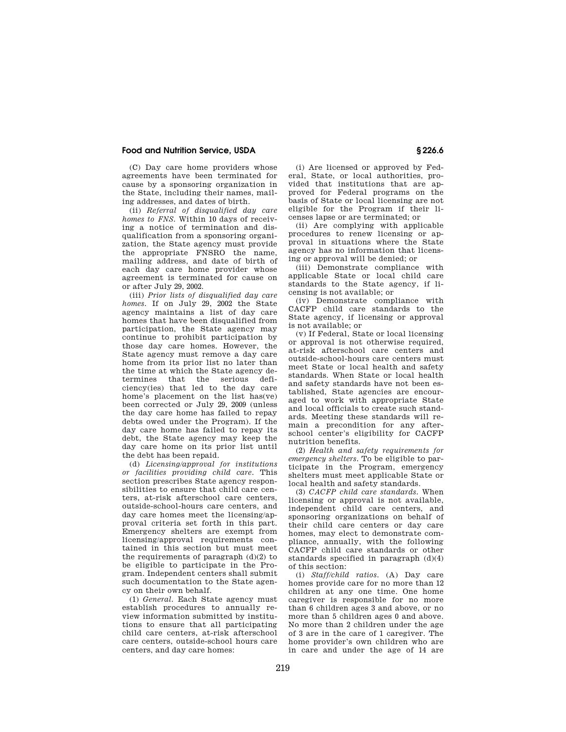(C) Day care home providers whose agreements have been terminated for cause by a sponsoring organization in the State, including their names, mailing addresses, and dates of birth.

(ii) *Referral of disqualified day care homes to FNS.* Within 10 days of receiving a notice of termination and disqualification from a sponsoring organization, the State agency must provide the appropriate FNSRO the name, mailing address, and date of birth of each day care home provider whose agreement is terminated for cause on or after July 29, 2002.

(iii) *Prior lists of disqualified day care homes.* If on July 29, 2002 the State agency maintains a list of day care homes that have been disqualified from participation, the State agency may continue to prohibit participation by those day care homes. However, the State agency must remove a day care home from its prior list no later than the time at which the State agency determines that the serious deficiency(ies) that led to the day care home's placement on the list has(ve) been corrected or July 29, 2009 (unless the day care home has failed to repay debts owed under the Program). If the day care home has failed to repay its debt, the State agency may keep the day care home on its prior list until the debt has been repaid.

(d) *Licensing/approval for institutions or facilities providing child care.* This section prescribes State agency responsibilities to ensure that child care centers, at-risk afterschool care centers, outside-school-hours care centers, and day care homes meet the licensing/approval criteria set forth in this part. Emergency shelters are exempt from licensing/approval requirements contained in this section but must meet the requirements of paragraph (d)(2) to be eligible to participate in the Program. Independent centers shall submit such documentation to the State agency on their own behalf.

(1) *General.* Each State agency must establish procedures to annually review information submitted by institutions to ensure that all participating child care centers, at-risk afterschool care centers, outside-school hours care centers, and day care homes:

(i) Are licensed or approved by Federal, State, or local authorities, provided that institutions that are approved for Federal programs on the basis of State or local licensing are not eligible for the Program if their licenses lapse or are terminated; or

(ii) Are complying with applicable procedures to renew licensing or approval in situations where the State agency has no information that licensing or approval will be denied; or

(iii) Demonstrate compliance with applicable State or local child care standards to the State agency, if licensing is not available; or

(iv) Demonstrate compliance with CACFP child care standards to the State agency, if licensing or approval is not available; or

(v) If Federal, State or local licensing or approval is not otherwise required, at-risk afterschool care centers and outside-school-hours care centers must meet State or local health and safety standards. When State or local health and safety standards have not been established, State agencies are encouraged to work with appropriate State and local officials to create such standards. Meeting these standards will remain a precondition for any afterschool center's eligibility for CACFP nutrition benefits.

(2) *Health and safety requirements for emergency shelters.* To be eligible to participate in the Program, emergency shelters must meet applicable State or local health and safety standards.

(3) *CACFP child care standards.* When licensing or approval is not available, independent child care centers, and sponsoring organizations on behalf of their child care centers or day care homes, may elect to demonstrate compliance, annually, with the following CACFP child care standards or other standards specified in paragraph (d)(4) of this section:

(i) *Staff/child ratios.* (A) Day care homes provide care for no more than 12 children at any one time. One home caregiver is responsible for no more than 6 children ages 3 and above, or no more than 5 children ages 0 and above. No more than 2 children under the age of 3 are in the care of 1 caregiver. The home provider's own children who are in care and under the age of 14 are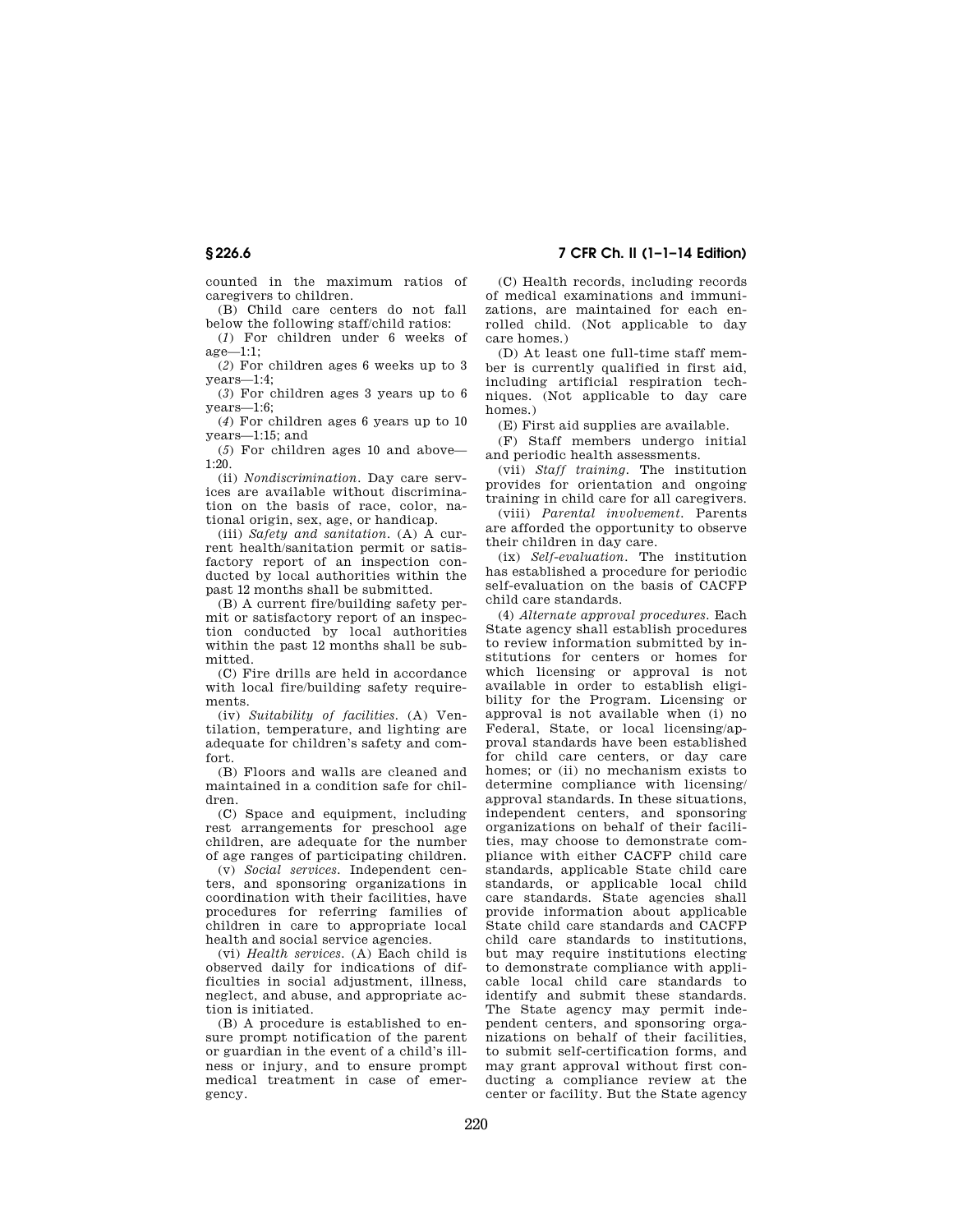counted in the maximum ratios of caregivers to children.

(B) Child care centers do not fall below the following staff/child ratios:

(*1*) For children under 6 weeks of age—1:1;

(*2*) For children ages 6 weeks up to 3 years—1:4;

(*3*) For children ages 3 years up to 6 years—1:6;

(*4*) For children ages 6 years up to 10 years—1:15; and

(*5*) For children ages 10 and above—1:20.

(ii) *Nondiscrimination.* Day care services are available without discrimination on the basis of race, color, national origin, sex, age, or handicap.

(iii) *Safety and sanitation.* (A) A current health/sanitation permit or satisfactory report of an inspection conducted by local authorities within the past 12 months shall be submitted.

(B) A current fire/building safety permit or satisfactory report of an inspection conducted by local authorities within the past 12 months shall be submitted.

(C) Fire drills are held in accordance with local fire/building safety requirements.

(iv) *Suitability of facilities.* (A) Ventilation, temperature, and lighting are adequate for children's safety and comfort.

(B) Floors and walls are cleaned and maintained in a condition safe for children.

(C) Space and equipment, including rest arrangements for preschool age children, are adequate for the number of age ranges of participating children.

(v) *Social services.* Independent centers, and sponsoring organizations in coordination with their facilities, have procedures for referring families of children in care to appropriate local health and social service agencies.

(vi) *Health services.* (A) Each child is observed daily for indications of difficulties in social adjustment, illness, neglect, and abuse, and appropriate action is initiated.

(B) A procedure is established to ensure prompt notification of the parent or guardian in the event of a child's illness or injury, and to ensure prompt medical treatment in case of emergency.

(C) Health records, including records of medical examinations and immunizations, are maintained for each enrolled child. (Not applicable to day care homes.)

(D) At least one full-time staff member is currently qualified in first aid, including artificial respiration techniques. (Not applicable to day care homes.)

(E) First aid supplies are available.

(F) Staff members undergo initial and periodic health assessments.

(vii) *Staff training.* The institution provides for orientation and ongoing training in child care for all caregivers.

(viii) *Parental involvement.* Parents are afforded the opportunity to observe their children in day care.

(ix) *Self-evaluation.* The institution has established a procedure for periodic self-evaluation on the basis of CACFP child care standards.

(4) *Alternate approval procedures.* Each State agency shall establish procedures to review information submitted by institutions for centers or homes for which licensing or approval is not available in order to establish eligibility for the Program. Licensing or approval is not available when (i) no Federal, State, or local licensing/approval standards have been established for child care centers, or day care homes; or (ii) no mechanism exists to determine compliance with licensing/approval standards. In these situations, independent centers, and sponsoring organizations on behalf of their facilities, may choose to demonstrate compliance with either CACFP child care standards, applicable State child care standards, or applicable local child care standards. State agencies shall provide information about applicable State child care standards and CACFP child care standards to institutions, but may require institutions electing to demonstrate compliance with applicable local child care standards to identify and submit these standards. The State agency may permit independent centers, and sponsoring organizations on behalf of their facilities, to submit self-certification forms, and may grant approval without first conducting a compliance review at the center or facility. But the State agency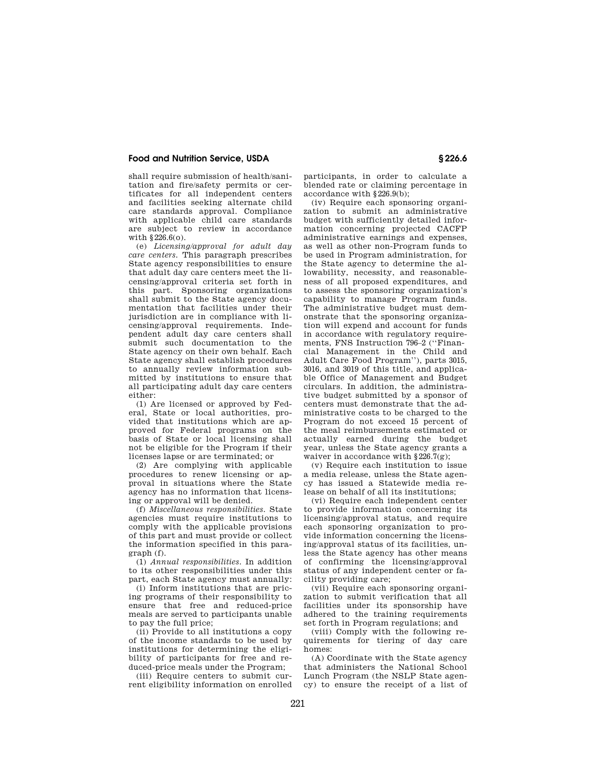shall require submission of health/sanitation and fire/safety permits or certificates for all independent centers and facilities seeking alternate child care standards approval. Compliance with applicable child care standards are subject to review in accordance with §226.6(o).

(e) *Licensing/approval for adult day care centers.* This paragraph prescribes State agency responsibilities to ensure that adult day care centers meet the licensing/approval criteria set forth in this part. Sponsoring organizations shall submit to the State agency documentation that facilities under their jurisdiction are in compliance with licensing/approval requirements. Independent adult day care centers shall submit such documentation to the State agency on their own behalf. Each State agency shall establish procedures to annually review information submitted by institutions to ensure that all participating adult day care centers either:

(1) Are licensed or approved by Federal, State or local authorities, provided that institutions which are approved for Federal programs on the basis of State or local licensing shall not be eligible for the Program if their licenses lapse or are terminated; or

(2) Are complying with applicable procedures to renew licensing or approval in situations where the State agency has no information that licensing or approval will be denied.

(f) *Miscellaneous responsibilities.* State agencies must require institutions to comply with the applicable provisions of this part and must provide or collect the information specified in this paragraph (f).

(1) *Annual responsibilities.* In addition to its other responsibilities under this part, each State agency must annually:

(i) Inform institutions that are pricing programs of their responsibility to ensure that free and reduced-price meals are served to participants unable to pay the full price;

(ii) Provide to all institutions a copy of the income standards to be used by institutions for determining the eligibility of participants for free and reduced-price meals under the Program;

(iii) Require centers to submit current eligibility information on enrolled participants, in order to calculate a blended rate or claiming percentage in accordance with §226.9(b);

(iv) Require each sponsoring organization to submit an administrative budget with sufficiently detailed information concerning projected CACFP administrative earnings and expenses, as well as other non-Program funds to be used in Program administration, for the State agency to determine the allowability, necessity, and reasonableness of all proposed expenditures, and to assess the sponsoring organization's capability to manage Program funds. The administrative budget must demonstrate that the sponsoring organization will expend and account for funds in accordance with regulatory requirements, FNS Instruction 796–2 (''Financial Management in the Child and Adult Care Food Program''), parts 3015, 3016, and 3019 of this title, and applicable Office of Management and Budget circulars. In addition, the administrative budget submitted by a sponsor of centers must demonstrate that the administrative costs to be charged to the Program do not exceed 15 percent of the meal reimbursements estimated or actually earned during the budget year, unless the State agency grants a waiver in accordance with §226.7(g);

(v) Require each institution to issue a media release, unless the State agency has issued a Statewide media release on behalf of all its institutions;

(vi) Require each independent center to provide information concerning its licensing/approval status, and require each sponsoring organization to provide information concerning the licensing/approval status of its facilities, unless the State agency has other means of confirming the licensing/approval status of any independent center or facility providing care;

(vii) Require each sponsoring organization to submit verification that all facilities under its sponsorship have adhered to the training requirements set forth in Program regulations; and

(viii) Comply with the following requirements for tiering of day care homes:

(A) Coordinate with the State agency that administers the National School Lunch Program (the NSLP State agency) to ensure the receipt of a list of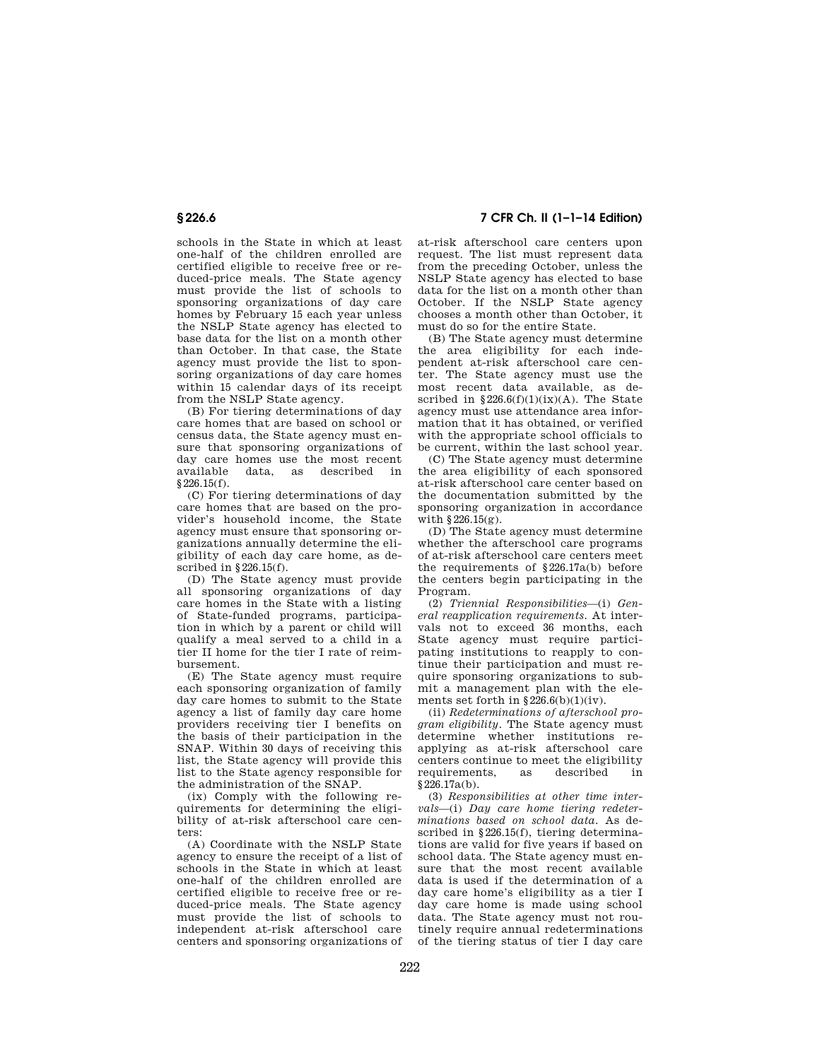schools in the State in which at least one-half of the children enrolled are certified eligible to receive free or reduced-price meals. The State agency must provide the list of schools to sponsoring organizations of day care homes by February 15 each year unless the NSLP State agency has elected to base data for the list on a month other than October. In that case, the State agency must provide the list to sponsoring organizations of day care homes within 15 calendar days of its receipt from the NSLP State agency.

(B) For tiering determinations of day care homes that are based on school or census data, the State agency must ensure that sponsoring organizations of day care homes use the most recent available data, as described in §226.15(f).

(C) For tiering determinations of day care homes that are based on the provider's household income, the State agency must ensure that sponsoring organizations annually determine the eligibility of each day care home, as described in §226.15(f).

(D) The State agency must provide all sponsoring organizations of day care homes in the State with a listing of State-funded programs, participation in which by a parent or child will qualify a meal served to a child in a tier II home for the tier I rate of reimbursement.

(E) The State agency must require each sponsoring organization of family day care homes to submit to the State agency a list of family day care home providers receiving tier I benefits on the basis of their participation in the SNAP. Within 30 days of receiving this list, the State agency will provide this list to the State agency responsible for the administration of the SNAP.

(ix) Comply with the following requirements for determining the eligibility of at-risk afterschool care centers:

(A) Coordinate with the NSLP State agency to ensure the receipt of a list of schools in the State in which at least one-half of the children enrolled are certified eligible to receive free or reduced-price meals. The State agency must provide the list of schools to independent at-risk afterschool care centers and sponsoring organizations of at-risk afterschool care centers upon request. The list must represent data from the preceding October, unless the NSLP State agency has elected to base data for the list on a month other than October. If the NSLP State agency chooses a month other than October, it must do so for the entire State.

(B) The State agency must determine the area eligibility for each independent at-risk afterschool care center. The State agency must use the most recent data available, as described in §226.6(f)(1)(ix)(A). The State agency must use attendance area information that it has obtained, or verified with the appropriate school officials to be current, within the last school year.

(C) The State agency must determine the area eligibility of each sponsored at-risk afterschool care center based on the documentation submitted by the sponsoring organization in accordance with §226.15(g).

(D) The State agency must determine whether the afterschool care programs of at-risk afterschool care centers meet the requirements of §226.17a(b) before the centers begin participating in the Program.

(2) *Triennial Responsibilities*—(i) *General reapplication requirements*. At intervals not to exceed 36 months, each State agency must require participating institutions to reapply to continue their participation and must require sponsoring organizations to submit a management plan with the elements set forth in §226.6(b)(1)(iv).

(ii) *Redeterminations of afterschool program eligibility*. The State agency must determine whether institutions reapplying as at-risk afterschool care centers continue to meet the eligibility requirements, as described in §226.17a(b).

(3) *Responsibilities at other time intervals*—(i) *Day care home tiering redeterminations based on school data*. As described in §226.15(f), tiering determinations are valid for five years if based on school data. The State agency must ensure that the most recent available data is used if the determination of a day care home's eligibility as a tier I day care home is made using school data. The State agency must not routinely require annual redeterminations of the tiering status of tier I day care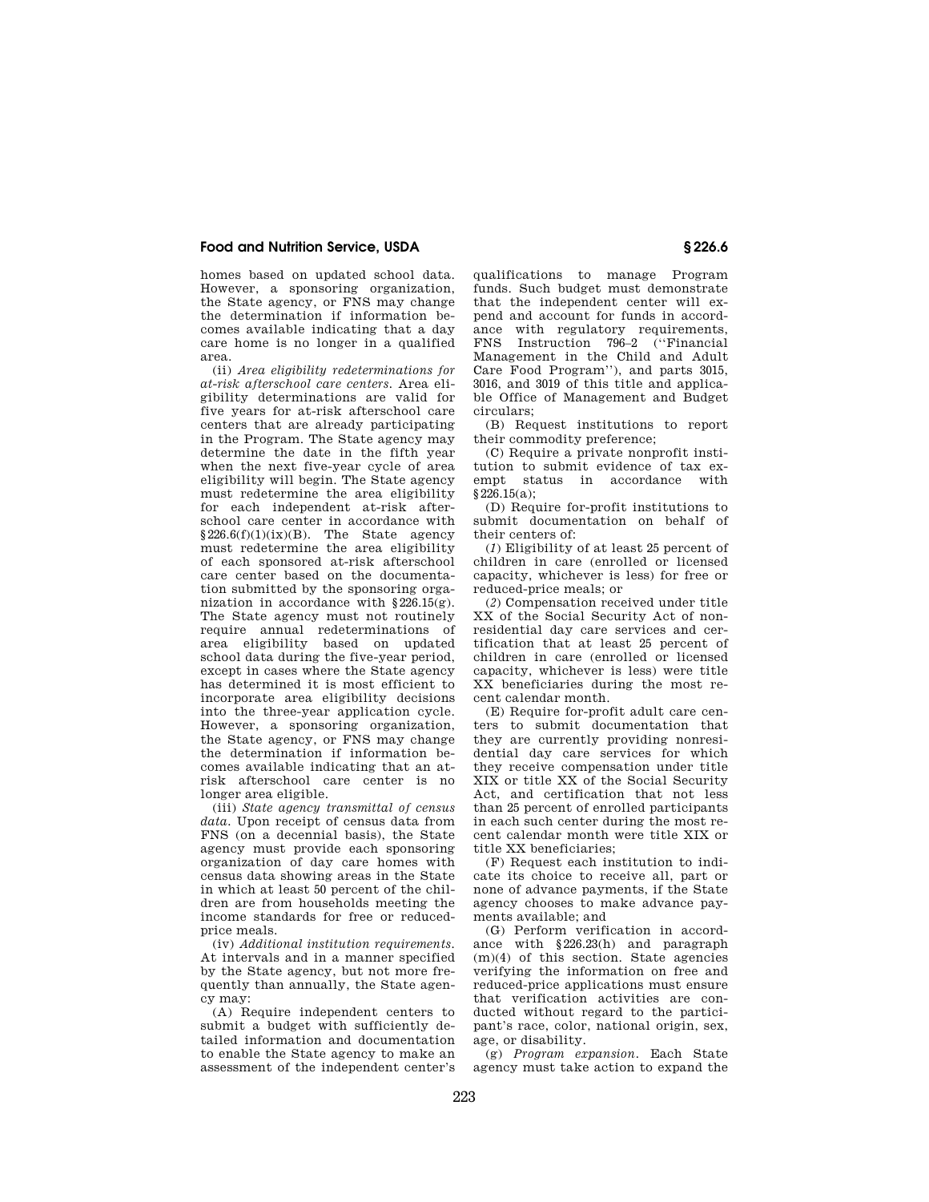homes based on updated school data. However, a sponsoring organization, the State agency, or FNS may change the determination if information becomes available indicating that a day care home is no longer in a qualified area.

(ii) *Area eligibility redeterminations for at-risk afterschool care centers.* Area eligibility determinations are valid for five years for at-risk afterschool care centers that are already participating in the Program. The State agency may determine the date in the fifth year when the next five-year cycle of area eligibility will begin. The State agency must redetermine the area eligibility for each independent at-risk afterschool care center in accordance with §226.6(f)(1)(ix)(B). The State agency must redetermine the area eligibility of each sponsored at-risk afterschool care center based on the documentation submitted by the sponsoring organization in accordance with §226.15(g). The State agency must not routinely require annual redeterminations of area eligibility based on updated school data during the five-year period, except in cases where the State agency has determined it is most efficient to incorporate area eligibility decisions into the three-year application cycle. However, a sponsoring organization, the State agency, or FNS may change the determination if information becomes available indicating that an at-risk afterschool care center is no longer area eligible.

(iii) *State agency transmittal of census data.* Upon receipt of census data from FNS (on a decennial basis), the State agency must provide each sponsoring organization of day care homes with census data showing areas in the State in which at least 50 percent of the children are from households meeting the income standards for free or reduced-price meals.

(iv) *Additional institution requirements.* At intervals and in a manner specified by the State agency, but not more frequently than annually, the State agency may:

(A) Require independent centers to submit a budget with sufficiently detailed information and documentation to enable the State agency to make an assessment of the independent center's qualifications to manage Program funds. Such budget must demonstrate that the independent center will expend and account for funds in accordance with regulatory requirements, FNS Instruction 796–2 (''Financial Management in the Child and Adult Care Food Program''), and parts 3015, 3016, and 3019 of this title and applicable Office of Management and Budget circulars;

(B) Request institutions to report their commodity preference;

(C) Require a private nonprofit institution to submit evidence of tax exempt status in accordance with §226.15(a);

(D) Require for-profit institutions to submit documentation on behalf of their centers of:

(*1*) Eligibility of at least 25 percent of children in care (enrolled or licensed capacity, whichever is less) for free or reduced-price meals; or

(*2*) Compensation received under title XX of the Social Security Act of nonresidential day care services and certification that at least 25 percent of children in care (enrolled or licensed capacity, whichever is less) were title XX beneficiaries during the most recent calendar month.

(E) Require for-profit adult care centers to submit documentation that they are currently providing nonresidential day care services for which they receive compensation under title XIX or title XX of the Social Security Act, and certification that not less than 25 percent of enrolled participants in each such center during the most recent calendar month were title XIX or title XX beneficiaries;

(F) Request each institution to indicate its choice to receive all, part or none of advance payments, if the State agency chooses to make advance payments available; and

(G) Perform verification in accordance with §226.23(h) and paragraph (m)(4) of this section. State agencies verifying the information on free and reduced-price applications must ensure that verification activities are conducted without regard to the participant's race, color, national origin, sex, age, or disability.

(g) *Program expansion.* Each State agency must take action to expand the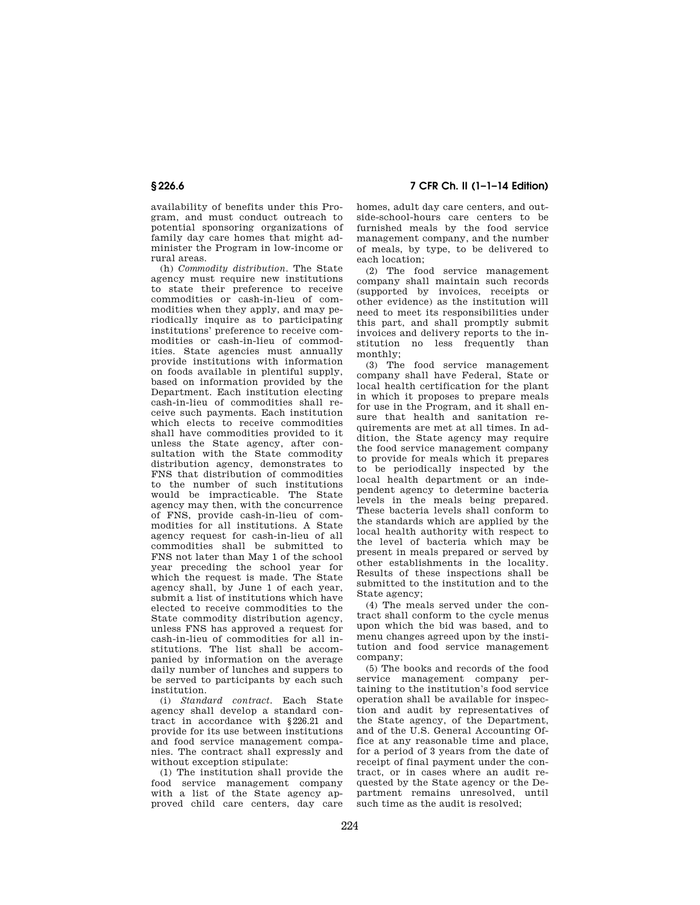availability of benefits under this Program, and must conduct outreach to potential sponsoring organizations of family day care homes that might administer the Program in low-income or rural areas.

(h) *Commodity distribution.* The State agency must require new institutions to state their preference to receive commodities or cash-in-lieu of commodities when they apply, and may periodically inquire as to participating institutions' preference to receive commodities or cash-in-lieu of commodities. State agencies must annually provide institutions with information on foods available in plentiful supply, based on information provided by the Department. Each institution electing cash-in-lieu of commodities shall receive such payments. Each institution which elects to receive commodities shall have commodities provided to it unless the State agency, after consultation with the State commodity distribution agency, demonstrates to FNS that distribution of commodities to the number of such institutions would be impracticable. The State agency may then, with the concurrence of FNS, provide cash-in-lieu of commodities for all institutions. A State agency request for cash-in-lieu of all commodities shall be submitted to FNS not later than May 1 of the school year preceding the school year for which the request is made. The State agency shall, by June 1 of each year, submit a list of institutions which have elected to receive commodities to the State commodity distribution agency, unless FNS has approved a request for cash-in-lieu of commodities for all institutions. The list shall be accompanied by information on the average daily number of lunches and suppers to be served to participants by each such institution.

(i) *Standard contract.* Each State agency shall develop a standard contract in accordance with §226.21 and provide for its use between institutions and food service management companies. The contract shall expressly and without exception stipulate:

(1) The institution shall provide the food service management company with a list of the State agency approved child care centers, day care homes, adult day care centers, and outside-school-hours care centers to be furnished meals by the food service management company, and the number of meals, by type, to be delivered to each location;

(2) The food service management company shall maintain such records (supported by invoices, receipts or other evidence) as the institution will need to meet its responsibilities under this part, and shall promptly submit invoices and delivery reports to the institution no less frequently than monthly;

(3) The food service management company shall have Federal, State or local health certification for the plant in which it proposes to prepare meals for use in the Program, and it shall ensure that health and sanitation requirements are met at all times. In addition, the State agency may require the food service management company to provide for meals which it prepares to be periodically inspected by the local health department or an independent agency to determine bacteria levels in the meals being prepared. These bacteria levels shall conform to the standards which are applied by the local health authority with respect to the level of bacteria which may be present in meals prepared or served by other establishments in the locality. Results of these inspections shall be submitted to the institution and to the State agency;

(4) The meals served under the contract shall conform to the cycle menus upon which the bid was based, and to menu changes agreed upon by the institution and food service management company;

(5) The books and records of the food service management company pertaining to the institution's food service operation shall be available for inspection and audit by representatives of the State agency, of the Department, and of the U.S. General Accounting Office at any reasonable time and place, for a period of 3 years from the date of receipt of final payment under the contract, or in cases where an audit requested by the State agency or the Department remains unresolved, until such time as the audit is resolved;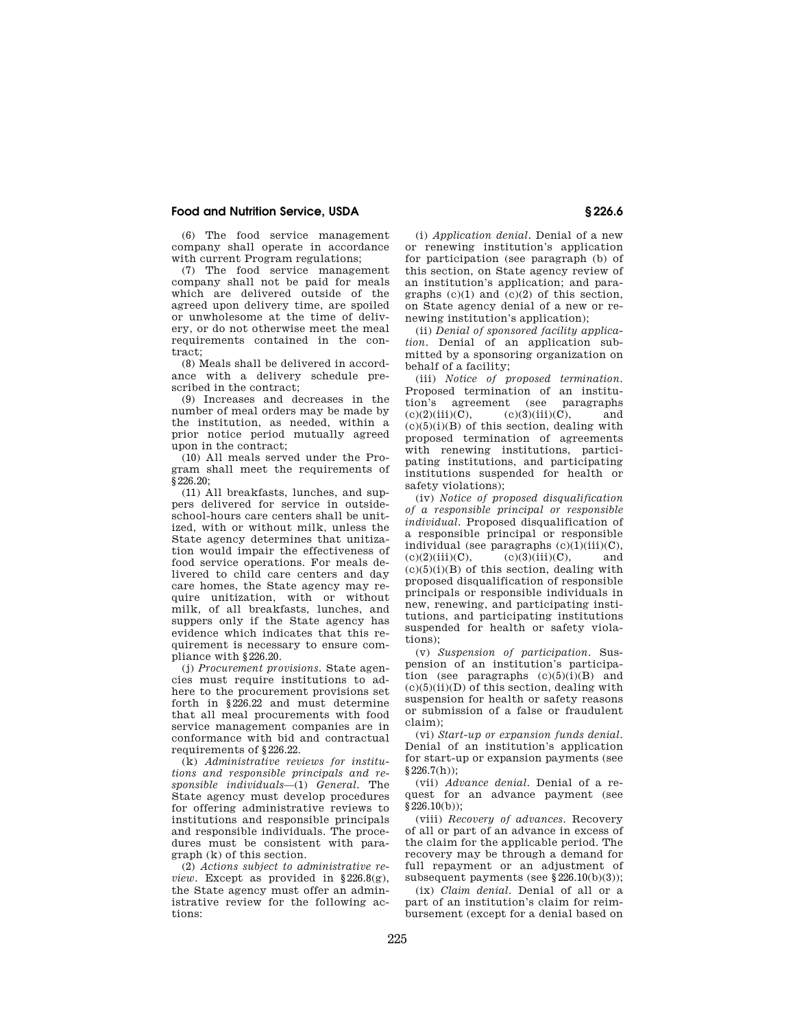(6) The food service management company shall operate in accordance with current Program regulations;

(7) The food service management company shall not be paid for meals which are delivered outside of the agreed upon delivery time, are spoiled or unwholesome at the time of delivery, or do not otherwise meet the meal requirements contained in the contract;

(8) Meals shall be delivered in accordance with a delivery schedule prescribed in the contract;

(9) Increases and decreases in the number of meal orders may be made by the institution, as needed, within a prior notice period mutually agreed upon in the contract;

(10) All meals served under the Program shall meet the requirements of §226.20;

(11) All breakfasts, lunches, and suppers delivered for service in outside-school-hours care centers shall be unitized, with or without milk, unless the State agency determines that unitization would impair the effectiveness of food service operations. For meals delivered to child care centers and day care homes, the State agency may require unitization, with or without milk, of all breakfasts, lunches, and suppers only if the State agency has evidence which indicates that this requirement is necessary to ensure compliance with §226.20.

(j) *Procurement provisions.* State agencies must require institutions to adhere to the procurement provisions set forth in §226.22 and must determine that all meal procurements with food service management companies are in conformance with bid and contractual requirements of §226.22.

(k) *Administrative reviews for institutions and responsible principals and responsible individuals*—(1) *General.* The State agency must develop procedures for offering administrative reviews to institutions and responsible principals and responsible individuals. The procedures must be consistent with paragraph (k) of this section.

(2) *Actions subject to administrative review.* Except as provided in §226.8(g), the State agency must offer an administrative review for the following actions:

(i) *Application denial.* Denial of a new or renewing institution's application for participation (see paragraph (b) of this section, on State agency review of an institution's application; and paragraphs (c)(1) and (c)(2) of this section, on State agency denial of a new or renewing institution's application);

(ii) *Denial of sponsored facility application.* Denial of an application submitted by a sponsoring organization on behalf of a facility;

(iii) *Notice of proposed termination.* Proposed termination of an institution's agreement (see paragraphs (c)(2)(iii)(C), (c)(3)(iii)(C), and (c)(5)(i)(B) of this section, dealing with proposed termination of agreements with renewing institutions, participating institutions, and participating institutions suspended for health or safety violations);

(iv) *Notice of proposed disqualification of a responsible principal or responsible individual.* Proposed disqualification of a responsible principal or responsible individual (see paragraphs (c)(1)(iii)(C), (c)(2)(iii)(C), (c)(3)(iii)(C), and (c)(5)(i)(B) of this section, dealing with proposed disqualification of responsible principals or responsible individuals in new, renewing, and participating institutions, and participating institutions suspended for health or safety violations);

(v) *Suspension of participation.* Suspension of an institution's participation (see paragraphs (c)(5)(i)(B) and (c)(5)(ii)(D) of this section, dealing with suspension for health or safety reasons or submission of a false or fraudulent claim);

(vi) *Start-up or expansion funds denial.* Denial of an institution's application for start-up or expansion payments (see §226.7(h));

(vii) *Advance denial.* Denial of a request for an advance payment (see §226.10(b));

(viii) *Recovery of advances.* Recovery of all or part of an advance in excess of the claim for the applicable period. The recovery may be through a demand for full repayment or an adjustment of subsequent payments (see §226.10(b)(3));

(ix) *Claim denial.* Denial of all or a part of an institution's claim for reimbursement (except for a denial based on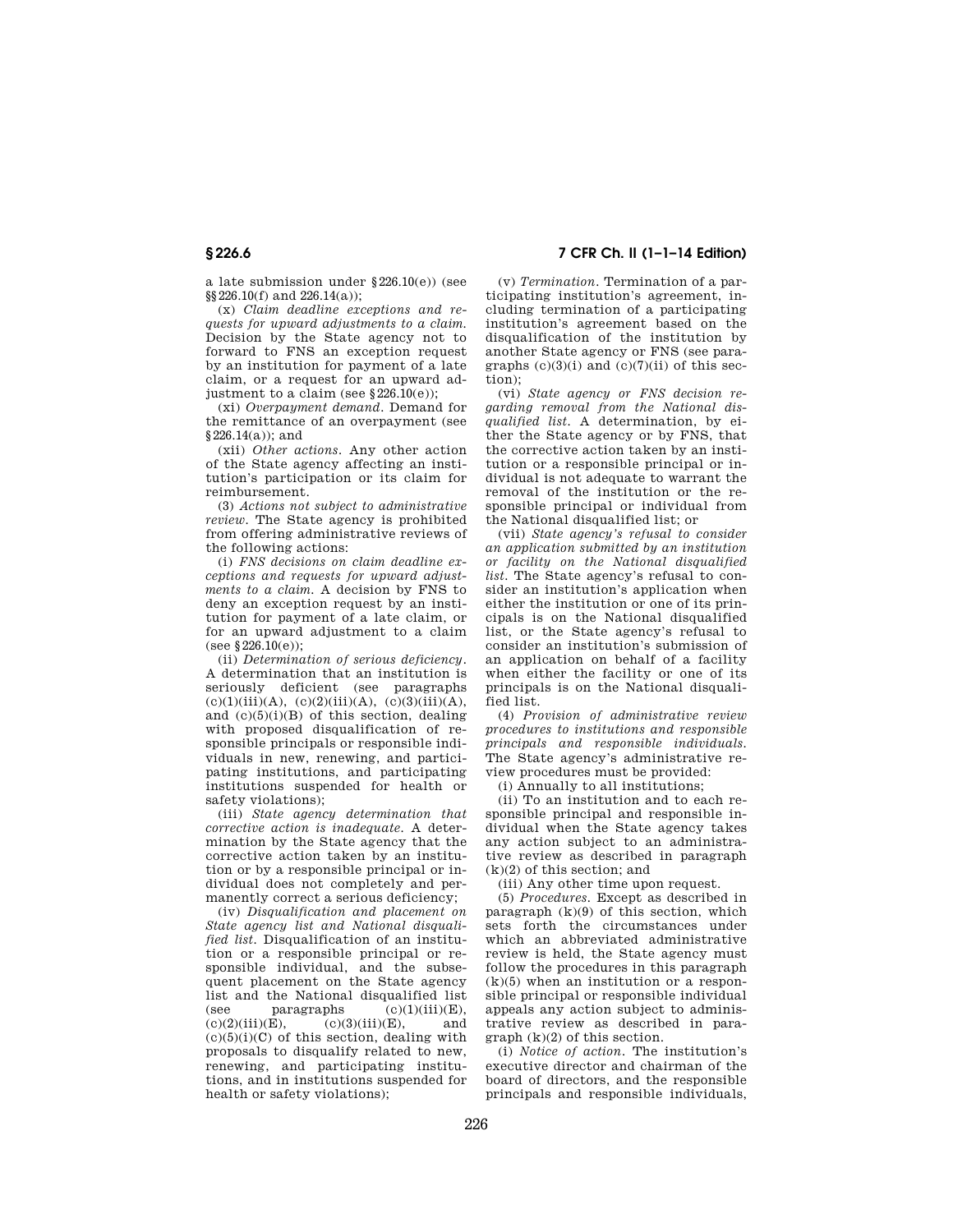a late submission under §226.10(e)) (see §§226.10(f) and 226.14(a));

(x) *Claim deadline exceptions and requests for upward adjustments to a claim.* Decision by the State agency not to forward to FNS an exception request by an institution for payment of a late claim, or a request for an upward adjustment to a claim (see §226.10(e));

(xi) *Overpayment demand.* Demand for the remittance of an overpayment (see §226.14(a)); and

(xii) *Other actions.* Any other action of the State agency affecting an institution's participation or its claim for reimbursement.

(3) *Actions not subject to administrative review.* The State agency is prohibited from offering administrative reviews of the following actions:

(i) *FNS decisions on claim deadline exceptions and requests for upward adjustments to a claim.* A decision by FNS to deny an exception request by an institution for payment of a late claim, or for an upward adjustment to a claim (see §226.10(e));

(ii) *Determination of serious deficiency.* A determination that an institution is seriously deficient (see paragraphs (c)(1)(iii)(A), (c)(2)(iii)(A), (c)(3)(iii)(A), and (c)(5)(i)(B) of this section, dealing with proposed disqualification of responsible principals or responsible individuals in new, renewing, and participating institutions, and participating institutions suspended for health or safety violations);

(iii) *State agency determination that corrective action is inadequate.* A determination by the State agency that the corrective action taken by an institution or by a responsible principal or individual does not completely and permanently correct a serious deficiency;

(iv) *Disqualification and placement on State agency list and National disqualified list.* Disqualification of an institution or a responsible principal or responsible individual, and the subsequent placement on the State agency list and the National disqualified list (see paragraphs (c)(1)(iii)(E), (c)(2)(iii)(E), (c)(3)(iii)(E), and (c)(5)(i)(C) of this section, dealing with proposals to disqualify related to new, renewing, and participating institutions, and in institutions suspended for health or safety violations);

(v) *Termination.* Termination of a participating institution's agreement, including termination of a participating institution's agreement based on the disqualification of the institution by another State agency or FNS (see paragraphs (c)(3)(i) and (c)(7)(ii) of this section);

(vi) *State agency or FNS decision regarding removal from the National disqualified list.* A determination, by either the State agency or by FNS, that the corrective action taken by an institution or a responsible principal or individual is not adequate to warrant the removal of the institution or the responsible principal or individual from the National disqualified list; or

(vii) *State agency's refusal to consider an application submitted by an institution or facility on the National disqualified list.* The State agency's refusal to consider an institution's application when either the institution or one of its principals is on the National disqualified list, or the State agency's refusal to consider an institution's submission of an application on behalf of a facility when either the facility or one of its principals is on the National disqualified list.

(4) *Provision of administrative review procedures to institutions and responsible principals and responsible individuals.* The State agency's administrative review procedures must be provided:

(i) Annually to all institutions;

(ii) To an institution and to each responsible principal and responsible individual when the State agency takes any action subject to an administrative review as described in paragraph (k)(2) of this section; and

(iii) Any other time upon request.

(5) *Procedures.* Except as described in paragraph (k)(9) of this section, which sets forth the circumstances under which an abbreviated administrative review is held, the State agency must follow the procedures in this paragraph (k)(5) when an institution or a responsible principal or responsible individual appeals any action subject to administrative review as described in paragraph (k)(2) of this section.

(i) *Notice of action.* The institution's executive director and chairman of the board of directors, and the responsible principals and responsible individuals,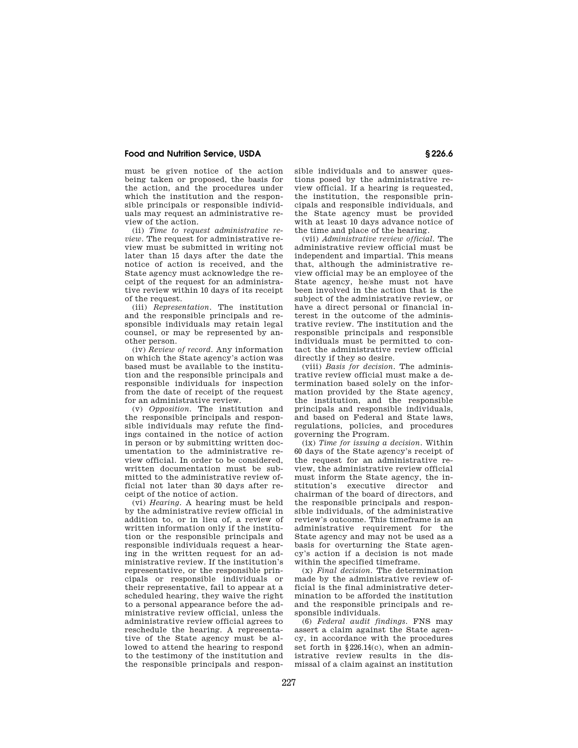must be given notice of the action being taken or proposed, the basis for the action, and the procedures under which the institution and the responsible principals or responsible individuals may request an administrative review of the action.

(ii) *Time to request administrative review.* The request for administrative review must be submitted in writing not later than 15 days after the date the notice of action is received, and the State agency must acknowledge the receipt of the request for an administrative review within 10 days of its receipt of the request.

(iii) *Representation.* The institution and the responsible principals and responsible individuals may retain legal counsel, or may be represented by another person.

(iv) *Review of record.* Any information on which the State agency's action was based must be available to the institution and the responsible principals and responsible individuals for inspection from the date of receipt of the request for an administrative review.

(v) *Opposition.* The institution and the responsible principals and responsible individuals may refute the findings contained in the notice of action in person or by submitting written documentation to the administrative review official. In order to be considered, written documentation must be submitted to the administrative review official not later than 30 days after receipt of the notice of action.

(vi) *Hearing.* A hearing must be held by the administrative review official in addition to, or in lieu of, a review of written information only if the institution or the responsible principals and responsible individuals request a hearing in the written request for an administrative review. If the institution's representative, or the responsible principals or responsible individuals or their representative, fail to appear at a scheduled hearing, they waive the right to a personal appearance before the administrative review official, unless the administrative review official agrees to reschedule the hearing. A representative of the State agency must be allowed to attend the hearing to respond to the testimony of the institution and the responsible principals and responsible individuals and to answer questions posed by the administrative review official. If a hearing is requested, the institution, the responsible principals and responsible individuals, and the State agency must be provided with at least 10 days advance notice of the time and place of the hearing.

(vii) *Administrative review official.* The administrative review official must be independent and impartial. This means that, although the administrative review official may be an employee of the State agency, he/she must not have been involved in the action that is the subject of the administrative review, or have a direct personal or financial interest in the outcome of the administrative review. The institution and the responsible principals and responsible individuals must be permitted to contact the administrative review official directly if they so desire.

(viii) *Basis for decision.* The administrative review official must make a determination based solely on the information provided by the State agency, the institution, and the responsible principals and responsible individuals, and based on Federal and State laws, regulations, policies, and procedures governing the Program.

(ix) *Time for issuing a decision.* Within 60 days of the State agency's receipt of the request for an administrative review, the administrative review official must inform the State agency, the institution's executive director and chairman of the board of directors, and the responsible principals and responsible individuals, of the administrative review's outcome. This timeframe is an administrative requirement for the State agency and may not be used as a basis for overturning the State agency's action if a decision is not made within the specified timeframe.

(x) *Final decision.* The determination made by the administrative review official is the final administrative determination to be afforded the institution and the responsible principals and responsible individuals.

(6) *Federal audit findings.* FNS may assert a claim against the State agency, in accordance with the procedures set forth in §226.14(c), when an administrative review results in the dismissal of a claim against an institution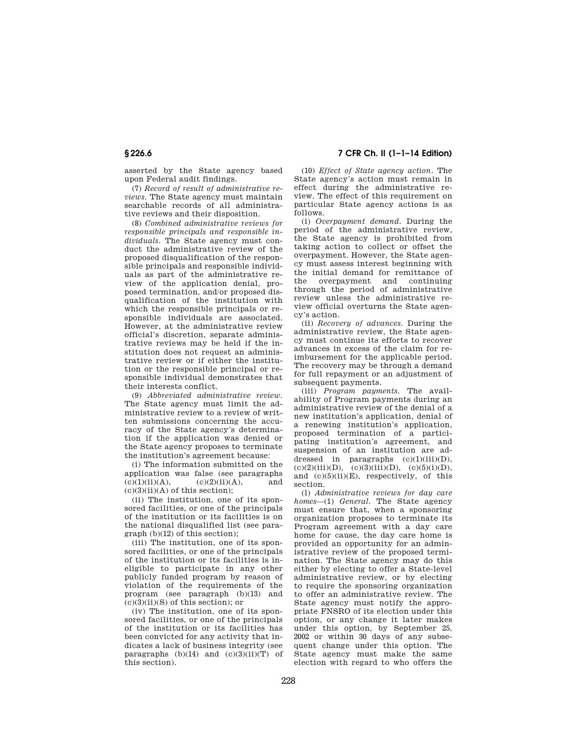asserted by the State agency based upon Federal audit findings.

(7) *Record of result of administrative reviews.* The State agency must maintain searchable records of all administrative reviews and their disposition.

(8) *Combined administrative reviews for responsible principals and responsible individuals.* The State agency must conduct the administrative review of the proposed disqualification of the responsible principals and responsible individuals as part of the administrative review of the application denial, proposed termination, and/or proposed disqualification of the institution with which the responsible principals or responsible individuals are associated. However, at the administrative review official's discretion, separate administrative reviews may be held if the institution does not request an administrative review or if either the institution or the responsible principal or responsible individual demonstrates that their interests conflict.

(9) *Abbreviated administrative review.* The State agency must limit the administrative review to a review of written submissions concerning the accuracy of the State agency's determination if the application was denied or the State agency proposes to terminate the institution's agreement because:

(i) The information submitted on the application was false (see paragraphs (c)(1)(ii)(A), (c)(2)(ii)(A), and (c)(3)(ii)(A) of this section);

(ii) The institution, one of its sponsored facilities, or one of the principals of the institution or its facilities is on the national disqualified list (see paragraph (b)(12) of this section);

(iii) The institution, one of its sponsored facilities, or one of the principals of the institution or its facilities is ineligible to participate in any other publicly funded program by reason of violation of the requirements of the program (see paragraph (b)(13) and (c)(3)(ii)(S) of this section); or

(iv) The institution, one of its sponsored facilities, or one of the principals of the institution or its facilities has been convicted for any activity that indicates a lack of business integrity (see paragraphs (b)(14) and (c)(3)(ii)(T) of this section).

(10) *Effect of State agency action.* The State agency's action must remain in effect during the administrative review. The effect of this requirement on particular State agency actions is as follows.

(i) *Overpayment demand.* During the period of the administrative review, the State agency is prohibited from taking action to collect or offset the overpayment. However, the State agency must assess interest beginning with the initial demand for remittance of the overpayment and continuing through the period of administrative review unless the administrative review official overturns the State agency's action.

(ii) *Recovery of advances.* During the administrative review, the State agency must continue its efforts to recover advances in excess of the claim for reimbursement for the applicable period. The recovery may be through a demand for full repayment or an adjustment of subsequent payments.

(iii) *Program payments.* The availability of Program payments during an administrative review of the denial of a new institution's application, denial of a renewing institution's application, proposed termination of a participating institution's agreement, and suspension of an institution are addressed in paragraphs (c)(1)(iii)(D), (c)(2)(iii)(D), (c)(3)(iii)(D), (c)(5)(i)(D), and (c)(5)(ii)(E), respectively, of this section.

(l) *Administrative reviews for day care homes*—(1) *General.* The State agency must ensure that, when a sponsoring organization proposes to terminate its Program agreement with a day care home for cause, the day care home is provided an opportunity for an administrative review of the proposed termination. The State agency may do this either by electing to offer a State-level administrative review, or by electing to require the sponsoring organization to offer an administrative review. The State agency must notify the appropriate FNSRO of its election under this option, or any change it later makes under this option, by September 25, 2002 or within 30 days of any subsequent change under this option. The State agency must make the same election with regard to who offers the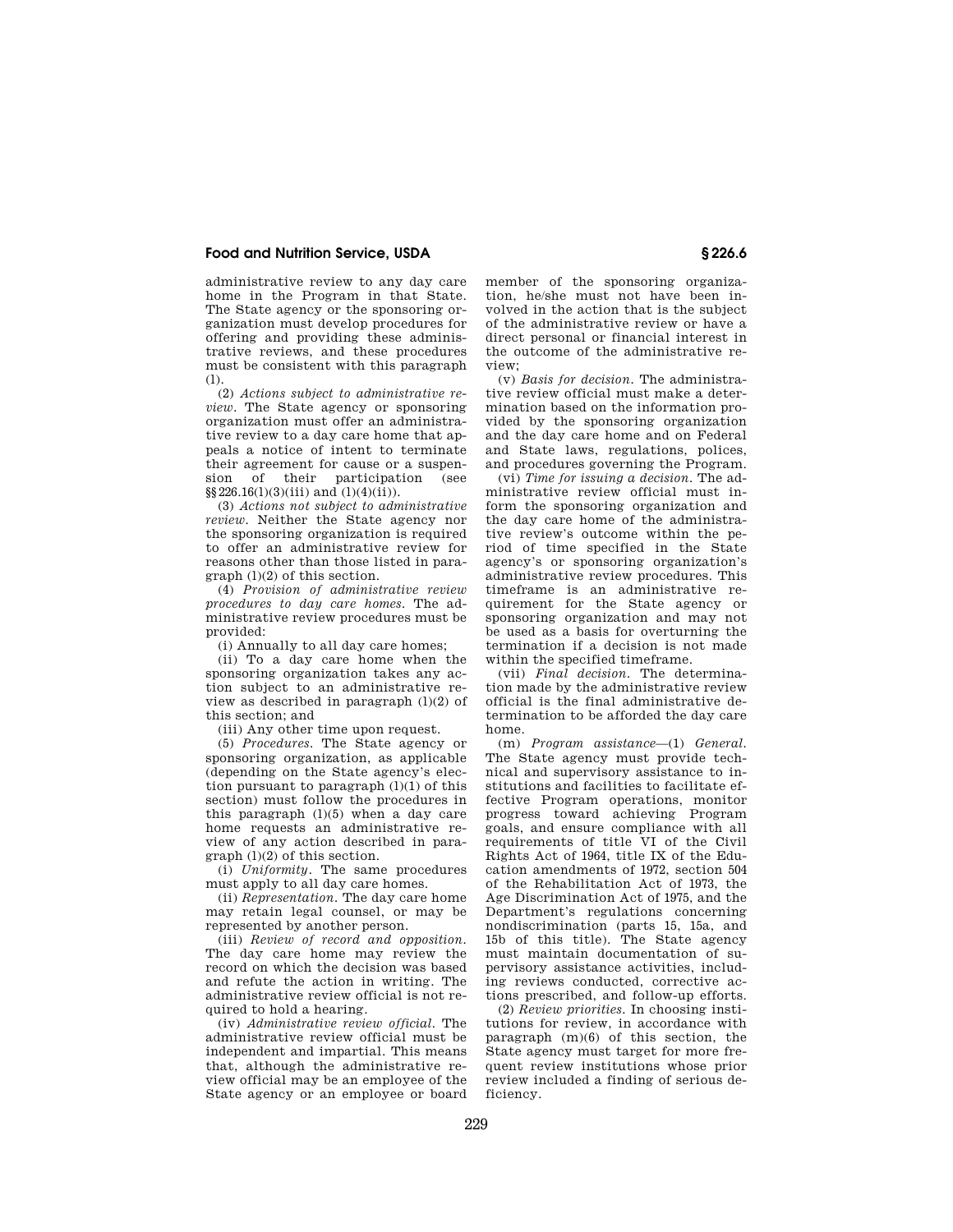administrative review to any day care home in the Program in that State. The State agency or the sponsoring organization must develop procedures for offering and providing these administrative reviews, and these procedures must be consistent with this paragraph (l).

(2) *Actions subject to administrative review.* The State agency or sponsoring organization must offer an administrative review to a day care home that appeals a notice of intent to terminate their agreement for cause or a suspension of their participation (see §§226.16(l)(3)(iii) and (l)(4)(ii)).

(3) *Actions not subject to administrative review.* Neither the State agency nor the sponsoring organization is required to offer an administrative review for reasons other than those listed in paragraph (l)(2) of this section.

(4) *Provision of administrative review procedures to day care homes.* The administrative review procedures must be provided:

(i) Annually to all day care homes;

(ii) To a day care home when the sponsoring organization takes any action subject to an administrative review as described in paragraph (l)(2) of this section; and

(iii) Any other time upon request.

(5) *Procedures.* The State agency or sponsoring organization, as applicable (depending on the State agency's election pursuant to paragraph (l)(1) of this section) must follow the procedures in this paragraph (l)(5) when a day care home requests an administrative review of any action described in paragraph (l)(2) of this section.

(i) *Uniformity.* The same procedures must apply to all day care homes.

(ii) *Representation.* The day care home may retain legal counsel, or may be represented by another person.

(iii) *Review of record and opposition.* The day care home may review the record on which the decision was based and refute the action in writing. The administrative review official is not required to hold a hearing.

(iv) *Administrative review official.* The administrative review official must be independent and impartial. This means that, although the administrative review official may be an employee of the State agency or an employee or board member of the sponsoring organization, he/she must not have been involved in the action that is the subject of the administrative review or have a direct personal or financial interest in the outcome of the administrative review;

(v) *Basis for decision.* The administrative review official must make a determination based on the information provided by the sponsoring organization and the day care home and on Federal and State laws, regulations, polices, and procedures governing the Program.

(vi) *Time for issuing a decision.* The administrative review official must inform the sponsoring organization and the day care home of the administrative review's outcome within the period of time specified in the State agency's or sponsoring organization's administrative review procedures. This timeframe is an administrative requirement for the State agency or sponsoring organization and may not be used as a basis for overturning the termination if a decision is not made within the specified timeframe.

(vii) *Final decision.* The determination made by the administrative review official is the final administrative determination to be afforded the day care home.

(m) *Program assistance*—(1) *General.* The State agency must provide technical and supervisory assistance to institutions and facilities to facilitate effective Program operations, monitor progress toward achieving Program goals, and ensure compliance with all requirements of title VI of the Civil Rights Act of 1964, title IX of the Education amendments of 1972, section 504 of the Rehabilitation Act of 1973, the Age Discrimination Act of 1975, and the Department's regulations concerning nondiscrimination (parts 15, 15a, and 15b of this title). The State agency must maintain documentation of supervisory assistance activities, including reviews conducted, corrective actions prescribed, and follow-up efforts.

(2) *Review priorities.* In choosing institutions for review, in accordance with paragraph (m)(6) of this section, the State agency must target for more frequent review institutions whose prior review included a finding of serious deficiency.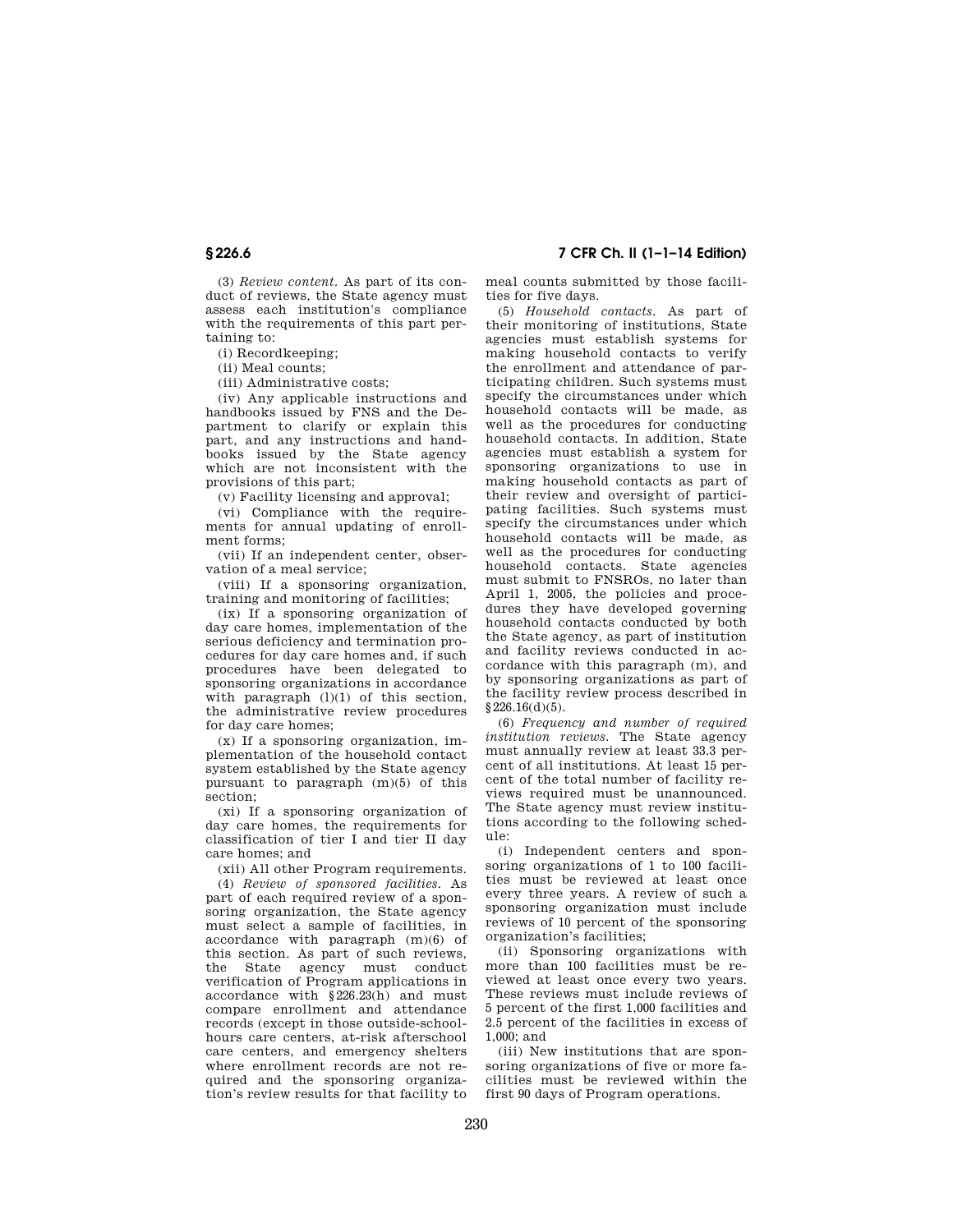(3) *Review content.* As part of its conduct of reviews, the State agency must assess each institution's compliance with the requirements of this part pertaining to:

(i) Recordkeeping;

(ii) Meal counts;

(iii) Administrative costs;

(iv) Any applicable instructions and handbooks issued by FNS and the Department to clarify or explain this part, and any instructions and handbooks issued by the State agency which are not inconsistent with the provisions of this part;

(v) Facility licensing and approval;

(vi) Compliance with the requirements for annual updating of enrollment forms;

(vii) If an independent center, observation of a meal service;

(viii) If a sponsoring organization, training and monitoring of facilities;

(ix) If a sponsoring organization of day care homes, implementation of the serious deficiency and termination procedures for day care homes and, if such procedures have been delegated to sponsoring organizations in accordance with paragraph (l)(1) of this section, the administrative review procedures for day care homes;

(x) If a sponsoring organization, implementation of the household contact system established by the State agency pursuant to paragraph (m)(5) of this section;

(xi) If a sponsoring organization of day care homes, the requirements for classification of tier I and tier II day care homes; and

(xii) All other Program requirements.

(4) *Review of sponsored facilities.* As part of each required review of a sponsoring organization, the State agency must select a sample of facilities, in accordance with paragraph (m)(6) of this section. As part of such reviews, the State agency must conduct verification of Program applications in accordance with §226.23(h) and must compare enrollment and attendance records (except in those outside-school-hours care centers, at-risk afterschool care centers, and emergency shelters where enrollment records are not required and the sponsoring organization's review results for that facility to meal counts submitted by those facilities for five days.

(5) *Household contacts.* As part of their monitoring of institutions, State agencies must establish systems for making household contacts to verify the enrollment and attendance of participating children. Such systems must specify the circumstances under which household contacts will be made, as well as the procedures for conducting household contacts. In addition, State agencies must establish a system for sponsoring organizations to use in making household contacts as part of their review and oversight of participating facilities. Such systems must specify the circumstances under which household contacts will be made, as well as the procedures for conducting household contacts. State agencies must submit to FNSROs, no later than April 1, 2005, the policies and procedures they have developed governing household contacts conducted by both the State agency, as part of institution and facility reviews conducted in accordance with this paragraph (m), and by sponsoring organizations as part of the facility review process described in §226.16(d)(5).

(6) *Frequency and number of required institution reviews.* The State agency must annually review at least 33.3 percent of all institutions. At least 15 percent of the total number of facility reviews required must be unannounced. The State agency must review institutions according to the following schedule:

(i) Independent centers and sponsoring organizations of 1 to 100 facilities must be reviewed at least once every three years. A review of such a sponsoring organization must include reviews of 10 percent of the sponsoring organization's facilities;

(ii) Sponsoring organizations with more than 100 facilities must be reviewed at least once every two years. These reviews must include reviews of 5 percent of the first 1,000 facilities and 2.5 percent of the facilities in excess of 1,000; and

(iii) New institutions that are sponsoring organizations of five or more facilities must be reviewed within the first 90 days of Program operations.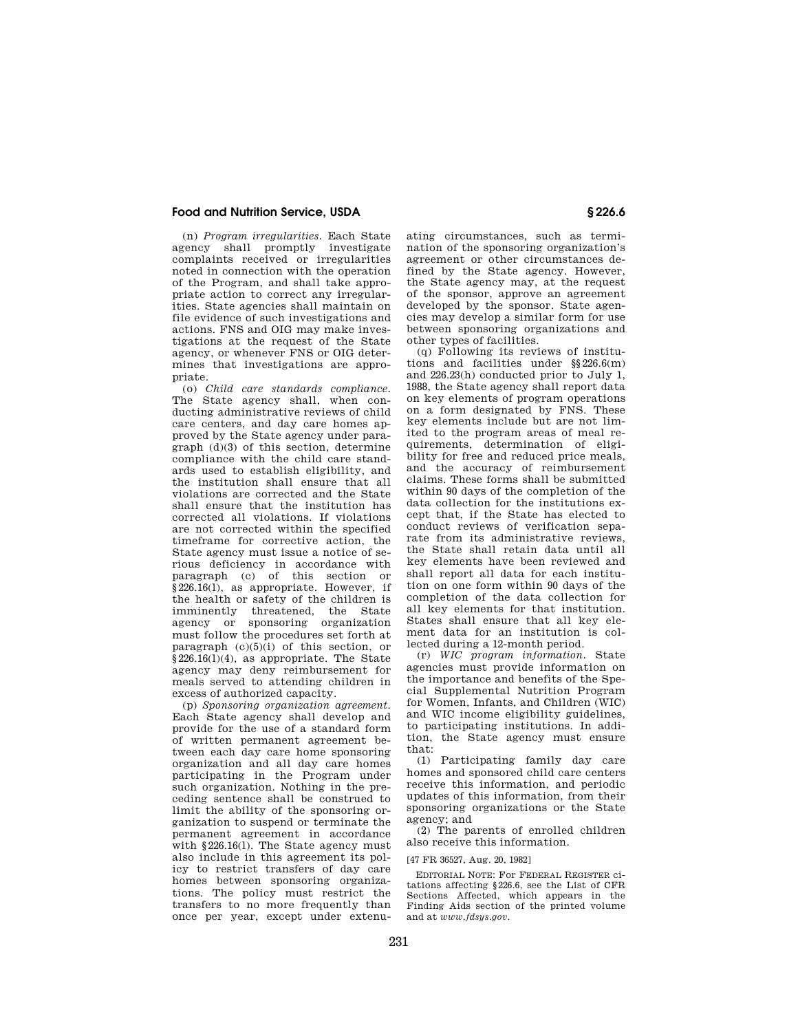(n) *Program irregularities.* Each State agency shall promptly investigate complaints received or irregularities noted in connection with the operation of the Program, and shall take appropriate action to correct any irregularities. State agencies shall maintain on file evidence of such investigations and actions. FNS and OIG may make investigations at the request of the State agency, or whenever FNS or OIG determines that investigations are appropriate.

(o) *Child care standards compliance.* The State agency shall, when conducting administrative reviews of child care centers, and day care homes approved by the State agency under paragraph (d)(3) of this section, determine compliance with the child care standards used to establish eligibility, and the institution shall ensure that all violations are corrected and the State shall ensure that the institution has corrected all violations. If violations are not corrected within the specified timeframe for corrective action, the State agency must issue a notice of serious deficiency in accordance with paragraph (c) of this section or §226.16(l), as appropriate. However, if the health or safety of the children is imminently threatened, the State agency or sponsoring organization must follow the procedures set forth at paragraph (c)(5)(i) of this section, or §226.16(l)(4), as appropriate. The State agency may deny reimbursement for meals served to attending children in excess of authorized capacity.

(p) *Sponsoring organization agreement.* Each State agency shall develop and provide for the use of a standard form of written permanent agreement between each day care home sponsoring organization and all day care homes participating in the Program under such organization. Nothing in the preceding sentence shall be construed to limit the ability of the sponsoring organization to suspend or terminate the permanent agreement in accordance with §226.16(l). The State agency must also include in this agreement its policy to restrict transfers of day care homes between sponsoring organizations. The policy must restrict the transfers to no more frequently than once per year, except under extenuating circumstances, such as termination of the sponsoring organization's agreement or other circumstances defined by the State agency. However, the State agency may, at the request of the sponsor, approve an agreement developed by the sponsor. State agencies may develop a similar form for use between sponsoring organizations and other types of facilities.

(q) Following its reviews of institutions and facilities under §§226.6(m) and 226.23(h) conducted prior to July 1, 1988, the State agency shall report data on key elements of program operations on a form designated by FNS. These key elements include but are not limited to the program areas of meal requirements, determination of eligibility for free and reduced price meals, and the accuracy of reimbursement claims. These forms shall be submitted within 90 days of the completion of the data collection for the institutions except that, if the State has elected to conduct reviews of verification separate from its administrative reviews, the State shall retain data until all key elements have been reviewed and shall report all data for each institution on one form within 90 days of the completion of the data collection for all key elements for that institution. States shall ensure that all key element data for an institution is collected during a 12-month period.

(r) *WIC program information.* State agencies must provide information on the importance and benefits of the Special Supplemental Nutrition Program for Women, Infants, and Children (WIC) and WIC income eligibility guidelines, to participating institutions. In addition, the State agency must ensure that:

(1) Participating family day care homes and sponsored child care centers receive this information, and periodic updates of this information, from their sponsoring organizations or the State agency; and

(2) The parents of enrolled children also receive this information.

[47 FR 36527, Aug. 20, 1982]

EDITORIAL NOTE: For FEDERAL REGISTER citations affecting §226.6, see the List of CFR Sections Affected, which appears in the Finding Aids section of the printed volume and at *www.fdsys.gov*.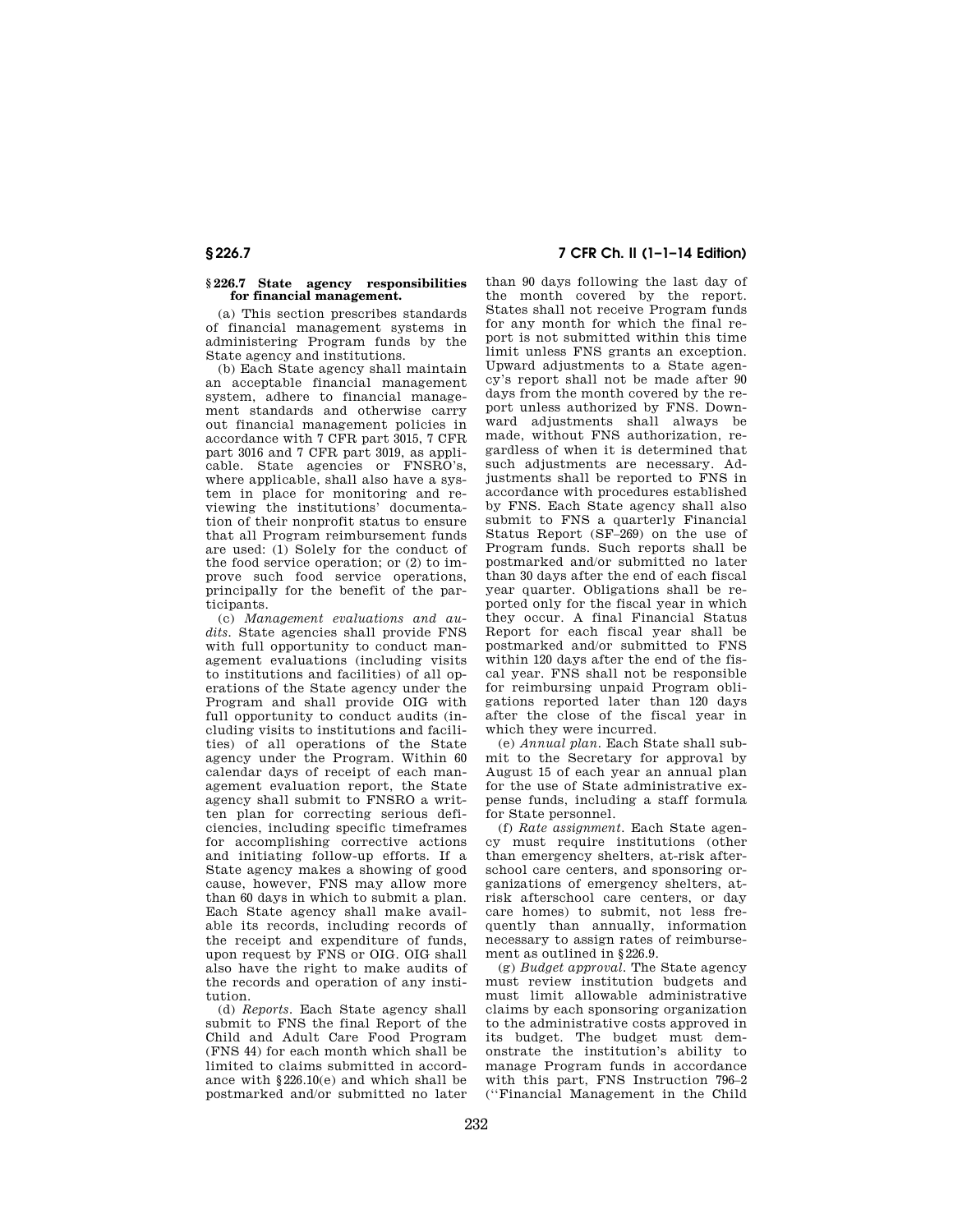## § 226.7 State agency responsibilities for financial management.

(a) This section prescribes standards of financial management systems in administering Program funds by the State agency and institutions.

(b) Each State agency shall maintain an acceptable financial management system, adhere to financial management standards and otherwise carry out financial management policies in accordance with 7 CFR part 3015, 7 CFR part 3016 and 7 CFR part 3019, as applicable. State agencies or FNSRO's, where applicable, shall also have a system in place for monitoring and reviewing the institutions' documentation of their nonprofit status to ensure that all Program reimbursement funds are used: (1) Solely for the conduct of the food service operation; or (2) to improve such food service operations, principally for the benefit of the participants.

(c) *Management evaluations and audits.* State agencies shall provide FNS with full opportunity to conduct management evaluations (including visits to institutions and facilities) of all operations of the State agency under the Program and shall provide OIG with full opportunity to conduct audits (including visits to institutions and facilities) of all operations of the State agency under the Program. Within 60 calendar days of receipt of each management evaluation report, the State agency shall submit to FNSRO a written plan for correcting serious deficiencies, including specific timeframes for accomplishing corrective actions and initiating follow-up efforts. If a State agency makes a showing of good cause, however, FNS may allow more than 60 days in which to submit a plan. Each State agency shall make available its records, including records of the receipt and expenditure of funds, upon request by FNS or OIG. OIG shall also have the right to make audits of the records and operation of any institution.

(d) *Reports.* Each State agency shall submit to FNS the final Report of the Child and Adult Care Food Program (FNS 44) for each month which shall be limited to claims submitted in accordance with §226.10(e) and which shall be postmarked and/or submitted no later than 90 days following the last day of the month covered by the report. States shall not receive Program funds for any month for which the final report is not submitted within this time limit unless FNS grants an exception. Upward adjustments to a State agency's report shall not be made after 90 days from the month covered by the report unless authorized by FNS. Downward adjustments shall always be made, without FNS authorization, regardless of when it is determined that such adjustments are necessary. Adjustments shall be reported to FNS in accordance with procedures established by FNS. Each State agency shall also submit to FNS a quarterly Financial Status Report (SF–269) on the use of Program funds. Such reports shall be postmarked and/or submitted no later than 30 days after the end of each fiscal year quarter. Obligations shall be reported only for the fiscal year in which they occur. A final Financial Status Report for each fiscal year shall be postmarked and/or submitted to FNS within 120 days after the end of the fiscal year. FNS shall not be responsible for reimbursing unpaid Program obligations reported later than 120 days after the close of the fiscal year in which they were incurred.

(e) *Annual plan.* Each State shall submit to the Secretary for approval by August 15 of each year an annual plan for the use of State administrative expense funds, including a staff formula for State personnel.

(f) *Rate assignment.* Each State agency must require institutions (other than emergency shelters, at-risk afterschool care centers, and sponsoring organizations of emergency shelters, at-risk afterschool care centers, or day care homes) to submit, not less frequently than annually, information necessary to assign rates of reimbursement as outlined in §226.9.

(g) *Budget approval.* The State agency must review institution budgets and must limit allowable administrative claims by each sponsoring organization to the administrative costs approved in its budget. The budget must demonstrate the institution's ability to manage Program funds in accordance with this part, FNS Instruction 796–2 (''Financial Management in the Child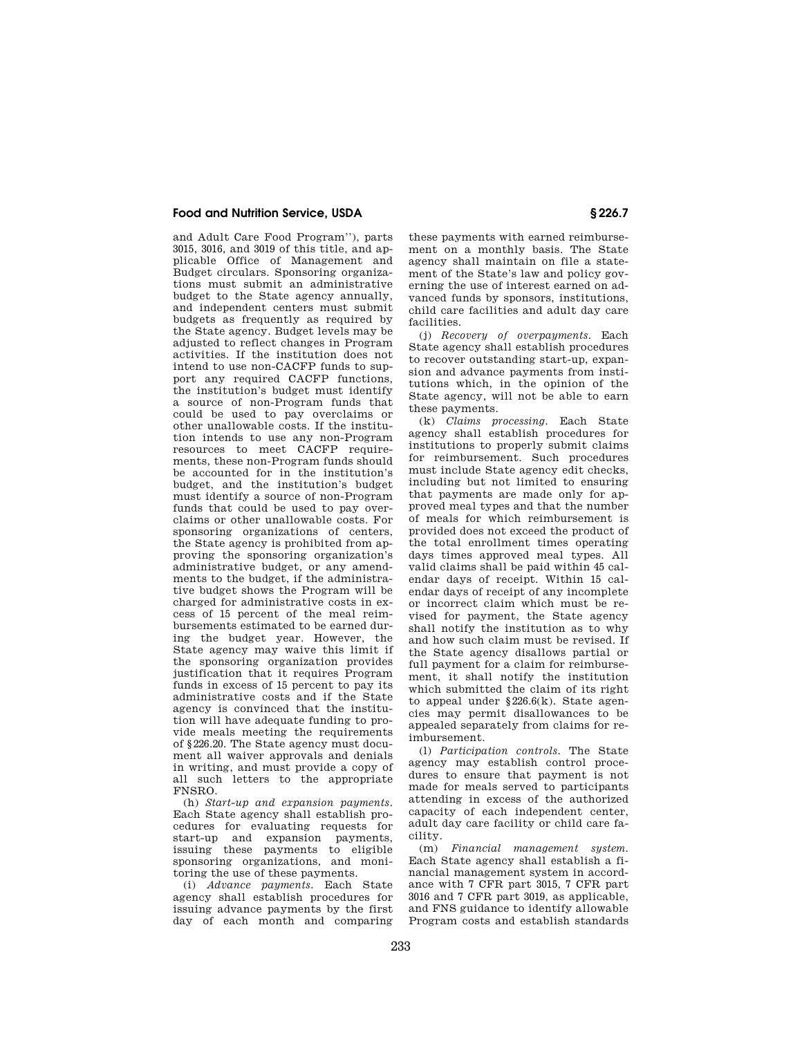and Adult Care Food Program''), parts 3015, 3016, and 3019 of this title, and applicable Office of Management and Budget circulars. Sponsoring organizations must submit an administrative budget to the State agency annually, and independent centers must submit budgets as frequently as required by the State agency. Budget levels may be adjusted to reflect changes in Program activities. If the institution does not intend to use non-CACFP funds to support any required CACFP functions, the institution's budget must identify a source of non-Program funds that could be used to pay overclaims or other unallowable costs. If the institution intends to use any non-Program resources to meet CACFP requirements, these non-Program funds should be accounted for in the institution's budget, and the institution's budget must identify a source of non-Program funds that could be used to pay overclaims or other unallowable costs. For sponsoring organizations of centers, the State agency is prohibited from approving the sponsoring organization's administrative budget, or any amendments to the budget, if the administrative budget shows the Program will be charged for administrative costs in excess of 15 percent of the meal reimbursements estimated to be earned during the budget year. However, the State agency may waive this limit if the sponsoring organization provides justification that it requires Program funds in excess of 15 percent to pay its administrative costs and if the State agency is convinced that the institution will have adequate funding to provide meals meeting the requirements of §226.20. The State agency must document all waiver approvals and denials in writing, and must provide a copy of all such letters to the appropriate FNSRO.

(h) *Start-up and expansion payments.* Each State agency shall establish procedures for evaluating requests for start-up and expansion payments, issuing these payments to eligible sponsoring organizations, and monitoring the use of these payments.

(i) *Advance payments.* Each State agency shall establish procedures for issuing advance payments by the first day of each month and comparing these payments with earned reimbursement on a monthly basis. The State agency shall maintain on file a statement of the State's law and policy governing the use of interest earned on advanced funds by sponsors, institutions, child care facilities and adult day care facilities.

(j) *Recovery of overpayments.* Each State agency shall establish procedures to recover outstanding start-up, expansion and advance payments from institutions which, in the opinion of the State agency, will not be able to earn these payments.

(k) *Claims processing.* Each State agency shall establish procedures for institutions to properly submit claims for reimbursement. Such procedures must include State agency edit checks, including but not limited to ensuring that payments are made only for approved meal types and that the number of meals for which reimbursement is provided does not exceed the product of the total enrollment times operating days times approved meal types. All valid claims shall be paid within 45 calendar days of receipt. Within 15 calendar days of receipt of any incomplete or incorrect claim which must be revised for payment, the State agency shall notify the institution as to why and how such claim must be revised. If the State agency disallows partial or full payment for a claim for reimbursement, it shall notify the institution which submitted the claim of its right to appeal under §226.6(k). State agencies may permit disallowances to be appealed separately from claims for reimbursement.

(l) *Participation controls.* The State agency may establish control procedures to ensure that payment is not made for meals served to participants attending in excess of the authorized capacity of each independent center, adult day care facility or child care facility.

(m) *Financial management system.* Each State agency shall establish a financial management system in accordance with 7 CFR part 3015, 7 CFR part 3016 and 7 CFR part 3019, as applicable, and FNS guidance to identify allowable Program costs and establish standards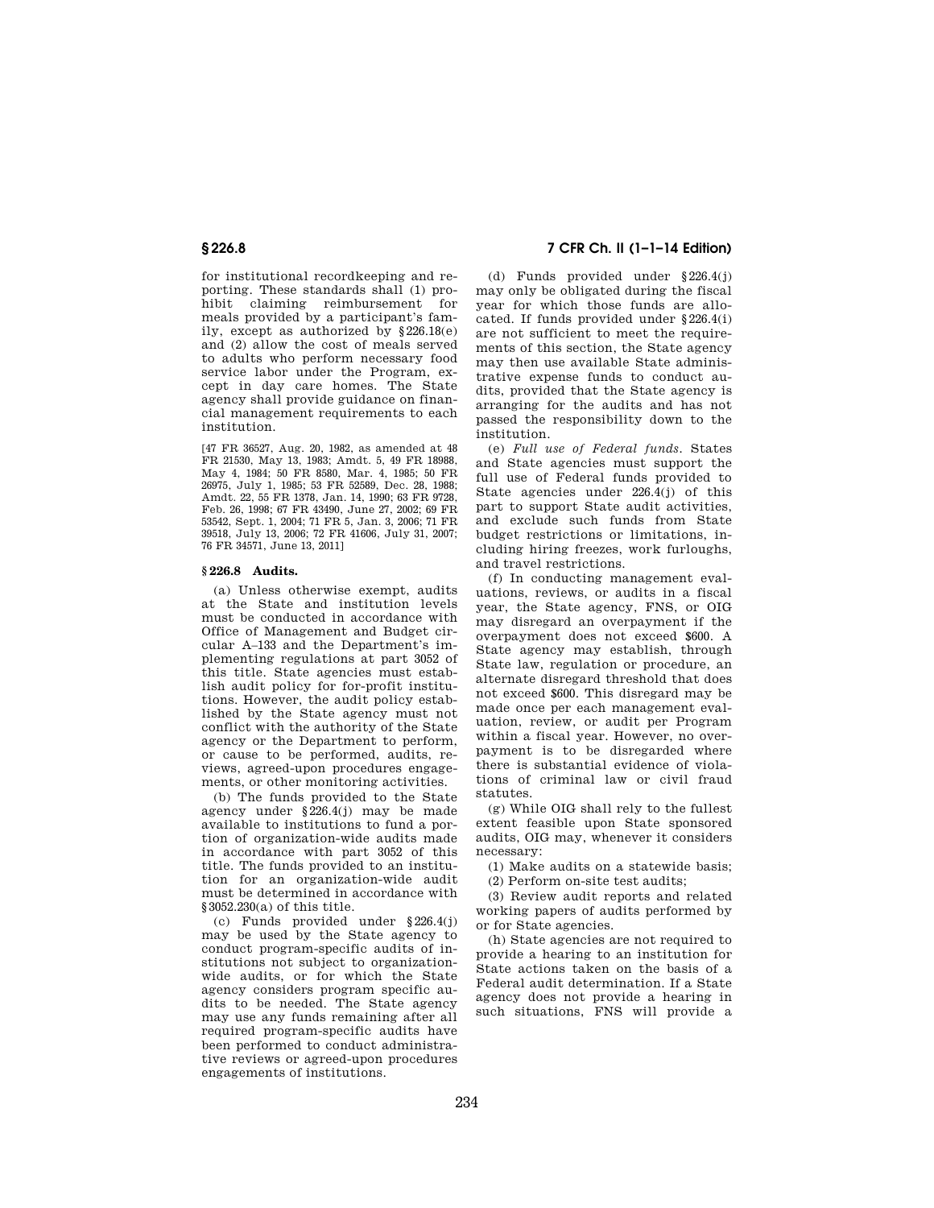for institutional recordkeeping and reporting. These standards shall (1) prohibit claiming reimbursement for meals provided by a participant's family, except as authorized by §226.18(e) and (2) allow the cost of meals served to adults who perform necessary food service labor under the Program, except in day care homes. The State agency shall provide guidance on financial management requirements to each institution.

[47 FR 36527, Aug. 20, 1982, as amended at 48 FR 21530, May 13, 1983; Amdt. 5, 49 FR 18988, May 4, 1984; 50 FR 8580, Mar. 4, 1985; 50 FR 26975, July 1, 1985; 53 FR 52589, Dec. 28, 1988; Amdt. 22, 55 FR 1378, Jan. 14, 1990; 63 FR 9728, Feb. 26, 1998; 67 FR 43490, June 27, 2002; 69 FR 53542, Sept. 1, 2004; 71 FR 5, Jan. 3, 2006; 71 FR 39518, July 13, 2006; 72 FR 41606, July 31, 2007; 76 FR 34571, June 13, 2011]

## § 226.8 Audits.

(a) Unless otherwise exempt, audits at the State and institution levels must be conducted in accordance with Office of Management and Budget circular A–133 and the Department's implementing regulations at part 3052 of this title. State agencies must establish audit policy for for-profit institutions. However, the audit policy established by the State agency must not conflict with the authority of the State agency or the Department to perform, or cause to be performed, audits, reviews, agreed-upon procedures engagements, or other monitoring activities.

(b) The funds provided to the State agency under §226.4(j) may be made available to institutions to fund a portion of organization-wide audits made in accordance with part 3052 of this title. The funds provided to an institution for an organization-wide audit must be determined in accordance with §3052.230(a) of this title.

(c) Funds provided under §226.4(j) may be used by the State agency to conduct program-specific audits of institutions not subject to organization-wide audits, or for which the State agency considers program specific audits to be needed. The State agency may use any funds remaining after all required program-specific audits have been performed to conduct administrative reviews or agreed-upon procedures engagements of institutions.

(d) Funds provided under §226.4(j) may only be obligated during the fiscal year for which those funds are allocated. If funds provided under §226.4(i) are not sufficient to meet the requirements of this section, the State agency may then use available State administrative expense funds to conduct audits, provided that the State agency is arranging for the audits and has not passed the responsibility down to the institution.

(e) *Full use of Federal funds.* States and State agencies must support the full use of Federal funds provided to State agencies under 226.4(j) of this part to support State audit activities, and exclude such funds from State budget restrictions or limitations, including hiring freezes, work furloughs, and travel restrictions.

(f) In conducting management evaluations, reviews, or audits in a fiscal year, the State agency, FNS, or OIG may disregard an overpayment if the overpayment does not exceed $600. A State agency may establish, through State law, regulation or procedure, an alternate disregard threshold that does not exceed $600. This disregard may be made once per each management evaluation, review, or audit per Program within a fiscal year. However, no overpayment is to be disregarded where there is substantial evidence of violations of criminal law or civil fraud statutes.

(g) While OIG shall rely to the fullest extent feasible upon State sponsored audits, OIG may, whenever it considers necessary:

(1) Make audits on a statewide basis;

(2) Perform on-site test audits;

(3) Review audit reports and related working papers of audits performed by or for State agencies.

(h) State agencies are not required to provide a hearing to an institution for State actions taken on the basis of a Federal audit determination. If a State agency does not provide a hearing in such situations, FNS will provide a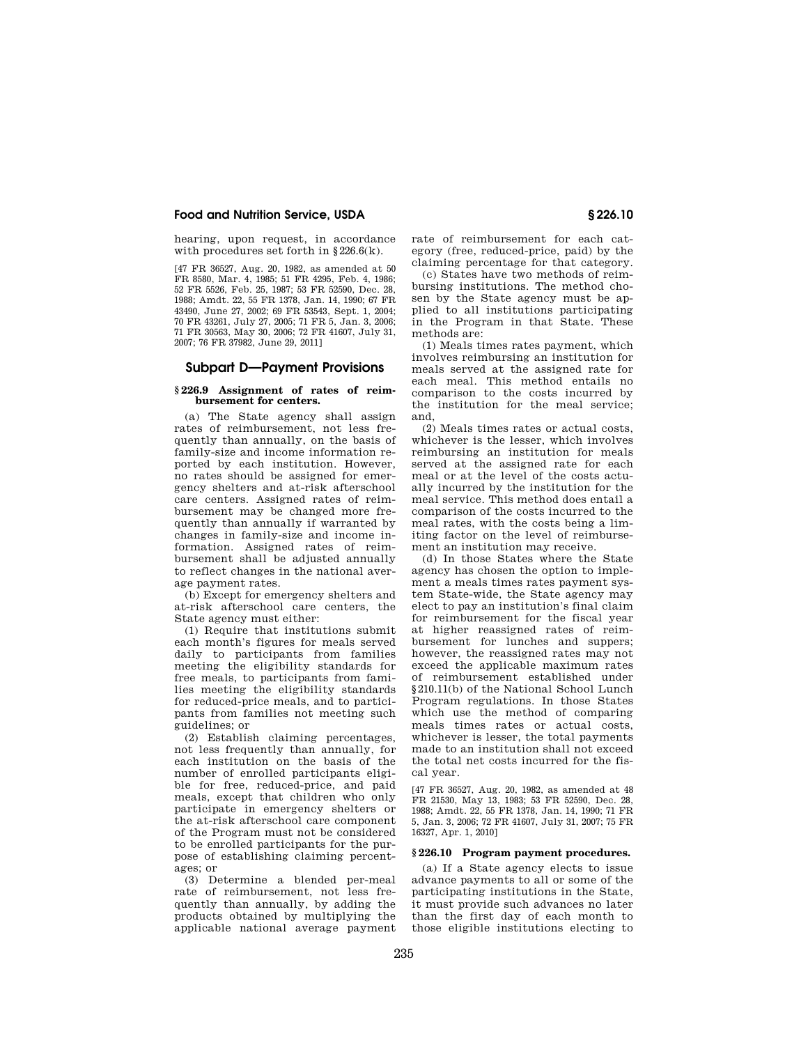hearing, upon request, in accordance with procedures set forth in §226.6(k).

[47 FR 36527, Aug. 20, 1982, as amended at 50 FR 8580, Mar. 4, 1985; 51 FR 4295, Feb. 4, 1986; 52 FR 5526, Feb. 25, 1987; 53 FR 52590, Dec. 28, 1988; Amdt. 22, 55 FR 1378, Jan. 14, 1990; 67 FR 43490, June 27, 2002; 69 FR 53543, Sept. 1, 2004; 70 FR 43261, July 27, 2005; 71 FR 5, Jan. 3, 2006; 71 FR 30563, May 30, 2006; 72 FR 41607, July 31, 2007; 76 FR 37982, June 29, 2011]

## Subpart D—Payment Provisions

### §226.9 Assignment of rates of reimbursement for centers.

(a) The State agency shall assign rates of reimbursement, not less frequently than annually, on the basis of family-size and income information reported by each institution. However, no rates should be assigned for emergency shelters and at-risk afterschool care centers. Assigned rates of reimbursement may be changed more frequently than annually if warranted by changes in family-size and income information. Assigned rates of reimbursement shall be adjusted annually to reflect changes in the national average payment rates.

(b) Except for emergency shelters and at-risk afterschool care centers, the State agency must either:

(1) Require that institutions submit each month's figures for meals served daily to participants from families meeting the eligibility standards for free meals, to participants from families meeting the eligibility standards for reduced-price meals, and to participants from families not meeting such guidelines; or

(2) Establish claiming percentages, not less frequently than annually, for each institution on the basis of the number of enrolled participants eligible for free, reduced-price, and paid meals, except that children who only participate in emergency shelters or the at-risk afterschool care component of the Program must not be considered to be enrolled participants for the purpose of establishing claiming percentages; or

(3) Determine a blended per-meal rate of reimbursement, not less frequently than annually, by adding the products obtained by multiplying the applicable national average payment rate of reimbursement for each category (free, reduced-price, paid) by the claiming percentage for that category.

(c) States have two methods of reimbursing institutions. The method chosen by the State agency must be applied to all institutions participating in the Program in that State. These methods are:

(1) Meals times rates payment, which involves reimbursing an institution for meals served at the assigned rate for each meal. This method entails no comparison to the costs incurred by the institution for the meal service; and,

(2) Meals times rates or actual costs, whichever is the lesser, which involves reimbursing an institution for meals served at the assigned rate for each meal or at the level of the costs actually incurred by the institution for the meal service. This method does entail a comparison of the costs incurred to the meal rates, with the costs being a limiting factor on the level of reimbursement an institution may receive.

(d) In those States where the State agency has chosen the option to implement a meals times rates payment system State-wide, the State agency may elect to pay an institution's final claim for reimbursement for the fiscal year at higher reassigned rates of reimbursement for lunches and suppers; however, the reassigned rates may not exceed the applicable maximum rates of reimbursement established under §210.11(b) of the National School Lunch Program regulations. In those States which use the method of comparing meals times rates or actual costs, whichever is lesser, the total payments made to an institution shall not exceed the total net costs incurred for the fiscal year.

[47 FR 36527, Aug. 20, 1982, as amended at 48 FR 21530, May 13, 1983; 53 FR 52590, Dec. 28, 1988; Amdt. 22, 55 FR 1378, Jan. 14, 1990; 71 FR 5, Jan. 3, 2006; 72 FR 41607, July 31, 2007; 75 FR 16327, Apr. 1, 2010]

### §226.10 Program payment procedures.

(a) If a State agency elects to issue advance payments to all or some of the participating institutions in the State, it must provide such advances no later than the first day of each month to those eligible institutions electing to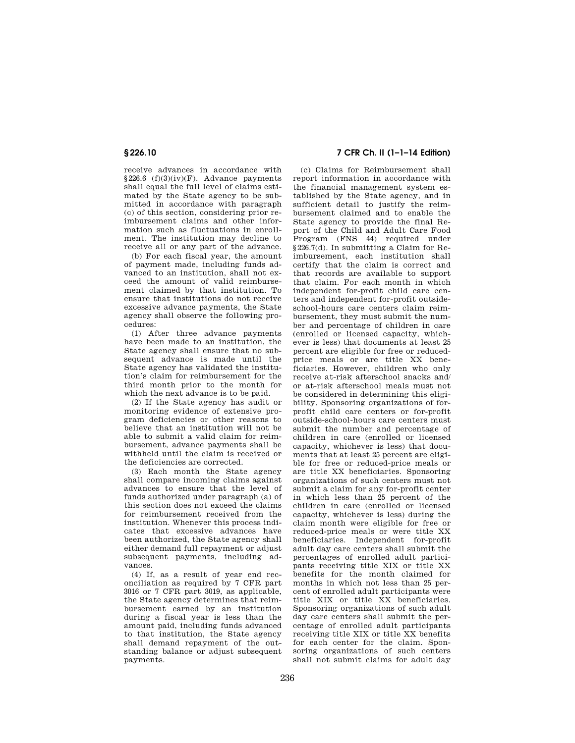receive advances in accordance with §226.6 (f)(3)(iv)(F). Advance payments shall equal the full level of claims estimated by the State agency to be submitted in accordance with paragraph (c) of this section, considering prior reimbursement claims and other information such as fluctuations in enrollment. The institution may decline to receive all or any part of the advance.

(b) For each fiscal year, the amount of payment made, including funds advanced to an institution, shall not exceed the amount of valid reimbursement claimed by that institution. To ensure that institutions do not receive excessive advance payments, the State agency shall observe the following procedures:

(1) After three advance payments have been made to an institution, the State agency shall ensure that no subsequent advance is made until the State agency has validated the institution's claim for reimbursement for the third month prior to the month for which the next advance is to be paid.

(2) If the State agency has audit or monitoring evidence of extensive program deficiencies or other reasons to believe that an institution will not be able to submit a valid claim for reimbursement, advance payments shall be withheld until the claim is received or the deficiencies are corrected.

(3) Each month the State agency shall compare incoming claims against advances to ensure that the level of funds authorized under paragraph (a) of this section does not exceed the claims for reimbursement received from the institution. Whenever this process indicates that excessive advances have been authorized, the State agency shall either demand full repayment or adjust subsequent payments, including advances.

(4) If, as a result of year end reconciliation as required by 7 CFR part 3016 or 7 CFR part 3019, as applicable, the State agency determines that reimbursement earned by an institution during a fiscal year is less than the amount paid, including funds advanced to that institution, the State agency shall demand repayment of the outstanding balance or adjust subsequent payments.

(c) Claims for Reimbursement shall report information in accordance with the financial management system established by the State agency, and in sufficient detail to justify the reimbursement claimed and to enable the State agency to provide the final Report of the Child and Adult Care Food Program (FNS 44) required under §226.7(d). In submitting a Claim for Reimbursement, each institution shall certify that the claim is correct and that records are available to support that claim. For each month in which independent for-profit child care centers and independent for-profit outside-school-hours care centers claim reimbursement, they must submit the number and percentage of children in care (enrolled or licensed capacity, whichever is less) that documents at least 25 percent are eligible for free or reduced-price meals or are title XX beneficiaries. However, children who only receive at-risk afterschool snacks and/or at-risk afterschool meals must not be considered in determining this eligibility. Sponsoring organizations of for-profit child care centers or for-profit outside-school-hours care centers must submit the number and percentage of children in care (enrolled or licensed capacity, whichever is less) that documents that at least 25 percent are eligible for free or reduced-price meals or are title XX beneficiaries. Sponsoring organizations of such centers must not submit a claim for any for-profit center in which less than 25 percent of the children in care (enrolled or licensed capacity, whichever is less) during the claim month were eligible for free or reduced-price meals or were title XX beneficiaries. Independent for-profit adult day care centers shall submit the percentages of enrolled adult participants receiving title XIX or title XX benefits for the month claimed for months in which not less than 25 percent of enrolled adult participants were title XIX or title XX beneficiaries. Sponsoring organizations of such adult day care centers shall submit the percentage of enrolled adult participants receiving title XIX or title XX benefits for each center for the claim. Sponsoring organizations of such centers shall not submit claims for adult day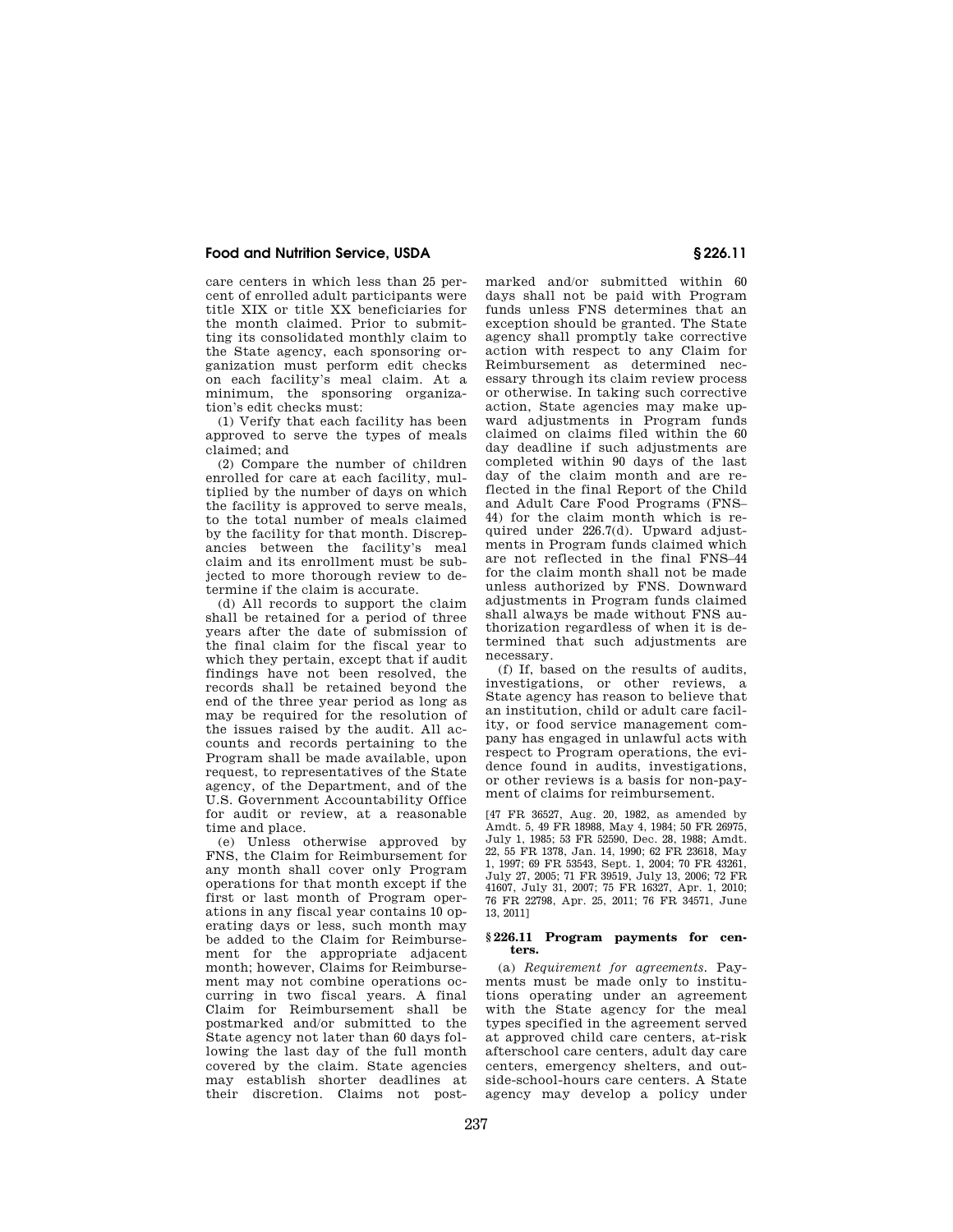care centers in which less than 25 percent of enrolled adult participants were title XIX or title XX beneficiaries for the month claimed. Prior to submitting its consolidated monthly claim to the State agency, each sponsoring organization must perform edit checks on each facility's meal claim. At a minimum, the sponsoring organization's edit checks must:

(1) Verify that each facility has been approved to serve the types of meals claimed; and

(2) Compare the number of children enrolled for care at each facility, multiplied by the number of days on which the facility is approved to serve meals, to the total number of meals claimed by the facility for that month. Discrepancies between the facility's meal claim and its enrollment must be subjected to more thorough review to determine if the claim is accurate.

(d) All records to support the claim shall be retained for a period of three years after the date of submission of the final claim for the fiscal year to which they pertain, except that if audit findings have not been resolved, the records shall be retained beyond the end of the three year period as long as may be required for the resolution of the issues raised by the audit. All accounts and records pertaining to the Program shall be made available, upon request, to representatives of the State agency, of the Department, and of the U.S. Government Accountability Office for audit or review, at a reasonable time and place.

(e) Unless otherwise approved by FNS, the Claim for Reimbursement for any month shall cover only Program operations for that month except if the first or last month of Program operations in any fiscal year contains 10 operating days or less, such month may be added to the Claim for Reimbursement for the appropriate adjacent month; however, Claims for Reimbursement may not combine operations occurring in two fiscal years. A final Claim for Reimbursement shall be postmarked and/or submitted to the State agency not later than 60 days following the last day of the full month covered by the claim. State agencies may establish shorter deadlines at their discretion. Claims not postmarked and/or submitted within 60 days shall not be paid with Program funds unless FNS determines that an exception should be granted. The State agency shall promptly take corrective action with respect to any Claim for Reimbursement as determined necessary through its claim review process or otherwise. In taking such corrective action, State agencies may make upward adjustments in Program funds claimed on claims filed within the 60 day deadline if such adjustments are completed within 90 days of the last day of the claim month and are reflected in the final Report of the Child and Adult Care Food Programs (FNS–44) for the claim month which is required under 226.7(d). Upward adjustments in Program funds claimed which are not reflected in the final FNS–44 for the claim month shall not be made unless authorized by FNS. Downward adjustments in Program funds claimed shall always be made without FNS authorization regardless of when it is determined that such adjustments are necessary.

(f) If, based on the results of audits, investigations, or other reviews, a State agency has reason to believe that an institution, child or adult care facility, or food service management company has engaged in unlawful acts with respect to Program operations, the evidence found in audits, investigations, or other reviews is a basis for non-payment of claims for reimbursement.

[47 FR 36527, Aug. 20, 1982, as amended by Amdt. 5, 49 FR 18988, May 4, 1984; 50 FR 26975, July 1, 1985; 53 FR 52590, Dec. 28, 1988; Amdt. 22, 55 FR 1378, Jan. 14, 1990; 62 FR 23618, May 1, 1997; 69 FR 53543, Sept. 1, 2004; 70 FR 43261, July 27, 2005; 71 FR 39519, July 13, 2006; 72 FR 41607, July 31, 2007; 75 FR 16327, Apr. 1, 2010; 76 FR 22798, Apr. 25, 2011; 76 FR 34571, June 13, 2011]

### § 226.11 Program payments for centers.

(a) *Requirement for agreements.* Payments must be made only to institutions operating under an agreement with the State agency for the meal types specified in the agreement served at approved child care centers, at-risk afterschool care centers, adult day care centers, emergency shelters, and outside-school-hours care centers. A State agency may develop a policy under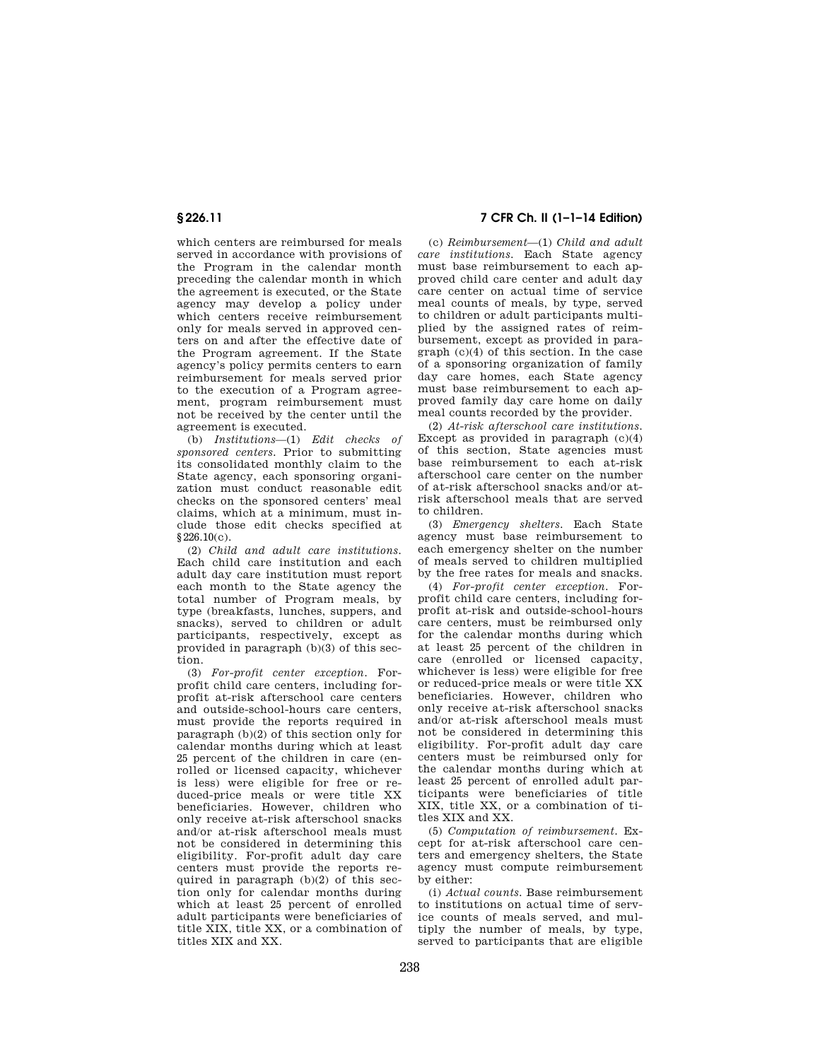which centers are reimbursed for meals served in accordance with provisions of the Program in the calendar month preceding the calendar month in which the agreement is executed, or the State agency may develop a policy under which centers receive reimbursement only for meals served in approved centers on and after the effective date of the Program agreement. If the State agency's policy permits centers to earn reimbursement for meals served prior to the execution of a Program agreement, program reimbursement must not be received by the center until the agreement is executed.

(b) *Institutions*—(1) *Edit checks of sponsored centers.* Prior to submitting its consolidated monthly claim to the State agency, each sponsoring organization must conduct reasonable edit checks on the sponsored centers' meal claims, which at a minimum, must include those edit checks specified at §226.10(c).

(2) *Child and adult care institutions.* Each child care institution and each adult day care institution must report each month to the State agency the total number of Program meals, by type (breakfasts, lunches, suppers, and snacks), served to children or adult participants, respectively, except as provided in paragraph (b)(3) of this section.

(3) *For-profit center exception.* For-profit child care centers, including for-profit at-risk afterschool care centers and outside-school-hours care centers, must provide the reports required in paragraph (b)(2) of this section only for calendar months during which at least 25 percent of the children in care (enrolled or licensed capacity, whichever is less) were eligible for free or reduced-price meals or were title XX beneficiaries. However, children who only receive at-risk afterschool snacks and/or at-risk afterschool meals must not be considered in determining this eligibility. For-profit adult day care centers must provide the reports required in paragraph (b)(2) of this section only for calendar months during which at least 25 percent of enrolled adult participants were beneficiaries of title XIX, title XX, or a combination of titles XIX and XX.

(c) *Reimbursement*—(1) *Child and adult care institutions.* Each State agency must base reimbursement to each approved child care center and adult day care center on actual time of service meal counts of meals, by type, served to children or adult participants multiplied by the assigned rates of reimbursement, except as provided in paragraph (c)(4) of this section. In the case of a sponsoring organization of family day care homes, each State agency must base reimbursement to each approved family day care home on daily meal counts recorded by the provider.

(2) *At-risk afterschool care institutions.* Except as provided in paragraph (c)(4) of this section, State agencies must base reimbursement to each at-risk afterschool care center on the number of at-risk afterschool snacks and/or at-risk afterschool meals that are served to children.

(3) *Emergency shelters.* Each State agency must base reimbursement to each emergency shelter on the number of meals served to children multiplied by the free rates for meals and snacks.

(4) *For-profit center exception.* For-profit child care centers, including for-profit at-risk and outside-school-hours care centers, must be reimbursed only for the calendar months during which at least 25 percent of the children in care (enrolled or licensed capacity, whichever is less) were eligible for free or reduced-price meals or were title XX beneficiaries. However, children who only receive at-risk afterschool snacks and/or at-risk afterschool meals must not be considered in determining this eligibility. For-profit adult day care centers must be reimbursed only for the calendar months during which at least 25 percent of enrolled adult participants were beneficiaries of title XIX, title XX, or a combination of titles XIX and XX.

(5) *Computation of reimbursement.* Except for at-risk afterschool care centers and emergency shelters, the State agency must compute reimbursement by either:

(i) *Actual counts.* Base reimbursement to institutions on actual time of service counts of meals served, and multiply the number of meals, by type, served to participants that are eligible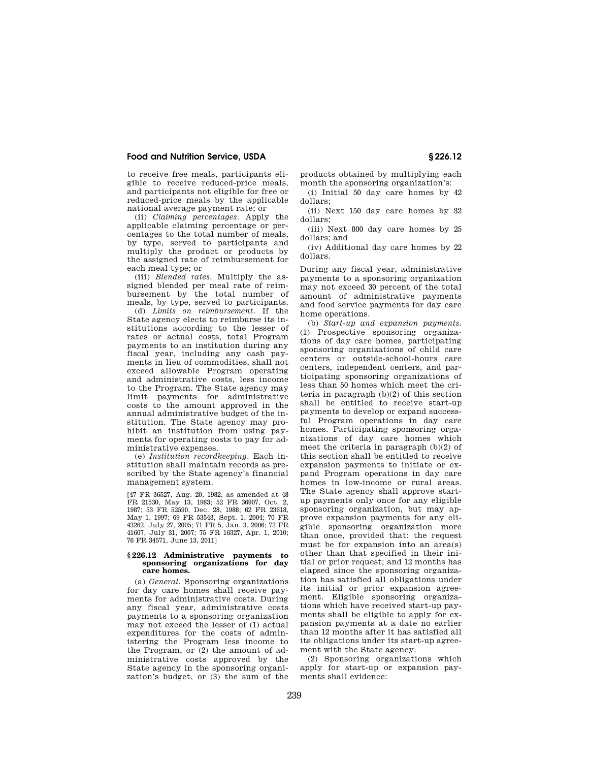to receive free meals, participants eligible to receive reduced-price meals, and participants not eligible for free or reduced-price meals by the applicable national average payment rate; or

(ii) *Claiming percentages.* Apply the applicable claiming percentage or percentages to the total number of meals, by type, served to participants and multiply the product or products by the assigned rate of reimbursement for each meal type; or

(iii) *Blended rates.* Multiply the assigned blended per meal rate of reimbursement by the total number of meals, by type, served to participants.

(d) *Limits on reimbursement.* If the State agency elects to reimburse its institutions according to the lesser of rates or actual costs, total Program payments to an institution during any fiscal year, including any cash payments in lieu of commodities, shall not exceed allowable Program operating and administrative costs, less income to the Program. The State agency may limit payments for administrative costs to the amount approved in the annual administrative budget of the institution. The State agency may prohibit an institution from using payments for operating costs to pay for administrative expenses.

(e) *Institution recordkeeping.* Each institution shall maintain records as prescribed by the State agency's financial management system.

[47 FR 36527, Aug. 20, 1982, as amended at 48 FR 21530, May 13, 1983; 52 FR 36907, Oct. 2, 1987; 53 FR 52590, Dec. 28, 1988; 62 FR 23618, May 1, 1997; 69 FR 53543, Sept. 1, 2004; 70 FR 43262, July 27, 2005; 71 FR 5, Jan. 3, 2006; 72 FR 41607, July 31, 2007; 75 FR 16327, Apr. 1, 2010; 76 FR 34571, June 13, 2011]

### § 226.12 Administrative payments to sponsoring organizations for day care homes.

(a) *General.* Sponsoring organizations for day care homes shall receive payments for administrative costs. During any fiscal year, administrative costs payments to a sponsoring organization may not exceed the lesser of (1) actual expenditures for the costs of administering the Program less income to the Program, or (2) the amount of administrative costs approved by the State agency in the sponsoring organization's budget, or (3) the sum of the products obtained by multiplying each month the sponsoring organization's:

(i) Initial 50 day care homes by 42 dollars;

(ii) Next 150 day care homes by 32 dollars;

(iii) Next 800 day care homes by 25 dollars; and

(iv) Additional day care homes by 22 dollars.

During any fiscal year, administrative payments to a sponsoring organization may not exceed 30 percent of the total amount of administrative payments and food service payments for day care home operations.

(b) *Start-up and expansion payments.* (1) Prospective sponsoring organizations of day care homes, participating sponsoring organizations of child care centers or outside-school-hours care centers, independent centers, and participating sponsoring organizations of less than 50 homes which meet the criteria in paragraph (b)(2) of this section shall be entitled to receive start-up payments to develop or expand successful Program operations in day care homes. Participating sponsoring organizations of day care homes which meet the criteria in paragraph (b)(2) of this section shall be entitled to receive expansion payments to initiate or expand Program operations in day care homes in low-income or rural areas. The State agency shall approve start-up payments only once for any eligible sponsoring organization, but may approve expansion payments for any eligible sponsoring organization more than once, provided that: the request must be for expansion into an area(s) other than that specified in their initial or prior request; and 12 months has elapsed since the sponsoring organization has satisfied all obligations under its initial or prior expansion agreement. Eligible sponsoring organizations which have received start-up payments shall be eligible to apply for expansion payments at a date no earlier than 12 months after it has satisfied all its obligations under its start-up agreement with the State agency.

(2) Sponsoring organizations which apply for start-up or expansion payments shall evidence: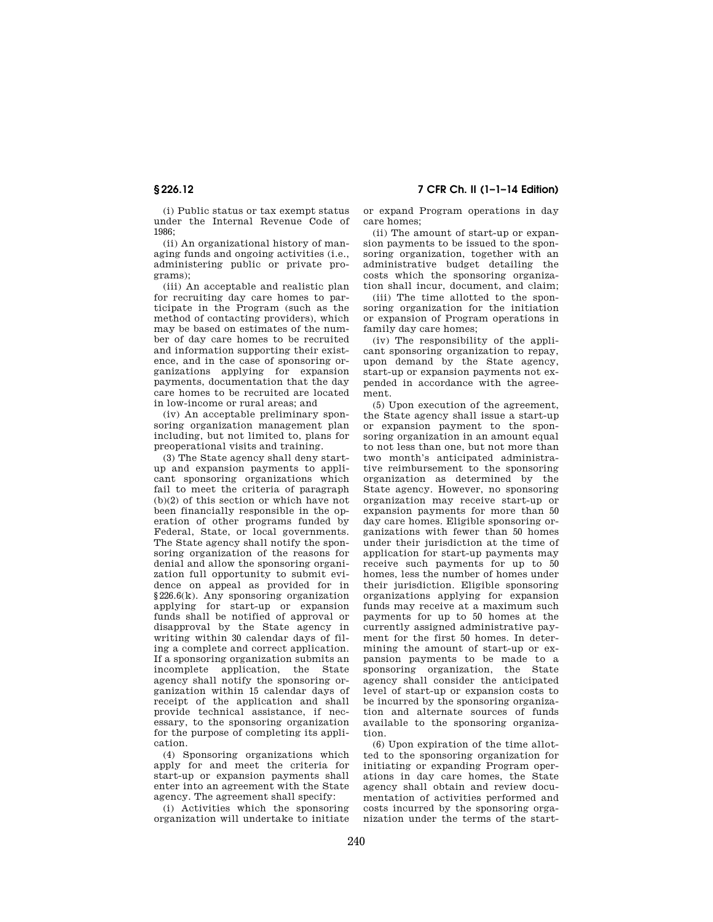(i) Public status or tax exempt status under the Internal Revenue Code of 1986;

(ii) An organizational history of managing funds and ongoing activities (i.e., administering public or private programs);

(iii) An acceptable and realistic plan for recruiting day care homes to participate in the Program (such as the method of contacting providers), which may be based on estimates of the number of day care homes to be recruited and information supporting their existence, and in the case of sponsoring organizations applying for expansion payments, documentation that the day care homes to be recruited are located in low-income or rural areas; and

(iv) An acceptable preliminary sponsoring organization management plan including, but not limited to, plans for preoperational visits and training.

(3) The State agency shall deny start-up and expansion payments to applicant sponsoring organizations which fail to meet the criteria of paragraph (b)(2) of this section or which have not been financially responsible in the operation of other programs funded by Federal, State, or local governments. The State agency shall notify the sponsoring organization of the reasons for denial and allow the sponsoring organization full opportunity to submit evidence on appeal as provided for in §226.6(k). Any sponsoring organization applying for start-up or expansion funds shall be notified of approval or disapproval by the State agency in writing within 30 calendar days of filing a complete and correct application. If a sponsoring organization submits an incomplete application, the State agency shall notify the sponsoring organization within 15 calendar days of receipt of the application and shall provide technical assistance, if necessary, to the sponsoring organization for the purpose of completing its application.

(4) Sponsoring organizations which apply for and meet the criteria for start-up or expansion payments shall enter into an agreement with the State agency. The agreement shall specify:

(i) Activities which the sponsoring organization will undertake to initiate or expand Program operations in day care homes;

(ii) The amount of start-up or expansion payments to be issued to the sponsoring organization, together with an administrative budget detailing the costs which the sponsoring organization shall incur, document, and claim;

(iii) The time allotted to the sponsoring organization for the initiation or expansion of Program operations in family day care homes;

(iv) The responsibility of the applicant sponsoring organization to repay, upon demand by the State agency, start-up or expansion payments not expended in accordance with the agreement.

(5) Upon execution of the agreement, the State agency shall issue a start-up or expansion payment to the sponsoring organization in an amount equal to not less than one, but not more than two month's anticipated administrative reimbursement to the sponsoring organization as determined by the State agency. However, no sponsoring organization may receive start-up or expansion payments for more than 50 day care homes. Eligible sponsoring organizations with fewer than 50 homes under their jurisdiction at the time of application for start-up payments may receive such payments for up to 50 homes, less the number of homes under their jurisdiction. Eligible sponsoring organizations applying for expansion funds may receive at a maximum such payments for up to 50 homes at the currently assigned administrative payment for the first 50 homes. In determining the amount of start-up or expansion payments to be made to a sponsoring organization, the State agency shall consider the anticipated level of start-up or expansion costs to be incurred by the sponsoring organization and alternate sources of funds available to the sponsoring organization.

(6) Upon expiration of the time allotted to the sponsoring organization for initiating or expanding Program operations in day care homes, the State agency shall obtain and review documentation of activities performed and costs incurred by the sponsoring organization under the terms of the start-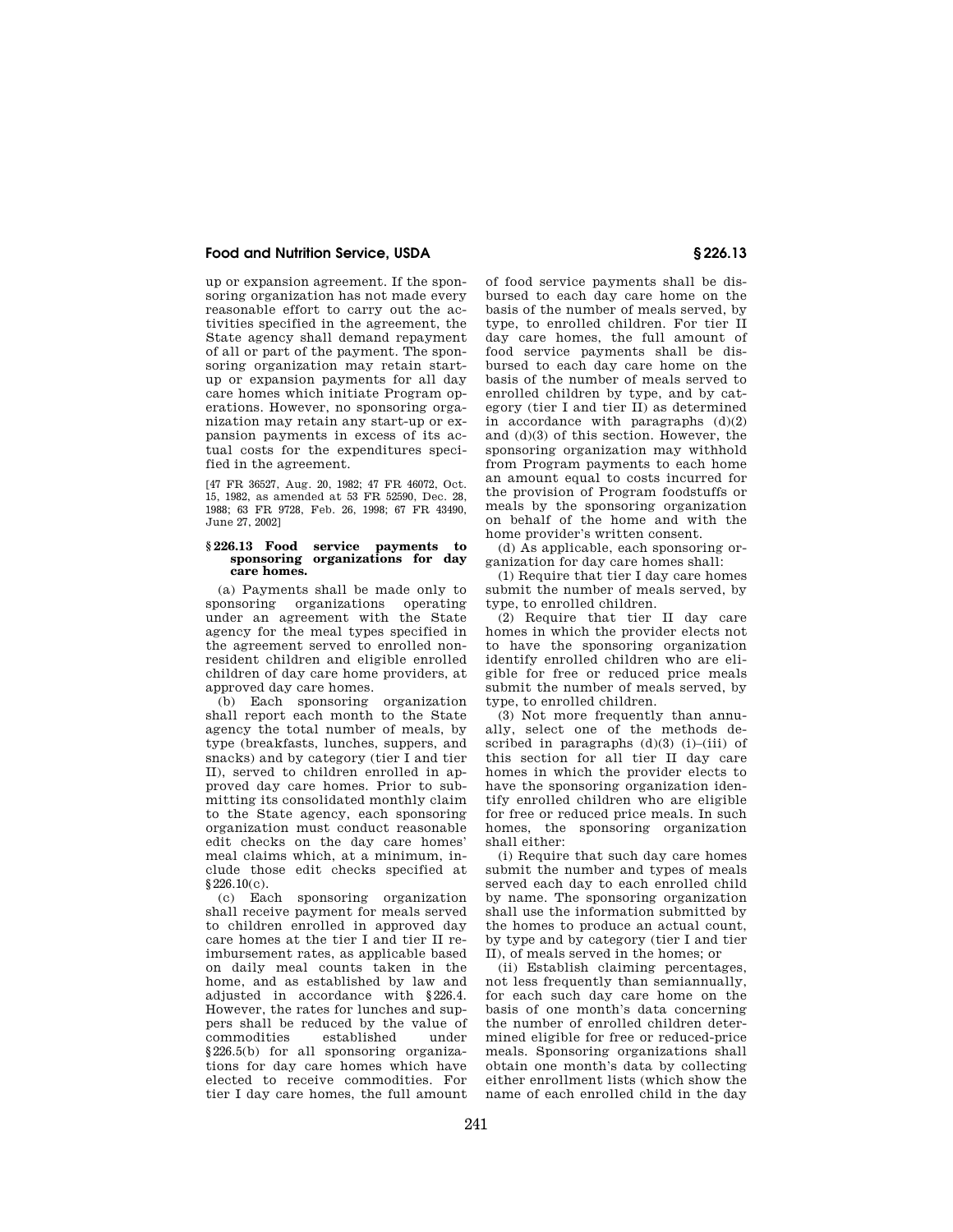up or expansion agreement. If the sponsoring organization has not made every reasonable effort to carry out the activities specified in the agreement, the State agency shall demand repayment of all or part of the payment. The sponsoring organization may retain start-up or expansion payments for all day care homes which initiate Program operations. However, no sponsoring organization may retain any start-up or expansion payments in excess of its actual costs for the expenditures specified in the agreement.

[47 FR 36527, Aug. 20, 1982; 47 FR 46072, Oct. 15, 1982, as amended at 53 FR 52590, Dec. 28, 1988; 63 FR 9728, Feb. 26, 1998; 67 FR 43490, June 27, 2002]

### § 226.13 Food service payments to sponsoring organizations for day care homes.

(a) Payments shall be made only to sponsoring organizations operating under an agreement with the State agency for the meal types specified in the agreement served to enrolled nonresident children and eligible enrolled children of day care home providers, at approved day care homes.

(b) Each sponsoring organization shall report each month to the State agency the total number of meals, by type (breakfasts, lunches, suppers, and snacks) and by category (tier I and tier II), served to children enrolled in approved day care homes. Prior to submitting its consolidated monthly claim to the State agency, each sponsoring organization must conduct reasonable edit checks on the day care homes' meal claims which, at a minimum, include those edit checks specified at § 226.10(c).

(c) Each sponsoring organization shall receive payment for meals served to children enrolled in approved day care homes at the tier I and tier II reimbursement rates, as applicable based on daily meal counts taken in the home, and as established by law and adjusted in accordance with § 226.4. However, the rates for lunches and suppers shall be reduced by the value of commodities established under § 226.5(b) for all sponsoring organizations for day care homes which have elected to receive commodities. For tier I day care homes, the full amount of food service payments shall be disbursed to each day care home on the basis of the number of meals served, by type, to enrolled children. For tier II day care homes, the full amount of food service payments shall be disbursed to each day care home on the basis of the number of meals served to enrolled children by type, and by category (tier I and tier II) as determined in accordance with paragraphs (d)(2) and (d)(3) of this section. However, the sponsoring organization may withhold from Program payments to each home an amount equal to costs incurred for the provision of Program foodstuffs or meals by the sponsoring organization on behalf of the home and with the home provider's written consent.

(d) As applicable, each sponsoring organization for day care homes shall:

(1) Require that tier I day care homes submit the number of meals served, by type, to enrolled children.

(2) Require that tier II day care homes in which the provider elects not to have the sponsoring organization identify enrolled children who are eligible for free or reduced price meals submit the number of meals served, by type, to enrolled children.

(3) Not more frequently than annually, select one of the methods described in paragraphs (d)(3) (i)–(iii) of this section for all tier II day care homes in which the provider elects to have the sponsoring organization identify enrolled children who are eligible for free or reduced price meals. In such homes, the sponsoring organization shall either:

(i) Require that such day care homes submit the number and types of meals served each day to each enrolled child by name. The sponsoring organization shall use the information submitted by the homes to produce an actual count, by type and by category (tier I and tier II), of meals served in the homes; or

(ii) Establish claiming percentages, not less frequently than semiannually, for each such day care home on the basis of one month's data concerning the number of enrolled children determined eligible for free or reduced-price meals. Sponsoring organizations shall obtain one month's data by collecting either enrollment lists (which show the name of each enrolled child in the day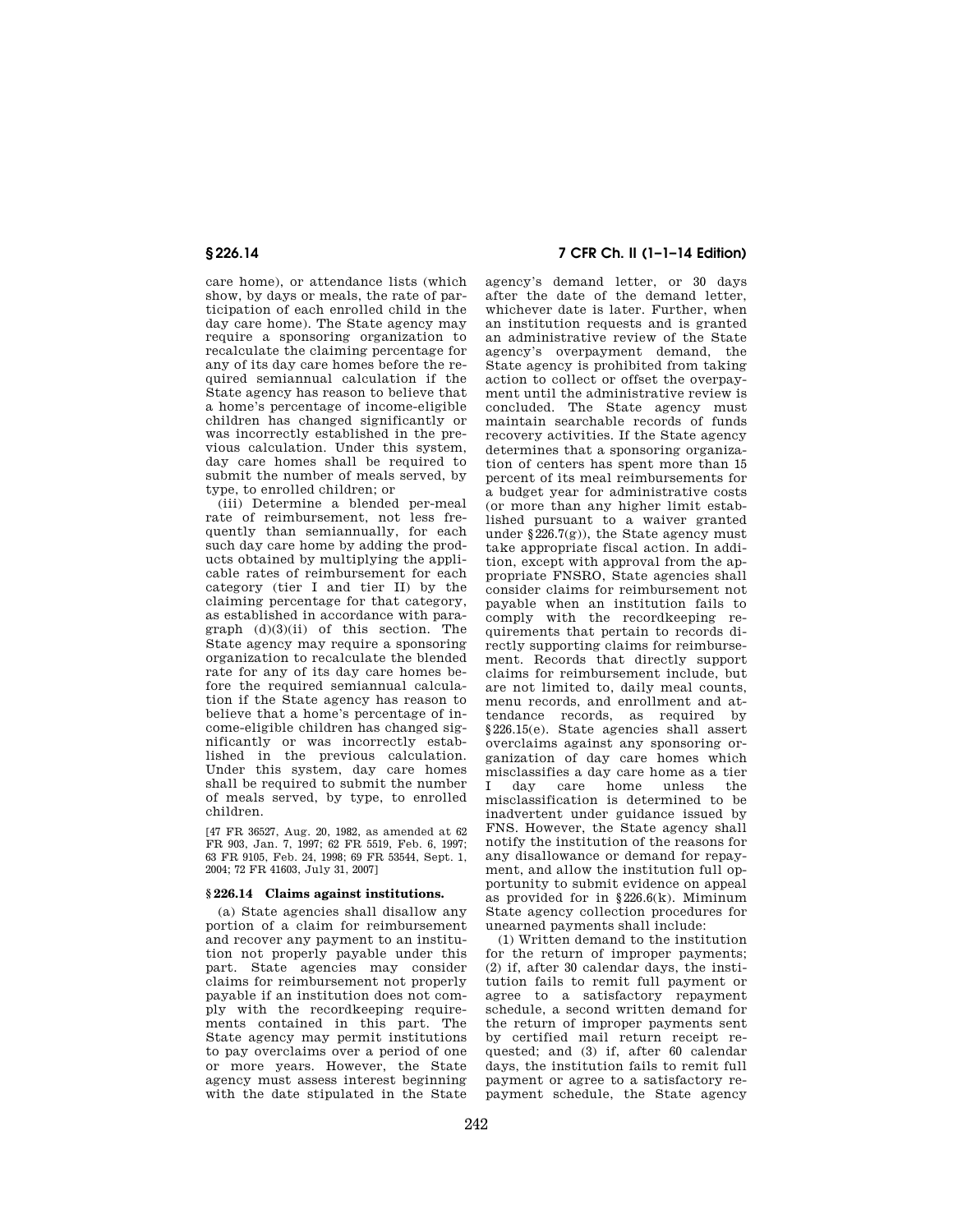care home), or attendance lists (which show, by days or meals, the rate of participation of each enrolled child in the day care home). The State agency may require a sponsoring organization to recalculate the claiming percentage for any of its day care homes before the required semiannual calculation if the State agency has reason to believe that a home's percentage of income-eligible children has changed significantly or was incorrectly established in the previous calculation. Under this system, day care homes shall be required to submit the number of meals served, by type, to enrolled children; or

(iii) Determine a blended per-meal rate of reimbursement, not less frequently than semiannually, for each such day care home by adding the products obtained by multiplying the applicable rates of reimbursement for each category (tier I and tier II) by the claiming percentage for that category, as established in accordance with paragraph (d)(3)(ii) of this section. The State agency may require a sponsoring organization to recalculate the blended rate for any of its day care homes before the required semiannual calculation if the State agency has reason to believe that a home's percentage of income-eligible children has changed significantly or was incorrectly established in the previous calculation. Under this system, day care homes shall be required to submit the number of meals served, by type, to enrolled children.

[47 FR 36527, Aug. 20, 1982, as amended at 62 FR 903, Jan. 7, 1997; 62 FR 5519, Feb. 6, 1997; 63 FR 9105, Feb. 24, 1998; 69 FR 53544, Sept. 1, 2004; 72 FR 41603, July 31, 2007]

### § 226.14 Claims against institutions.

(a) State agencies shall disallow any portion of a claim for reimbursement and recover any payment to an institution not properly payable under this part. State agencies may consider claims for reimbursement not properly payable if an institution does not comply with the recordkeeping requirements contained in this part. The State agency may permit institutions to pay overclaims over a period of one or more years. However, the State agency must assess interest beginning with the date stipulated in the State agency's demand letter, or 30 days after the date of the demand letter, whichever date is later. Further, when an institution requests and is granted an administrative review of the State agency's overpayment demand, the State agency is prohibited from taking action to collect or offset the overpayment until the administrative review is concluded. The State agency must maintain searchable records of funds recovery activities. If the State agency determines that a sponsoring organization of centers has spent more than 15 percent of its meal reimbursements for a budget year for administrative costs (or more than any higher limit established pursuant to a waiver granted under §226.7(g)), the State agency must take appropriate fiscal action. In addition, except with approval from the appropriate FNSRO, State agencies shall consider claims for reimbursement not payable when an institution fails to comply with the recordkeeping requirements that pertain to records directly supporting claims for reimbursement. Records that directly support claims for reimbursement include, but are not limited to, daily meal counts, menu records, and enrollment and attendance records, as required by §226.15(e). State agencies shall assert overclaims against any sponsoring organization of day care homes which misclassifies a day care home as a tier I day care home unless the misclassification is determined to be inadvertent under guidance issued by FNS. However, the State agency shall notify the institution of the reasons for any disallowance or demand for repayment, and allow the institution full opportunity to submit evidence on appeal as provided for in §226.6(k). Miminum State agency collection procedures for unearned payments shall include:

(1) Written demand to the institution for the return of improper payments; (2) if, after 30 calendar days, the institution fails to remit full payment or agree to a satisfactory repayment schedule, a second written demand for the return of improper payments sent by certified mail return receipt requested; and (3) if, after 60 calendar days, the institution fails to remit full payment or agree to a satisfactory repayment schedule, the State agency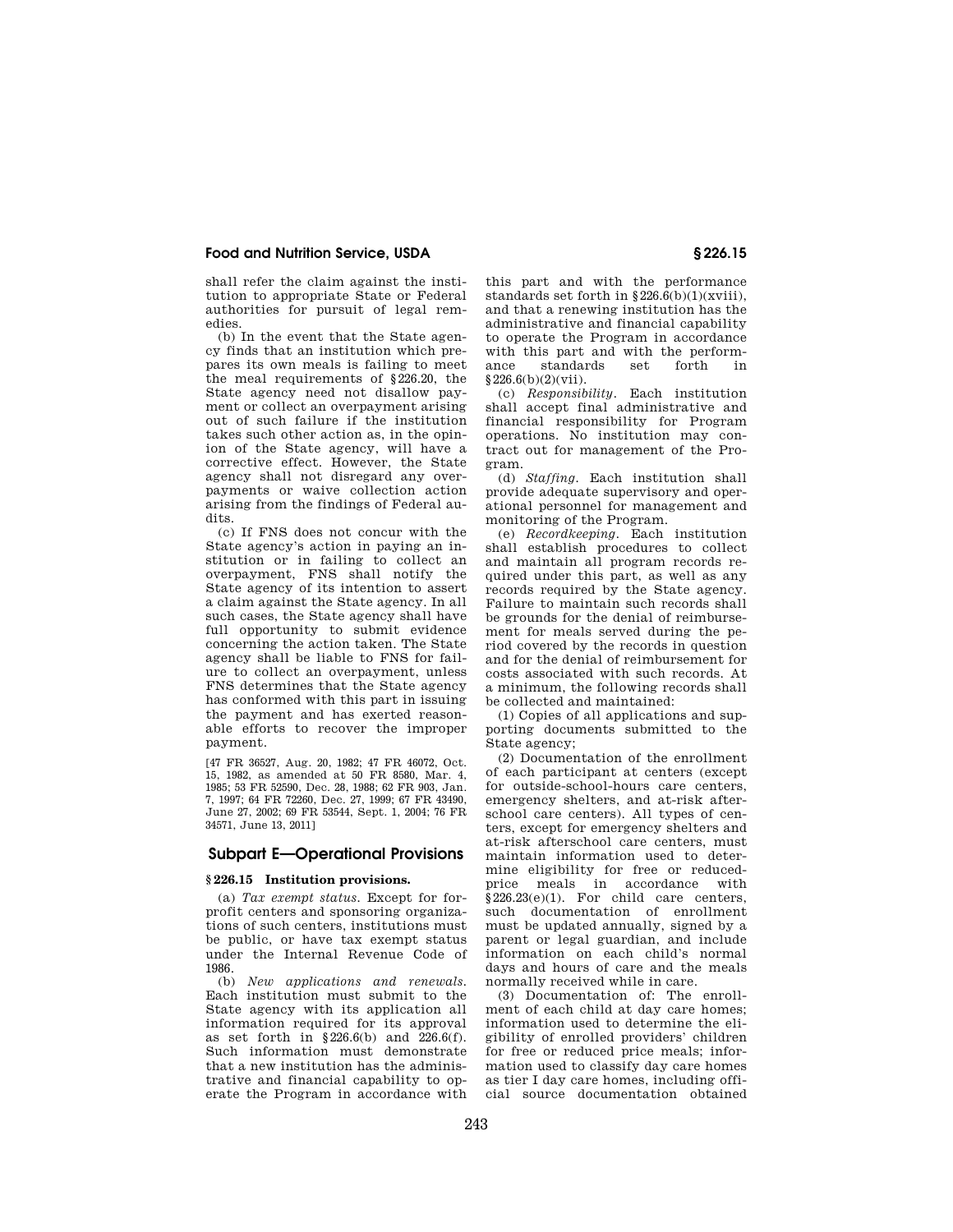shall refer the claim against the institution to appropriate State or Federal authorities for pursuit of legal remedies.

(b) In the event that the State agency finds that an institution which prepares its own meals is failing to meet the meal requirements of §226.20, the State agency need not disallow payment or collect an overpayment arising out of such failure if the institution takes such other action as, in the opinion of the State agency, will have a corrective effect. However, the State agency shall not disregard any overpayments or waive collection action arising from the findings of Federal audits.

(c) If FNS does not concur with the State agency's action in paying an institution or in failing to collect an overpayment, FNS shall notify the State agency of its intention to assert a claim against the State agency. In all such cases, the State agency shall have full opportunity to submit evidence concerning the action taken. The State agency shall be liable to FNS for failure to collect an overpayment, unless FNS determines that the State agency has conformed with this part in issuing the payment and has exerted reasonable efforts to recover the improper payment.

[47 FR 36527, Aug. 20, 1982; 47 FR 46072, Oct. 15, 1982, as amended at 50 FR 8580, Mar. 4, 1985; 53 FR 52590, Dec. 28, 1988; 62 FR 903, Jan. 7, 1997; 64 FR 72260, Dec. 27, 1999; 67 FR 43490, June 27, 2002; 69 FR 53544, Sept. 1, 2004; 76 FR 34571, June 13, 2011]

## Subpart E—Operational Provisions

### §226.15 Institution provisions.

(a) *Tax exempt status.* Except for for-profit centers and sponsoring organizations of such centers, institutions must be public, or have tax exempt status under the Internal Revenue Code of 1986.

(b) *New applications and renewals.* Each institution must submit to the State agency with its application all information required for its approval as set forth in §226.6(b) and 226.6(f). Such information must demonstrate that a new institution has the administrative and financial capability to operate the Program in accordance with this part and with the performance standards set forth in §226.6(b)(1)(xviii), and that a renewing institution has the administrative and financial capability to operate the Program in accordance with this part and with the performance standards set forth in §226.6(b)(2)(vii).

(c) *Responsibility.* Each institution shall accept final administrative and financial responsibility for Program operations. No institution may contract out for management of the Program.

(d) *Staffing.* Each institution shall provide adequate supervisory and operational personnel for management and monitoring of the Program.

(e) *Recordkeeping.* Each institution shall establish procedures to collect and maintain all program records required under this part, as well as any records required by the State agency. Failure to maintain such records shall be grounds for the denial of reimbursement for meals served during the period covered by the records in question and for the denial of reimbursement for costs associated with such records. At a minimum, the following records shall be collected and maintained:

(1) Copies of all applications and supporting documents submitted to the State agency;

(2) Documentation of the enrollment of each participant at centers (except for outside-school-hours care centers, emergency shelters, and at-risk afterschool care centers). All types of centers, except for emergency shelters and at-risk afterschool care centers, must maintain information used to determine eligibility for free or reduced-price meals in accordance with §226.23(e)(1). For child care centers, such documentation of enrollment must be updated annually, signed by a parent or legal guardian, and include information on each child's normal days and hours of care and the meals normally received while in care.

(3) Documentation of: The enrollment of each child at day care homes; information used to determine the eligibility of enrolled providers' children for free or reduced price meals; information used to classify day care homes as tier I day care homes, including official source documentation obtained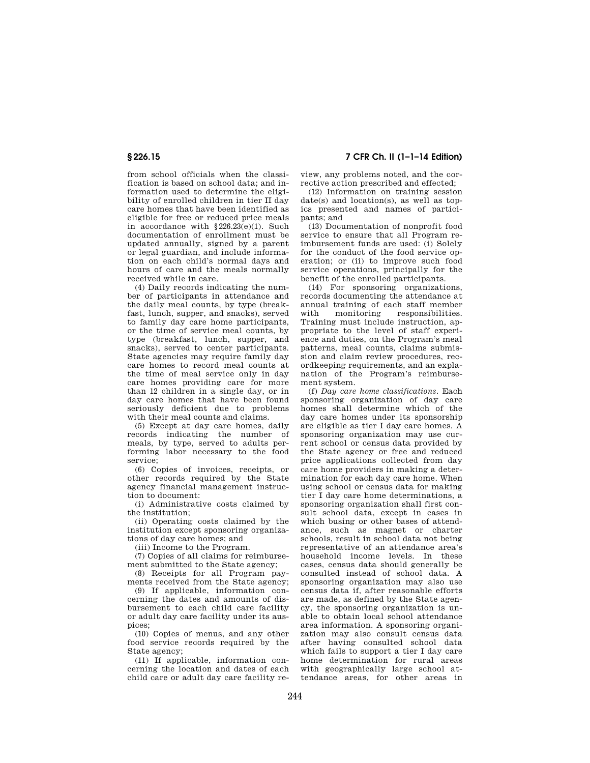from school officials when the classification is based on school data; and information used to determine the eligibility of enrolled children in tier II day care homes that have been identified as eligible for free or reduced price meals in accordance with §226.23(e)(1). Such documentation of enrollment must be updated annually, signed by a parent or legal guardian, and include information on each child's normal days and hours of care and the meals normally received while in care.

(4) Daily records indicating the number of participants in attendance and the daily meal counts, by type (breakfast, lunch, supper, and snacks), served to family day care home participants, or the time of service meal counts, by type (breakfast, lunch, supper, and snacks), served to center participants. State agencies may require family day care homes to record meal counts at the time of meal service only in day care homes providing care for more than 12 children in a single day, or in day care homes that have been found seriously deficient due to problems with their meal counts and claims.

(5) Except at day care homes, daily records indicating the number of meals, by type, served to adults performing labor necessary to the food service;

(6) Copies of invoices, receipts, or other records required by the State agency financial management instruction to document:

(i) Administrative costs claimed by the institution;

(ii) Operating costs claimed by the institution except sponsoring organizations of day care homes; and

(iii) Income to the Program.

(7) Copies of all claims for reimbursement submitted to the State agency;

(8) Receipts for all Program payments received from the State agency;

(9) If applicable, information concerning the dates and amounts of disbursement to each child care facility or adult day care facility under its auspices;

(10) Copies of menus, and any other food service records required by the State agency;

(11) If applicable, information concerning the location and dates of each child care or adult day care facility review, any problems noted, and the corrective action prescribed and effected;

(12) Information on training session date(s) and location(s), as well as topics presented and names of participants; and

(13) Documentation of nonprofit food service to ensure that all Program reimbursement funds are used: (i) Solely for the conduct of the food service operation; or (ii) to improve such food service operations, principally for the benefit of the enrolled participants.

(14) For sponsoring organizations, records documenting the attendance at annual training of each staff member with monitoring responsibilities. Training must include instruction, appropriate to the level of staff experience and duties, on the Program's meal patterns, meal counts, claims submission and claim review procedures, recordkeeping requirements, and an explanation of the Program's reimbursement system.

(f) *Day care home classifications.* Each sponsoring organization of day care homes shall determine which of the day care homes under its sponsorship are eligible as tier I day care homes. A sponsoring organization may use current school or census data provided by the State agency or free and reduced price applications collected from day care home providers in making a determination for each day care home. When using school or census data for making tier I day care home determinations, a sponsoring organization shall first consult school data, except in cases in which busing or other bases of attendance, such as magnet or charter schools, result in school data not being representative of an attendance area's household income levels. In these cases, census data should generally be consulted instead of school data. A sponsoring organization may also use census data if, after reasonable efforts are made, as defined by the State agency, the sponsoring organization is unable to obtain local school attendance area information. A sponsoring organization may also consult census data after having consulted school data which fails to support a tier I day care home determination for rural areas with geographically large school attendance areas, for other areas in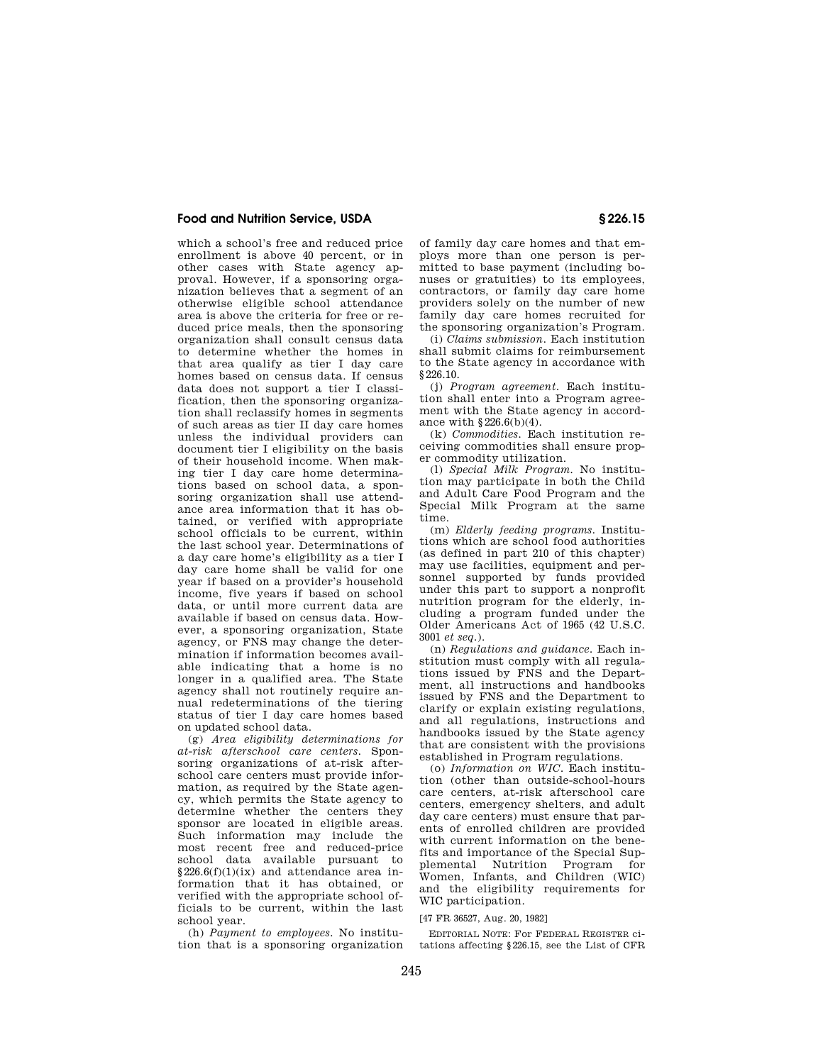which a school's free and reduced price enrollment is above 40 percent, or in other cases with State agency approval. However, if a sponsoring organization believes that a segment of an otherwise eligible school attendance area is above the criteria for free or reduced price meals, then the sponsoring organization shall consult census data to determine whether the homes in that area qualify as tier I day care homes based on census data. If census data does not support a tier I classification, then the sponsoring organization shall reclassify homes in segments of such areas as tier II day care homes unless the individual providers can document tier I eligibility on the basis of their household income. When making tier I day care home determinations based on school data, a sponsoring organization shall use attendance area information that it has obtained, or verified with appropriate school officials to be current, within the last school year. Determinations of a day care home's eligibility as a tier I day care home shall be valid for one year if based on a provider's household income, five years if based on school data, or until more current data are available if based on census data. However, a sponsoring organization, State agency, or FNS may change the determination if information becomes available indicating that a home is no longer in a qualified area. The State agency shall not routinely require annual redeterminations of the tiering status of tier I day care homes based on updated school data.

(g) *Area eligibility determinations for at-risk afterschool care centers.* Sponsoring organizations of at-risk afterschool care centers must provide information, as required by the State agency, which permits the State agency to determine whether the centers they sponsor are located in eligible areas. Such information may include the most recent free and reduced-price school data available pursuant to §226.6(f)(1)(ix) and attendance area information that it has obtained, or verified with the appropriate school officials to be current, within the last school year.

(h) *Payment to employees.* No institution that is a sponsoring organization of family day care homes and that employs more than one person is permitted to base payment (including bonuses or gratuities) to its employees, contractors, or family day care home providers solely on the number of new family day care homes recruited for the sponsoring organization's Program.

(i) *Claims submission.* Each institution shall submit claims for reimbursement to the State agency in accordance with §226.10.

(j) *Program agreement.* Each institution shall enter into a Program agreement with the State agency in accordance with §226.6(b)(4).

(k) *Commodities.* Each institution receiving commodities shall ensure proper commodity utilization.

(l) *Special Milk Program.* No institution may participate in both the Child and Adult Care Food Program and the Special Milk Program at the same time.

(m) *Elderly feeding programs.* Institutions which are school food authorities (as defined in part 210 of this chapter) may use facilities, equipment and personnel supported by funds provided under this part to support a nonprofit nutrition program for the elderly, including a program funded under the Older Americans Act of 1965 (42 U.S.C. 3001 *et seq.*).

(n) *Regulations and guidance.* Each institution must comply with all regulations issued by FNS and the Department, all instructions and handbooks issued by FNS and the Department to clarify or explain existing regulations, and all regulations, instructions and handbooks issued by the State agency that are consistent with the provisions established in Program regulations.

(o) *Information on WIC.* Each institution (other than outside-school-hours care centers, at-risk afterschool care centers, emergency shelters, and adult day care centers) must ensure that parents of enrolled children are provided with current information on the benefits and importance of the Special Supplemental Nutrition Program for Women, Infants, and Children (WIC) and the eligibility requirements for WIC participation.

[47 FR 36527, Aug. 20, 1982]

EDITORIAL NOTE: For FEDERAL REGISTER citations affecting §226.15, see the List of CFR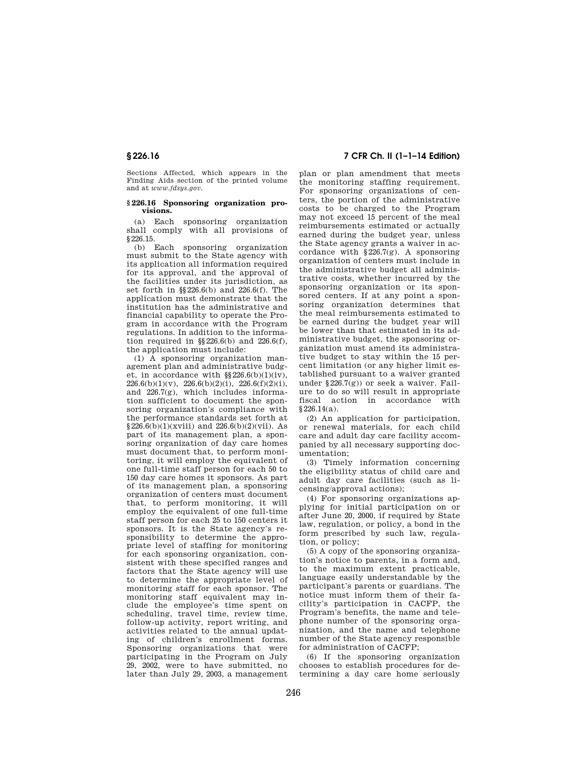Sections Affected, which appears in the Finding Aids section of the printed volume and at *www.fdsys.gov*.

### § 226.16 Sponsoring organization provisions.

(a) Each sponsoring organization shall comply with all provisions of §226.15.

(b) Each sponsoring organization must submit to the State agency with its application all information required for its approval, and the approval of the facilities under its jurisdiction, as set forth in §§226.6(b) and 226.6(f). The application must demonstrate that the institution has the administrative and financial capability to operate the Program in accordance with the Program regulations. In addition to the information required in §§226.6(b) and 226.6(f), the application must include:

(1) A sponsoring organization management plan and administrative budget, in accordance with §§226.6(b)(1)(iv), 226.6(b)(1)(v), 226.6(b)(2)(i), 226.6(f)(2)(i), and 226.7(g), which includes information sufficient to document the sponsoring organization's compliance with the performance standards set forth at §226.6(b)(1)(xviii) and 226.6(b)(2)(vii). As part of its management plan, a sponsoring organization of day care homes must document that, to perform monitoring, it will employ the equivalent of one full-time staff person for each 50 to 150 day care homes it sponsors. As part of its management plan, a sponsoring organization of centers must document that, to perform monitoring, it will employ the equivalent of one full-time staff person for each 25 to 150 centers it sponsors. It is the State agency's responsibility to determine the appropriate level of staffing for monitoring for each sponsoring organization, consistent with these specified ranges and factors that the State agency will use to determine the appropriate level of monitoring staff for each sponsor. The monitoring staff equivalent may include the employee's time spent on scheduling, travel time, review time, follow-up activity, report writing, and activities related to the annual updating of children's enrollment forms. Sponsoring organizations that were participating in the Program on July 29, 2002, were to have submitted, no later than July 29, 2003, a management plan or plan amendment that meets the monitoring staffing requirement. For sponsoring organizations of centers, the portion of the administrative costs to be charged to the Program may not exceed 15 percent of the meal reimbursements estimated or actually earned during the budget year, unless the State agency grants a waiver in accordance with §226.7(g). A sponsoring organization of centers must include in the administrative budget all administrative costs, whether incurred by the sponsoring organization or its sponsored centers. If at any point a sponsoring organization determines that the meal reimbursements estimated to be earned during the budget year will be lower than that estimated in its administrative budget, the sponsoring organization must amend its administrative budget to stay within the 15 percent limitation (or any higher limit established pursuant to a waiver granted under §226.7(g)) or seek a waiver. Failure to do so will result in appropriate fiscal action in accordance with §226.14(a).

(2) An application for participation, or renewal materials, for each child care and adult day care facility accompanied by all necessary supporting documentation;

(3) Timely information concerning the eligibility status of child care and adult day care facilities (such as licensing/approval actions);

(4) For sponsoring organizations applying for initial participation on or after June 20, 2000, if required by State law, regulation, or policy, a bond in the form prescribed by such law, regulation, or policy;

(5) A copy of the sponsoring organization's notice to parents, in a form and, to the maximum extent practicable, language easily understandable by the participant's parents or guardians. The notice must inform them of their facility's participation in CACFP, the Program's benefits, the name and telephone number of the sponsoring organization, and the name and telephone number of the State agency responsible for administration of CACFP;

(6) If the sponsoring organization chooses to establish procedures for determining a day care home seriously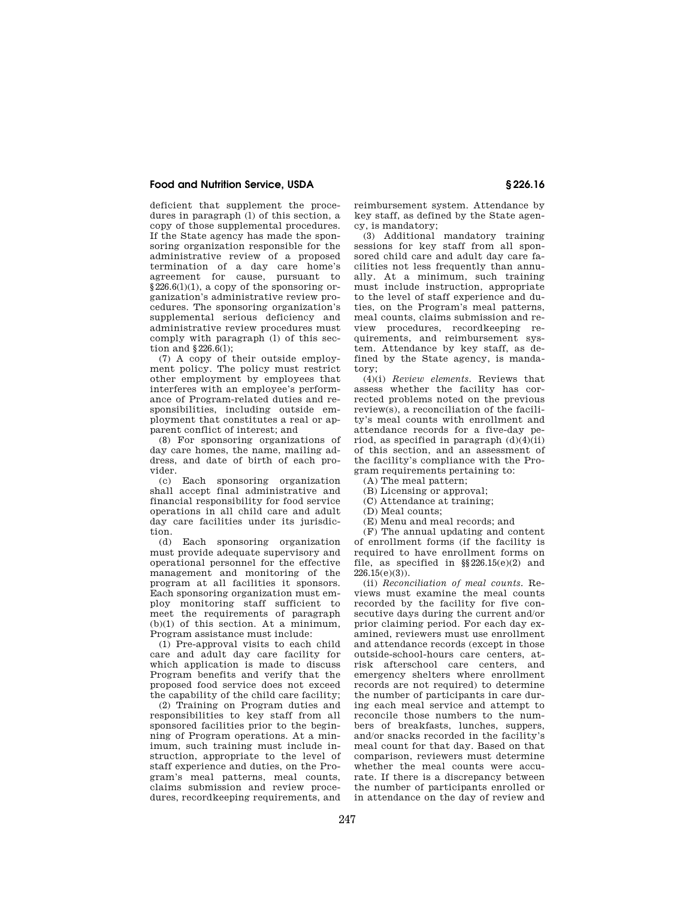deficient that supplement the procedures in paragraph (l) of this section, a copy of those supplemental procedures. If the State agency has made the sponsoring organization responsible for the administrative review of a proposed termination of a day care home's agreement for cause, pursuant to §226.6(l)(1), a copy of the sponsoring organization's administrative review procedures. The sponsoring organization's supplemental serious deficiency and administrative review procedures must comply with paragraph (l) of this section and §226.6(l);

(7) A copy of their outside employment policy. The policy must restrict other employment by employees that interferes with an employee's performance of Program-related duties and responsibilities, including outside employment that constitutes a real or apparent conflict of interest; and

(8) For sponsoring organizations of day care homes, the name, mailing address, and date of birth of each provider.

(c) Each sponsoring organization shall accept final administrative and financial responsibility for food service operations in all child care and adult day care facilities under its jurisdiction.

(d) Each sponsoring organization must provide adequate supervisory and operational personnel for the effective management and monitoring of the program at all facilities it sponsors. Each sponsoring organization must employ monitoring staff sufficient to meet the requirements of paragraph (b)(1) of this section. At a minimum, Program assistance must include:

(1) Pre-approval visits to each child care and adult day care facility for which application is made to discuss Program benefits and verify that the proposed food service does not exceed the capability of the child care facility;

(2) Training on Program duties and responsibilities to key staff from all sponsored facilities prior to the beginning of Program operations. At a minimum, such training must include instruction, appropriate to the level of staff experience and duties, on the Program's meal patterns, meal counts, claims submission and review procedures, recordkeeping requirements, and reimbursement system. Attendance by key staff, as defined by the State agency, is mandatory;

(3) Additional mandatory training sessions for key staff from all sponsored child care and adult day care facilities not less frequently than annually. At a minimum, such training must include instruction, appropriate to the level of staff experience and duties, on the Program's meal patterns, meal counts, claims submission and review procedures, recordkeeping requirements, and reimbursement system. Attendance by key staff, as defined by the State agency, is mandatory;

(4)(i) *Review elements.* Reviews that assess whether the facility has corrected problems noted on the previous review(s), a reconciliation of the facility's meal counts with enrollment and attendance records for a five-day period, as specified in paragraph (d)(4)(ii) of this section, and an assessment of the facility's compliance with the Program requirements pertaining to:

(A) The meal pattern;

(B) Licensing or approval;

(C) Attendance at training;

(D) Meal counts;

(E) Menu and meal records; and

(F) The annual updating and content of enrollment forms (if the facility is required to have enrollment forms on file, as specified in §§226.15(e)(2) and 226.15(e)(3)).

(ii) *Reconciliation of meal counts.* Reviews must examine the meal counts recorded by the facility for five consecutive days during the current and/or prior claiming period. For each day examined, reviewers must use enrollment and attendance records (except in those outside-school-hours care centers, at-risk afterschool care centers, and emergency shelters where enrollment records are not required) to determine the number of participants in care during each meal service and attempt to reconcile those numbers to the numbers of breakfasts, lunches, suppers, and/or snacks recorded in the facility's meal count for that day. Based on that comparison, reviewers must determine whether the meal counts were accurate. If there is a discrepancy between the number of participants enrolled or in attendance on the day of review and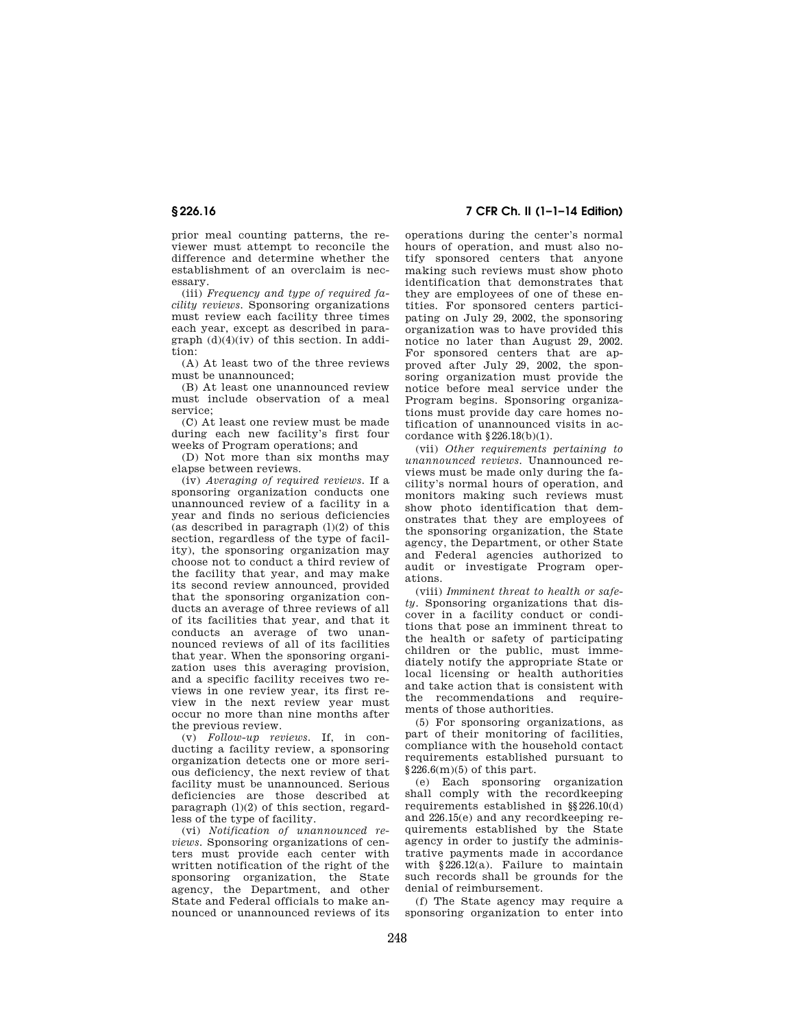prior meal counting patterns, the reviewer must attempt to reconcile the difference and determine whether the establishment of an overclaim is necessary.

(iii) *Frequency and type of required facility reviews.* Sponsoring organizations must review each facility three times each year, except as described in paragraph (d)(4)(iv) of this section. In addition:

(A) At least two of the three reviews must be unannounced;

(B) At least one unannounced review must include observation of a meal service;

(C) At least one review must be made during each new facility's first four weeks of Program operations; and

(D) Not more than six months may elapse between reviews.

(iv) *Averaging of required reviews.* If a sponsoring organization conducts one unannounced review of a facility in a year and finds no serious deficiencies (as described in paragraph (l)(2) of this section, regardless of the type of facility), the sponsoring organization may choose not to conduct a third review of the facility that year, and may make its second review announced, provided that the sponsoring organization conducts an average of three reviews of all of its facilities that year, and that it conducts an average of two unannounced reviews of all of its facilities that year. When the sponsoring organization uses this averaging provision, and a specific facility receives two reviews in one review year, its first review in the next review year must occur no more than nine months after the previous review.

(v) *Follow-up reviews.* If, in conducting a facility review, a sponsoring organization detects one or more serious deficiency, the next review of that facility must be unannounced. Serious deficiencies are those described at paragraph (l)(2) of this section, regardless of the type of facility.

(vi) *Notification of unannounced reviews.* Sponsoring organizations of centers must provide each center with written notification of the right of the sponsoring organization, the State agency, the Department, and other State and Federal officials to make announced or unannounced reviews of its operations during the center's normal hours of operation, and must also notify sponsored centers that anyone making such reviews must show photo identification that demonstrates that they are employees of one of these entities. For sponsored centers participating on July 29, 2002, the sponsoring organization was to have provided this notice no later than August 29, 2002. For sponsored centers that are approved after July 29, 2002, the sponsoring organization must provide the notice before meal service under the Program begins. Sponsoring organizations must provide day care homes notification of unannounced visits in accordance with §226.18(b)(1).

(vii) *Other requirements pertaining to unannounced reviews.* Unannounced reviews must be made only during the facility's normal hours of operation, and monitors making such reviews must show photo identification that demonstrates that they are employees of the sponsoring organization, the State agency, the Department, or other State and Federal agencies authorized to audit or investigate Program operations.

(viii) *Imminent threat to health or safety.* Sponsoring organizations that discover in a facility conduct or conditions that pose an imminent threat to the health or safety of participating children or the public, must immediately notify the appropriate State or local licensing or health authorities and take action that is consistent with the recommendations and requirements of those authorities.

(5) For sponsoring organizations, as part of their monitoring of facilities, compliance with the household contact requirements established pursuant to §226.6(m)(5) of this part.

(e) Each sponsoring organization shall comply with the recordkeeping requirements established in §§226.10(d) and 226.15(e) and any recordkeeping requirements established by the State agency in order to justify the administrative payments made in accordance with §226.12(a). Failure to maintain such records shall be grounds for the denial of reimbursement.

(f) The State agency may require a sponsoring organization to enter into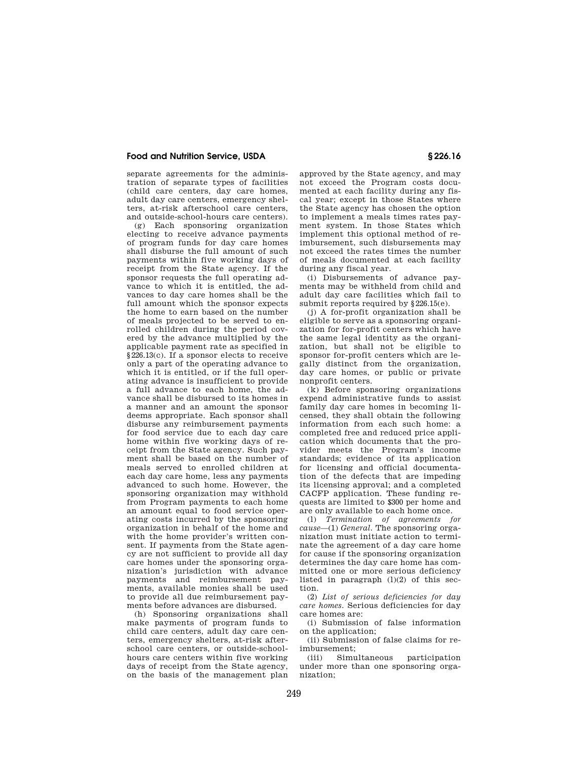separate agreements for the administration of separate types of facilities (child care centers, day care homes, adult day care centers, emergency shelters, at-risk afterschool care centers, and outside-school-hours care centers).

(g) Each sponsoring organization electing to receive advance payments of program funds for day care homes shall disburse the full amount of such payments within five working days of receipt from the State agency. If the sponsor requests the full operating advance to which it is entitled, the advances to day care homes shall be the full amount which the sponsor expects the home to earn based on the number of meals projected to be served to enrolled children during the period covered by the advance multiplied by the applicable payment rate as specified in §226.13(c). If a sponsor elects to receive only a part of the operating advance to which it is entitled, or if the full operating advance is insufficient to provide a full advance to each home, the advance shall be disbursed to its homes in a manner and an amount the sponsor deems appropriate. Each sponsor shall disburse any reimbursement payments for food service due to each day care home within five working days of receipt from the State agency. Such payment shall be based on the number of meals served to enrolled children at each day care home, less any payments advanced to such home. However, the sponsoring organization may withhold from Program payments to each home an amount equal to food service operating costs incurred by the sponsoring organization in behalf of the home and with the home provider's written consent. If payments from the State agency are not sufficient to provide all day care homes under the sponsoring organization's jurisdiction with advance payments and reimbursement payments, available monies shall be used to provide all due reimbursement payments before advances are disbursed.

(h) Sponsoring organizations shall make payments of program funds to child care centers, adult day care centers, emergency shelters, at-risk afterschool care centers, or outside-school-hours care centers within five working days of receipt from the State agency, on the basis of the management plan approved by the State agency, and may not exceed the Program costs documented at each facility during any fiscal year; except in those States where the State agency has chosen the option to implement a meals times rates payment system. In those States which implement this optional method of reimbursement, such disbursements may not exceed the rates times the number of meals documented at each facility during any fiscal year.

(i) Disbursements of advance payments may be withheld from child and adult day care facilities which fail to submit reports required by §226.15(e).

(j) A for-profit organization shall be eligible to serve as a sponsoring organization for for-profit centers which have the same legal identity as the organization, but shall not be eligible to sponsor for-profit centers which are legally distinct from the organization, day care homes, or public or private nonprofit centers.

(k) Before sponsoring organizations expend administrative funds to assist family day care homes in becoming licensed, they shall obtain the following information from each such home: a completed free and reduced price application which documents that the provider meets the Program's income standards; evidence of its application for licensing and official documentation of the defects that are impeding its licensing approval; and a completed CACFP application. These funding requests are limited to $300 per home and are only available to each home once.

(l) *Termination of agreements for cause*—(1) *General.* The sponsoring organization must initiate action to terminate the agreement of a day care home for cause if the sponsoring organization determines the day care home has committed one or more serious deficiency listed in paragraph (l)(2) of this section.

(2) *List of serious deficiencies for day care homes.* Serious deficiencies for day care homes are:

(i) Submission of false information on the application;

(ii) Submission of false claims for reimbursement;

(iii) Simultaneous participation under more than one sponsoring organization;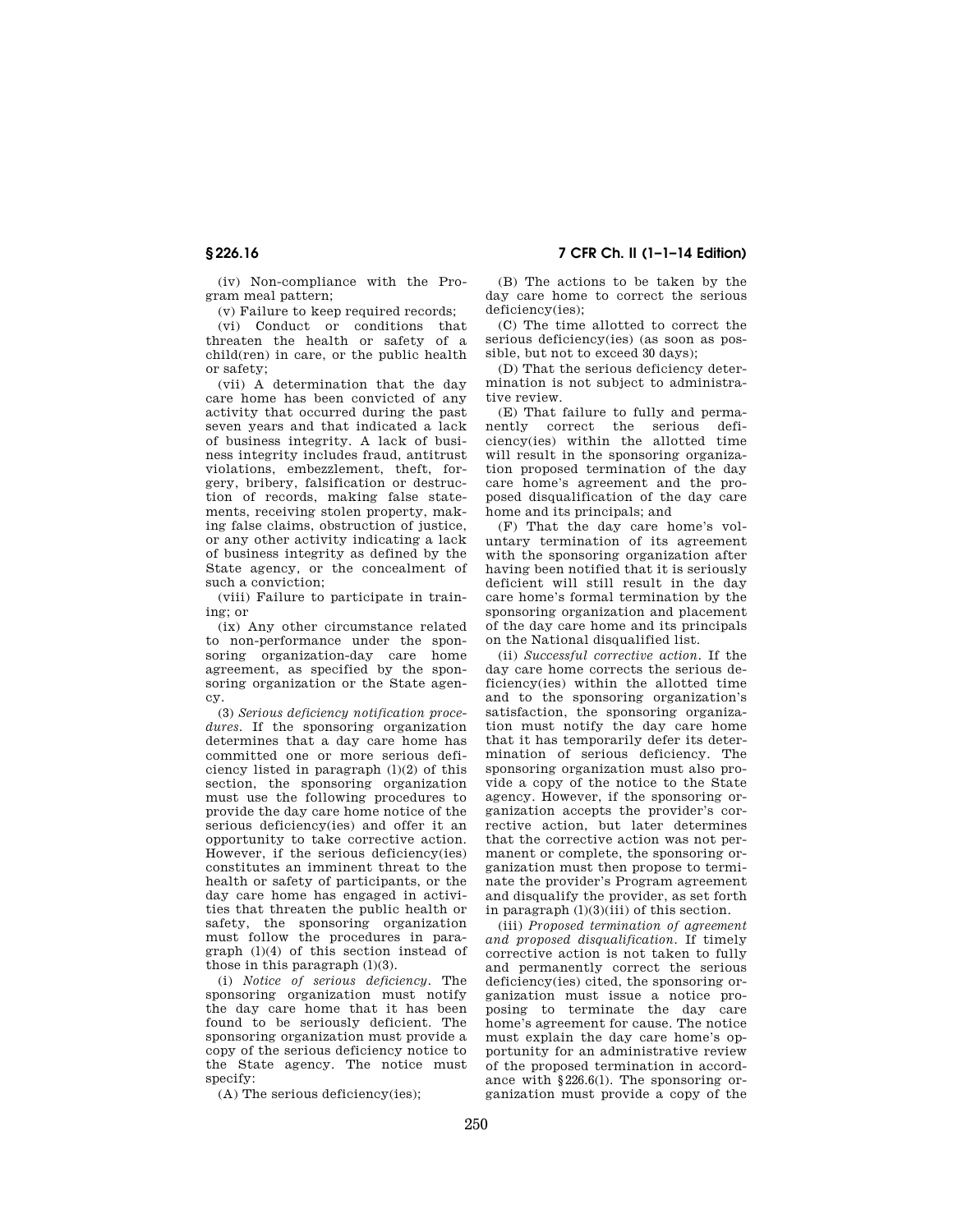(iv) Non-compliance with the Program meal pattern;

(v) Failure to keep required records;

(vi) Conduct or conditions that threaten the health or safety of a child(ren) in care, or the public health or safety;

(vii) A determination that the day care home has been convicted of any activity that occurred during the past seven years and that indicated a lack of business integrity. A lack of business integrity includes fraud, antitrust violations, embezzlement, theft, forgery, bribery, falsification or destruction of records, making false statements, receiving stolen property, making false claims, obstruction of justice, or any other activity indicating a lack of business integrity as defined by the State agency, or the concealment of such a conviction;

(viii) Failure to participate in training; or

(ix) Any other circumstance related to non-performance under the sponsoring organization-day care home agreement, as specified by the sponsoring organization or the State agency.

(3) *Serious deficiency notification procedures.* If the sponsoring organization determines that a day care home has committed one or more serious deficiency listed in paragraph (l)(2) of this section, the sponsoring organization must use the following procedures to provide the day care home notice of the serious deficiency(ies) and offer it an opportunity to take corrective action. However, if the serious deficiency(ies) constitutes an imminent threat to the health or safety of participants, or the day care home has engaged in activities that threaten the public health or safety, the sponsoring organization must follow the procedures in paragraph (l)(4) of this section instead of those in this paragraph (l)(3).

(i) *Notice of serious deficiency.* The sponsoring organization must notify the day care home that it has been found to be seriously deficient. The sponsoring organization must provide a copy of the serious deficiency notice to the State agency. The notice must specify:

(A) The serious deficiency(ies);

(B) The actions to be taken by the day care home to correct the serious deficiency(ies);

(C) The time allotted to correct the serious deficiency(ies) (as soon as possible, but not to exceed 30 days);

(D) That the serious deficiency determination is not subject to administrative review.

(E) That failure to fully and permanently correct the serious deficiency(ies) within the allotted time will result in the sponsoring organization proposed termination of the day care home's agreement and the proposed disqualification of the day care home and its principals; and

(F) That the day care home's voluntary termination of its agreement with the sponsoring organization after having been notified that it is seriously deficient will still result in the day care home's formal termination by the sponsoring organization and placement of the day care home and its principals on the National disqualified list.

(ii) *Successful corrective action.* If the day care home corrects the serious deficiency(ies) within the allotted time and to the sponsoring organization's satisfaction, the sponsoring organization must notify the day care home that it has temporarily defer its determination of serious deficiency. The sponsoring organization must also provide a copy of the notice to the State agency. However, if the sponsoring organization accepts the provider's corrective action, but later determines that the corrective action was not permanent or complete, the sponsoring organization must then propose to terminate the provider's Program agreement and disqualify the provider, as set forth in paragraph (l)(3)(iii) of this section.

(iii) *Proposed termination of agreement and proposed disqualification.* If timely corrective action is not taken to fully and permanently correct the serious deficiency(ies) cited, the sponsoring organization must issue a notice proposing to terminate the day care home's agreement for cause. The notice must explain the day care home's opportunity for an administrative review of the proposed termination in accordance with §226.6(l). The sponsoring organization must provide a copy of the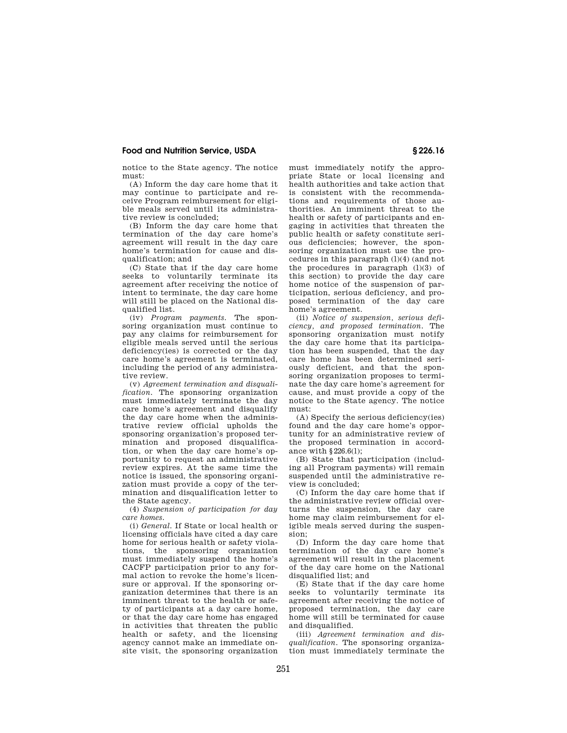notice to the State agency. The notice must:

(A) Inform the day care home that it may continue to participate and receive Program reimbursement for eligible meals served until its administrative review is concluded;

(B) Inform the day care home that termination of the day care home's agreement will result in the day care home's termination for cause and disqualification; and

(C) State that if the day care home seeks to voluntarily terminate its agreement after receiving the notice of intent to terminate, the day care home will still be placed on the National disqualified list.

(iv) *Program payments.* The sponsoring organization must continue to pay any claims for reimbursement for eligible meals served until the serious deficiency(ies) is corrected or the day care home's agreement is terminated, including the period of any administrative review.

(v) *Agreement termination and disqualification.* The sponsoring organization must immediately terminate the day care home's agreement and disqualify the day care home when the administrative review official upholds the sponsoring organization's proposed termination and proposed disqualification, or when the day care home's opportunity to request an administrative review expires. At the same time the notice is issued, the sponsoring organization must provide a copy of the termination and disqualification letter to the State agency.

(4) *Suspension of participation for day care homes.*

(i) *General.* If State or local health or licensing officials have cited a day care home for serious health or safety violations, the sponsoring organization must immediately suspend the home's CACFP participation prior to any formal action to revoke the home's licensure or approval. If the sponsoring organization determines that there is an imminent threat to the health or safety of participants at a day care home, or that the day care home has engaged in activities that threaten the public health or safety, and the licensing agency cannot make an immediate onsite visit, the sponsoring organization must immediately notify the appropriate State or local licensing and health authorities and take action that is consistent with the recommendations and requirements of those authorities. An imminent threat to the health or safety of participants and engaging in activities that threaten the public health or safety constitute serious deficiencies; however, the sponsoring organization must use the procedures in this paragraph (l)(4) (and not the procedures in paragraph (l)(3) of this section) to provide the day care home notice of the suspension of participation, serious deficiency, and proposed termination of the day care home's agreement.

(ii) *Notice of suspension, serious deficiency, and proposed termination.* The sponsoring organization must notify the day care home that its participation has been suspended, that the day care home has been determined seriously deficient, and that the sponsoring organization proposes to terminate the day care home's agreement for cause, and must provide a copy of the notice to the State agency. The notice must:

(A) Specify the serious deficiency(ies) found and the day care home's opportunity for an administrative review of the proposed termination in accordance with §226.6(l);

(B) State that participation (including all Program payments) will remain suspended until the administrative review is concluded;

(C) Inform the day care home that if the administrative review official overturns the suspension, the day care home may claim reimbursement for eligible meals served during the suspension;

(D) Inform the day care home that termination of the day care home's agreement will result in the placement of the day care home on the National disqualified list; and

(E) State that if the day care home seeks to voluntarily terminate its agreement after receiving the notice of proposed termination, the day care home will still be terminated for cause and disqualified.

(iii) *Agreement termination and disqualification.* The sponsoring organization must immediately terminate the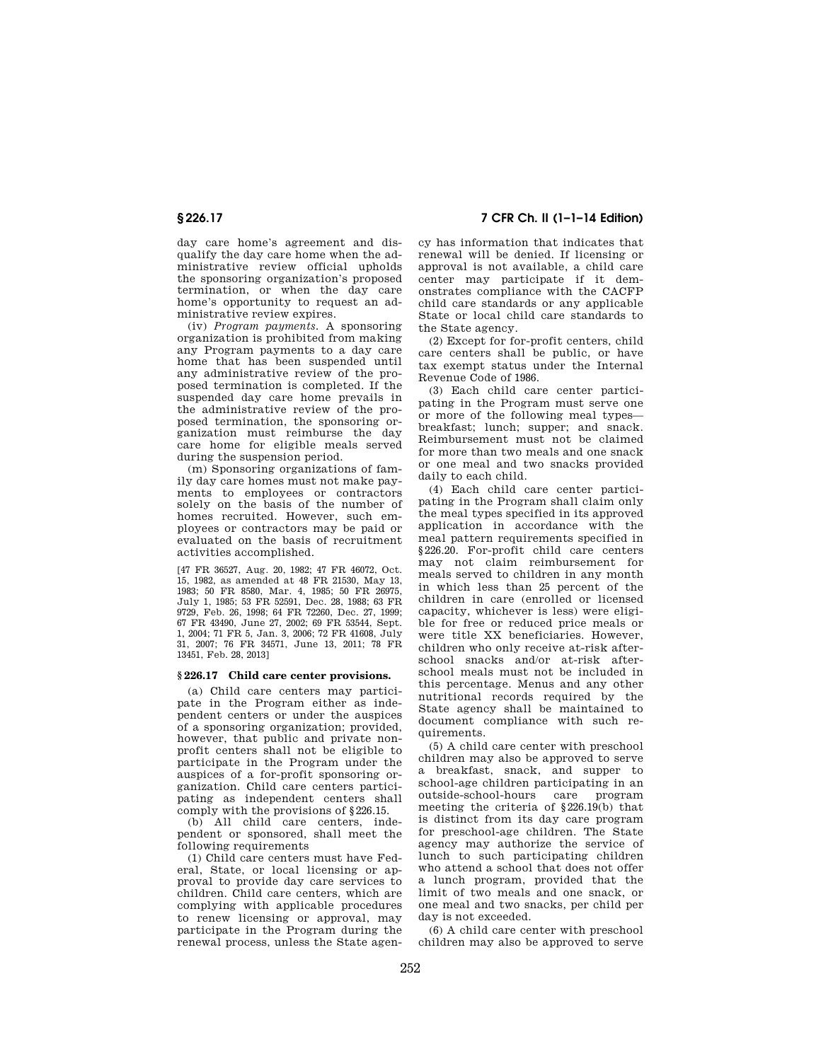day care home's agreement and disqualify the day care home when the administrative review official upholds the sponsoring organization's proposed termination, or when the day care home's opportunity to request an administrative review expires.

(iv) *Program payments.* A sponsoring organization is prohibited from making any Program payments to a day care home that has been suspended until any administrative review of the proposed termination is completed. If the suspended day care home prevails in the administrative review of the proposed termination, the sponsoring organization must reimburse the day care home for eligible meals served during the suspension period.

(m) Sponsoring organizations of family day care homes must not make payments to employees or contractors solely on the basis of the number of homes recruited. However, such employees or contractors may be paid or evaluated on the basis of recruitment activities accomplished.

[47 FR 36527, Aug. 20, 1982; 47 FR 46072, Oct. 15, 1982, as amended at 48 FR 21530, May 13, 1983; 50 FR 8580, Mar. 4, 1985; 50 FR 26975, July 1, 1985; 53 FR 52591, Dec. 28, 1988; 63 FR 9729, Feb. 26, 1998; 64 FR 72260, Dec. 27, 1999; 67 FR 43490, June 27, 2002; 69 FR 53544, Sept. 1, 2004; 71 FR 5, Jan. 3, 2006; 72 FR 41608, July 31, 2007; 76 FR 34571, June 13, 2011; 78 FR 13451, Feb. 28, 2013]

## § 226.17 Child care center provisions.

(a) Child care centers may participate in the Program either as independent centers or under the auspices of a sponsoring organization; provided, however, that public and private nonprofit centers shall not be eligible to participate in the Program under the auspices of a for-profit sponsoring organization. Child care centers participating as independent centers shall comply with the provisions of §226.15.

(b) All child care centers, independent or sponsored, shall meet the following requirements

(1) Child care centers must have Federal, State, or local licensing or approval to provide day care services to children. Child care centers, which are complying with applicable procedures to renew licensing or approval, may participate in the Program during the renewal process, unless the State agency has information that indicates that renewal will be denied. If licensing or approval is not available, a child care center may participate if it demonstrates compliance with the CACFP child care standards or any applicable State or local child care standards to the State agency.

(2) Except for for-profit centers, child care centers shall be public, or have tax exempt status under the Internal Revenue Code of 1986.

(3) Each child care center participating in the Program must serve one or more of the following meal types—breakfast; lunch; supper; and snack. Reimbursement must not be claimed for more than two meals and one snack or one meal and two snacks provided daily to each child.

(4) Each child care center participating in the Program shall claim only the meal types specified in its approved application in accordance with the meal pattern requirements specified in §226.20. For-profit child care centers may not claim reimbursement for meals served to children in any month in which less than 25 percent of the children in care (enrolled or licensed capacity, whichever is less) were eligible for free or reduced price meals or were title XX beneficiaries. However, children who only receive at-risk afterschool snacks and/or at-risk afterschool meals must not be included in this percentage. Menus and any other nutritional records required by the State agency shall be maintained to document compliance with such requirements.

(5) A child care center with preschool children may also be approved to serve a breakfast, snack, and supper to school-age children participating in an outside-school-hours care program meeting the criteria of §226.19(b) that is distinct from its day care program for preschool-age children. The State agency may authorize the service of lunch to such participating children who attend a school that does not offer a lunch program, provided that the limit of two meals and one snack, or one meal and two snacks, per child per day is not exceeded.

(6) A child care center with preschool children may also be approved to serve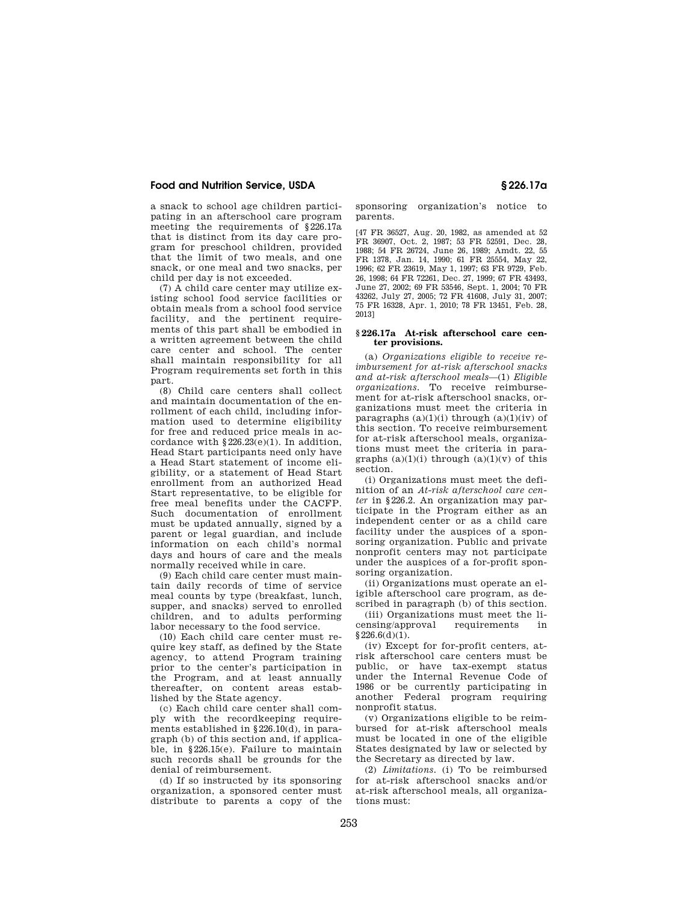a snack to school age children participating in an afterschool care program meeting the requirements of §226.17a that is distinct from its day care program for preschool children, provided that the limit of two meals, and one snack, or one meal and two snacks, per child per day is not exceeded.

(7) A child care center may utilize existing school food service facilities or obtain meals from a school food service facility, and the pertinent requirements of this part shall be embodied in a written agreement between the child care center and school. The center shall maintain responsibility for all Program requirements set forth in this part.

(8) Child care centers shall collect and maintain documentation of the enrollment of each child, including information used to determine eligibility for free and reduced price meals in accordance with §226.23(e)(1). In addition, Head Start participants need only have a Head Start statement of income eligibility, or a statement of Head Start enrollment from an authorized Head Start representative, to be eligible for free meal benefits under the CACFP. Such documentation of enrollment must be updated annually, signed by a parent or legal guardian, and include information on each child's normal days and hours of care and the meals normally received while in care.

(9) Each child care center must maintain daily records of time of service meal counts by type (breakfast, lunch, supper, and snacks) served to enrolled children, and to adults performing labor necessary to the food service.

(10) Each child care center must require key staff, as defined by the State agency, to attend Program training prior to the center's participation in the Program, and at least annually thereafter, on content areas established by the State agency.

(c) Each child care center shall comply with the recordkeeping requirements established in §226.10(d), in paragraph (b) of this section and, if applicable, in §226.15(e). Failure to maintain such records shall be grounds for the denial of reimbursement.

(d) If so instructed by its sponsoring organization, a sponsored center must distribute to parents a copy of the sponsoring organization's notice to parents.

[47 FR 36527, Aug. 20, 1982, as amended at 52 FR 36907, Oct. 2, 1987; 53 FR 52591, Dec. 28, 1988; 54 FR 26724, June 26, 1989; Amdt. 22, 55 FR 1378, Jan. 14, 1990; 61 FR 25554, May 22, 1996; 62 FR 23619, May 1, 1997; 63 FR 9729, Feb. 26, 1998; 64 FR 72261, Dec. 27, 1999; 67 FR 43493, June 27, 2002; 69 FR 53546, Sept. 1, 2004; 70 FR 43262, July 27, 2005; 72 FR 41608, July 31, 2007; 75 FR 16328, Apr. 1, 2010; 78 FR 13451, Feb. 28, 2013]

### §226.17a At-risk afterschool care center provisions.

(a) *Organizations eligible to receive reimbursement for at-risk afterschool snacks and at-risk afterschool meals*—(1) *Eligible organizations.* To receive reimbursement for at-risk afterschool snacks, organizations must meet the criteria in paragraphs (a)(1)(i) through (a)(1)(iv) of this section. To receive reimbursement for at-risk afterschool meals, organizations must meet the criteria in paragraphs (a)(1)(i) through (a)(1)(v) of this section.

(i) Organizations must meet the definition of an *At-risk afterschool care center* in §226.2. An organization may participate in the Program either as an independent center or as a child care facility under the auspices of a sponsoring organization. Public and private nonprofit centers may not participate under the auspices of a for-profit sponsoring organization.

(ii) Organizations must operate an eligible afterschool care program, as described in paragraph (b) of this section.

(iii) Organizations must meet the licensing/approval requirements in §226.6(d)(1).

(iv) Except for for-profit centers, at-risk afterschool care centers must be public, or have tax-exempt status under the Internal Revenue Code of 1986 or be currently participating in another Federal program requiring nonprofit status.

(v) Organizations eligible to be reimbursed for at-risk afterschool meals must be located in one of the eligible States designated by law or selected by the Secretary as directed by law.

(2) *Limitations.* (i) To be reimbursed for at-risk afterschool snacks and/or at-risk afterschool meals, all organizations must: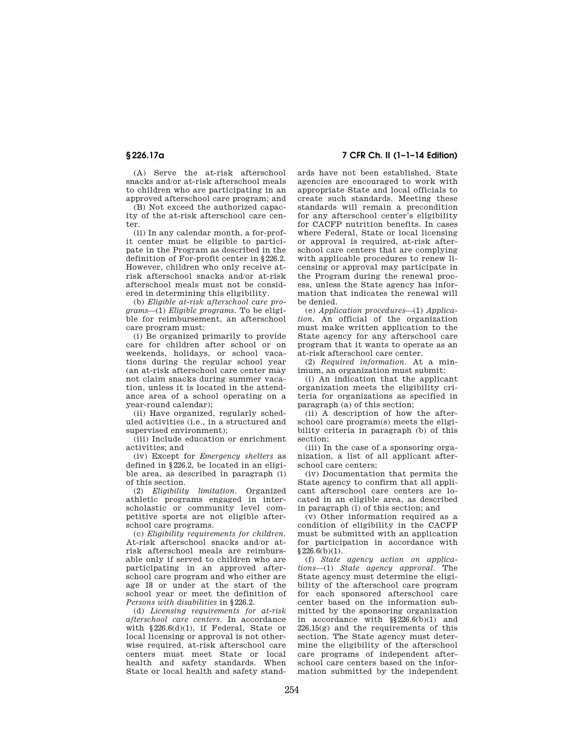(A) Serve the at-risk afterschool snacks and/or at-risk afterschool meals to children who are participating in an approved afterschool care program; and

(B) Not exceed the authorized capacity of the at-risk afterschool care center.

(ii) In any calendar month, a for-profit center must be eligible to participate in the Program as described in the definition of For-profit center in §226.2. However, children who only receive at-risk afterschool snacks and/or at-risk afterschool meals must not be considered in determining this eligibility.

(b) *Eligible at-risk afterschool care programs*—(1) *Eligible programs.* To be eligible for reimbursement, an afterschool care program must:

(i) Be organized primarily to provide care for children after school or on weekends, holidays, or school vacations during the regular school year (an at-risk afterschool care center may not claim snacks during summer vacation, unless it is located in the attendance area of a school operating on a year-round calendar);

(ii) Have organized, regularly scheduled activities (i.e., in a structured and supervised environment);

(iii) Include education or enrichment activities; and

(iv) Except for *Emergency shelters* as defined in §226.2, be located in an eligible area, as described in paragraph (i) of this section.

(2) *Eligibility limitation.* Organized athletic programs engaged in interscholastic or community level competitive sports are not eligible afterschool care programs.

(c) *Eligibility requirements for children.* At-risk afterschool snacks and/or at-risk afterschool meals are reimbursable only if served to children who are participating in an approved afterschool care program and who either are age 18 or under at the start of the school year or meet the definition of *Persons with disabilities* in §226.2.

(d) *Licensing requirements for at-risk afterschool care centers.* In accordance with §226.6(d)(1), if Federal, State or local licensing or approval is not otherwise required, at-risk afterschool care centers must meet State or local health and safety standards. When State or local health and safety standards have not been established, State agencies are encouraged to work with appropriate State and local officials to create such standards. Meeting these standards will remain a precondition for any afterschool center's eligibility for CACFP nutrition benefits. In cases where Federal, State or local licensing or approval is required, at-risk afterschool care centers that are complying with applicable procedures to renew licensing or approval may participate in the Program during the renewal process, unless the State agency has information that indicates the renewal will be denied.

(e) *Application procedures*—(1) *Application.* An official of the organization must make written application to the State agency for any afterschool care program that it wants to operate as an at-risk afterschool care center.

(2) *Required information.* At a minimum, an organization must submit:

(i) An indication that the applicant organization meets the eligibility criteria for organizations as specified in paragraph (a) of this section;

(ii) A description of how the afterschool care program(s) meets the eligibility criteria in paragraph (b) of this section;

(iii) In the case of a sponsoring organization, a list of all applicant afterschool care centers;

(iv) Documentation that permits the State agency to confirm that all applicant afterschool care centers are located in an eligible area, as described in paragraph (i) of this section; and

(v) Other information required as a condition of eligibility in the CACFP must be submitted with an application for participation in accordance with §226.6(b)(1).

(f) *State agency action on applications*—(1) *State agency approval.* The State agency must determine the eligibility of the afterschool care program for each sponsored afterschool care center based on the information submitted by the sponsoring organization in accordance with §§226.6(b)(1) and 226.15(g) and the requirements of this section. The State agency must determine the eligibility of the afterschool care programs of independent afterschool care centers based on the information submitted by the independent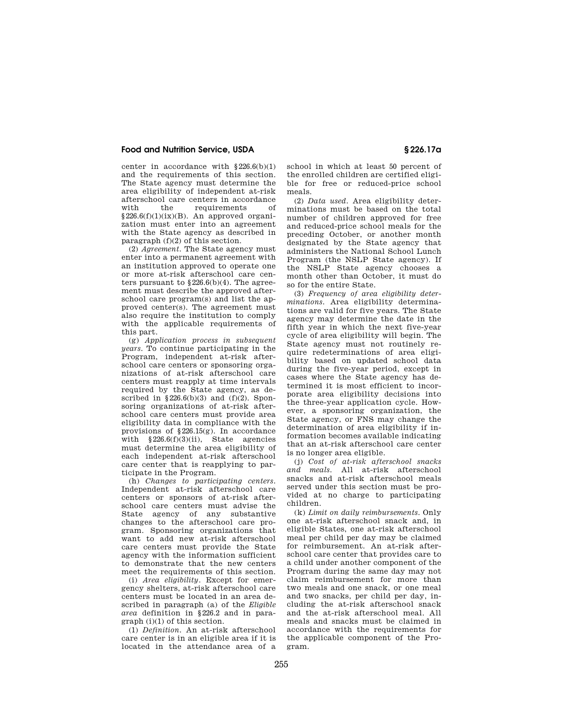center in accordance with §226.6(b)(1) and the requirements of this section. The State agency must determine the area eligibility of independent at-risk afterschool care centers in accordance with the requirements of §226.6(f)(1)(ix)(B). An approved organization must enter into an agreement with the State agency as described in paragraph (f)(2) of this section.

(2) *Agreement.* The State agency must enter into a permanent agreement with an institution approved to operate one or more at-risk afterschool care centers pursuant to §226.6(b)(4). The agreement must describe the approved afterschool care program(s) and list the approved center(s). The agreement must also require the institution to comply with the applicable requirements of this part.

(g) *Application process in subsequent years.* To continue participating in the Program, independent at-risk afterschool care centers or sponsoring organizations of at-risk afterschool care centers must reapply at time intervals required by the State agency, as described in §226.6(b)(3) and (f)(2). Sponsoring organizations of at-risk afterschool care centers must provide area eligibility data in compliance with the provisions of §226.15(g). In accordance with §226.6(f)(3)(ii), State agencies must determine the area eligibility of each independent at-risk afterschool care center that is reapplying to participate in the Program.

(h) *Changes to participating centers.* Independent at-risk afterschool care centers or sponsors of at-risk afterschool care centers must advise the State agency of any substantive changes to the afterschool care program. Sponsoring organizations that want to add new at-risk afterschool care centers must provide the State agency with the information sufficient to demonstrate that the new centers meet the requirements of this section.

(i) *Area eligibility.* Except for emergency shelters, at-risk afterschool care centers must be located in an area described in paragraph (a) of the *Eligible area* definition in §226.2 and in paragraph (i)(1) of this section.

(1) *Definition.* An at-risk afterschool care center is in an eligible area if it is located in the attendance area of a school in which at least 50 percent of the enrolled children are certified eligible for free or reduced-price school meals.

(2) *Data used.* Area eligibility determinations must be based on the total number of children approved for free and reduced-price school meals for the preceding October, or another month designated by the State agency that administers the National School Lunch Program (the NSLP State agency). If the NSLP State agency chooses a month other than October, it must do so for the entire State.

(3) *Frequency of area eligibility determinations.* Area eligibility determinations are valid for five years. The State agency may determine the date in the fifth year in which the next five-year cycle of area eligibility will begin. The State agency must not routinely require redeterminations of area eligibility based on updated school data during the five-year period, except in cases where the State agency has determined it is most efficient to incorporate area eligibility decisions into the three-year application cycle. However, a sponsoring organization, the State agency, or FNS may change the determination of area eligibility if information becomes available indicating that an at-risk afterschool care center is no longer area eligible.

(j) *Cost of at-risk afterschool snacks and meals.* All at-risk afterschool snacks and at-risk afterschool meals served under this section must be provided at no charge to participating children.

(k) *Limit on daily reimbursements.* Only one at-risk afterschool snack and, in eligible States, one at-risk afterschool meal per child per day may be claimed for reimbursement. An at-risk afterschool care center that provides care to a child under another component of the Program during the same day may not claim reimbursement for more than two meals and one snack, or one meal and two snacks, per child per day, including the at-risk afterschool snack and the at-risk afterschool meal. All meals and snacks must be claimed in accordance with the requirements for the applicable component of the Program.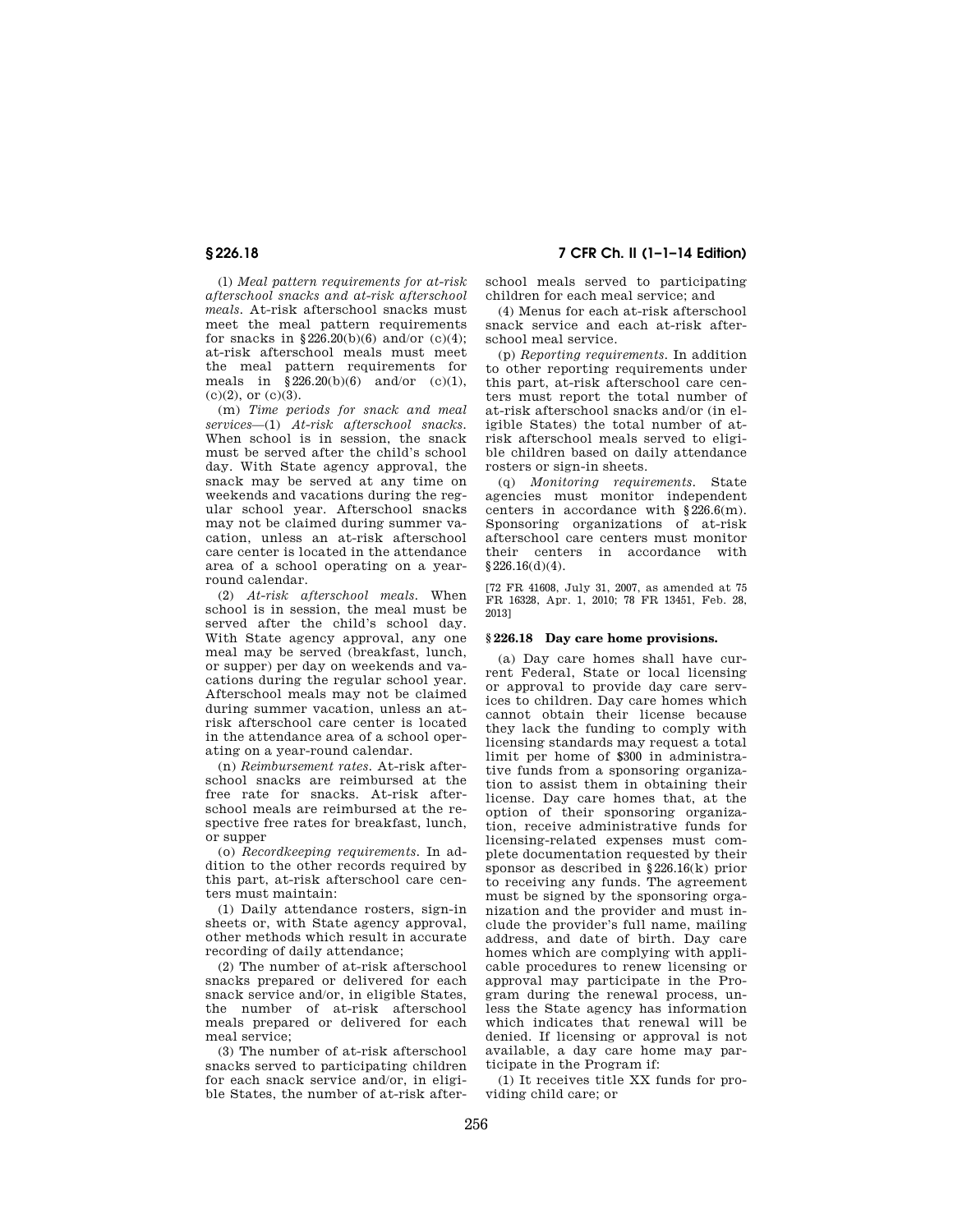(l) *Meal pattern requirements for at-risk afterschool snacks and at-risk afterschool meals.* At-risk afterschool snacks must meet the meal pattern requirements for snacks in §226.20(b)(6) and/or (c)(4); at-risk afterschool meals must meet the meal pattern requirements for meals in §226.20(b)(6) and/or (c)(1), (c)(2), or (c)(3).

(m) *Time periods for snack and meal services*—(1) *At-risk afterschool snacks.* When school is in session, the snack must be served after the child's school day. With State agency approval, the snack may be served at any time on weekends and vacations during the regular school year. Afterschool snacks may not be claimed during summer vacation, unless an at-risk afterschool care center is located in the attendance area of a school operating on a year-round calendar.

(2) *At-risk afterschool meals.* When school is in session, the meal must be served after the child's school day. With State agency approval, any one meal may be served (breakfast, lunch, or supper) per day on weekends and vacations during the regular school year. Afterschool meals may not be claimed during summer vacation, unless an at-risk afterschool care center is located in the attendance area of a school operating on a year-round calendar.

(n) *Reimbursement rates.* At-risk afterschool snacks are reimbursed at the free rate for snacks. At-risk afterschool meals are reimbursed at the respective free rates for breakfast, lunch, or supper

(o) *Recordkeeping requirements.* In addition to the other records required by this part, at-risk afterschool care centers must maintain:

(1) Daily attendance rosters, sign-in sheets or, with State agency approval, other methods which result in accurate recording of daily attendance;

(2) The number of at-risk afterschool snacks prepared or delivered for each snack service and/or, in eligible States, the number of at-risk afterschool meals prepared or delivered for each meal service;

(3) The number of at-risk afterschool snacks served to participating children for each snack service and/or, in eligible States, the number of at-risk afterschool meals served to participating children for each meal service; and

(4) Menus for each at-risk afterschool snack service and each at-risk afterschool meal service.

(p) *Reporting requirements.* In addition to other reporting requirements under this part, at-risk afterschool care centers must report the total number of at-risk afterschool snacks and/or (in eligible States) the total number of at-risk afterschool meals served to eligible children based on daily attendance rosters or sign-in sheets.

(q) *Monitoring requirements.* State agencies must monitor independent centers in accordance with §226.6(m). Sponsoring organizations of at-risk afterschool care centers must monitor their centers in accordance with §226.16(d)(4).

[72 FR 41608, July 31, 2007, as amended at 75 FR 16328, Apr. 1, 2010; 78 FR 13451, Feb. 28, 2013]

## §226.18 Day care home provisions.

(a) Day care homes shall have current Federal, State or local licensing or approval to provide day care services to children. Day care homes which cannot obtain their license because they lack the funding to comply with licensing standards may request a total limit per home of $300 in administrative funds from a sponsoring organization to assist them in obtaining their license. Day care homes that, at the option of their sponsoring organization, receive administrative funds for licensing-related expenses must complete documentation requested by their sponsor as described in §226.16(k) prior to receiving any funds. The agreement must be signed by the sponsoring organization and the provider and must include the provider's full name, mailing address, and date of birth. Day care homes which are complying with applicable procedures to renew licensing or approval may participate in the Program during the renewal process, unless the State agency has information which indicates that renewal will be denied. If licensing or approval is not available, a day care home may participate in the Program if:

(1) It receives title XX funds for providing child care; or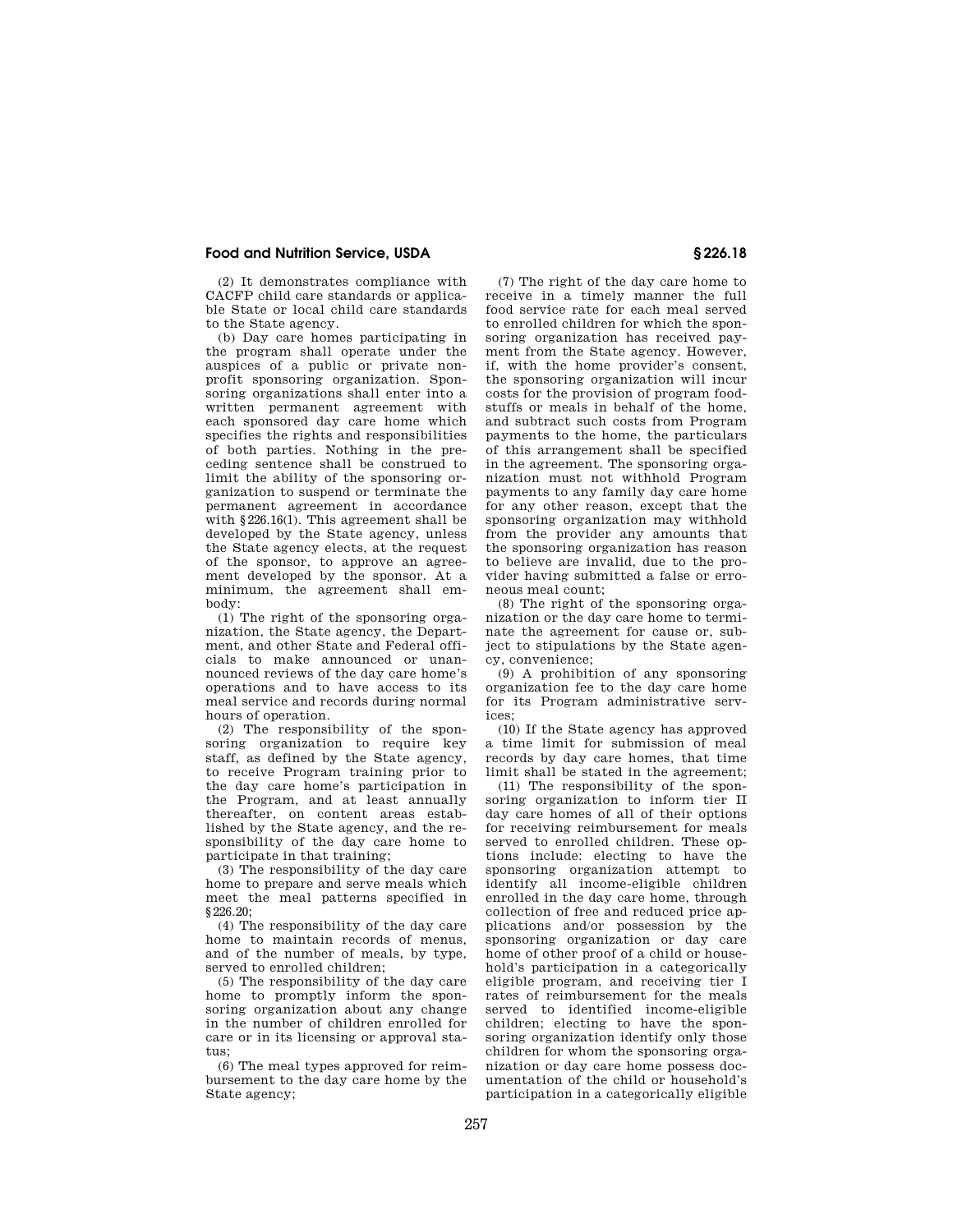(2) It demonstrates compliance with CACFP child care standards or applicable State or local child care standards to the State agency.

(b) Day care homes participating in the program shall operate under the auspices of a public or private nonprofit sponsoring organization. Sponsoring organizations shall enter into a written permanent agreement with each sponsored day care home which specifies the rights and responsibilities of both parties. Nothing in the preceding sentence shall be construed to limit the ability of the sponsoring organization to suspend or terminate the permanent agreement in accordance with §226.16(l). This agreement shall be developed by the State agency, unless the State agency elects, at the request of the sponsor, to approve an agreement developed by the sponsor. At a minimum, the agreement shall embody:

(1) The right of the sponsoring organization, the State agency, the Department, and other State and Federal officials to make announced or unannounced reviews of the day care home's operations and to have access to its meal service and records during normal hours of operation.

(2) The responsibility of the sponsoring organization to require key staff, as defined by the State agency, to receive Program training prior to the day care home's participation in the Program, and at least annually thereafter, on content areas established by the State agency, and the responsibility of the day care home to participate in that training;

(3) The responsibility of the day care home to prepare and serve meals which meet the meal patterns specified in §226.20;

(4) The responsibility of the day care home to maintain records of menus, and of the number of meals, by type, served to enrolled children;

(5) The responsibility of the day care home to promptly inform the sponsoring organization about any change in the number of children enrolled for care or in its licensing or approval status;

(6) The meal types approved for reimbursement to the day care home by the State agency;

(7) The right of the day care home to receive in a timely manner the full food service rate for each meal served to enrolled children for which the sponsoring organization has received payment from the State agency. However, if, with the home provider's consent, the sponsoring organization will incur costs for the provision of program foodstuffs or meals in behalf of the home, and subtract such costs from Program payments to the home, the particulars of this arrangement shall be specified in the agreement. The sponsoring organization must not withhold Program payments to any family day care home for any other reason, except that the sponsoring organization may withhold from the provider any amounts that the sponsoring organization has reason to believe are invalid, due to the provider having submitted a false or erroneous meal count;

(8) The right of the sponsoring organization or the day care home to terminate the agreement for cause or, subject to stipulations by the State agency, convenience;

(9) A prohibition of any sponsoring organization fee to the day care home for its Program administrative services;

(10) If the State agency has approved a time limit for submission of meal records by day care homes, that time limit shall be stated in the agreement;

(11) The responsibility of the sponsoring organization to inform tier II day care homes of all of their options for receiving reimbursement for meals served to enrolled children. These options include: electing to have the sponsoring organization attempt to identify all income-eligible children enrolled in the day care home, through collection of free and reduced price applications and/or possession by the sponsoring organization or day care home of other proof of a child or household's participation in a categorically eligible program, and receiving tier I rates of reimbursement for the meals served to identified income-eligible children; electing to have the sponsoring organization identify only those children for whom the sponsoring organization or day care home possess documentation of the child or household's participation in a categorically eligible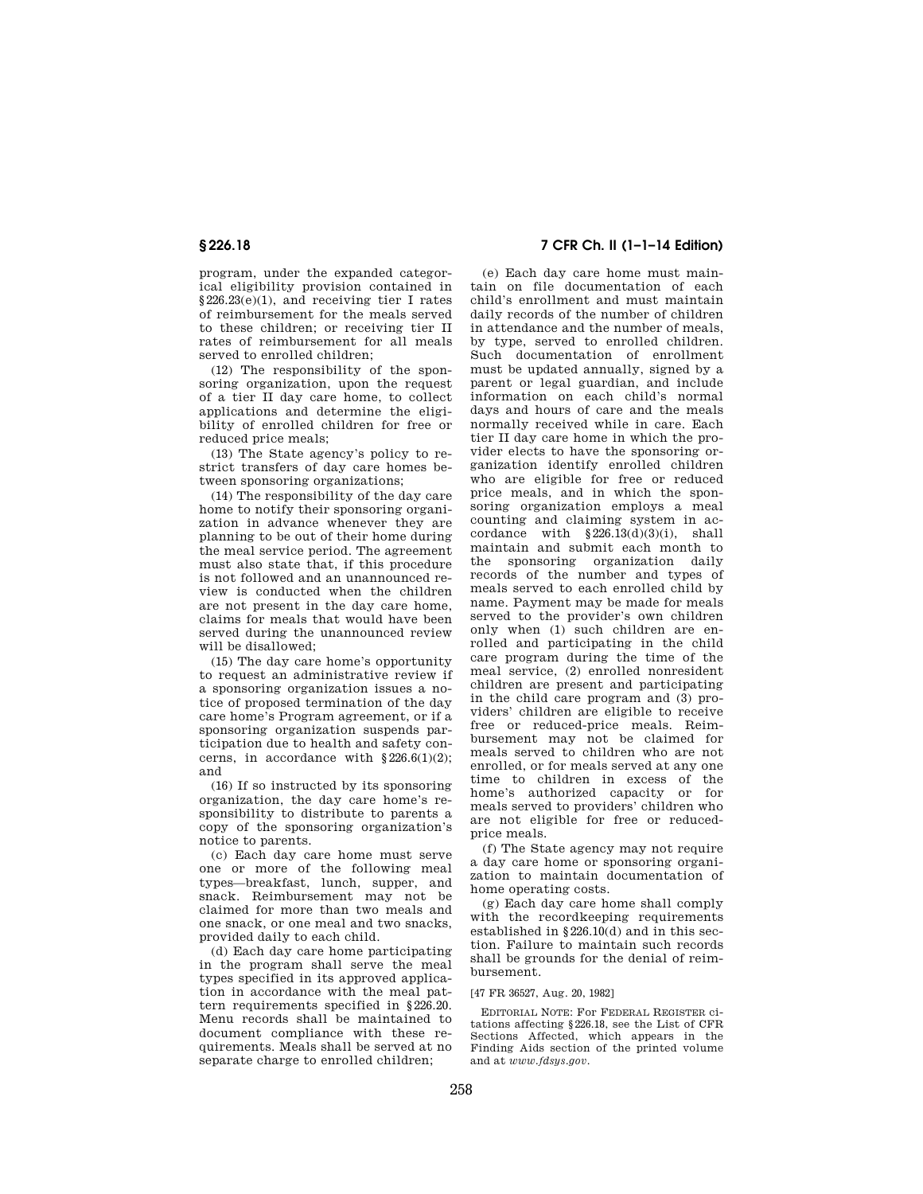program, under the expanded categorical eligibility provision contained in §226.23(e)(1), and receiving tier I rates of reimbursement for the meals served to these children; or receiving tier II rates of reimbursement for all meals served to enrolled children;

(12) The responsibility of the sponsoring organization, upon the request of a tier II day care home, to collect applications and determine the eligibility of enrolled children for free or reduced price meals;

(13) The State agency's policy to restrict transfers of day care homes between sponsoring organizations;

(14) The responsibility of the day care home to notify their sponsoring organization in advance whenever they are planning to be out of their home during the meal service period. The agreement must also state that, if this procedure is not followed and an unannounced review is conducted when the children are not present in the day care home, claims for meals that would have been served during the unannounced review will be disallowed;

(15) The day care home's opportunity to request an administrative review if a sponsoring organization issues a notice of proposed termination of the day care home's Program agreement, or if a sponsoring organization suspends participation due to health and safety concerns, in accordance with §226.6(l)(2); and

(16) If so instructed by its sponsoring organization, the day care home's responsibility to distribute to parents a copy of the sponsoring organization's notice to parents.

(c) Each day care home must serve one or more of the following meal types—breakfast, lunch, supper, and snack. Reimbursement may not be claimed for more than two meals and one snack, or one meal and two snacks, provided daily to each child.

(d) Each day care home participating in the program shall serve the meal types specified in its approved application in accordance with the meal pattern requirements specified in §226.20. Menu records shall be maintained to document compliance with these requirements. Meals shall be served at no separate charge to enrolled children;

(e) Each day care home must maintain on file documentation of each child's enrollment and must maintain daily records of the number of children in attendance and the number of meals, by type, served to enrolled children. Such documentation of enrollment must be updated annually, signed by a parent or legal guardian, and include information on each child's normal days and hours of care and the meals normally received while in care. Each tier II day care home in which the provider elects to have the sponsoring organization identify enrolled children who are eligible for free or reduced price meals, and in which the sponsoring organization employs a meal counting and claiming system in accordance with §226.13(d)(3)(i), shall maintain and submit each month to the sponsoring organization daily records of the number and types of meals served to each enrolled child by name. Payment may be made for meals served to the provider's own children only when (1) such children are enrolled and participating in the child care program during the time of the meal service, (2) enrolled nonresident children are present and participating in the child care program and (3) providers' children are eligible to receive free or reduced-price meals. Reimbursement may not be claimed for meals served to children who are not enrolled, or for meals served at any one time to children in excess of the home's authorized capacity or for meals served to providers' children who are not eligible for free or reduced-price meals.

(f) The State agency may not require a day care home or sponsoring organization to maintain documentation of home operating costs.

(g) Each day care home shall comply with the recordkeeping requirements established in §226.10(d) and in this section. Failure to maintain such records shall be grounds for the denial of reimbursement.

[47 FR 36527, Aug. 20, 1982]

EDITORIAL NOTE: For FEDERAL REGISTER citations affecting §226.18, see the List of CFR Sections Affected, which appears in the Finding Aids section of the printed volume and at *www.fdsys.gov*.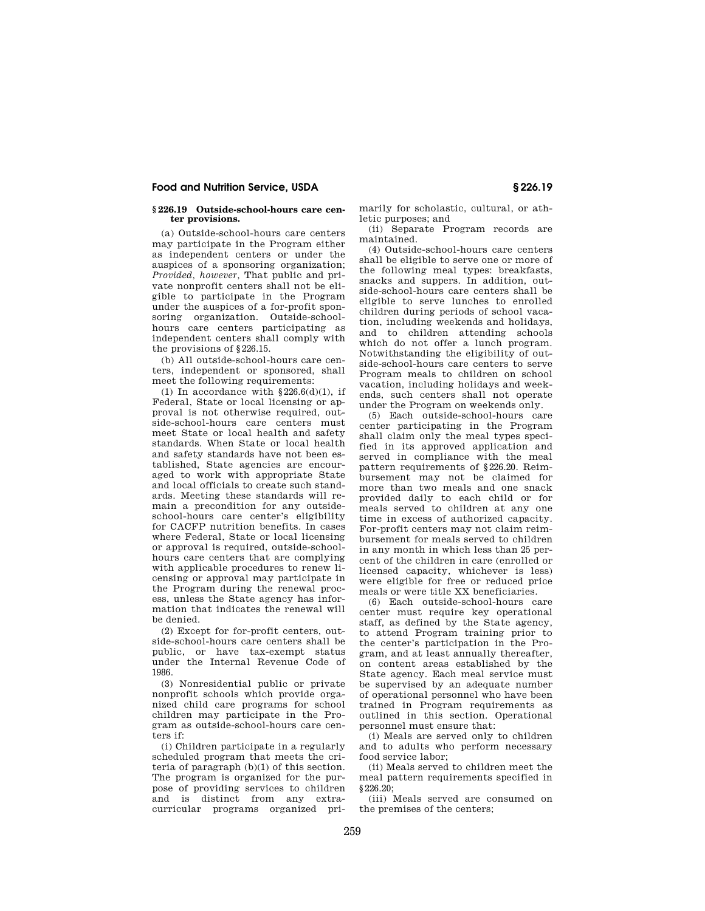### § 226.19 Outside-school-hours care center provisions.

(a) Outside-school-hours care centers may participate in the Program either as independent centers or under the auspices of a sponsoring organization; *Provided, however,* That public and private nonprofit centers shall not be eligible to participate in the Program under the auspices of a for-profit sponsoring organization. Outside-school-hours care centers participating as independent centers shall comply with the provisions of § 226.15.

(b) All outside-school-hours care centers, independent or sponsored, shall meet the following requirements:

(1) In accordance with § 226.6(d)(1), if Federal, State or local licensing or approval is not otherwise required, outside-school-hours care centers must meet State or local health and safety standards. When State or local health and safety standards have not been established, State agencies are encouraged to work with appropriate State and local officials to create such standards. Meeting these standards will remain a precondition for any outside-school-hours care center's eligibility for CACFP nutrition benefits. In cases where Federal, State or local licensing or approval is required, outside-school-hours care centers that are complying with applicable procedures to renew licensing or approval may participate in the Program during the renewal process, unless the State agency has information that indicates the renewal will be denied.

(2) Except for for-profit centers, outside-school-hours care centers shall be public, or have tax-exempt status under the Internal Revenue Code of 1986.

(3) Nonresidential public or private nonprofit schools which provide organized child care programs for school children may participate in the Program as outside-school-hours care centers if:

(i) Children participate in a regularly scheduled program that meets the criteria of paragraph (b)(1) of this section. The program is organized for the purpose of providing services to children and is distinct from any extracurricular programs organized primarily for scholastic, cultural, or athletic purposes; and

(ii) Separate Program records are maintained.

(4) Outside-school-hours care centers shall be eligible to serve one or more of the following meal types: breakfasts, snacks and suppers. In addition, outside-school-hours care centers shall be eligible to serve lunches to enrolled children during periods of school vacation, including weekends and holidays, and to children attending schools which do not offer a lunch program. Notwithstanding the eligibility of outside-school-hours care centers to serve Program meals to children on school vacation, including holidays and weekends, such centers shall not operate under the Program on weekends only.

(5) Each outside-school-hours care center participating in the Program shall claim only the meal types specified in its approved application and served in compliance with the meal pattern requirements of § 226.20. Reimbursement may not be claimed for more than two meals and one snack provided daily to each child or for meals served to children at any one time in excess of authorized capacity. For-profit centers may not claim reimbursement for meals served to children in any month in which less than 25 percent of the children in care (enrolled or licensed capacity, whichever is less) were eligible for free or reduced price meals or were title XX beneficiaries.

(6) Each outside-school-hours care center must require key operational staff, as defined by the State agency, to attend Program training prior to the center's participation in the Program, and at least annually thereafter, on content areas established by the State agency. Each meal service must be supervised by an adequate number of operational personnel who have been trained in Program requirements as outlined in this section. Operational personnel must ensure that:

(i) Meals are served only to children and to adults who perform necessary food service labor;

(ii) Meals served to children meet the meal pattern requirements specified in § 226.20;

(iii) Meals served are consumed on the premises of the centers;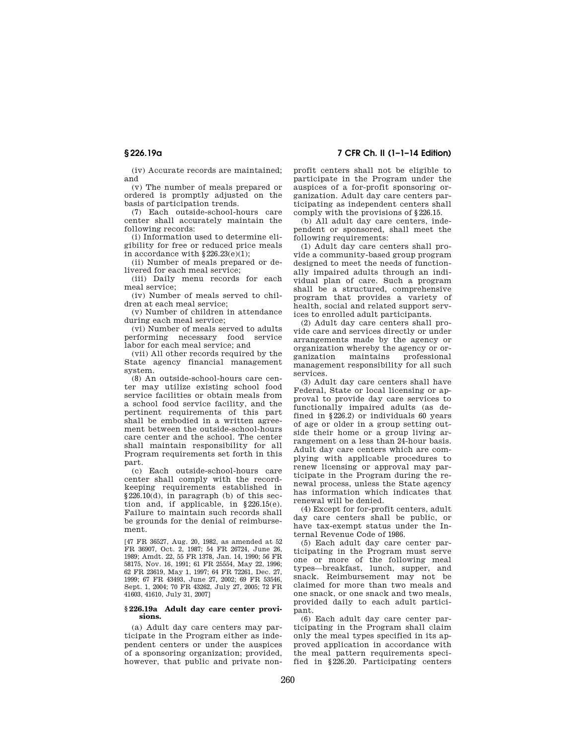(iv) Accurate records are maintained; and

(v) The number of meals prepared or ordered is promptly adjusted on the basis of participation trends.

(7) Each outside-school-hours care center shall accurately maintain the following records:

(i) Information used to determine eligibility for free or reduced price meals in accordance with §226.23(e)(1);

(ii) Number of meals prepared or delivered for each meal service;

(iii) Daily menu records for each meal service;

(iv) Number of meals served to children at each meal service;

(v) Number of children in attendance during each meal service;

(vi) Number of meals served to adults performing necessary food service labor for each meal service; and

(vii) All other records required by the State agency financial management system.

(8) An outside-school-hours care center may utilize existing school food service facilities or obtain meals from a school food service facility, and the pertinent requirements of this part shall be embodied in a written agreement between the outside-school-hours care center and the school. The center shall maintain responsibility for all Program requirements set forth in this part.

(c) Each outside-school-hours care center shall comply with the recordkeeping requirements established in §226.10(d), in paragraph (b) of this section and, if applicable, in §226.15(e). Failure to maintain such records shall be grounds for the denial of reimbursement.

[47 FR 36527, Aug. 20, 1982, as amended at 52 FR 36907, Oct. 2, 1987; 54 FR 26724, June 26, 1989; Amdt. 22, 55 FR 1378, Jan. 14, 1990; 56 FR 58175, Nov. 16, 1991; 61 FR 25554, May 22, 1996; 62 FR 23619, May 1, 1997; 64 FR 72261, Dec. 27, 1999; 67 FR 43493, June 27, 2002; 69 FR 53546, Sept. 1, 2004; 70 FR 43262, July 27, 2005; 72 FR 41603, 41610, July 31, 2007]

### §226.19a Adult day care center provisions.

(a) Adult day care centers may participate in the Program either as independent centers or under the auspices of a sponsoring organization; provided, however, that public and private nonprofit centers shall not be eligible to participate in the Program under the auspices of a for-profit sponsoring organization. Adult day care centers participating as independent centers shall comply with the provisions of §226.15.

(b) All adult day care centers, independent or sponsored, shall meet the following requirements:

(1) Adult day care centers shall provide a community-based group program designed to meet the needs of functionally impaired adults through an individual plan of care. Such a program shall be a structured, comprehensive program that provides a variety of health, social and related support services to enrolled adult participants.

(2) Adult day care centers shall provide care and services directly or under arrangements made by the agency or organization whereby the agency or organization maintains professional management responsibility for all such services.

(3) Adult day care centers shall have Federal, State or local licensing or approval to provide day care services to functionally impaired adults (as defined in §226.2) or individuals 60 years of age or older in a group setting outside their home or a group living arrangement on a less than 24-hour basis. Adult day care centers which are complying with applicable procedures to renew licensing or approval may participate in the Program during the renewal process, unless the State agency has information which indicates that renewal will be denied.

(4) Except for for-profit centers, adult day care centers shall be public, or have tax-exempt status under the Internal Revenue Code of 1986.

(5) Each adult day care center participating in the Program must serve one or more of the following meal types—breakfast, lunch, supper, and snack. Reimbursement may not be claimed for more than two meals and one snack, or one snack and two meals, provided daily to each adult participant.

(6) Each adult day care center participating in the Program shall claim only the meal types specified in its approved application in accordance with the meal pattern requirements specified in §226.20. Participating centers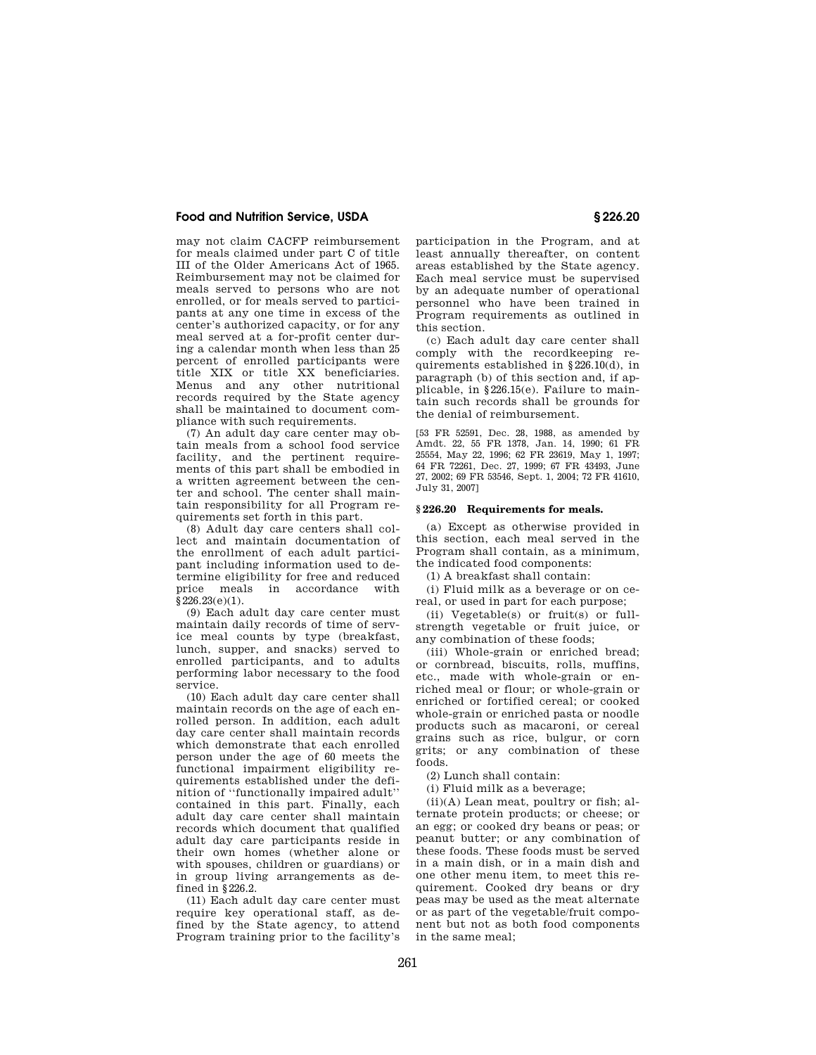may not claim CACFP reimbursement for meals claimed under part C of title III of the Older Americans Act of 1965. Reimbursement may not be claimed for meals served to persons who are not enrolled, or for meals served to participants at any one time in excess of the center's authorized capacity, or for any meal served at a for-profit center during a calendar month when less than 25 percent of enrolled participants were title XIX or title XX beneficiaries. Menus and any other nutritional records required by the State agency shall be maintained to document compliance with such requirements.

(7) An adult day care center may obtain meals from a school food service facility, and the pertinent requirements of this part shall be embodied in a written agreement between the center and school. The center shall maintain responsibility for all Program requirements set forth in this part.

(8) Adult day care centers shall collect and maintain documentation of the enrollment of each adult participant including information used to determine eligibility for free and reduced price meals in accordance with §226.23(e)(1).

(9) Each adult day care center must maintain daily records of time of service meal counts by type (breakfast, lunch, supper, and snacks) served to enrolled participants, and to adults performing labor necessary to the food service.

(10) Each adult day care center shall maintain records on the age of each enrolled person. In addition, each adult day care center shall maintain records which demonstrate that each enrolled person under the age of 60 meets the functional impairment eligibility requirements established under the definition of "functionally impaired adult" contained in this part. Finally, each adult day care center shall maintain records which document that qualified adult day care participants reside in their own homes (whether alone or with spouses, children or guardians) or in group living arrangements as defined in §226.2.

(11) Each adult day care center must require key operational staff, as defined by the State agency, to attend Program training prior to the facility's participation in the Program, and at least annually thereafter, on content areas established by the State agency. Each meal service must be supervised by an adequate number of operational personnel who have been trained in Program requirements as outlined in this section.

(c) Each adult day care center shall comply with the recordkeeping requirements established in §226.10(d), in paragraph (b) of this section and, if applicable, in §226.15(e). Failure to maintain such records shall be grounds for the denial of reimbursement.

[53 FR 52591, Dec. 28, 1988, as amended by Amdt. 22, 55 FR 1378, Jan. 14, 1990; 61 FR 25554, May 22, 1996; 62 FR 23619, May 1, 1997; 64 FR 72261, Dec. 27, 1999; 67 FR 43493, June 27, 2002; 69 FR 53546, Sept. 1, 2004; 72 FR 41610, July 31, 2007]

## § 226.20 Requirements for meals.

(a) Except as otherwise provided in this section, each meal served in the Program shall contain, as a minimum, the indicated food components:

(1) A breakfast shall contain:

(i) Fluid milk as a beverage or on cereal, or used in part for each purpose;

(ii) Vegetable(s) or fruit(s) or full-strength vegetable or fruit juice, or any combination of these foods;

(iii) Whole-grain or enriched bread; or cornbread, biscuits, rolls, muffins, etc., made with whole-grain or enriched meal or flour; or whole-grain or enriched or fortified cereal; or cooked whole-grain or enriched pasta or noodle products such as macaroni, or cereal grains such as rice, bulgur, or corn grits; or any combination of these foods.

(2) Lunch shall contain:

(i) Fluid milk as a beverage;

(ii)(A) Lean meat, poultry or fish; alternate protein products; or cheese; or an egg; or cooked dry beans or peas; or peanut butter; or any combination of these foods. These foods must be served in a main dish, or in a main dish and one other menu item, to meet this requirement. Cooked dry beans or dry peas may be used as the meat alternate or as part of the vegetable/fruit component but not as both food components in the same meal;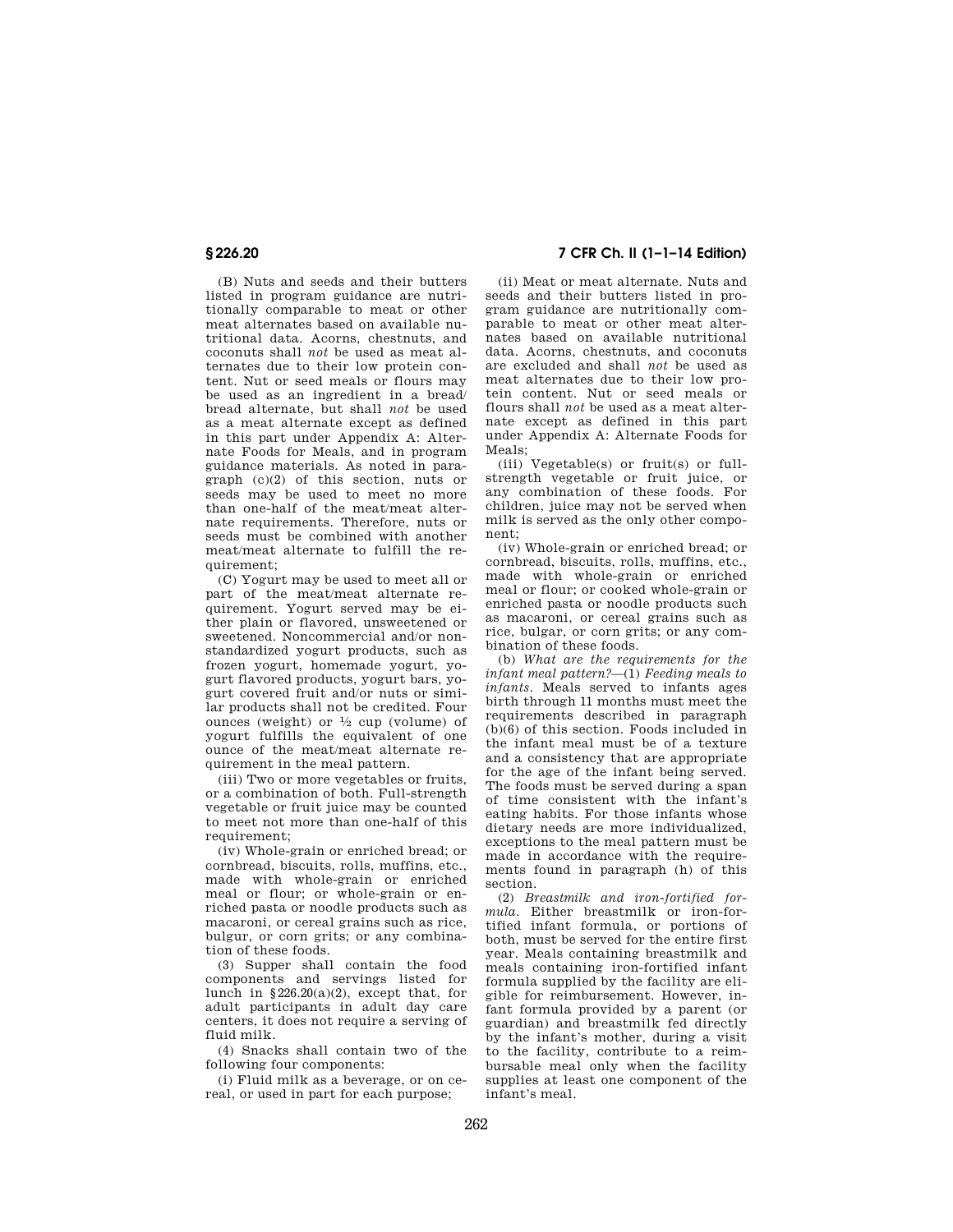(B) Nuts and seeds and their butters listed in program guidance are nutritionally comparable to meat or other meat alternates based on available nutritional data. Acorns, chestnuts, and coconuts shall *not* be used as meat alternates due to their low protein content. Nut or seed meals or flours may be used as an ingredient in a bread/bread alternate, but shall *not* be used as a meat alternate except as defined in this part under Appendix A: Alternate Foods for Meals, and in program guidance materials. As noted in paragraph (c)(2) of this section, nuts or seeds may be used to meet no more than one-half of the meat/meat alternate requirements. Therefore, nuts or seeds must be combined with another meat/meat alternate to fulfill the requirement;

(C) Yogurt may be used to meet all or part of the meat/meat alternate requirement. Yogurt served may be either plain or flavored, unsweetened or sweetened. Noncommercial and/or nonstandardized yogurt products, such as frozen yogurt, homemade yogurt, yogurt flavored products, yogurt bars, yogurt covered fruit and/or nuts or similar products shall not be credited. Four ounces (weight) or ½ cup (volume) of yogurt fulfills the equivalent of one ounce of the meat/meat alternate requirement in the meal pattern.

(iii) Two or more vegetables or fruits, or a combination of both. Full-strength vegetable or fruit juice may be counted to meet not more than one-half of this requirement;

(iv) Whole-grain or enriched bread; or cornbread, biscuits, rolls, muffins, etc., made with whole-grain or enriched meal or flour; or whole-grain or enriched pasta or noodle products such as macaroni, or cereal grains such as rice, bulgur, or corn grits; or any combination of these foods.

(3) Supper shall contain the food components and servings listed for lunch in §226.20(a)(2), except that, for adult participants in adult day care centers, it does not require a serving of fluid milk.

(4) Snacks shall contain two of the following four components:

(i) Fluid milk as a beverage, or on cereal, or used in part for each purpose;

(ii) Meat or meat alternate. Nuts and seeds and their butters listed in program guidance are nutritionally comparable to meat or other meat alternates based on available nutritional data. Acorns, chestnuts, and coconuts are excluded and shall *not* be used as meat alternates due to their low protein content. Nut or seed meals or flours shall *not* be used as a meat alternate except as defined in this part under Appendix A: Alternate Foods for Meals;

(iii) Vegetable(s) or fruit(s) or full-strength vegetable or fruit juice, or any combination of these foods. For children, juice may not be served when milk is served as the only other component;

(iv) Whole-grain or enriched bread; or cornbread, biscuits, rolls, muffins, etc., made with whole-grain or enriched meal or flour; or cooked whole-grain or enriched pasta or noodle products such as macaroni, or cereal grains such as rice, bulgar, or corn grits; or any combination of these foods.

(b) *What are the requirements for the infant meal pattern?*—(1) *Feeding meals to infants.* Meals served to infants ages birth through 11 months must meet the requirements described in paragraph (b)(6) of this section. Foods included in the infant meal must be of a texture and a consistency that are appropriate for the age of the infant being served. The foods must be served during a span of time consistent with the infant's eating habits. For those infants whose dietary needs are more individualized, exceptions to the meal pattern must be made in accordance with the requirements found in paragraph (h) of this section.

(2) *Breastmilk and iron-fortified formula.* Either breastmilk or iron-fortified infant formula, or portions of both, must be served for the entire first year. Meals containing breastmilk and meals containing iron-fortified infant formula supplied by the facility are eligible for reimbursement. However, infant formula provided by a parent (or guardian) and breastmilk fed directly by the infant's mother, during a visit to the facility, contribute to a reimbursable meal only when the facility supplies at least one component of the infant's meal.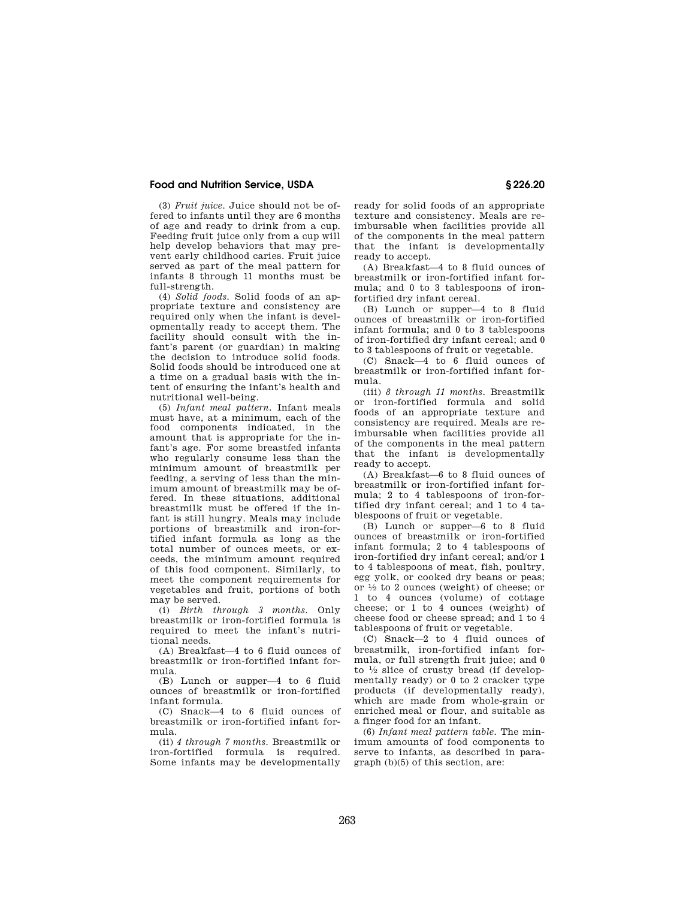(3) *Fruit juice.* Juice should not be offered to infants until they are 6 months of age and ready to drink from a cup. Feeding fruit juice only from a cup will help develop behaviors that may prevent early childhood caries. Fruit juice served as part of the meal pattern for infants 8 through 11 months must be full-strength.

(4) *Solid foods.* Solid foods of an appropriate texture and consistency are required only when the infant is developmentally ready to accept them. The facility should consult with the infant's parent (or guardian) in making the decision to introduce solid foods. Solid foods should be introduced one at a time on a gradual basis with the intent of ensuring the infant's health and nutritional well-being.

(5) *Infant meal pattern.* Infant meals must have, at a minimum, each of the food components indicated, in the amount that is appropriate for the infant's age. For some breastfed infants who regularly consume less than the minimum amount of breastmilk per feeding, a serving of less than the minimum amount of breastmilk may be offered. In these situations, additional breastmilk must be offered if the infant is still hungry. Meals may include portions of breastmilk and iron-fortified infant formula as long as the total number of ounces meets, or exceeds, the minimum amount required of this food component. Similarly, to meet the component requirements for vegetables and fruit, portions of both may be served.

(i) *Birth through 3 months.* Only breastmilk or iron-fortified formula is required to meet the infant's nutritional needs.

(A) Breakfast—4 to 6 fluid ounces of breastmilk or iron-fortified infant formula.

(B) Lunch or supper—4 to 6 fluid ounces of breastmilk or iron-fortified infant formula.

(C) Snack—4 to 6 fluid ounces of breastmilk or iron-fortified infant formula.

(ii) *4 through 7 months.* Breastmilk or iron-fortified formula is required. Some infants may be developmentally ready for solid foods of an appropriate texture and consistency. Meals are reimbursable when facilities provide all of the components in the meal pattern that the infant is developmentally ready to accept.

(A) Breakfast—4 to 8 fluid ounces of breastmilk or iron-fortified infant formula; and 0 to 3 tablespoons of iron-fortified dry infant cereal.

(B) Lunch or supper—4 to 8 fluid ounces of breastmilk or iron-fortified infant formula; and 0 to 3 tablespoons of iron-fortified dry infant cereal; and 0 to 3 tablespoons of fruit or vegetable.

(C) Snack—4 to 6 fluid ounces of breastmilk or iron-fortified infant formula.

(iii) *8 through 11 months.* Breastmilk or iron-fortified formula and solid foods of an appropriate texture and consistency are required. Meals are reimbursable when facilities provide all of the components in the meal pattern that the infant is developmentally ready to accept.

(A) Breakfast—6 to 8 fluid ounces of breastmilk or iron-fortified infant formula; 2 to 4 tablespoons of iron-fortified dry infant cereal; and 1 to 4 tablespoons of fruit or vegetable.

(B) Lunch or supper—6 to 8 fluid ounces of breastmilk or iron-fortified infant formula; 2 to 4 tablespoons of iron-fortified dry infant cereal; and/or 1 to 4 tablespoons of meat, fish, poultry, egg yolk, or cooked dry beans or peas; or ½ to 2 ounces (weight) of cheese; or 1 to 4 ounces (volume) of cottage cheese; or 1 to 4 ounces (weight) of cheese food or cheese spread; and 1 to 4 tablespoons of fruit or vegetable.

(C) Snack—2 to 4 fluid ounces of breastmilk, iron-fortified infant formula, or full strength fruit juice; and 0 to ½ slice of crusty bread (if developmentally ready) or 0 to 2 cracker type products (if developmentally ready), which are made from whole-grain or enriched meal or flour, and suitable as a finger food for an infant.

(6) *Infant meal pattern table.* The minimum amounts of food components to serve to infants, as described in paragraph (b)(5) of this section, are: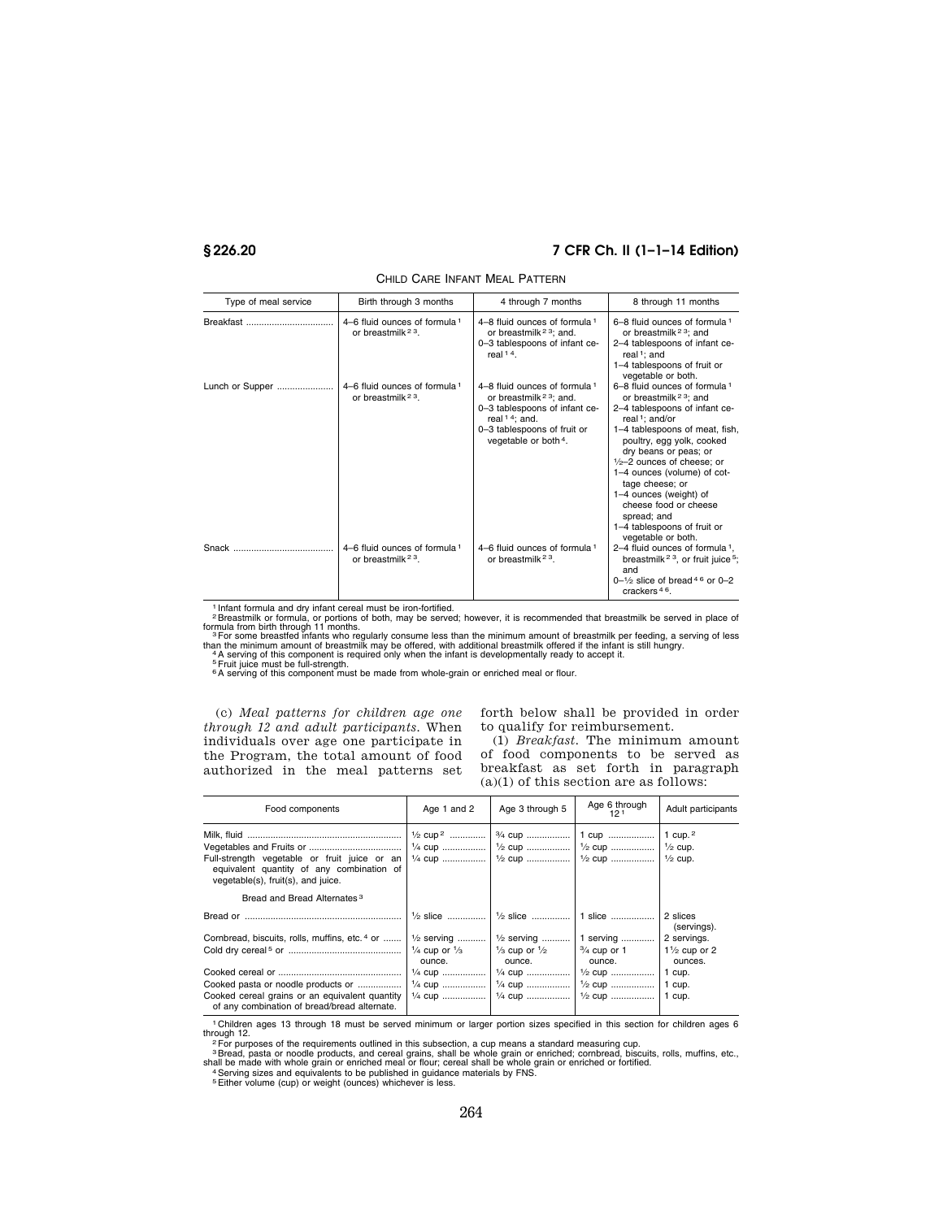CHILD CARE INFANT MEAL PATTERN

| Type of meal service | Birth through 3 months | 4 through 7 months | 8 through 11 months |
|---|---|---|---|
| Breakfast | 4–6 fluid ounces of formula [1] or breastmilk [2 3]. | 4–8 fluid ounces of formula [1] or breastmilk [2 3]; and. 0–3 tablespoons of infant cereal [1 4]. | 6–8 fluid ounces of formula [1] or breastmilk [2 3]; and 2–4 tablespoons of infant cereal [1]; and 1–4 tablespoons of fruit or vegetable or both. |
| Lunch or Supper | 4–6 fluid ounces of formula [1] or breastmilk [2 3]. | 4–8 fluid ounces of formula [1] or breastmilk [2 3]; and. 0–3 tablespoons of infant cereal [1 4]; and. 0–3 tablespoons of fruit or vegetable or both [4]. | 6–8 fluid ounces of formula [1] or breastmilk [2 3]; and 2–4 tablespoons of infant cereal [1]; and/or 1–4 tablespoons of meat, fish, poultry, egg yolk, cooked dry beans or peas; or ½–2 ounces of cheese; or 1–4 ounces (volume) of cottage cheese; or 1–4 ounces (weight) of cheese food or cheese spread; and 1–4 tablespoons of fruit or vegetable or both. |
| Snack | 4–6 fluid ounces of formula [1] or breastmilk [2 3]. | 4–6 fluid ounces of formula [1] or breastmilk [2 3]. | 2–4 fluid ounces of formula [1], breastmilk [2 3], or fruit juice [5]; and 0–½ slice of bread [4 6] or 0–2 crackers [4 6]. |

[1] Infant formula and dry infant cereal must be iron-fortified.
[2] Breastmilk or formula, or portions of both, may be served; however, it is recommended that breastmilk be served in place of formula from birth through 11 months.
[3] For some breastfed infants who regularly consume less than the minimum amount of breastmilk per feeding, a serving of less than the minimum amount of breastmilk may be offered, with additional breastmilk offered if the infant is still hungry.
[4] A serving of this component is required only when the infant is developmentally ready to accept it.
[5] Fruit juice must be full-strength.
[6] A serving of this component must be made from whole-grain or enriched meal or flour.

(c) *Meal patterns for children age one through 12 and adult participants.* When individuals over age one participate in the Program, the total amount of food authorized in the meal patterns set forth below shall be provided in order to qualify for reimbursement.

(1) *Breakfast.* The minimum amount of food components to be served as breakfast as set forth in paragraph (a)(1) of this section are as follows:

| Food components | Age 1 and 2 | Age 3 through 5 | Age 6 through 12 [1] | Adult participants |
|---|---|---|---|---|
| Milk, fluid | ½ cup [2] | ¾ cup | 1 cup | 1 cup. [2] |
| Vegetables and Fruits or | ¼ cup | ½ cup | ½ cup | ½ cup. |
| Full-strength vegetable or fruit juice or an equivalent quantity of any combination of vegetable(s), fruit(s), and juice. | ¼ cup | ½ cup | ½ cup | ½ cup. |
| Bread and Bread Alternates [3] | | | | |
| Bread or | ½ slice | ½ slice | 1 slice | 2 slices (servings). |
| Cornbread, biscuits, rolls, muffins, etc. [4] or | ½ serving | ½ serving | 1 serving | 2 servings. |
| Cold dry cereal [5] or | ¼ cup or ⅓ ounce. | ⅓ cup or ½ ounce. | ¾ cup or 1 ounce. | 1½ cup or 2 ounces. |
| Cooked cereal or | ¼ cup | ¼ cup | ½ cup | 1 cup. |
| Cooked pasta or noodle products or | ¼ cup | ¼ cup | ½ cup | 1 cup. |
| Cooked cereal grains or an equivalent quantity of any combination of bread/bread alternate. | ¼ cup | ¼ cup | ½ cup | 1 cup. |

[1] Children ages 13 through 18 must be served minimum or larger portion sizes specified in this section for children ages 6 through 12.
[2] For purposes of the requirements outlined in this subsection, a cup means a standard measuring cup.
[3] Bread, pasta or noodle products, and cereal grains, shall be whole grain or enriched; cornbread, biscuits, rolls, muffins, etc., shall be made with whole grain or enriched meal or flour; cereal shall be whole grain or enriched or fortified.
[4] Serving sizes and equivalents to be published in guidance materials by FNS.
[5] Either volume (cup) or weight (ounces) whichever is less.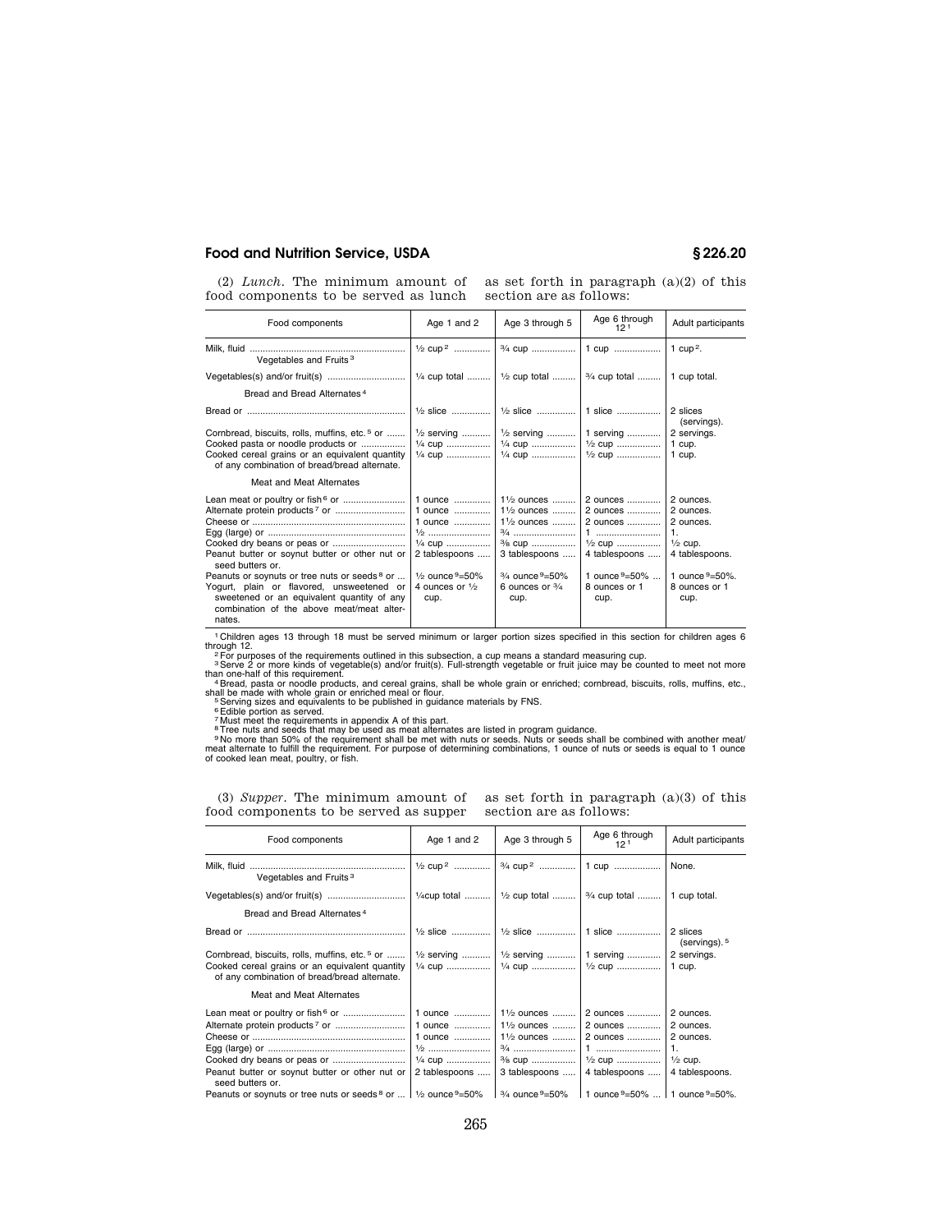(2) *Lunch*. The minimum amount of food components to be served as lunch as set forth in paragraph (a)(2) of this section are as follows:

| Food components | Age 1 and 2 | Age 3 through 5 | Age 6 through 12 [1] | Adult participants |
|---|---|---|---|---|
| Milk, fluid | ½ cup [2] | ¾ cup | 1 cup | 1 cup [2]. |
| Vegetables and Fruits [3] | | | | |
| Vegetables(s) and/or fruit(s) | ¼ cup total | ½ cup total | ¾ cup total | 1 cup total. |
| Bread and Bread Alternates [4] | | | | |
| Bread or | ½ slice | ½ slice | 1 slice | 2 slices (servings). |
| Cornbread, biscuits, rolls, muffins, etc. [5] or | ½ serving | ½ serving | 1 serving | 2 servings. |
| Cooked pasta or noodle products or | ¼ cup | ¼ cup | ½ cup | 1 cup. |
| Cooked cereal grains or an equivalent quantity of any combination of bread/bread alternate. | ¼ cup | ¼ cup | ½ cup | 1 cup. |
| Meat and Meat Alternates | | | | |
| Lean meat or poultry or fish [6] or | 1 ounce | 1½ ounces | 2 ounces | 2 ounces. |
| Alternate protein products [7] or | 1 ounce | 1½ ounces | 2 ounces | 2 ounces. |
| Cheese or | 1 ounce | 1½ ounces | 2 ounces | 2 ounces. |
| Egg (large) or | ½ | ¾ | 1 | 1. |
| Cooked dry beans or peas or | ¼ cup | ⅜ cup | ½ cup | ½ cup. |
| Peanut butter or soynut butter or other nut or seed butters or. | 2 tablespoons | 3 tablespoons | 4 tablespoons | 4 tablespoons. |
| Peanuts or soynuts or tree nuts or seeds [8] or | ½ ounce [9]=50% | ¾ ounce [9]=50% | 1 ounce [9]=50% | 1 ounce [9]=50%. |
| Yogurt, plain or flavored, unsweetened or sweetened or an equivalent quantity of any combination of the above meat/meat alternates. | 4 ounces or ½ cup. | 6 ounces or ¾ cup. | 8 ounces or 1 cup. | 8 ounces or 1 cup. |

[1] Children ages 13 through 18 must be served minimum or larger portion sizes specified in this section for children ages 6 through 12.

[2] For purposes of the requirements outlined in this subsection, a cup means a standard measuring cup.

[3] Serve 2 or more kinds of vegetable(s) and/or fruit(s). Full-strength vegetable or fruit juice may be counted to meet not more than one-half of this requirement.

[4] Bread, pasta or noodle products, and cereal grains, shall be whole grain or enriched; cornbread, biscuits, rolls, muffins, etc., shall be made with whole grain or enriched meal or flour.

[5] Serving sizes and equivalents to be published in guidance materials by FNS.

[6] Edible portion as served.

[7] Must meet the requirements in appendix A of this part.

[8] Tree nuts and seeds that may be used as meat alternates are listed in program guidance.

[9] No more than 50% of the requirement shall be met with nuts or seeds. Nuts or seeds shall be combined with another meat/meat alternate to fulfill the requirement. For purpose of determining combinations, 1 ounce of nuts or seeds is equal to 1 ounce of cooked lean meat, poultry, or fish.

(3) *Supper*. The minimum amount of food components to be served as supper as set forth in paragraph (a)(3) of this section are as follows:

| Food components | Age 1 and 2 | Age 3 through 5 | Age 6 through 12 [1] | Adult participants |
|---|---|---|---|---|
| Milk, fluid | ½ cup [2] | ¾ cup [2] | 1 cup | None. |
| Vegetables and Fruits [3] | | | | |
| Vegetables(s) and/or fruit(s) | ¼cup total | ½ cup total | ¾ cup total | 1 cup total. |
| Bread and Bread Alternates [4] | | | | |
| Bread or | ½ slice | ½ slice | 1 slice | 2 slices (servings). [5] |
| Cornbread, biscuits, rolls, muffins, etc. [5] or | ½ serving | ½ serving | 1 serving | 2 servings. |
| Cooked cereal grains or an equivalent quantity of any combination of bread/bread alternate. | ¼ cup | ¼ cup | ½ cup | 1 cup. |
| Meat and Meat Alternates | | | | |
| Lean meat or poultry or fish [6] or | 1 ounce | 1½ ounces | 2 ounces | 2 ounces. |
| Alternate protein products [7] or | 1 ounce | 1½ ounces | 2 ounces | 2 ounces. |
| Cheese or | 1 ounce | 1½ ounces | 2 ounces | 2 ounces. |
| Egg (large) or | ½ | ¾ | 1 | 1. |
| Cooked dry beans or peas or | ¼ cup | ⅜ cup | ½ cup | ½ cup. |
| Peanut butter or soynut butter or other nut or seed butters or. | 2 tablespoons | 3 tablespoons | 4 tablespoons | 4 tablespoons. |
| Peanuts or soynuts or tree nuts or seeds [8] or | ½ ounce [9]=50% | ¾ ounce [9]=50% | 1 ounce [9]=50% | 1 ounce [9]=50%. |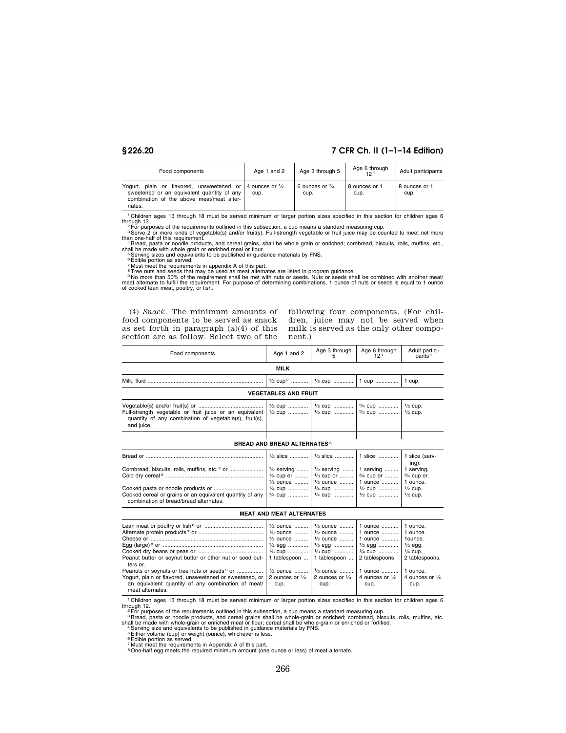| Food components | Age 1 and 2 | Age 3 through 5 | Age 6 through 12 [1] | Adult participants |
|---|---|---|---|---|
| Yogurt, plain or flavored, unsweetened or sweetened or an equivalent quantity of any combination of the above meat/meat alternates. | 4 ounces or ½ cup. | 6 ounces or ¾ cup. | 8 ounces or 1 cup. | 8 ounces or 1 cup. |

[1] Children ages 13 through 18 must be served minimum or larger portion sizes specified in this section for children ages 6 through 12.
[2] For purposes of the requirements outlined in this subsection, a cup means a standard measuring cup.
[3] Serve 2 or more kinds of vegetable(s) and/or fruit(s). Full-strength vegetable or fruit juice may be counted to meet not more than one-half of this requirement.
[4] Bread, pasta or noodle products, and cereal grains, shall be whole grain or enriched; cornbread, biscuits, rolls, muffins, etc., shall be made with whole grain or enriched meal or flour.
[5] Serving sizes and equivalents to be published in guidance materials by FNS.
[6] Edible portion as served.
[7] Must meet the requirements in appendix A of this part.
[8] Tree nuts and seeds that may be used as meat alternates are listed in program guidance.
[9] No more than 50% of the requirement shall be met with nuts or seeds. Nuts or seeds shall be combined with another meat/meat alternate to fulfill the requirement. For purpose of determining combinations, 1 ounce of nuts or seeds is equal to 1 ounce of cooked lean meat, poultry, or fish.

(4) *Snack*. The minimum amounts of food components to be served as snack as set forth in paragraph (a)(4) of this section are as follow. Select two of the following four components. (For children, juice may not be served when milk is served as the only other component.)

| Food components | Age 1 and 2 | Age 3 through 5 | Age 6 through 12 [1] | Adult participants [1] |
|---|---|---|---|---|
| **MILK** | | | | |
| Milk, fluid | ½ cup [2] | ½ cup | 1 cup | 1 cup. |
| **VEGETABLES AND FRUIT** | | | | |
| Vegetable(s) and/or fruit(s) or | ½ cup | ½ cup | ¾ cup | ½ cup. |
| Full-strength vegetable or fruit juice or an equivalent quantity of any combination of vegetable(s), fruit(s), and juice. | ½ cup | ½ cup | ¾ cup | ½ cup. |
| **BREAD AND BREAD ALTERNATES [3]** | | | | |
| Bread or | ½ slice | ½ slice | 1 slice | 1 slice (serving). |
| Cornbread, biscuits, rolls, muffins, etc. [4] or | ½ serving | ½ serving | 1 serving | 1 serving. |
| Cold dry cereal [5] | ¼ cup or ⅓ ounce | ⅓ cup or ½ ounce | ¾ cup or 1 ounce | ¾ cup or. 1 ounce. |
| Cooked pasta or noodle products or | ¼ cup | ¼ cup | ½ cup | ½ cup. |
| Cooked cereal or grains or an equivalent quantity of any combination of bread/bread alternates. | ¼ cup | ¼ cup | ½ cup | ½ cup. |
| **MEAT AND MEAT ALTERNATES** | | | | |
| Lean meat or poultry or fish [6] or | ½ ounce | ½ ounce | 1 ounce | 1 ounce. |
| Alternate protein products [7] or | ½ ounce | ½ ounce | 1 ounce | 1 ounce. |
| Cheese or | ½ ounce | ½ ounce | 1 ounce | 1ounce. |
| Egg (large) [8] or | ½ egg | ½ egg | ½ egg | ½ egg. |
| Cooked dry beans or peas or | ⅛ cup | ⅛ cup | ¼ cup | ¼ cup. |
| Peanut butter or soynut butter or other nut or seed butters or. | 1 tablespoon | 1 tablespoon | 2 tablespoons | 2 tablespoons. |
| Peanuts or soynuts or tree nuts or seeds [9] or | ½ ounce | ½ ounce | 1 ounce | 1 ounce. |
| Yogurt, plain or flavored, unsweetened or sweetened, or an equivalent quantity of any combination of meat/meat alternates. | 2 ounces or ¼ cup. | 2 ounces or ¼ cup. | 4 ounces or ½ cup. | 4 ounces or ½ cup. |

[1] Children ages 13 through 18 must be served minimum or larger portion sizes specified in this section for children ages 6 through 12.
[2] For purposes of the requirements outlined in this subsection, a cup means a standard measuring cup.
[3] Bread, pasta or noodle products, and cereal grains shall be whole-grain or enriched; cornbread, biscuits, rolls, muffins, etc. shall be made with whole-grain or enriched meal or flour; cereal shall be whole-grain or enriched or fortified.
[4] Serving size and equivalents to be published in guidance materials by FNS.
[5] Either volume (cup) or weight (ounce), whichever is less.
[6] Edible portion as served.
[7] Must meet the requirements in Appendix A of this part.
[8] One-half egg meets the required minimum amount (one ounce or less) of meat alternate.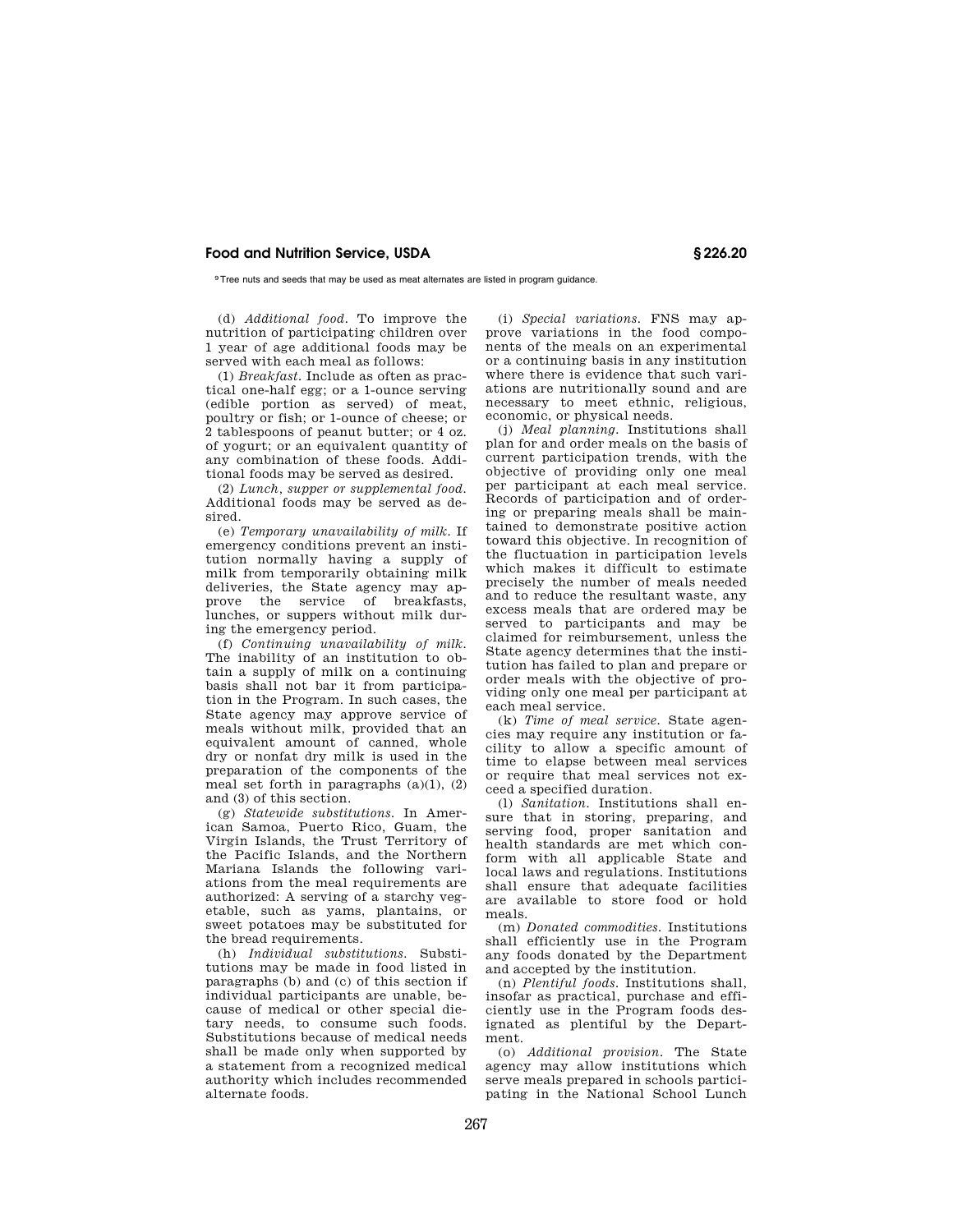[9] Tree nuts and seeds that may be used as meat alternates are listed in program guidance.

(d) *Additional food.* To improve the nutrition of participating children over 1 year of age additional foods may be served with each meal as follows:

(1) *Breakfast.* Include as often as practical one-half egg; or a 1-ounce serving (edible portion as served) of meat, poultry or fish; or 1-ounce of cheese; or 2 tablespoons of peanut butter; or 4 oz. of yogurt; or an equivalent quantity of any combination of these foods. Additional foods may be served as desired.

(2) *Lunch, supper or supplemental food.* Additional foods may be served as desired.

(e) *Temporary unavailability of milk.* If emergency conditions prevent an institution normally having a supply of milk from temporarily obtaining milk deliveries, the State agency may approve the service of breakfasts, lunches, or suppers without milk during the emergency period.

(f) *Continuing unavailability of milk.* The inability of an institution to obtain a supply of milk on a continuing basis shall not bar it from participation in the Program. In such cases, the State agency may approve service of meals without milk, provided that an equivalent amount of canned, whole dry or nonfat dry milk is used in the preparation of the components of the meal set forth in paragraphs (a)(1), (2) and (3) of this section.

(g) *Statewide substitutions.* In American Samoa, Puerto Rico, Guam, the Virgin Islands, the Trust Territory of the Pacific Islands, and the Northern Mariana Islands the following variations from the meal requirements are authorized: A serving of a starchy vegetable, such as yams, plantains, or sweet potatoes may be substituted for the bread requirements.

(h) *Individual substitutions.* Substitutions may be made in food listed in paragraphs (b) and (c) of this section if individual participants are unable, because of medical or other special dietary needs, to consume such foods. Substitutions because of medical needs shall be made only when supported by a statement from a recognized medical authority which includes recommended alternate foods.

(i) *Special variations.* FNS may approve variations in the food components of the meals on an experimental or a continuing basis in any institution where there is evidence that such variations are nutritionally sound and are necessary to meet ethnic, religious, economic, or physical needs.

(j) *Meal planning.* Institutions shall plan for and order meals on the basis of current participation trends, with the objective of providing only one meal per participant at each meal service. Records of participation and of ordering or preparing meals shall be maintained to demonstrate positive action toward this objective. In recognition of the fluctuation in participation levels which makes it difficult to estimate precisely the number of meals needed and to reduce the resultant waste, any excess meals that are ordered may be served to participants and may be claimed for reimbursement, unless the State agency determines that the institution has failed to plan and prepare or order meals with the objective of providing only one meal per participant at each meal service.

(k) *Time of meal service.* State agencies may require any institution or facility to allow a specific amount of time to elapse between meal services or require that meal services not exceed a specified duration.

(l) *Sanitation.* Institutions shall ensure that in storing, preparing, and serving food, proper sanitation and health standards are met which conform with all applicable State and local laws and regulations. Institutions shall ensure that adequate facilities are available to store food or hold meals.

(m) *Donated commodities.* Institutions shall efficiently use in the Program any foods donated by the Department and accepted by the institution.

(n) *Plentiful foods.* Institutions shall, insofar as practical, purchase and efficiently use in the Program foods designated as plentiful by the Department.

(o) *Additional provision.* The State agency may allow institutions which serve meals prepared in schools participating in the National School Lunch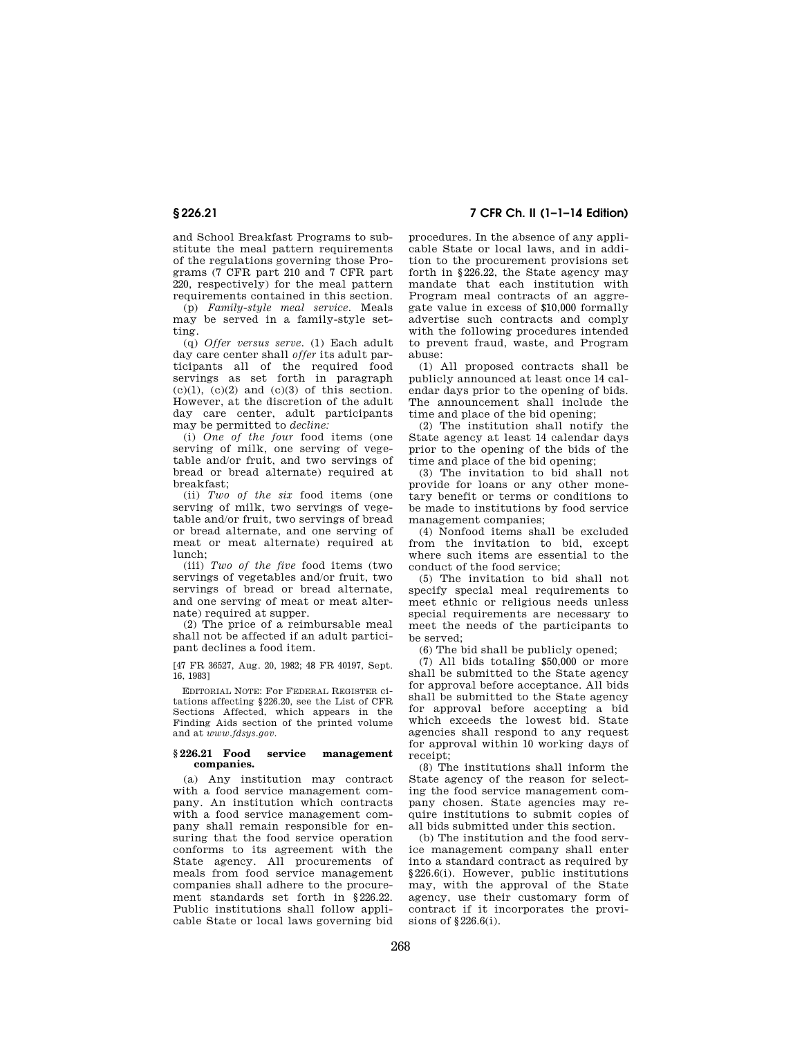and School Breakfast Programs to substitute the meal pattern requirements of the regulations governing those Programs (7 CFR part 210 and 7 CFR part 220, respectively) for the meal pattern requirements contained in this section.

(p) *Family-style meal service.* Meals may be served in a family-style setting.

(q) *Offer versus serve.* (1) Each adult day care center shall *offer* its adult participants all of the required food servings as set forth in paragraph (c)(1), (c)(2) and (c)(3) of this section. However, at the discretion of the adult day care center, adult participants may be permitted to *decline:*

(i) *One of the four* food items (one serving of milk, one serving of vegetable and/or fruit, and two servings of bread or bread alternate) required at breakfast;

(ii) *Two of the six* food items (one serving of milk, two servings of vegetable and/or fruit, two servings of bread or bread alternate, and one serving of meat or meat alternate) required at lunch;

(iii) *Two of the five* food items (two servings of vegetables and/or fruit, two servings of bread or bread alternate, and one serving of meat or meat alternate) required at supper.

(2) The price of a reimbursable meal shall not be affected if an adult participant declines a food item.

[47 FR 36527, Aug. 20, 1982; 48 FR 40197, Sept. 16, 1983]

EDITORIAL NOTE: For FEDERAL REGISTER citations affecting §226.20, see the List of CFR Sections Affected, which appears in the Finding Aids section of the printed volume and at *www.fdsys.gov.*

## §226.21 Food service management companies.

(a) Any institution may contract with a food service management company. An institution which contracts with a food service management company shall remain responsible for ensuring that the food service operation conforms to its agreement with the State agency. All procurements of meals from food service management companies shall adhere to the procurement standards set forth in §226.22. Public institutions shall follow applicable State or local laws governing bid procedures. In the absence of any applicable State or local laws, and in addition to the procurement provisions set forth in §226.22, the State agency may mandate that each institution with Program meal contracts of an aggregate value in excess of $10,000 formally advertise such contracts and comply with the following procedures intended to prevent fraud, waste, and Program abuse:

(1) All proposed contracts shall be publicly announced at least once 14 calendar days prior to the opening of bids. The announcement shall include the time and place of the bid opening;

(2) The institution shall notify the State agency at least 14 calendar days prior to the opening of the bids of the time and place of the bid opening;

(3) The invitation to bid shall not provide for loans or any other monetary benefit or terms or conditions to be made to institutions by food service management companies;

(4) Nonfood items shall be excluded from the invitation to bid, except where such items are essential to the conduct of the food service;

(5) The invitation to bid shall not specify special meal requirements to meet ethnic or religious needs unless special requirements are necessary to meet the needs of the participants to be served;

(6) The bid shall be publicly opened;

(7) All bids totaling $50,000 or more shall be submitted to the State agency for approval before acceptance. All bids shall be submitted to the State agency for approval before accepting a bid which exceeds the lowest bid. State agencies shall respond to any request for approval within 10 working days of receipt;

(8) The institutions shall inform the State agency of the reason for selecting the food service management company chosen. State agencies may require institutions to submit copies of all bids submitted under this section.

(b) The institution and the food service management company shall enter into a standard contract as required by §226.6(i). However, public institutions may, with the approval of the State agency, use their customary form of contract if it incorporates the provisions of §226.6(i).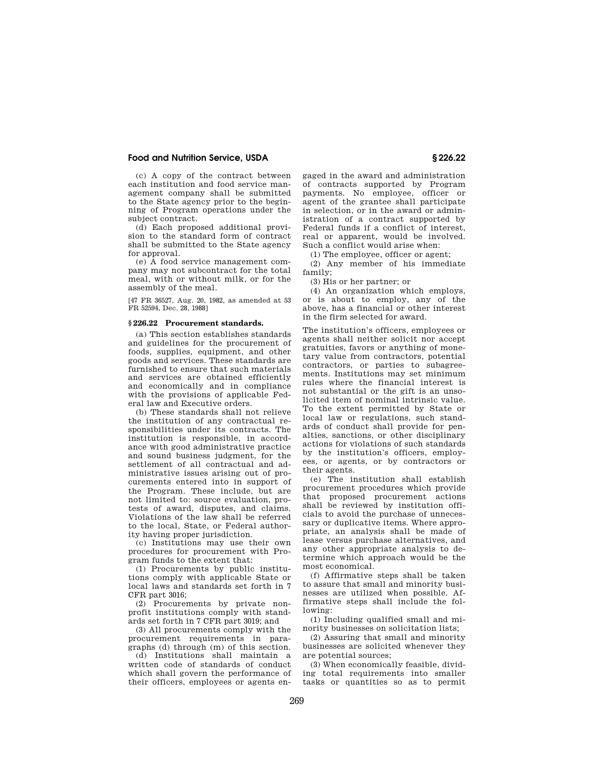(c) A copy of the contract between each institution and food service management company shall be submitted to the State agency prior to the beginning of Program operations under the subject contract.

(d) Each proposed additional provision to the standard form of contract shall be submitted to the State agency for approval.

(e) A food service management company may not subcontract for the total meal, with or without milk, or for the assembly of the meal.

[47 FR 36527, Aug. 20, 1982, as amended at 53 FR 52594, Dec. 28, 1988]

## § 226.22 Procurement standards.

(a) This section establishes standards and guidelines for the procurement of foods, supplies, equipment, and other goods and services. These standards are furnished to ensure that such materials and services are obtained efficiently and economically and in compliance with the provisions of applicable Federal law and Executive orders.

(b) These standards shall not relieve the institution of any contractual responsibilities under its contracts. The institution is responsible, in accordance with good administrative practice and sound business judgment, for the settlement of all contractual and administrative issues arising out of procurements entered into in support of the Program. These include, but are not limited to: source evaluation, protests of award, disputes, and claims. Violations of the law shall be referred to the local, State, or Federal authority having proper jurisdiction.

(c) Institutions may use their own procedures for procurement with Program funds to the extent that:

(1) Procurements by public institutions comply with applicable State or local laws and standards set forth in 7 CFR part 3016;

(2) Procurements by private nonprofit institutions comply with standards set forth in 7 CFR part 3019; and

(3) All procurements comply with the procurement requirements in paragraphs (d) through (m) of this section.

(d) Institutions shall maintain a written code of standards of conduct which shall govern the performance of their officers, employees or agents engaged in the award and administration of contracts supported by Program payments. No employee, officer or agent of the grantee shall participate in selection, or in the award or administration of a contract supported by Federal funds if a conflict of interest, real or apparent, would be involved. Such a conflict would arise when:

(1) The employee, officer or agent;

(2) Any member of his immediate family;

(3) His or her partner; or

(4) An organization which employs, or is about to employ, any of the above, has a financial or other interest in the firm selected for award.

The institution's officers, employees or agents shall neither solicit nor accept gratuities, favors or anything of monetary value from contractors, potential contractors, or parties to subagreements. Institutions may set minimum rules where the financial interest is not substantial or the gift is an unsolicited item of nominal intrinsic value. To the extent permitted by State or local law or regulations, such standards of conduct shall provide for penalties, sanctions, or other disciplinary actions for violations of such standards by the institution's officers, employees, or agents, or by contractors or their agents.

(e) The institution shall establish procurement procedures which provide that proposed procurement actions shall be reviewed by institution officials to avoid the purchase of unnecessary or duplicative items. Where appropriate, an analysis shall be made of lease versus purchase alternatives, and any other appropriate analysis to determine which approach would be the most economical.

(f) Affirmative steps shall be taken to assure that small and minority businesses are utilized when possible. Affirmative steps shall include the following:

(1) Including qualified small and minority businesses on solicitation lists;

(2) Assuring that small and minority businesses are solicited whenever they are potential sources;

(3) When economically feasible, dividing total requirements into smaller tasks or quantities so as to permit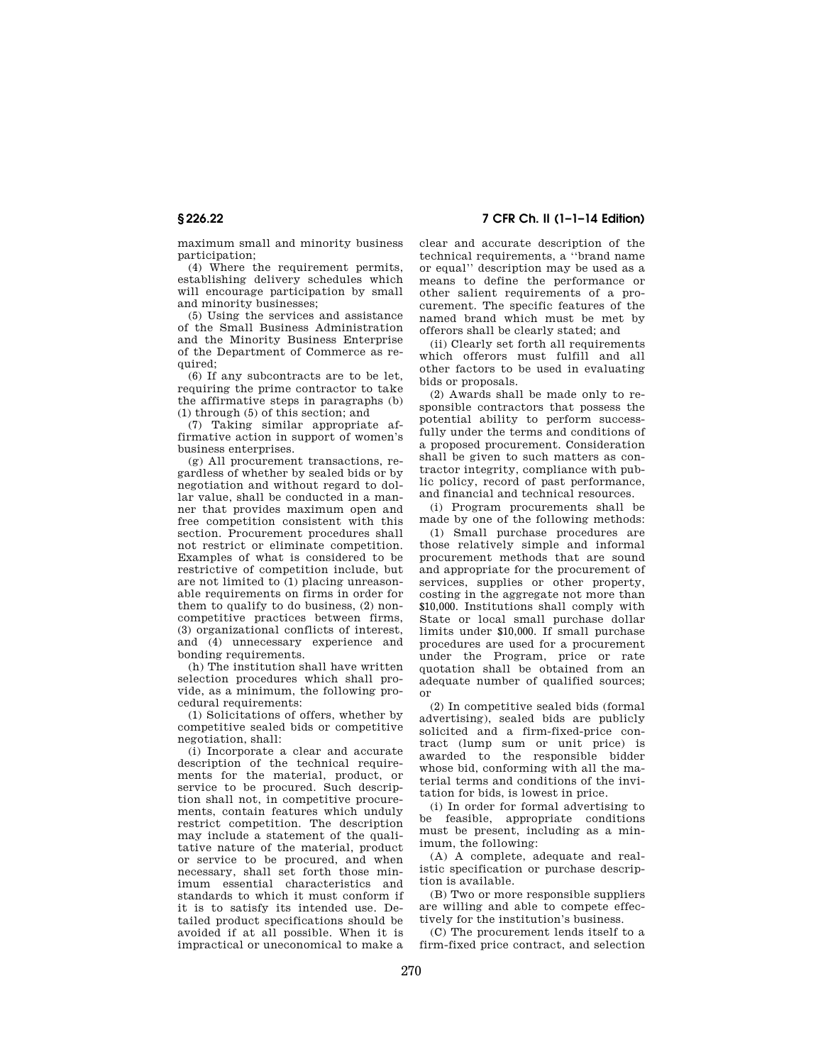maximum small and minority business participation;

(4) Where the requirement permits, establishing delivery schedules which will encourage participation by small and minority businesses;

(5) Using the services and assistance of the Small Business Administration and the Minority Business Enterprise of the Department of Commerce as required;

(6) If any subcontracts are to be let, requiring the prime contractor to take the affirmative steps in paragraphs (b) (1) through (5) of this section; and

(7) Taking similar appropriate affirmative action in support of women's business enterprises.

(g) All procurement transactions, regardless of whether by sealed bids or by negotiation and without regard to dollar value, shall be conducted in a manner that provides maximum open and free competition consistent with this section. Procurement procedures shall not restrict or eliminate competition. Examples of what is considered to be restrictive of competition include, but are not limited to (1) placing unreasonable requirements on firms in order for them to qualify to do business, (2) noncompetitive practices between firms, (3) organizational conflicts of interest, and (4) unnecessary experience and bonding requirements.

(h) The institution shall have written selection procedures which shall provide, as a minimum, the following procedural requirements:

(1) Solicitations of offers, whether by competitive sealed bids or competitive negotiation, shall:

(i) Incorporate a clear and accurate description of the technical requirements for the material, product, or service to be procured. Such description shall not, in competitive procurements, contain features which unduly restrict competition. The description may include a statement of the qualitative nature of the material, product or service to be procured, and when necessary, shall set forth those minimum essential characteristics and standards to which it must conform if it is to satisfy its intended use. Detailed product specifications should be avoided if at all possible. When it is impractical or uneconomical to make a clear and accurate description of the technical requirements, a ''brand name or equal'' description may be used as a means to define the performance or other salient requirements of a procurement. The specific features of the named brand which must be met by offerors shall be clearly stated; and

(ii) Clearly set forth all requirements which offerors must fulfill and all other factors to be used in evaluating bids or proposals.

(2) Awards shall be made only to responsible contractors that possess the potential ability to perform successfully under the terms and conditions of a proposed procurement. Consideration shall be given to such matters as contractor integrity, compliance with public policy, record of past performance, and financial and technical resources.

(i) Program procurements shall be made by one of the following methods:

(1) Small purchase procedures are those relatively simple and informal procurement methods that are sound and appropriate for the procurement of services, supplies or other property, costing in the aggregate not more than $10,000. Institutions shall comply with State or local small purchase dollar limits under $10,000. If small purchase procedures are used for a procurement under the Program, price or rate quotation shall be obtained from an adequate number of qualified sources; or

(2) In competitive sealed bids (formal advertising), sealed bids are publicly solicited and a firm-fixed-price contract (lump sum or unit price) is awarded to the responsible bidder whose bid, conforming with all the material terms and conditions of the invitation for bids, is lowest in price.

(i) In order for formal advertising to be feasible, appropriate conditions must be present, including as a minimum, the following:

(A) A complete, adequate and realistic specification or purchase description is available.

(B) Two or more responsible suppliers are willing and able to compete effectively for the institution's business.

(C) The procurement lends itself to a firm-fixed price contract, and selection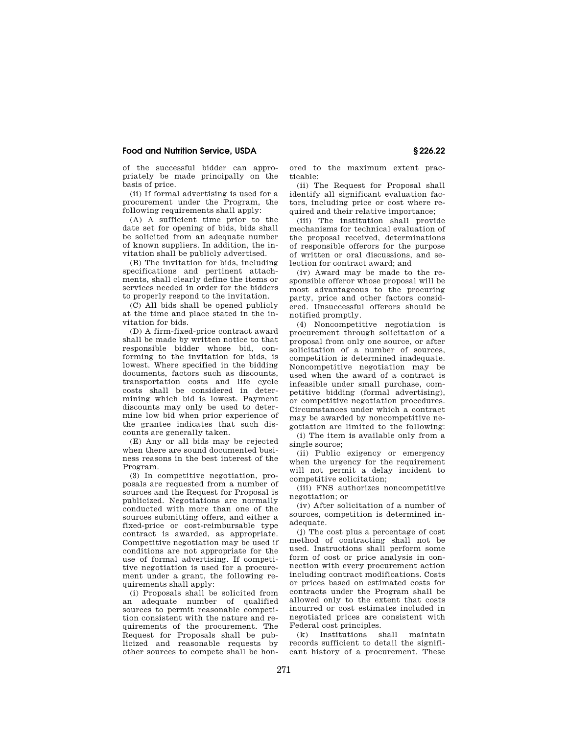of the successful bidder can appropriately be made principally on the basis of price.

(ii) If formal advertising is used for a procurement under the Program, the following requirements shall apply:

(A) A sufficient time prior to the date set for opening of bids, bids shall be solicited from an adequate number of known suppliers. In addition, the invitation shall be publicly advertised.

(B) The invitation for bids, including specifications and pertinent attachments, shall clearly define the items or services needed in order for the bidders to properly respond to the invitation.

(C) All bids shall be opened publicly at the time and place stated in the invitation for bids.

(D) A firm-fixed-price contract award shall be made by written notice to that responsible bidder whose bid, conforming to the invitation for bids, is lowest. Where specified in the bidding documents, factors such as discounts, transportation costs and life cycle costs shall be considered in determining which bid is lowest. Payment discounts may only be used to determine low bid when prior experience of the grantee indicates that such discounts are generally taken.

(E) Any or all bids may be rejected when there are sound documented business reasons in the best interest of the Program.

(3) In competitive negotiation, proposals are requested from a number of sources and the Request for Proposal is publicized. Negotiations are normally conducted with more than one of the sources submitting offers, and either a fixed-price or cost-reimbursable type contract is awarded, as appropriate. Competitive negotiation may be used if conditions are not appropriate for the use of formal advertising. If competitive negotiation is used for a procurement under a grant, the following requirements shall apply:

(i) Proposals shall be solicited from an adequate number of qualified sources to permit reasonable competition consistent with the nature and requirements of the procurement. The Request for Proposals shall be publicized and reasonable requests by other sources to compete shall be honored to the maximum extent practicable:

(ii) The Request for Proposal shall identify all significant evaluation factors, including price or cost where required and their relative importance;

(iii) The institution shall provide mechanisms for technical evaluation of the proposal received, determinations of responsible offerors for the purpose of written or oral discussions, and selection for contract award; and

(iv) Award may be made to the responsible offeror whose proposal will be most advantageous to the procuring party, price and other factors considered. Unsuccessful offerors should be notified promptly.

(4) Noncompetitive negotiation is procurement through solicitation of a proposal from only one source, or after solicitation of a number of sources, competition is determined inadequate. Noncompetitive negotiation may be used when the award of a contract is infeasible under small purchase, competitive bidding (formal advertising), or competitive negotiation procedures. Circumstances under which a contract may be awarded by noncompetitive negotiation are limited to the following:

(i) The item is available only from a single source;

(ii) Public exigency or emergency when the urgency for the requirement will not permit a delay incident to competitive solicitation;

(iii) FNS authorizes noncompetitive negotiation; or

(iv) After solicitation of a number of sources, competition is determined inadequate.

(j) The cost plus a percentage of cost method of contracting shall not be used. Instructions shall perform some form of cost or price analysis in connection with every procurement action including contract modifications. Costs or prices based on estimated costs for contracts under the Program shall be allowed only to the extent that costs incurred or cost estimates included in negotiated prices are consistent with Federal cost principles.

(k) Institutions shall maintain records sufficient to detail the significant history of a procurement. These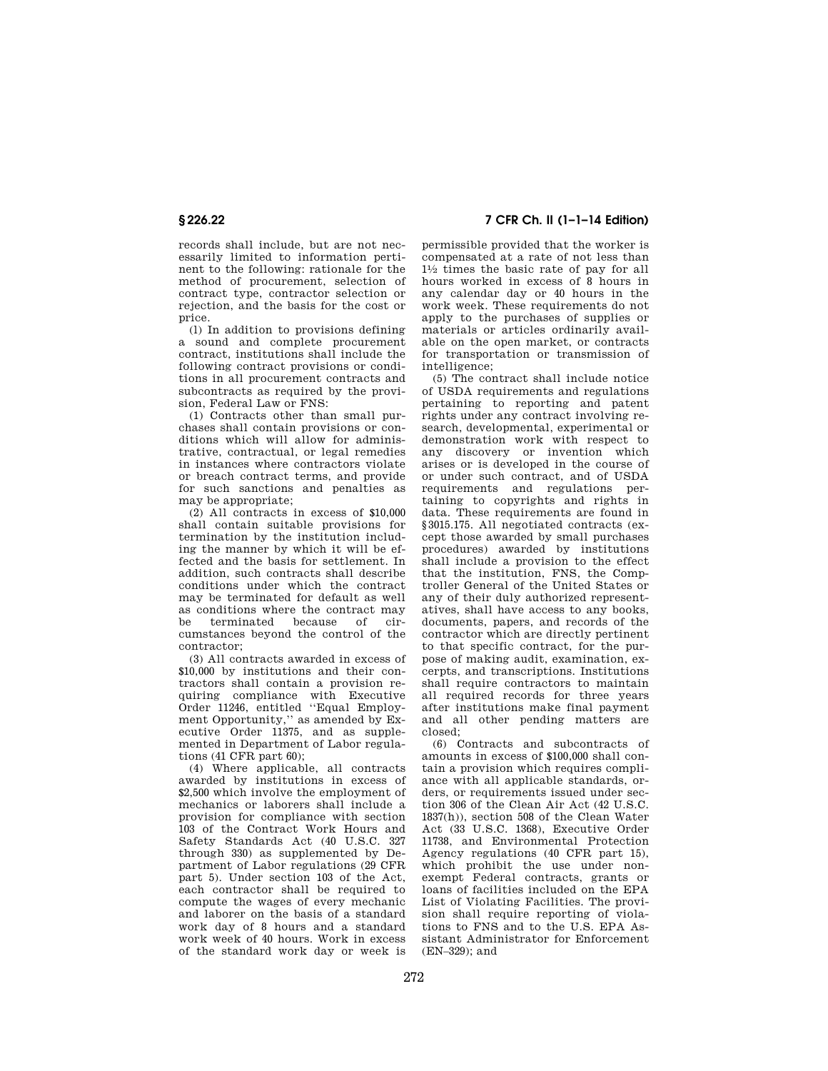records shall include, but are not necessarily limited to information pertinent to the following: rationale for the method of procurement, selection of contract type, contractor selection or rejection, and the basis for the cost or price.

(l) In addition to provisions defining a sound and complete procurement contract, institutions shall include the following contract provisions or conditions in all procurement contracts and subcontracts as required by the provision, Federal Law or FNS:

(1) Contracts other than small purchases shall contain provisions or conditions which will allow for administrative, contractual, or legal remedies in instances where contractors violate or breach contract terms, and provide for such sanctions and penalties as may be appropriate;

(2) All contracts in excess of $10,000 shall contain suitable provisions for termination by the institution including the manner by which it will be effected and the basis for settlement. In addition, such contracts shall describe conditions under which the contract may be terminated for default as well as conditions where the contract may be terminated because of circumstances beyond the control of the contractor;

(3) All contracts awarded in excess of $10,000 by institutions and their contractors shall contain a provision requiring compliance with Executive Order 11246, entitled ''Equal Employment Opportunity,'' as amended by Executive Order 11375, and as supplemented in Department of Labor regulations (41 CFR part 60);

(4) Where applicable, all contracts awarded by institutions in excess of $2,500 which involve the employment of mechanics or laborers shall include a provision for compliance with section 103 of the Contract Work Hours and Safety Standards Act (40 U.S.C. 327 through 330) as supplemented by Department of Labor regulations (29 CFR part 5). Under section 103 of the Act, each contractor shall be required to compute the wages of every mechanic and laborer on the basis of a standard work day of 8 hours and a standard work week of 40 hours. Work in excess of the standard work day or week is permissible provided that the worker is compensated at a rate of not less than 1½ times the basic rate of pay for all hours worked in excess of 8 hours in any calendar day or 40 hours in the work week. These requirements do not apply to the purchases of supplies or materials or articles ordinarily available on the open market, or contracts for transportation or transmission of intelligence;

(5) The contract shall include notice of USDA requirements and regulations pertaining to reporting and patent rights under any contract involving research, developmental, experimental or demonstration work with respect to any discovery or invention which arises or is developed in the course of or under such contract, and of USDA requirements and regulations pertaining to copyrights and rights in data. These requirements are found in §3015.175. All negotiated contracts (except those awarded by small purchases procedures) awarded by institutions shall include a provision to the effect that the institution, FNS, the Comptroller General of the United States or any of their duly authorized representatives, shall have access to any books, documents, papers, and records of the contractor which are directly pertinent to that specific contract, for the purpose of making audit, examination, excerpts, and transcriptions. Institutions shall require contractors to maintain all required records for three years after institutions make final payment and all other pending matters are closed;

(6) Contracts and subcontracts of amounts in excess of $100,000 shall contain a provision which requires compliance with all applicable standards, orders, or requirements issued under section 306 of the Clean Air Act (42 U.S.C. 1837(h)), section 508 of the Clean Water Act (33 U.S.C. 1368), Executive Order 11738, and Environmental Protection Agency regulations (40 CFR part 15), which prohibit the use under nonexempt Federal contracts, grants or loans of facilities included on the EPA List of Violating Facilities. The provision shall require reporting of violations to FNS and to the U.S. EPA Assistant Administrator for Enforcement (EN–329); and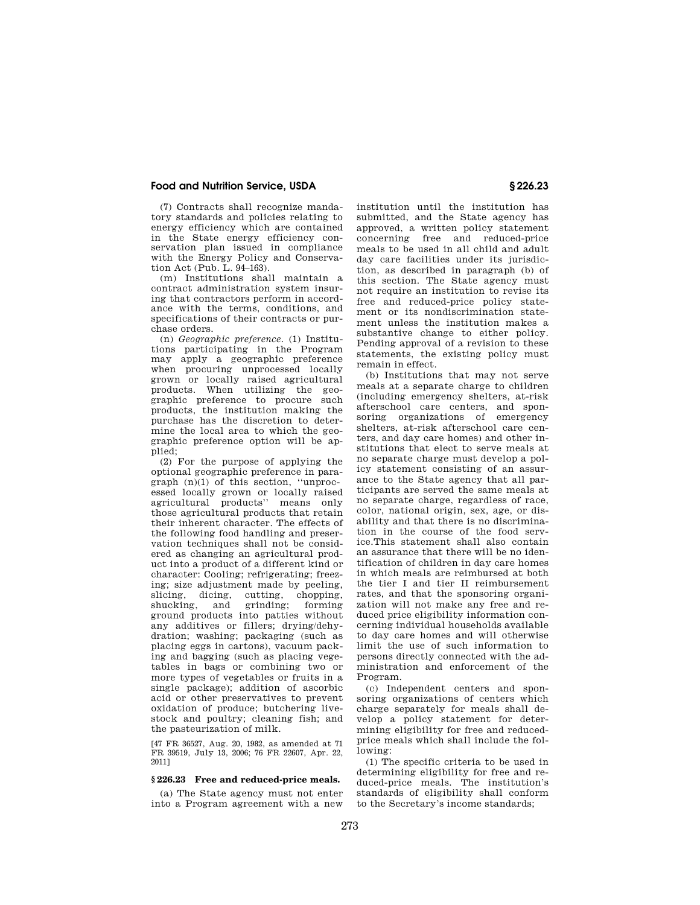(7) Contracts shall recognize mandatory standards and policies relating to energy efficiency which are contained in the State energy efficiency conservation plan issued in compliance with the Energy Policy and Conservation Act (Pub. L. 94–163).

(m) Institutions shall maintain a contract administration system insuring that contractors perform in accordance with the terms, conditions, and specifications of their contracts or purchase orders.

(n) *Geographic preference.* (1) Institutions participating in the Program may apply a geographic preference when procuring unprocessed locally grown or locally raised agricultural products. When utilizing the geographic preference to procure such products, the institution making the purchase has the discretion to determine the local area to which the geographic preference option will be applied;

(2) For the purpose of applying the optional geographic preference in paragraph (n)(1) of this section, ''unprocessed locally grown or locally raised agricultural products'' means only those agricultural products that retain their inherent character. The effects of the following food handling and preservation techniques shall not be considered as changing an agricultural product into a product of a different kind or character: Cooling; refrigerating; freezing; size adjustment made by peeling, slicing, dicing, cutting, chopping, shucking, and grinding; forming ground products into patties without any additives or fillers; drying/dehydration; washing; packaging (such as placing eggs in cartons), vacuum packing and bagging (such as placing vegetables in bags or combining two or more types of vegetables or fruits in a single package); addition of ascorbic acid or other preservatives to prevent oxidation of produce; butchering livestock and poultry; cleaning fish; and the pasteurization of milk.

[47 FR 36527, Aug. 20, 1982, as amended at 71 FR 39519, July 13, 2006; 76 FR 22607, Apr. 22, 2011]

### § 226.23 Free and reduced-price meals.

(a) The State agency must not enter into a Program agreement with a new institution until the institution has submitted, and the State agency has approved, a written policy statement concerning free and reduced-price meals to be used in all child and adult day care facilities under its jurisdiction, as described in paragraph (b) of this section. The State agency must not require an institution to revise its free and reduced-price policy statement or its nondiscrimination statement unless the institution makes a substantive change to either policy. Pending approval of a revision to these statements, the existing policy must remain in effect.

(b) Institutions that may not serve meals at a separate charge to children (including emergency shelters, at-risk afterschool care centers, and sponsoring organizations of emergency shelters, at-risk afterschool care centers, and day care homes) and other institutions that elect to serve meals at no separate charge must develop a policy statement consisting of an assurance to the State agency that all participants are served the same meals at no separate charge, regardless of race, color, national origin, sex, age, or disability and that there is no discrimination in the course of the food service.This statement shall also contain an assurance that there will be no identification of children in day care homes in which meals are reimbursed at both the tier I and tier II reimbursement rates, and that the sponsoring organization will not make any free and reduced price eligibility information concerning individual households available to day care homes and will otherwise limit the use of such information to persons directly connected with the administration and enforcement of the Program.

(c) Independent centers and sponsoring organizations of centers which charge separately for meals shall develop a policy statement for determining eligibility for free and reduced-price meals which shall include the following:

(1) The specific criteria to be used in determining eligibility for free and reduced-price meals. The institution's standards of eligibility shall conform to the Secretary's income standards;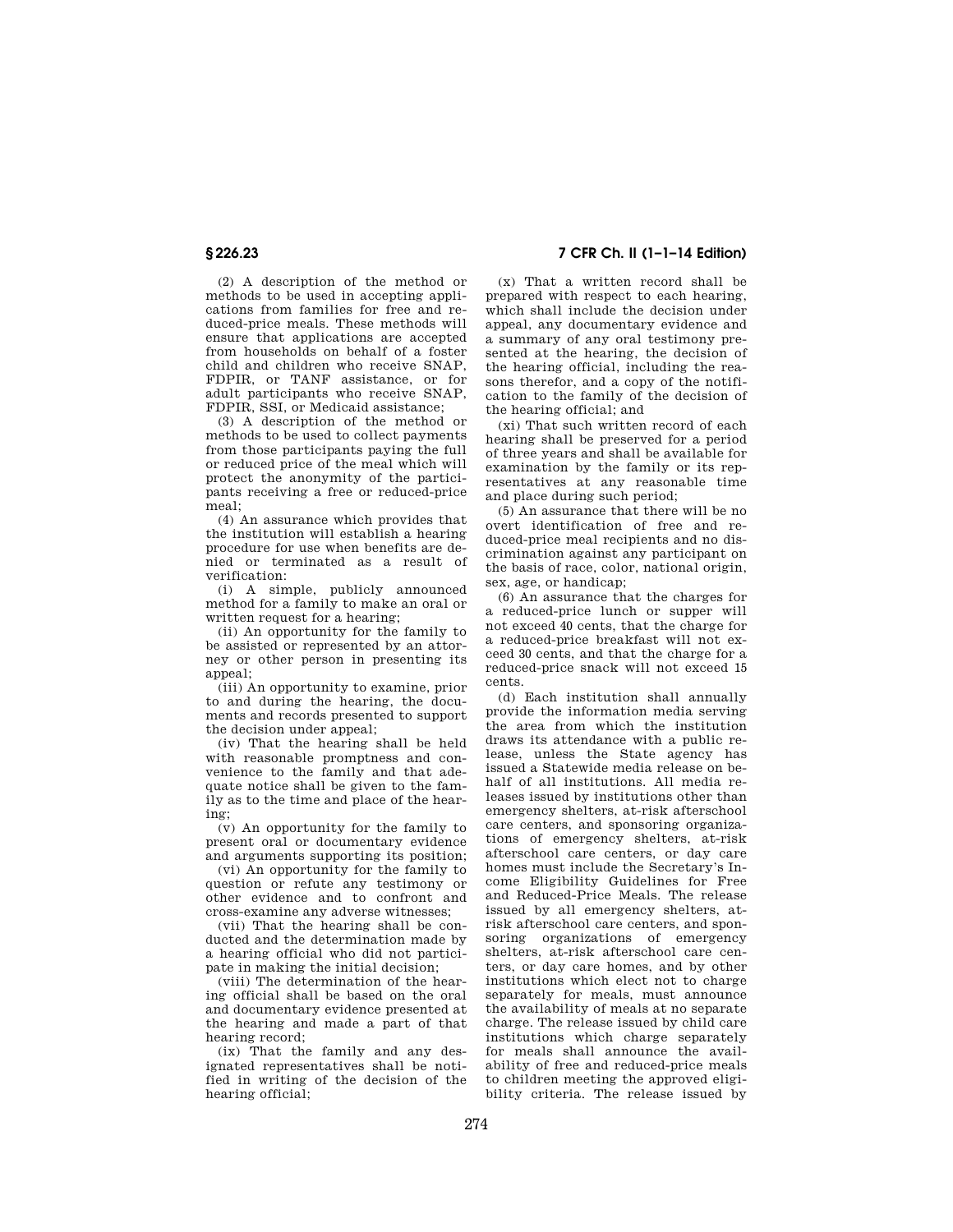(2) A description of the method or methods to be used in accepting applications from families for free and reduced-price meals. These methods will ensure that applications are accepted from households on behalf of a foster child and children who receive SNAP, FDPIR, or TANF assistance, or for adult participants who receive SNAP, FDPIR, SSI, or Medicaid assistance;

(3) A description of the method or methods to be used to collect payments from those participants paying the full or reduced price of the meal which will protect the anonymity of the participants receiving a free or reduced-price meal;

(4) An assurance which provides that the institution will establish a hearing procedure for use when benefits are denied or terminated as a result of verification:

(i) A simple, publicly announced method for a family to make an oral or written request for a hearing;

(ii) An opportunity for the family to be assisted or represented by an attorney or other person in presenting its appeal;

(iii) An opportunity to examine, prior to and during the hearing, the documents and records presented to support the decision under appeal;

(iv) That the hearing shall be held with reasonable promptness and convenience to the family and that adequate notice shall be given to the family as to the time and place of the hearing;

(v) An opportunity for the family to present oral or documentary evidence and arguments supporting its position;

(vi) An opportunity for the family to question or refute any testimony or other evidence and to confront and cross-examine any adverse witnesses;

(vii) That the hearing shall be conducted and the determination made by a hearing official who did not participate in making the initial decision;

(viii) The determination of the hearing official shall be based on the oral and documentary evidence presented at the hearing and made a part of that hearing record;

(ix) That the family and any designated representatives shall be notified in writing of the decision of the hearing official;

(x) That a written record shall be prepared with respect to each hearing, which shall include the decision under appeal, any documentary evidence and a summary of any oral testimony presented at the hearing, the decision of the hearing official, including the reasons therefor, and a copy of the notification to the family of the decision of the hearing official; and

(xi) That such written record of each hearing shall be preserved for a period of three years and shall be available for examination by the family or its representatives at any reasonable time and place during such period;

(5) An assurance that there will be no overt identification of free and reduced-price meal recipients and no discrimination against any participant on the basis of race, color, national origin, sex, age, or handicap;

(6) An assurance that the charges for a reduced-price lunch or supper will not exceed 40 cents, that the charge for a reduced-price breakfast will not exceed 30 cents, and that the charge for a reduced-price snack will not exceed 15 cents.

(d) Each institution shall annually provide the information media serving the area from which the institution draws its attendance with a public release, unless the State agency has issued a Statewide media release on behalf of all institutions. All media releases issued by institutions other than emergency shelters, at-risk afterschool care centers, and sponsoring organizations of emergency shelters, at-risk afterschool care centers, or day care homes must include the Secretary's Income Eligibility Guidelines for Free and Reduced-Price Meals. The release issued by all emergency shelters, at-risk afterschool care centers, and sponsoring organizations of emergency shelters, at-risk afterschool care centers, or day care homes, and by other institutions which elect not to charge separately for meals, must announce the availability of meals at no separate charge. The release issued by child care institutions which charge separately for meals shall announce the availability of free and reduced-price meals to children meeting the approved eligibility criteria. The release issued by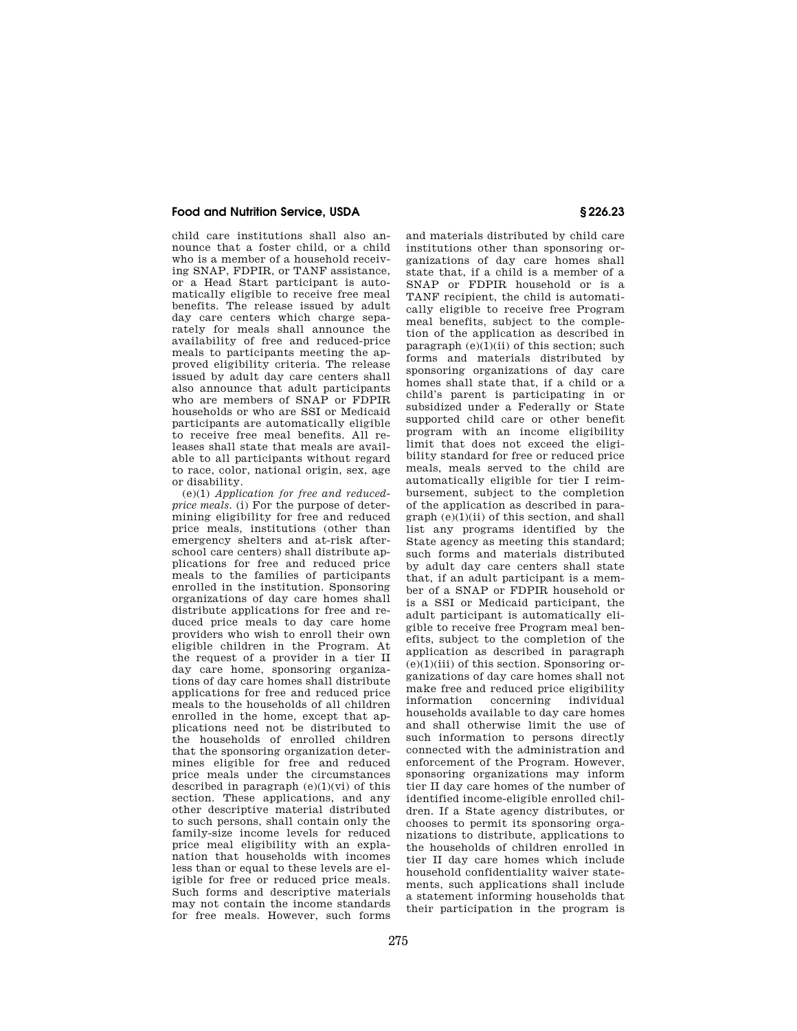child care institutions shall also announce that a foster child, or a child who is a member of a household receiving SNAP, FDPIR, or TANF assistance, or a Head Start participant is automatically eligible to receive free meal benefits. The release issued by adult day care centers which charge separately for meals shall announce the availability of free and reduced-price meals to participants meeting the approved eligibility criteria. The release issued by adult day care centers shall also announce that adult participants who are members of SNAP or FDPIR households or who are SSI or Medicaid participants are automatically eligible to receive free meal benefits. All releases shall state that meals are available to all participants without regard to race, color, national origin, sex, age or disability.

(e)(1) *Application for free and reduced-price meals.* (i) For the purpose of determining eligibility for free and reduced price meals, institutions (other than emergency shelters and at-risk afterschool care centers) shall distribute applications for free and reduced price meals to the families of participants enrolled in the institution. Sponsoring organizations of day care homes shall distribute applications for free and reduced price meals to day care home providers who wish to enroll their own eligible children in the Program. At the request of a provider in a tier II day care home, sponsoring organizations of day care homes shall distribute applications for free and reduced price meals to the households of all children enrolled in the home, except that applications need not be distributed to the households of enrolled children that the sponsoring organization determines eligible for free and reduced price meals under the circumstances described in paragraph (e)(1)(vi) of this section. These applications, and any other descriptive material distributed to such persons, shall contain only the family-size income levels for reduced price meal eligibility with an explanation that households with incomes less than or equal to these levels are eligible for free or reduced price meals. Such forms and descriptive materials may not contain the income standards for free meals. However, such forms and materials distributed by child care institutions other than sponsoring organizations of day care homes shall state that, if a child is a member of a SNAP or FDPIR household or is a TANF recipient, the child is automatically eligible to receive free Program meal benefits, subject to the completion of the application as described in paragraph (e)(1)(ii) of this section; such forms and materials distributed by sponsoring organizations of day care homes shall state that, if a child or a child's parent is participating in or subsidized under a Federally or State supported child care or other benefit program with an income eligibility limit that does not exceed the eligibility standard for free or reduced price meals, meals served to the child are automatically eligible for tier I reimbursement, subject to the completion of the application as described in paragraph (e)(1)(ii) of this section, and shall list any programs identified by the State agency as meeting this standard; such forms and materials distributed by adult day care centers shall state that, if an adult participant is a member of a SNAP or FDPIR household or is a SSI or Medicaid participant, the adult participant is automatically eligible to receive free Program meal benefits, subject to the completion of the application as described in paragraph (e)(1)(iii) of this section. Sponsoring organizations of day care homes shall not make free and reduced price eligibility information concerning individual households available to day care homes and shall otherwise limit the use of such information to persons directly connected with the administration and enforcement of the Program. However, sponsoring organizations may inform tier II day care homes of the number of identified income-eligible enrolled children. If a State agency distributes, or chooses to permit its sponsoring organizations to distribute, applications to the households of children enrolled in tier II day care homes which include household confidentiality waiver statements, such applications shall include a statement informing households that their participation in the program is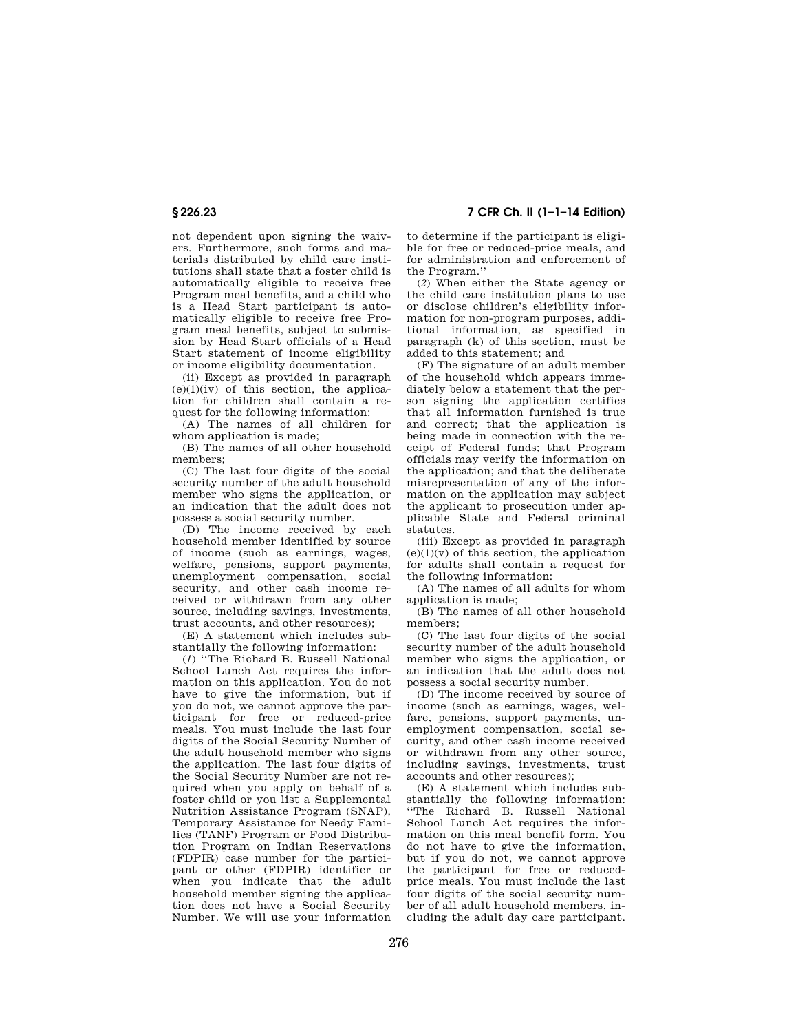not dependent upon signing the waivers. Furthermore, such forms and materials distributed by child care institutions shall state that a foster child is automatically eligible to receive free Program meal benefits, and a child who is a Head Start participant is automatically eligible to receive free Program meal benefits, subject to submission by Head Start officials of a Head Start statement of income eligibility or income eligibility documentation.

(ii) Except as provided in paragraph (e)(1)(iv) of this section, the application for children shall contain a request for the following information:

(A) The names of all children for whom application is made;

(B) The names of all other household members;

(C) The last four digits of the social security number of the adult household member who signs the application, or an indication that the adult does not possess a social security number.

(D) The income received by each household member identified by source of income (such as earnings, wages, welfare, pensions, support payments, unemployment compensation, social security, and other cash income received or withdrawn from any other source, including savings, investments, trust accounts, and other resources);

(E) A statement which includes substantially the following information:

(*1*) "The Richard B. Russell National School Lunch Act requires the information on this application. You do not have to give the information, but if you do not, we cannot approve the participant for free or reduced-price meals. You must include the last four digits of the Social Security Number of the adult household member who signs the application. The last four digits of the Social Security Number are not required when you apply on behalf of a foster child or you list a Supplemental Nutrition Assistance Program (SNAP), Temporary Assistance for Needy Families (TANF) Program or Food Distribution Program on Indian Reservations (FDPIR) case number for the participant or other (FDPIR) identifier or when you indicate that the adult household member signing the application does not have a Social Security Number. We will use your information to determine if the participant is eligible for free or reduced-price meals, and for administration and enforcement of the Program."

(*2*) When either the State agency or the child care institution plans to use or disclose children's eligibility information for non-program purposes, additional information, as specified in paragraph (k) of this section, must be added to this statement; and

(F) The signature of an adult member of the household which appears immediately below a statement that the person signing the application certifies that all information furnished is true and correct; that the application is being made in connection with the receipt of Federal funds; that Program officials may verify the information on the application; and that the deliberate misrepresentation of any of the information on the application may subject the applicant to prosecution under applicable State and Federal criminal statutes.

(iii) Except as provided in paragraph (e)(1)(v) of this section, the application for adults shall contain a request for the following information:

(A) The names of all adults for whom application is made;

(B) The names of all other household members;

(C) The last four digits of the social security number of the adult household member who signs the application, or an indication that the adult does not possess a social security number.

(D) The income received by source of income (such as earnings, wages, welfare, pensions, support payments, unemployment compensation, social security, and other cash income received or withdrawn from any other source, including savings, investments, trust accounts and other resources);

(E) A statement which includes substantially the following information: "The Richard B. Russell National School Lunch Act requires the information on this meal benefit form. You do not have to give the information, but if you do not, we cannot approve the participant for free or reduced-price meals. You must include the last four digits of the social security number of all adult household members, including the adult day care participant.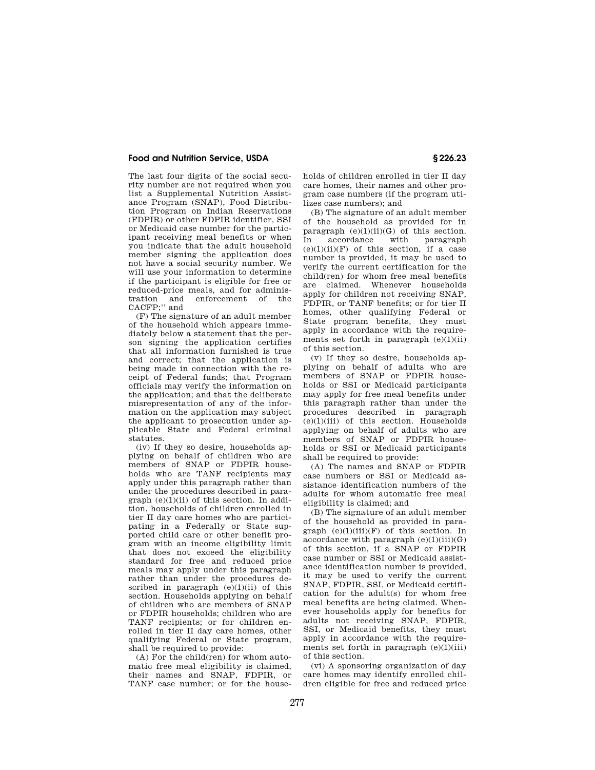The last four digits of the social security number are not required when you list a Supplemental Nutrition Assistance Program (SNAP), Food Distribution Program on Indian Reservations (FDPIR) or other FDPIR identifier, SSI or Medicaid case number for the participant receiving meal benefits or when you indicate that the adult household member signing the application does not have a social security number. We will use your information to determine if the participant is eligible for free or reduced-price meals, and for administration and enforcement of the CACFP;'' and

(F) The signature of an adult member of the household which appears immediately below a statement that the person signing the application certifies that all information furnished is true and correct; that the application is being made in connection with the receipt of Federal funds; that Program officials may verify the information on the application; and that the deliberate misrepresentation of any of the information on the application may subject the applicant to prosecution under applicable State and Federal criminal statutes.

(iv) If they so desire, households applying on behalf of children who are members of SNAP or FDPIR households who are TANF recipients may apply under this paragraph rather than under the procedures described in paragraph (e)(1)(ii) of this section. In addition, households of children enrolled in tier II day care homes who are participating in a Federally or State supported child care or other benefit program with an income eligibility limit that does not exceed the eligibility standard for free and reduced price meals may apply under this paragraph rather than under the procedures described in paragraph (e)(1)(ii) of this section. Households applying on behalf of children who are members of SNAP or FDPIR households; children who are TANF recipients; or for children enrolled in tier II day care homes, other qualifying Federal or State program, shall be required to provide:

(A) For the child(ren) for whom automatic free meal eligibility is claimed, their names and SNAP, FDPIR, or TANF case number; or for the households of children enrolled in tier II day care homes, their names and other program case numbers (if the program utilizes case numbers); and

(B) The signature of an adult member of the household as provided for in paragraph (e)(1)(ii)(G) of this section. In accordance with paragraph (e)(1)(ii)(F) of this section, if a case number is provided, it may be used to verify the current certification for the child(ren) for whom free meal benefits are claimed. Whenever households apply for children not receiving SNAP, FDPIR, or TANF benefits; or for tier II homes, other qualifying Federal or State program benefits, they must apply in accordance with the requirements set forth in paragraph (e)(1)(ii) of this section.

(v) If they so desire, households applying on behalf of adults who are members of SNAP or FDPIR households or SSI or Medicaid participants may apply for free meal benefits under this paragraph rather than under the procedures described in paragraph (e)(1)(iii) of this section. Households applying on behalf of adults who are members of SNAP or FDPIR households or SSI or Medicaid participants shall be required to provide:

(A) The names and SNAP or FDPIR case numbers or SSI or Medicaid assistance identification numbers of the adults for whom automatic free meal eligibility is claimed; and

(B) The signature of an adult member of the household as provided in paragraph (e)(1)(iii)(F) of this section. In accordance with paragraph (e)(1)(iii)(G) of this section, if a SNAP or FDPIR case number or SSI or Medicaid assistance identification number is provided, it may be used to verify the current SNAP, FDPIR, SSI, or Medicaid certification for the adult(s) for whom free meal benefits are being claimed. Whenever households apply for benefits for adults not receiving SNAP, FDPIR, SSI, or Medicaid benefits, they must apply in accordance with the requirements set forth in paragraph (e)(1)(iii) of this section.

(vi) A sponsoring organization of day care homes may identify enrolled children eligible for free and reduced price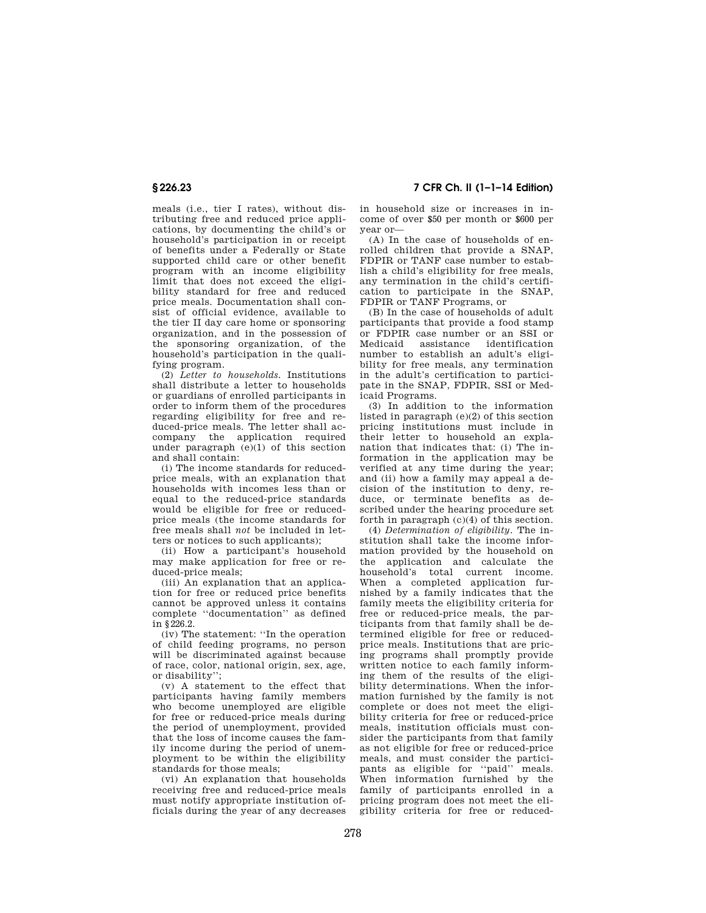meals (i.e., tier I rates), without distributing free and reduced price applications, by documenting the child's or household's participation in or receipt of benefits under a Federally or State supported child care or other benefit program with an income eligibility limit that does not exceed the eligibility standard for free and reduced price meals. Documentation shall consist of official evidence, available to the tier II day care home or sponsoring organization, and in the possession of the sponsoring organization, of the household's participation in the qualifying program.

(2) *Letter to households.* Institutions shall distribute a letter to households or guardians of enrolled participants in order to inform them of the procedures regarding eligibility for free and reduced-price meals. The letter shall accompany the application required under paragraph (e)(1) of this section and shall contain:

(i) The income standards for reduced-price meals, with an explanation that households with incomes less than or equal to the reduced-price standards would be eligible for free or reduced-price meals (the income standards for free meals shall *not* be included in letters or notices to such applicants);

(ii) How a participant's household may make application for free or reduced-price meals;

(iii) An explanation that an application for free or reduced price benefits cannot be approved unless it contains complete ''documentation'' as defined in §226.2.

(iv) The statement: ''In the operation of child feeding programs, no person will be discriminated against because of race, color, national origin, sex, age, or disability'';

(v) A statement to the effect that participants having family members who become unemployed are eligible for free or reduced-price meals during the period of unemployment, provided that the loss of income causes the family income during the period of unemployment to be within the eligibility standards for those meals;

(vi) An explanation that households receiving free and reduced-price meals must notify appropriate institution officials during the year of any decreases in household size or increases in income of over $50 per month or $600 per year or—

(A) In the case of households of enrolled children that provide a SNAP, FDPIR or TANF case number to establish a child's eligibility for free meals, any termination in the child's certification to participate in the SNAP, FDPIR or TANF Programs, or

(B) In the case of households of adult participants that provide a food stamp or FDPIR case number or an SSI or Medicaid assistance identification number to establish an adult's eligibility for free meals, any termination in the adult's certification to participate in the SNAP, FDPIR, SSI or Medicaid Programs.

(3) In addition to the information listed in paragraph (e)(2) of this section pricing institutions must include in their letter to household an explanation that indicates that: (i) The information in the application may be verified at any time during the year; and (ii) how a family may appeal a decision of the institution to deny, reduce, or terminate benefits as described under the hearing procedure set forth in paragraph (c)(4) of this section.

(4) *Determination of eligibility.* The institution shall take the income information provided by the household on the application and calculate the household's total current income. When a completed application furnished by a family indicates that the family meets the eligibility criteria for free or reduced-price meals, the participants from that family shall be determined eligible for free or reduced-price meals. Institutions that are pricing programs shall promptly provide written notice to each family informing them of the results of the eligibility determinations. When the information furnished by the family is not complete or does not meet the eligibility criteria for free or reduced-price meals, institution officials must consider the participants from that family as not eligible for free or reduced-price meals, and must consider the participants as eligible for ''paid'' meals. When information furnished by the family of participants enrolled in a pricing program does not meet the eligibility criteria for free or reduced-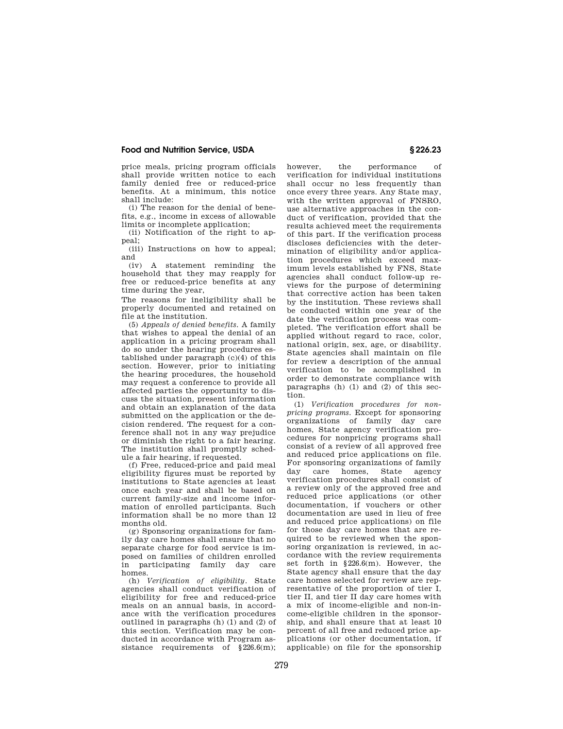price meals, pricing program officials shall provide written notice to each family denied free or reduced-price benefits. At a minimum, this notice shall include:

(i) The reason for the denial of benefits, e.g., income in excess of allowable limits or incomplete application;

(ii) Notification of the right to appeal;

(iii) Instructions on how to appeal; and

(iv) A statement reminding the household that they may reapply for free or reduced-price benefits at any time during the year,

The reasons for ineligibility shall be properly documented and retained on file at the institution.

(5) *Appeals of denied benefits.* A family that wishes to appeal the denial of an application in a pricing program shall do so under the hearing procedures established under paragraph (c)(4) of this section. However, prior to initiating the hearing procedures, the household may request a conference to provide all affected parties the opportunity to discuss the situation, present information and obtain an explanation of the data submitted on the application or the decision rendered. The request for a conference shall not in any way prejudice or diminish the right to a fair hearing. The institution shall promptly schedule a fair hearing, if requested.

(f) Free, reduced-price and paid meal eligibility figures must be reported by institutions to State agencies at least once each year and shall be based on current family-size and income information of enrolled participants. Such information shall be no more than 12 months old.

(g) Sponsoring organizations for family day care homes shall ensure that no separate charge for food service is imposed on families of children enrolled in participating family day care homes.

(h) *Verification of eligibility.* State agencies shall conduct verification of eligibility for free and reduced-price meals on an annual basis, in accordance with the verification procedures outlined in paragraphs (h) (1) and (2) of this section. Verification may be conducted in accordance with Program assistance requirements of §226.6(m); however, the performance of verification for individual institutions shall occur no less frequently than once every three years. Any State may, with the written approval of FNSRO, use alternative approaches in the conduct of verification, provided that the results achieved meet the requirements of this part. If the verification process discloses deficiencies with the determination of eligibility and/or application procedures which exceed maximum levels established by FNS, State agencies shall conduct follow-up reviews for the purpose of determining that corrective action has been taken by the institution. These reviews shall be conducted within one year of the date the verification process was completed. The verification effort shall be applied without regard to race, color, national origin, sex, age, or disability. State agencies shall maintain on file for review a description of the annual verification to be accomplished in order to demonstrate compliance with paragraphs (h) (1) and (2) of this section.

(1) *Verification procedures for nonpricing programs.* Except for sponsoring organizations of family day care homes, State agency verification procedures for nonpricing programs shall consist of a review of all approved free and reduced price applications on file. For sponsoring organizations of family day care homes, State agency verification procedures shall consist of a review only of the approved free and reduced price applications (or other documentation, if vouchers or other documentation are used in lieu of free and reduced price applications) on file for those day care homes that are required to be reviewed when the sponsoring organization is reviewed, in accordance with the review requirements set forth in §226.6(m). However, the State agency shall ensure that the day care homes selected for review are representative of the proportion of tier I, tier II, and tier II day care homes with a mix of income-eligible and non-income-eligible children in the sponsorship, and shall ensure that at least 10 percent of all free and reduced price applications (or other documentation, if applicable) on file for the sponsorship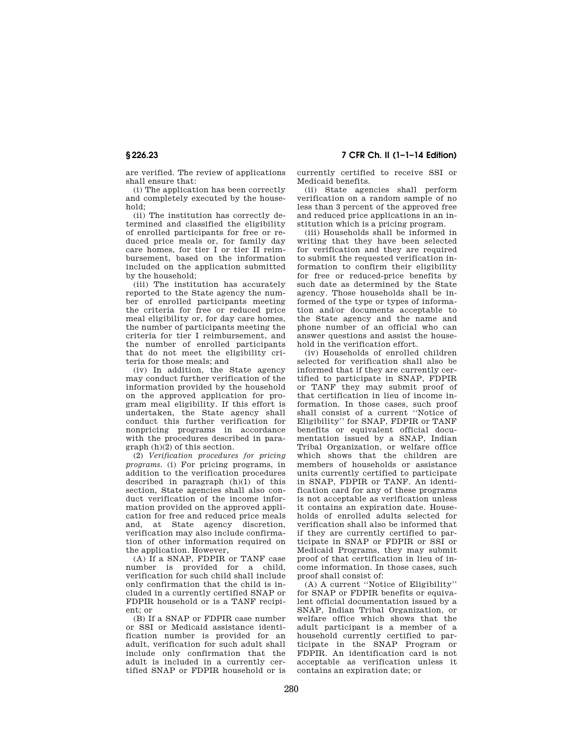are verified. The review of applications shall ensure that:

(i) The application has been correctly and completely executed by the household;

(ii) The institution has correctly determined and classified the eligibility of enrolled participants for free or reduced price meals or, for family day care homes, for tier I or tier II reimbursement, based on the information included on the application submitted by the household;

(iii) The institution has accurately reported to the State agency the number of enrolled participants meeting the criteria for free or reduced price meal eligibility or, for day care homes, the number of participants meeting the criteria for tier I reimbursement, and the number of enrolled participants that do not meet the eligibility criteria for those meals; and

(iv) In addition, the State agency may conduct further verification of the information provided by the household on the approved application for program meal eligibility. If this effort is undertaken, the State agency shall conduct this further verification for nonpricing programs in accordance with the procedures described in paragraph (h)(2) of this section.

(2) *Verification procedures for pricing programs.* (i) For pricing programs, in addition to the verification procedures described in paragraph (h)(1) of this section, State agencies shall also conduct verification of the income information provided on the approved application for free and reduced price meals and, at State agency discretion, verification may also include confirmation of other information required on the application. However,

(A) If a SNAP, FDPIR or TANF case number is provided for a child, verification for such child shall include only confirmation that the child is included in a currently certified SNAP or FDPIR household or is a TANF recipient; or

(B) If a SNAP or FDPIR case number or SSI or Medicaid assistance identification number is provided for an adult, verification for such adult shall include only confirmation that the adult is included in a currently certified SNAP or FDPIR household or is currently certified to receive SSI or Medicaid benefits.

(ii) State agencies shall perform verification on a random sample of no less than 3 percent of the approved free and reduced price applications in an institution which is a pricing program.

(iii) Households shall be informed in writing that they have been selected for verification and they are required to submit the requested verification information to confirm their eligibility for free or reduced-price benefits by such date as determined by the State agency. Those households shall be informed of the type or types of information and/or documents acceptable to the State agency and the name and phone number of an official who can answer questions and assist the household in the verification effort.

(iv) Households of enrolled children selected for verification shall also be informed that if they are currently certified to participate in SNAP, FDPIR or TANF they may submit proof of that certification in lieu of income information. In those cases, such proof shall consist of a current ''Notice of Eligibility'' for SNAP, FDPIR or TANF benefits or equivalent official documentation issued by a SNAP, Indian Tribal Organization, or welfare office which shows that the children are members of households or assistance units currently certified to participate in SNAP, FDPIR or TANF. An identification card for any of these programs is not acceptable as verification unless it contains an expiration date. Households of enrolled adults selected for verification shall also be informed that if they are currently certified to participate in SNAP or FDPIR or SSI or Medicaid Programs, they may submit proof of that certification in lieu of income information. In those cases, such proof shall consist of:

(A) A current ''Notice of Eligibility'' for SNAP or FDPIR benefits or equivalent official documentation issued by a SNAP, Indian Tribal Organization, or welfare office which shows that the adult participant is a member of a household currently certified to participate in the SNAP Program or FDPIR. An identification card is not acceptable as verification unless it contains an expiration date; or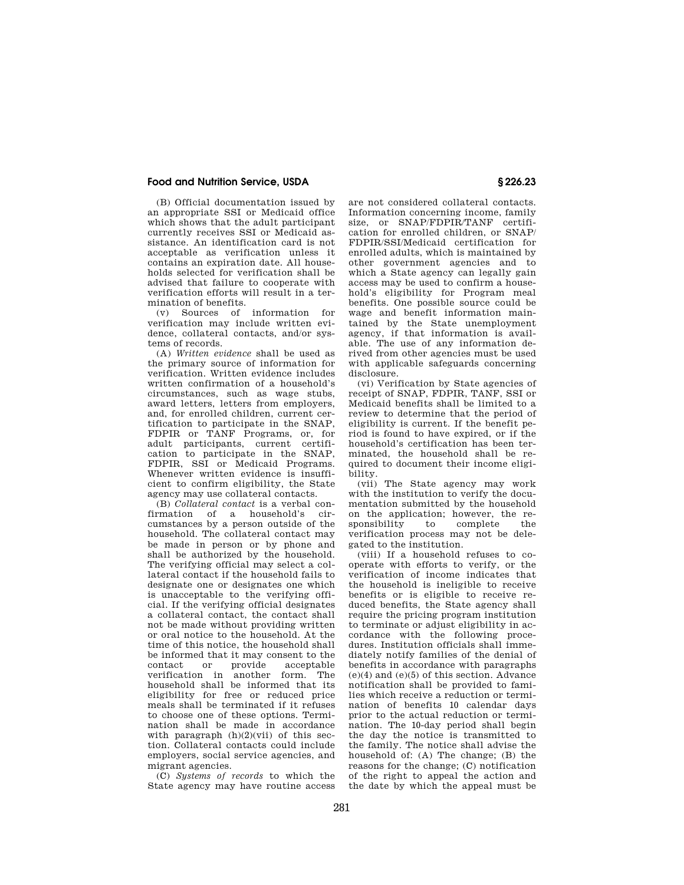(B) Official documentation issued by an appropriate SSI or Medicaid office which shows that the adult participant currently receives SSI or Medicaid assistance. An identification card is not acceptable as verification unless it contains an expiration date. All households selected for verification shall be advised that failure to cooperate with verification efforts will result in a termination of benefits.

(v) Sources of information for verification may include written evidence, collateral contacts, and/or systems of records.

(A) *Written evidence* shall be used as the primary source of information for verification. Written evidence includes written confirmation of a household's circumstances, such as wage stubs, award letters, letters from employers, and, for enrolled children, current certification to participate in the SNAP, FDPIR or TANF Programs, or, for adult participants, current certification to participate in the SNAP, FDPIR, SSI or Medicaid Programs. Whenever written evidence is insufficient to confirm eligibility, the State agency may use collateral contacts.

(B) *Collateral contact* is a verbal confirmation of a household's circumstances by a person outside of the household. The collateral contact may be made in person or by phone and shall be authorized by the household. The verifying official may select a collateral contact if the household fails to designate one or designates one which is unacceptable to the verifying official. If the verifying official designates a collateral contact, the contact shall not be made without providing written or oral notice to the household. At the time of this notice, the household shall be informed that it may consent to the contact or provide acceptable verification in another form. The household shall be informed that its eligibility for free or reduced price meals shall be terminated if it refuses to choose one of these options. Termination shall be made in accordance with paragraph (h)(2)(vii) of this section. Collateral contacts could include employers, social service agencies, and migrant agencies.

(C) *Systems of records* to which the State agency may have routine access are not considered collateral contacts. Information concerning income, family size, or SNAP/FDPIR/TANF certification for enrolled children, or SNAP/FDPIR/SSI/Medicaid certification for enrolled adults, which is maintained by other government agencies and to which a State agency can legally gain access may be used to confirm a household's eligibility for Program meal benefits. One possible source could be wage and benefit information maintained by the State unemployment agency, if that information is available. The use of any information derived from other agencies must be used with applicable safeguards concerning disclosure.

(vi) Verification by State agencies of receipt of SNAP, FDPIR, TANF, SSI or Medicaid benefits shall be limited to a review to determine that the period of eligibility is current. If the benefit period is found to have expired, or if the household's certification has been terminated, the household shall be required to document their income eligibility.

(vii) The State agency may work with the institution to verify the documentation submitted by the household on the application; however, the responsibility to complete the verification process may not be delegated to the institution.

(viii) If a household refuses to cooperate with efforts to verify, or the verification of income indicates that the household is ineligible to receive benefits or is eligible to receive reduced benefits, the State agency shall require the pricing program institution to terminate or adjust eligibility in accordance with the following procedures. Institution officials shall immediately notify families of the denial of benefits in accordance with paragraphs (e)(4) and (e)(5) of this section. Advance notification shall be provided to families which receive a reduction or termination of benefits 10 calendar days prior to the actual reduction or termination. The 10-day period shall begin the day the notice is transmitted to the family. The notice shall advise the household of: (A) The change; (B) the reasons for the change; (C) notification of the right to appeal the action and the date by which the appeal must be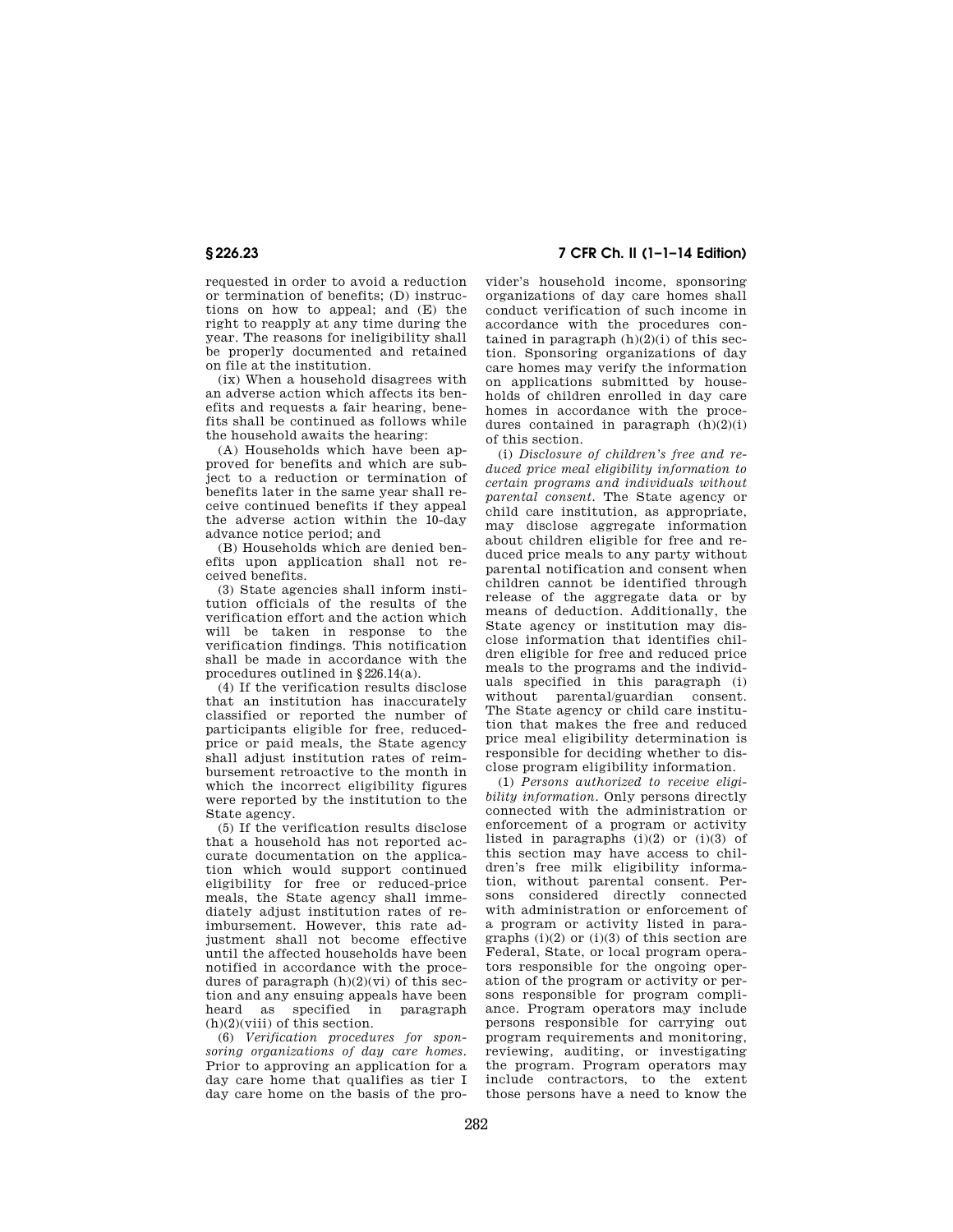requested in order to avoid a reduction or termination of benefits; (D) instructions on how to appeal; and (E) the right to reapply at any time during the year. The reasons for ineligibility shall be properly documented and retained on file at the institution.

(ix) When a household disagrees with an adverse action which affects its benefits and requests a fair hearing, benefits shall be continued as follows while the household awaits the hearing:

(A) Households which have been approved for benefits and which are subject to a reduction or termination of benefits later in the same year shall receive continued benefits if they appeal the adverse action within the 10-day advance notice period; and

(B) Households which are denied benefits upon application shall not received benefits.

(3) State agencies shall inform institution officials of the results of the verification effort and the action which will be taken in response to the verification findings. This notification shall be made in accordance with the procedures outlined in §226.14(a).

(4) If the verification results disclose that an institution has inaccurately classified or reported the number of participants eligible for free, reduced-price or paid meals, the State agency shall adjust institution rates of reimbursement retroactive to the month in which the incorrect eligibility figures were reported by the institution to the State agency.

(5) If the verification results disclose that a household has not reported accurate documentation on the application which would support continued eligibility for free or reduced-price meals, the State agency shall immediately adjust institution rates of reimbursement. However, this rate adjustment shall not become effective until the affected households have been notified in accordance with the procedures of paragraph (h)(2)(vi) of this section and any ensuing appeals have been heard as specified in paragraph (h)(2)(viii) of this section.

(6) *Verification procedures for sponsoring organizations of day care homes.* Prior to approving an application for a day care home that qualifies as tier I day care home on the basis of the provider's household income, sponsoring organizations of day care homes shall conduct verification of such income in accordance with the procedures contained in paragraph (h)(2)(i) of this section. Sponsoring organizations of day care homes may verify the information on applications submitted by households of children enrolled in day care homes in accordance with the procedures contained in paragraph (h)(2)(i) of this section.

(i) *Disclosure of children's free and reduced price meal eligibility information to certain programs and individuals without parental consent.* The State agency or child care institution, as appropriate, may disclose aggregate information about children eligible for free and reduced price meals to any party without parental notification and consent when children cannot be identified through release of the aggregate data or by means of deduction. Additionally, the State agency or institution may disclose information that identifies children eligible for free and reduced price meals to the programs and the individuals specified in this paragraph (i) without parental/guardian consent. The State agency or child care institution that makes the free and reduced price meal eligibility determination is responsible for deciding whether to disclose program eligibility information.

(1) *Persons authorized to receive eligibility information.* Only persons directly connected with the administration or enforcement of a program or activity listed in paragraphs (i)(2) or (i)(3) of this section may have access to children's free milk eligibility information, without parental consent. Persons considered directly connected with administration or enforcement of a program or activity listed in paragraphs (i)(2) or (i)(3) of this section are Federal, State, or local program operators responsible for the ongoing operation of the program or activity or persons responsible for program compliance. Program operators may include persons responsible for carrying out program requirements and monitoring, reviewing, auditing, or investigating the program. Program operators may include contractors, to the extent those persons have a need to know the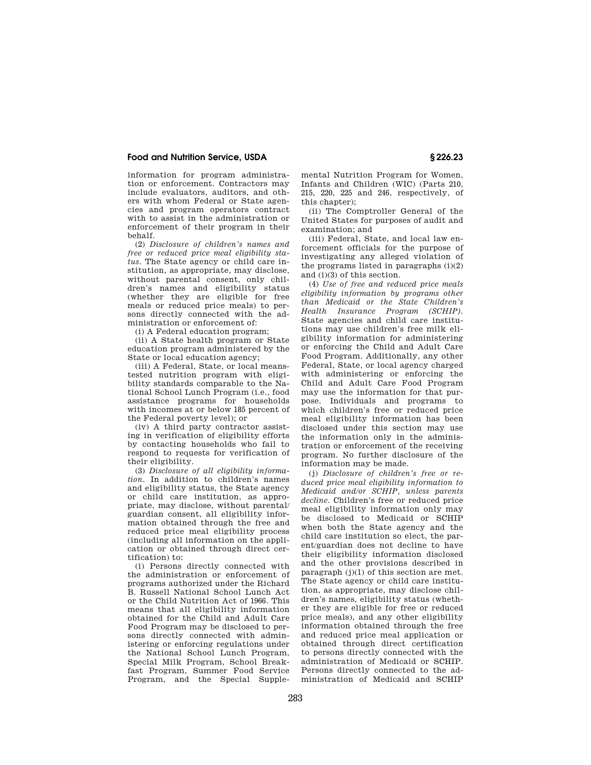information for program administration or enforcement. Contractors may include evaluators, auditors, and others with whom Federal or State agencies and program operators contract with to assist in the administration or enforcement of their program in their behalf.

(2) *Disclosure of children's names and free or reduced price meal eligibility status.* The State agency or child care institution, as appropriate, may disclose, without parental consent, only children's names and eligibility status (whether they are eligible for free meals or reduced price meals) to persons directly connected with the administration or enforcement of:

(i) A Federal education program;

(ii) A State health program or State education program administered by the State or local education agency;

(iii) A Federal, State, or local means-tested nutrition program with eligibility standards comparable to the National School Lunch Program (i.e., food assistance programs for households with incomes at or below 185 percent of the Federal poverty level); or

(iv) A third party contractor assisting in verification of eligibility efforts by contacting households who fail to respond to requests for verification of their eligibility.

(3) *Disclosure of all eligibility information.* In addition to children's names and eligibility status, the State agency or child care institution, as appropriate, may disclose, without parental/guardian consent, all eligibility information obtained through the free and reduced price meal eligibility process (including all information on the application or obtained through direct certification) to:

(i) Persons directly connected with the administration or enforcement of programs authorized under the Richard B. Russell National School Lunch Act or the Child Nutrition Act of 1966. This means that all eligibility information obtained for the Child and Adult Care Food Program may be disclosed to persons directly connected with administering or enforcing regulations under the National School Lunch Program, Special Milk Program, School Breakfast Program, Summer Food Service Program, and the Special Supplemental Nutrition Program for Women, Infants and Children (WIC) (Parts 210, 215, 220, 225 and 246, respectively, of this chapter);

(ii) The Comptroller General of the United States for purposes of audit and examination; and

(iii) Federal, State, and local law enforcement officials for the purpose of investigating any alleged violation of the programs listed in paragraphs (i)(2) and (i)(3) of this section.

(4) *Use of free and reduced price meals eligibility information by programs other than Medicaid or the State Children's Health Insurance Program (SCHIP).* State agencies and child care institutions may use children's free milk eligibility information for administering or enforcing the Child and Adult Care Food Program. Additionally, any other Federal, State, or local agency charged with administering or enforcing the Child and Adult Care Food Program may use the information for that purpose. Individuals and programs to which children's free or reduced price meal eligibility information has been disclosed under this section may use the information only in the administration or enforcement of the receiving program. No further disclosure of the information may be made.

(j) *Disclosure of children's free or reduced price meal eligibility information to Medicaid and/or SCHIP, unless parents decline.* Children's free or reduced price meal eligibility information only may be disclosed to Medicaid or SCHIP when both the State agency and the child care institution so elect, the parent/guardian does not decline to have their eligibility information disclosed and the other provisions described in paragraph (j)(1) of this section are met. The State agency or child care institution, as appropriate, may disclose children's names, eligibility status (whether they are eligible for free or reduced price meals), and any other eligibility information obtained through the free and reduced price meal application or obtained through direct certification to persons directly connected with the administration of Medicaid or SCHIP. Persons directly connected to the administration of Medicaid and SCHIP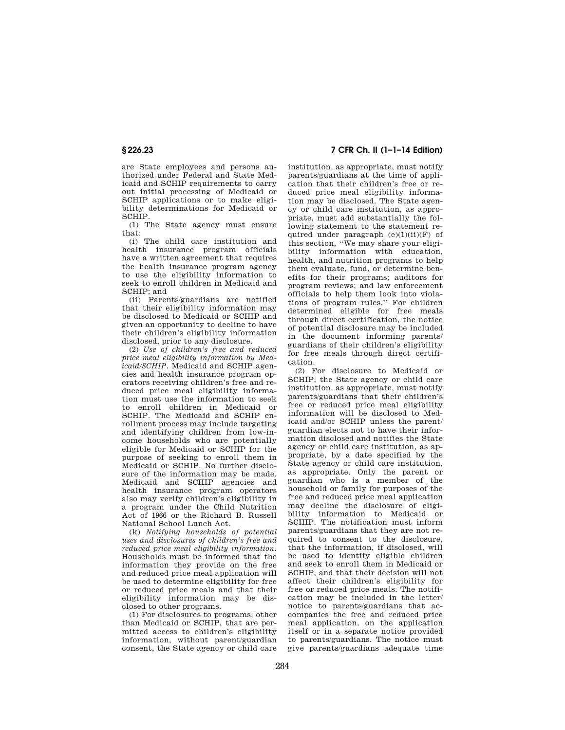are State employees and persons authorized under Federal and State Medicaid and SCHIP requirements to carry out initial processing of Medicaid or SCHIP applications or to make eligibility determinations for Medicaid or SCHIP.

(1) The State agency must ensure that:

(i) The child care institution and health insurance program officials have a written agreement that requires the health insurance program agency to use the eligibility information to seek to enroll children in Medicaid and SCHIP; and

(ii) Parents/guardians are notified that their eligibility information may be disclosed to Medicaid or SCHIP and given an opportunity to decline to have their children's eligibility information disclosed, prior to any disclosure.

(2) *Use of children's free and reduced price meal eligibility information by Medicaid/SCHIP.* Medicaid and SCHIP agencies and health insurance program operators receiving children's free and reduced price meal eligibility information must use the information to seek to enroll children in Medicaid or SCHIP. The Medicaid and SCHIP enrollment process may include targeting and identifying children from low-income households who are potentially eligible for Medicaid or SCHIP for the purpose of seeking to enroll them in Medicaid or SCHIP. No further disclosure of the information may be made. Medicaid and SCHIP agencies and health insurance program operators also may verify children's eligibility in a program under the Child Nutrition Act of 1966 or the Richard B. Russell National School Lunch Act.

(k) *Notifying households of potential uses and disclosures of children's free and reduced price meal eligibility information.* Households must be informed that the information they provide on the free and reduced price meal application will be used to determine eligibility for free or reduced price meals and that their eligibility information may be disclosed to other programs.

(1) For disclosures to programs, other than Medicaid or SCHIP, that are permitted access to children's eligibility information, without parent/guardian consent, the State agency or child care institution, as appropriate, must notify parents/guardians at the time of application that their children's free or reduced price meal eligibility information may be disclosed. The State agency or child care institution, as appropriate, must add substantially the following statement to the statement required under paragraph (e)(1)(ii)(F) of this section, ''We may share your eligibility information with education, health, and nutrition programs to help them evaluate, fund, or determine benefits for their programs; auditors for program reviews; and law enforcement officials to help them look into violations of program rules.'' For children determined eligible for free meals through direct certification, the notice of potential disclosure may be included in the document informing parents/guardians of their children's eligibility for free meals through direct certification.

(2) For disclosure to Medicaid or SCHIP, the State agency or child care institution, as appropriate, must notify parents/guardians that their children's free or reduced price meal eligibility information will be disclosed to Medicaid and/or SCHIP unless the parent/guardian elects not to have their information disclosed and notifies the State agency or child care institution, as appropriate, by a date specified by the State agency or child care institution, as appropriate. Only the parent or guardian who is a member of the household or family for purposes of the free and reduced price meal application may decline the disclosure of eligibility information to Medicaid or SCHIP. The notification must inform parents/guardians that they are not required to consent to the disclosure, that the information, if disclosed, will be used to identify eligible children and seek to enroll them in Medicaid or SCHIP, and that their decision will not affect their children's eligibility for free or reduced price meals. The notification may be included in the letter/notice to parents/guardians that accompanies the free and reduced price meal application, on the application itself or in a separate notice provided to parents/guardians. The notice must give parents/guardians adequate time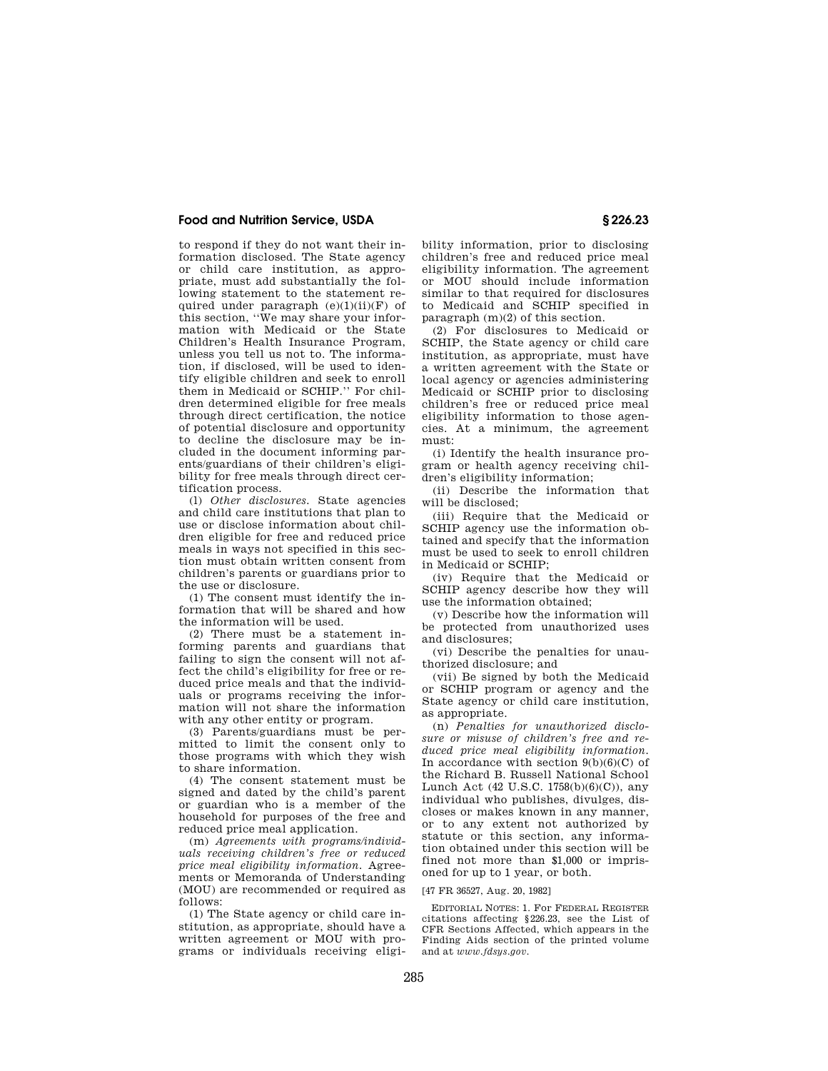to respond if they do not want their information disclosed. The State agency or child care institution, as appropriate, must add substantially the following statement to the statement required under paragraph (e)(1)(ii)(F) of this section, ''We may share your information with Medicaid or the State Children's Health Insurance Program, unless you tell us not to. The information, if disclosed, will be used to identify eligible children and seek to enroll them in Medicaid or SCHIP.'' For children determined eligible for free meals through direct certification, the notice of potential disclosure and opportunity to decline the disclosure may be included in the document informing parents/guardians of their children's eligibility for free meals through direct certification process.

(l) *Other disclosures.* State agencies and child care institutions that plan to use or disclose information about children eligible for free and reduced price meals in ways not specified in this section must obtain written consent from children's parents or guardians prior to the use or disclosure.

(1) The consent must identify the information that will be shared and how the information will be used.

(2) There must be a statement informing parents and guardians that failing to sign the consent will not affect the child's eligibility for free or reduced price meals and that the individuals or programs receiving the information will not share the information with any other entity or program.

(3) Parents/guardians must be permitted to limit the consent only to those programs with which they wish to share information.

(4) The consent statement must be signed and dated by the child's parent or guardian who is a member of the household for purposes of the free and reduced price meal application.

(m) *Agreements with programs/individuals receiving children's free or reduced price meal eligibility information.* Agreements or Memoranda of Understanding (MOU) are recommended or required as follows:

(1) The State agency or child care institution, as appropriate, should have a written agreement or MOU with programs or individuals receiving eligibility information, prior to disclosing children's free and reduced price meal eligibility information. The agreement or MOU should include information similar to that required for disclosures to Medicaid and SCHIP specified in paragraph (m)(2) of this section.

(2) For disclosures to Medicaid or SCHIP, the State agency or child care institution, as appropriate, must have a written agreement with the State or local agency or agencies administering Medicaid or SCHIP prior to disclosing children's free or reduced price meal eligibility information to those agencies. At a minimum, the agreement must:

(i) Identify the health insurance program or health agency receiving children's eligibility information;

(ii) Describe the information that will be disclosed;

(iii) Require that the Medicaid or SCHIP agency use the information obtained and specify that the information must be used to seek to enroll children in Medicaid or SCHIP;

(iv) Require that the Medicaid or SCHIP agency describe how they will use the information obtained;

(v) Describe how the information will be protected from unauthorized uses and disclosures;

(vi) Describe the penalties for unauthorized disclosure; and

(vii) Be signed by both the Medicaid or SCHIP program or agency and the State agency or child care institution, as appropriate.

(n) *Penalties for unauthorized disclosure or misuse of children's free and reduced price meal eligibility information.* In accordance with section 9(b)(6)(C) of the Richard B. Russell National School Lunch Act (42 U.S.C. 1758(b)(6)(C)), any individual who publishes, divulges, discloses or makes known in any manner, or to any extent not authorized by statute or this section, any information obtained under this section will be fined not more than $1,000 or imprisoned for up to 1 year, or both.

[47 FR 36527, Aug. 20, 1982]

EDITORIAL NOTES: 1. For FEDERAL REGISTER citations affecting §226.23, see the List of CFR Sections Affected, which appears in the Finding Aids section of the printed volume and at *www.fdsys.gov*.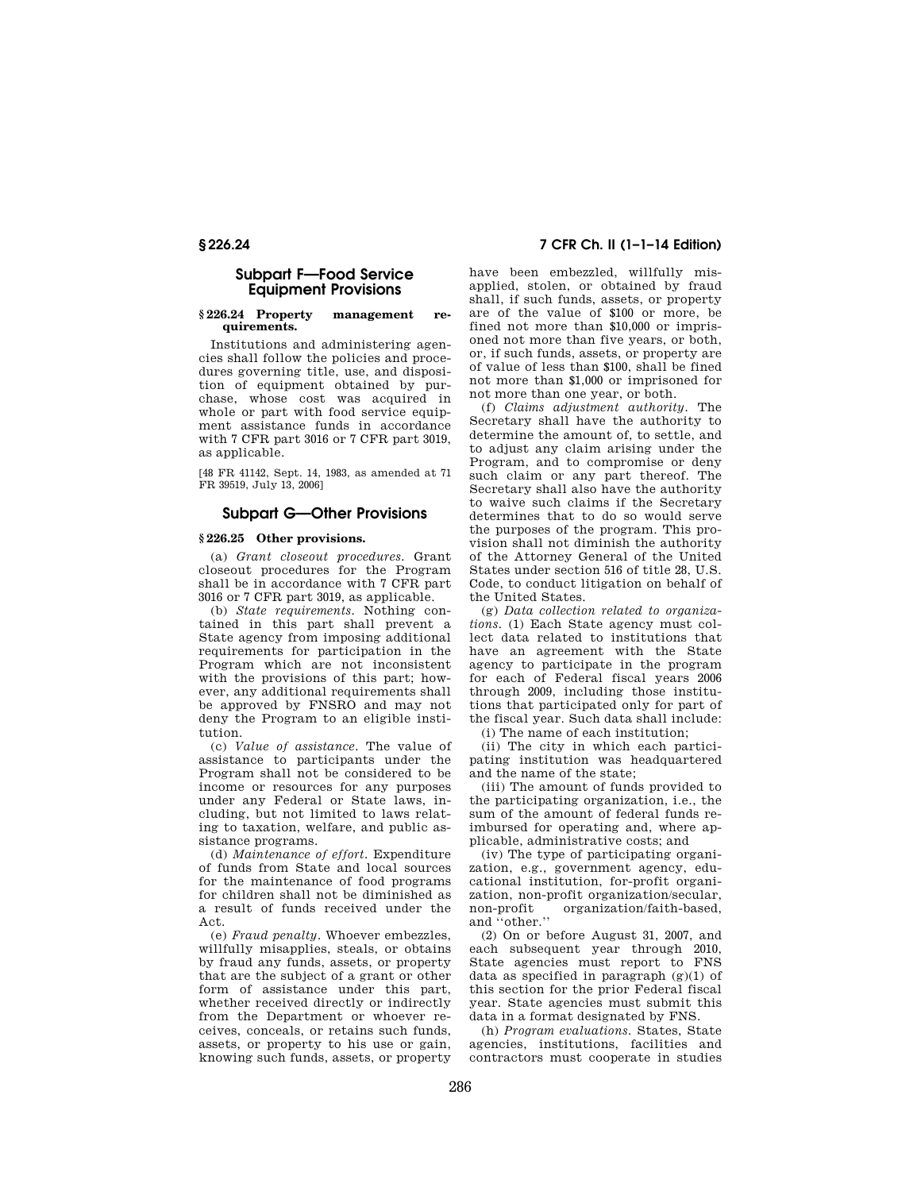## Subpart F—Food Service Equipment Provisions

### § 226.24 Property management requirements.

Institutions and administering agencies shall follow the policies and procedures governing title, use, and disposition of equipment obtained by purchase, whose cost was acquired in whole or part with food service equipment assistance funds in accordance with 7 CFR part 3016 or 7 CFR part 3019, as applicable.

[48 FR 41142, Sept. 14, 1983, as amended at 71 FR 39519, July 13, 2006]

## Subpart G—Other Provisions

### § 226.25 Other provisions.

(a) *Grant closeout procedures.* Grant closeout procedures for the Program shall be in accordance with 7 CFR part 3016 or 7 CFR part 3019, as applicable.

(b) *State requirements.* Nothing contained in this part shall prevent a State agency from imposing additional requirements for participation in the Program which are not inconsistent with the provisions of this part; however, any additional requirements shall be approved by FNSRO and may not deny the Program to an eligible institution.

(c) *Value of assistance.* The value of assistance to participants under the Program shall not be considered to be income or resources for any purposes under any Federal or State laws, including, but not limited to laws relating to taxation, welfare, and public assistance programs.

(d) *Maintenance of effort.* Expenditure of funds from State and local sources for the maintenance of food programs for children shall not be diminished as a result of funds received under the Act.

(e) *Fraud penalty.* Whoever embezzles, willfully misapplies, steals, or obtains by fraud any funds, assets, or property that are the subject of a grant or other form of assistance under this part, whether received directly or indirectly from the Department or whoever receives, conceals, or retains such funds, assets, or property to his use or gain, knowing such funds, assets, or property have been embezzled, willfully misapplied, stolen, or obtained by fraud shall, if such funds, assets, or property are of the value of $100 or more, be fined not more than $10,000 or imprisoned not more than five years, or both, or, if such funds, assets, or property are of value of less than $100, shall be fined not more than $1,000 or imprisoned for not more than one year, or both.

(f) *Claims adjustment authority.* The Secretary shall have the authority to determine the amount of, to settle, and to adjust any claim arising under the Program, and to compromise or deny such claim or any part thereof. The Secretary shall also have the authority to waive such claims if the Secretary determines that to do so would serve the purposes of the program. This provision shall not diminish the authority of the Attorney General of the United States under section 516 of title 28, U.S. Code, to conduct litigation on behalf of the United States.

(g) *Data collection related to organizations.* (1) Each State agency must collect data related to institutions that have an agreement with the State agency to participate in the program for each of Federal fiscal years 2006 through 2009, including those institutions that participated only for part of the fiscal year. Such data shall include:

(i) The name of each institution;

(ii) The city in which each participating institution was headquartered and the name of the state;

(iii) The amount of funds provided to the participating organization, i.e., the sum of the amount of federal funds reimbursed for operating and, where applicable, administrative costs; and

(iv) The type of participating organization, e.g., government agency, educational institution, for-profit organization, non-profit organization/secular, non-profit organization/faith-based, and "other."

(2) On or before August 31, 2007, and each subsequent year through 2010, State agencies must report to FNS data as specified in paragraph (g)(1) of this section for the prior Federal fiscal year. State agencies must submit this data in a format designated by FNS.

(h) *Program evaluations.* States, State agencies, institutions, facilities and contractors must cooperate in studies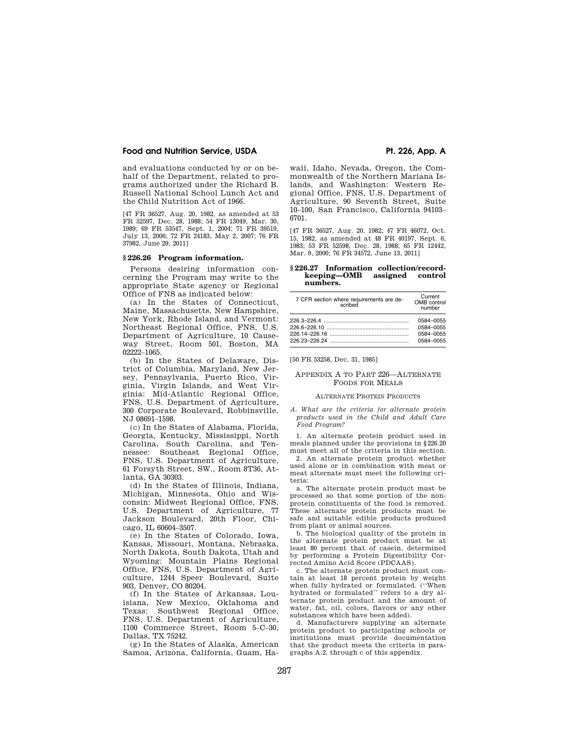and evaluations conducted by or on behalf of the Department, related to programs authorized under the Richard B. Russell National School Lunch Act and the Child Nutrition Act of 1966.

[47 FR 36527, Aug. 20, 1982, as amended at 53 FR 52597, Dec. 28, 1988; 54 FR 13049, Mar. 30, 1989; 69 FR 53547, Sept. 1, 2004; 71 FR 39519, July 13, 2006; 72 FR 24183, May 2, 2007; 76 FR 37982, June 29, 2011]

### § 226.26 Program information.

Persons desiring information concerning the Program may write to the appropriate State agency or Regional Office of FNS as indicated below:

(a) In the States of Connecticut, Maine, Massachusetts, New Hampshire, New York, Rhode Island, and Vermont: Northeast Regional Office, FNS, U.S. Department of Agriculture, 10 Causeway Street, Room 501, Boston, MA 02222–1065.

(b) In the States of Delaware, District of Columbia, Maryland, New Jersey, Pennsylvania, Puerto Rico, Virginia, Virgin Islands, and West Virginia: Mid-Atlantic Regional Office, FNS, U.S. Department of Agriculture, 300 Corporate Boulevard, Robbinsville, NJ 08691–1598.

(c) In the States of Alabama, Florida, Georgia, Kentucky, Mississippi, North Carolina, South Carolina, and Tennessee: Southeast Regional Office, FNS, U.S. Department of Agriculture, 61 Forsyth Street, SW., Room 8T36, Atlanta, GA 30303.

(d) In the States of Illinois, Indiana, Michigan, Minnesota, Ohio and Wisconsin: Midwest Regional Office, FNS, U.S. Department of Agriculture, 77 Jackson Boulevard, 20th Floor, Chicago, IL 60604–3507.

(e) In the States of Colorado, Iowa, Kansas, Missouri, Montana, Nebraska, North Dakota, South Dakota, Utah and Wyoming: Mountain Plains Regional Office, FNS, U.S. Department of Agriculture, 1244 Speer Boulevard, Suite 903, Denver, CO 80204.

(f) In the States of Arkansas, Louisiana, New Mexico, Oklahoma and Texas: Southwest Regional Office, FNS, U.S. Department of Agriculture, 1100 Commerce Street, Room 5–C–30, Dallas, TX 75242.

(g) In the States of Alaska, American Samoa, Arizona, California, Guam, Hawaii, Idaho, Nevada, Oregon, the Commonwealth of the Northern Mariana Islands, and Washington: Western Regional Office, FNS, U.S. Department of Agriculture, 90 Seventh Street, Suite 10–100, San Francisco, California 94103–6701.

[47 FR 36527, Aug. 20, 1982; 47 FR 46072, Oct. 15, 1982, as amended at 48 FR 40197, Sept. 6, 1983; 53 FR 52598, Dec. 28, 1988; 65 FR 12442, Mar. 9, 2000; 76 FR 34572, June 13, 2011]

### § 226.27 Information collection/recordkeeping—OMB assigned control numbers.

| 7 CFR section where requirements are described | Current OMB control number |
| --- | --- |
| 226.3–226.4 | 0584–0055 |
| 226.6–226.10 | 0584–0055 |
| 226.14–226.16 | 0584–0055 |
| 226.23–226.24 | 0584–0055 |

[50 FR 53258, Dec. 31, 1985]

## APPENDIX A TO PART 226—ALTERNATE FOODS FOR MEALS

### ALTERNATE PROTEIN PRODUCTS

*A. What are the criteria for alternate protein products used in the Child and Adult Care Food Program?*

1. An alternate protein product used in meals planned under the provisions in §226.20 must meet all of the criteria in this section.

2. An alternate protein product whether used alone or in combination with meat or meat alternate must meet the following criteria:

a. The alternate protein product must be processed so that some portion of the non-protein constituents of the food is removed. These alternate protein products must be safe and suitable edible products produced from plant or animal sources.

b. The biological quality of the protein in the alternate protein product must be at least 80 percent that of casein, determined by performing a Protein Digestibility Corrected Amino Acid Score (PDCAAS).

c. The alternate protein product must contain at least 18 percent protein by weight when fully hydrated or formulated. (''When hydrated or formulated'' refers to a dry alternate protein product and the amount of water, fat, oil, colors, flavors or any other substances which have been added).

d. Manufacturers supplying an alternate protein product to participating schools or institutions must provide documentation that the product meets the criteria in paragraphs A.2. through c of this appendix.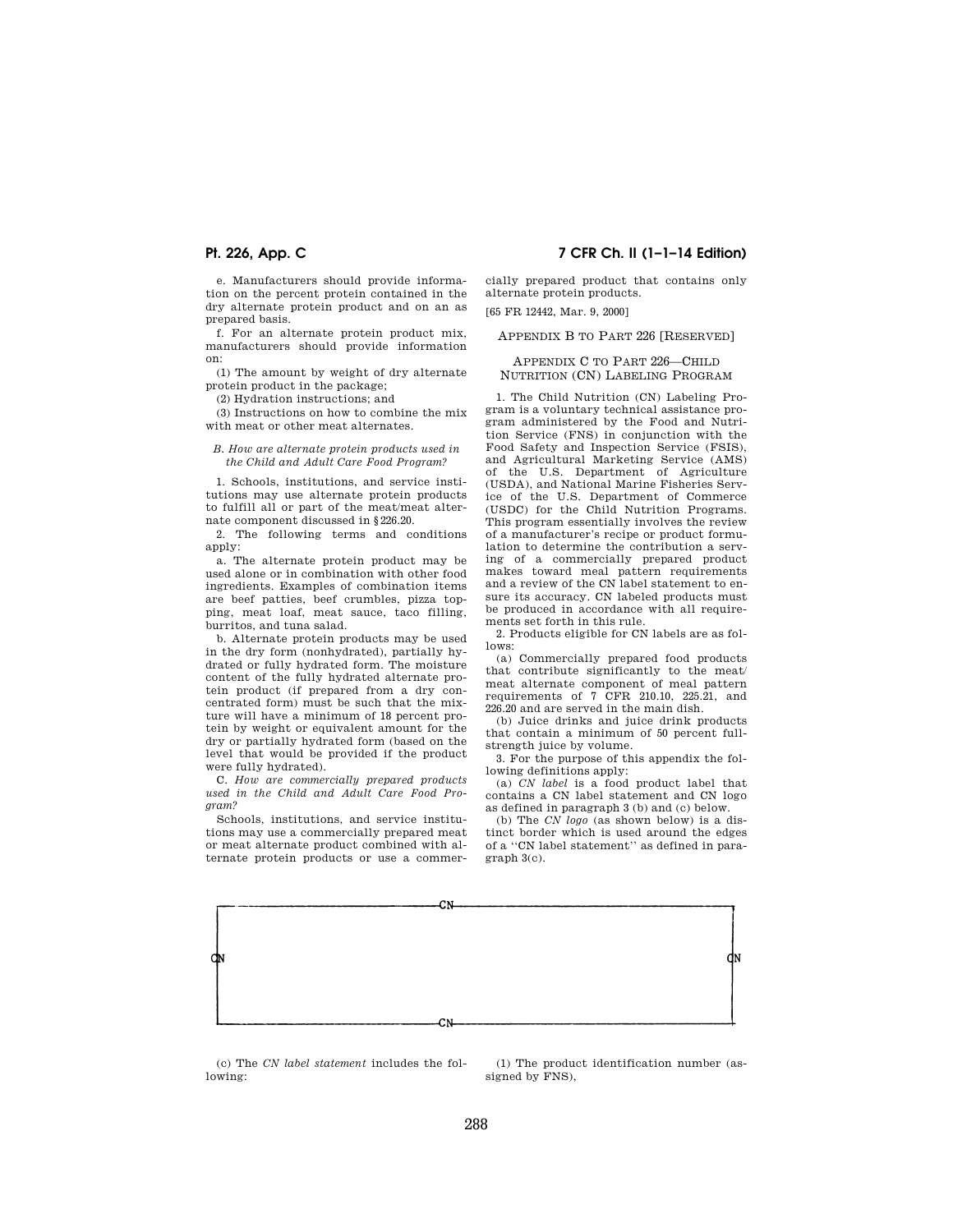e. Manufacturers should provide information on the percent protein contained in the dry alternate protein product and on an as prepared basis.

f. For an alternate protein product mix, manufacturers should provide information on:

(1) The amount by weight of dry alternate protein product in the package;

(2) Hydration instructions; and

(3) Instructions on how to combine the mix with meat or other meat alternates.

*B. How are alternate protein products used in the Child and Adult Care Food Program?*

1. Schools, institutions, and service institutions may use alternate protein products to fulfill all or part of the meat/meat alternate component discussed in §226.20.

2. The following terms and conditions apply:

a. The alternate protein product may be used alone or in combination with other food ingredients. Examples of combination items are beef patties, beef crumbles, pizza topping, meat loaf, meat sauce, taco filling, burritos, and tuna salad.

b. Alternate protein products may be used in the dry form (nonhydrated), partially hydrated or fully hydrated form. The moisture content of the fully hydrated alternate protein product (if prepared from a dry concentrated form) must be such that the mixture will have a minimum of 18 percent protein by weight or equivalent amount for the dry or partially hydrated form (based on the level that would be provided if the product were fully hydrated).

C. *How are commercially prepared products used in the Child and Adult Care Food Program?*

Schools, institutions, and service institutions may use a commercially prepared meat or meat alternate product combined with alternate protein products or use a commercially prepared product that contains only alternate protein products.

[65 FR 12442, Mar. 9, 2000]

## APPENDIX B TO PART 226 [RESERVED]

## APPENDIX C TO PART 226—CHILD NUTRITION (CN) LABELING PROGRAM

1. The Child Nutrition (CN) Labeling Program is a voluntary technical assistance program administered by the Food and Nutrition Service (FNS) in conjunction with the Food Safety and Inspection Service (FSIS), and Agricultural Marketing Service (AMS) of the U.S. Department of Agriculture (USDA), and National Marine Fisheries Service of the U.S. Department of Commerce (USDC) for the Child Nutrition Programs. This program essentially involves the review of a manufacturer's recipe or product formulation to determine the contribution a serving of a commercially prepared product makes toward meal pattern requirements and a review of the CN label statement to ensure its accuracy. CN labeled products must be produced in accordance with all requirements set forth in this rule.

2. Products eligible for CN labels are as follows:

(a) Commercially prepared food products that contribute significantly to the meat/meat alternate component of meal pattern requirements of 7 CFR 210.10, 225.21, and 226.20 and are served in the main dish.

(b) Juice drinks and juice drink products that contain a minimum of 50 percent full-strength juice by volume.

3. For the purpose of this appendix the following definitions apply:

(a) *CN label* is a food product label that contains a CN label statement and CN logo as defined in paragraph 3 (b) and (c) below.

(b) The *CN logo* (as shown below) is a distinct border which is used around the edges of a "CN label statement" as defined in paragraph 3(c).

(c) The *CN label statement* includes the following:

(1) The product identification number (assigned by FNS),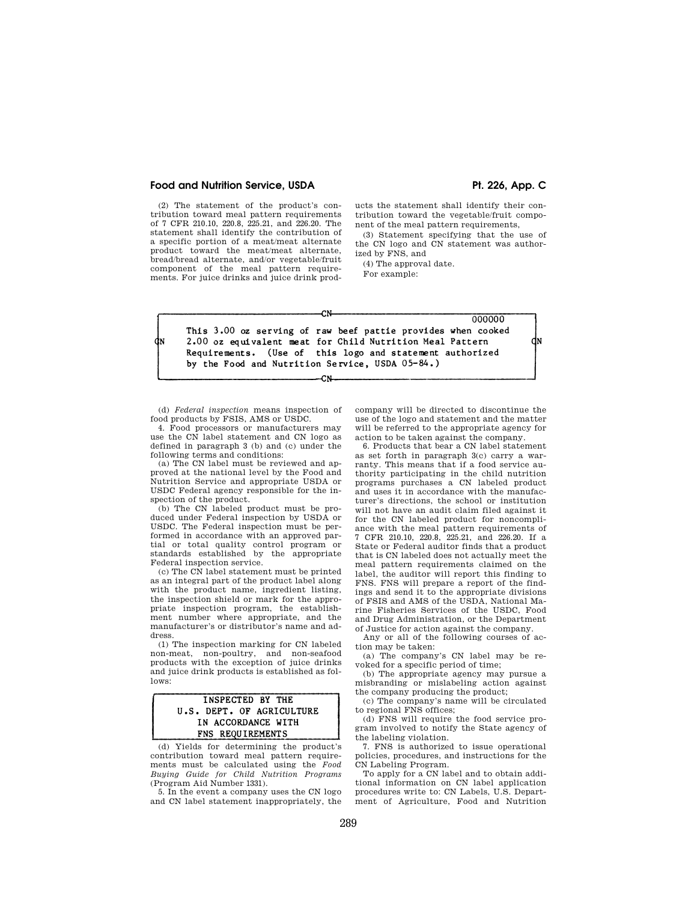(2) The statement of the product's contribution toward meal pattern requirements of 7 CFR 210.10, 220.8, 225.21, and 226.20. The statement shall identify the contribution of a specific portion of a meat/meat alternate product toward the meat/meat alternate, bread/bread alternate, and/or vegetable/fruit component of the meal pattern requirements. For juice drinks and juice drink products the statement shall identify their contribution toward the vegetable/fruit component of the meal pattern requirements,

(3) Statement specifying that the use of the CN logo and CN statement was authorized by FNS, and

(4) The approval date.

For example:

```
CN                                                    000000
   This 3.00 oz serving of raw beef pattie provides when cooked
CN 2.00 oz equivalent meat for Child Nutrition Meal Pattern      CN
   Requirements.  (Use of  this logo and statement authorized
   by the Food and Nutrition Service, USDA 05-84.)
CN
```

(d) *Federal inspection* means inspection of food products by FSIS, AMS or USDC.

4. Food processors or manufacturers may use the CN label statement and CN logo as defined in paragraph 3 (b) and (c) under the following terms and conditions:

(a) The CN label must be reviewed and approved at the national level by the Food and Nutrition Service and appropriate USDA or USDC Federal agency responsible for the inspection of the product.

(b) The CN labeled product must be produced under Federal inspection by USDA or USDC. The Federal inspection must be performed in accordance with an approved partial or total quality control program or standards established by the appropriate Federal inspection service.

(c) The CN label statement must be printed as an integral part of the product label along with the product name, ingredient listing, the inspection shield or mark for the appropriate inspection program, the establishment number where appropriate, and the manufacturer's or distributor's name and address.

(1) The inspection marking for CN labeled non-meat, non-poultry, and non-seafood products with the exception of juice drinks and juice drink products is established as follows:

```
INSPECTED BY THE
U.S. DEPT. OF AGRICULTURE
IN ACCORDANCE WITH
FNS REQUIREMENTS
```

(d) Yields for determining the product's contribution toward meal pattern requirements must be calculated using the *Food Buying Guide for Child Nutrition Programs* (Program Aid Number 1331).

5. In the event a company uses the CN logo and CN label statement inappropriately, the company will be directed to discontinue the use of the logo and statement and the matter will be referred to the appropriate agency for action to be taken against the company.

6. Products that bear a CN label statement as set forth in paragraph 3(c) carry a warranty. This means that if a food service authority participating in the child nutrition programs purchases a CN labeled product and uses it in accordance with the manufacturer's directions, the school or institution will not have an audit claim filed against it for the CN labeled product for noncompliance with the meal pattern requirements of 7 CFR 210.10, 220.8, 225.21, and 226.20. If a State or Federal auditor finds that a product that is CN labeled does not actually meet the meal pattern requirements claimed on the label, the auditor will report this finding to FNS. FNS will prepare a report of the findings and send it to the appropriate divisions of FSIS and AMS of the USDA, National Marine Fisheries Services of the USDC, Food and Drug Administration, or the Department of Justice for action against the company.

Any or all of the following courses of action may be taken:

(a) The company's CN label may be revoked for a specific period of time;

(b) The appropriate agency may pursue a misbranding or mislabeling action against the company producing the product;

(c) The company's name will be circulated to regional FNS offices;

(d) FNS will require the food service program involved to notify the State agency of the labeling violation.

7. FNS is authorized to issue operational policies, procedures, and instructions for the CN Labeling Program.

To apply for a CN label and to obtain additional information on CN label application procedures write to: CN Labels, U.S. Department of Agriculture, Food and Nutrition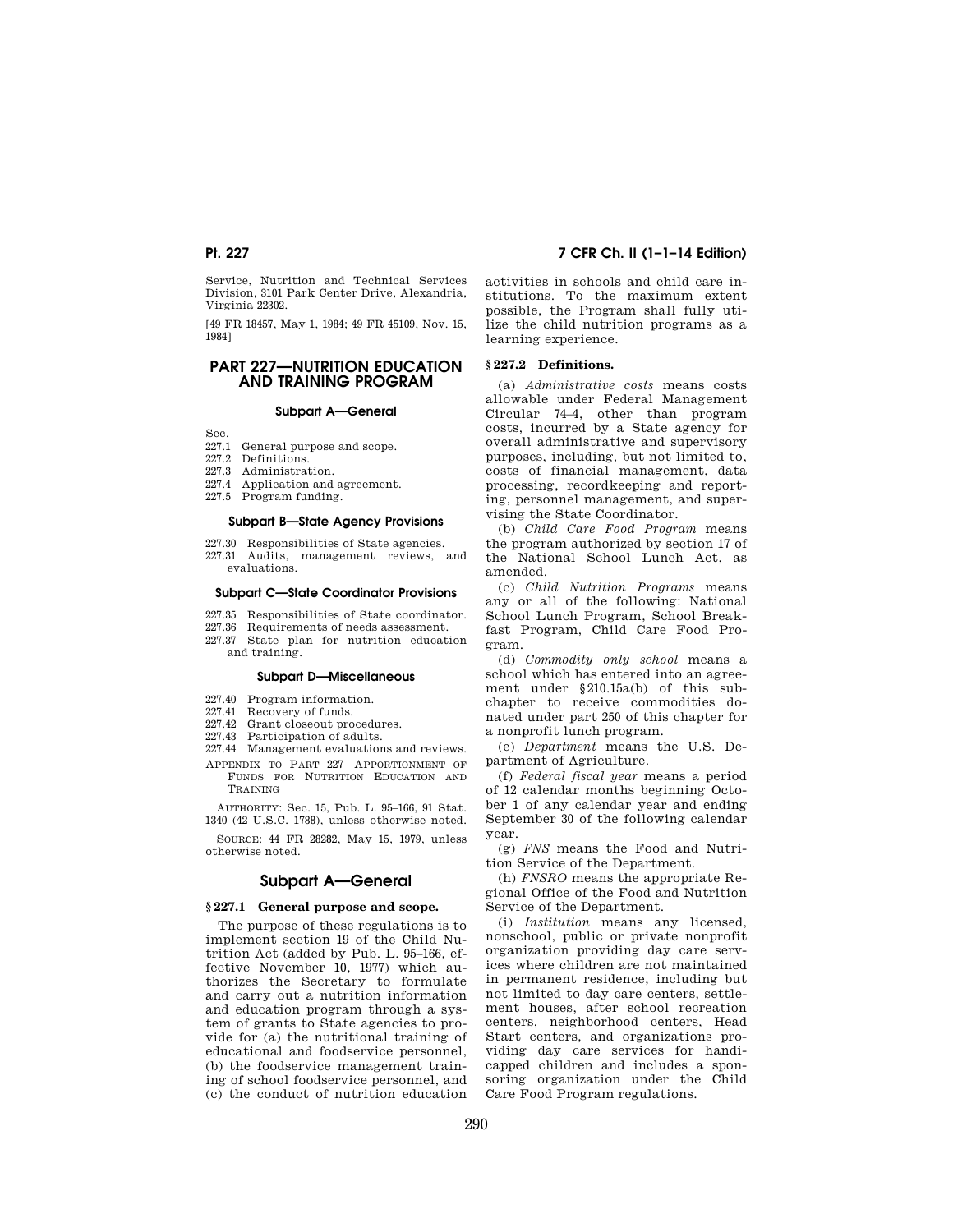Service, Nutrition and Technical Services Division, 3101 Park Center Drive, Alexandria, Virginia 22302.

[49 FR 18457, May 1, 1984; 49 FR 45109, Nov. 15, 1984]

# PART 227—NUTRITION EDUCATION AND TRAINING PROGRAM

### Subpart A—General

Sec.
227.1 General purpose and scope.
227.2 Definitions.
227.3 Administration.
227.4 Application and agreement.
227.5 Program funding.

### Subpart B—State Agency Provisions

227.30 Responsibilities of State agencies.
227.31 Audits, management reviews, and evaluations.

### Subpart C—State Coordinator Provisions

227.35 Responsibilities of State coordinator.
227.36 Requirements of needs assessment.
227.37 State plan for nutrition education and training.

### Subpart D—Miscellaneous

227.40 Program information.
227.41 Recovery of funds.
227.42 Grant closeout procedures.
227.43 Participation of adults.
227.44 Management evaluations and reviews.
APPENDIX TO PART 227—APPORTIONMENT OF FUNDS FOR NUTRITION EDUCATION AND TRAINING

AUTHORITY: Sec. 15, Pub. L. 95–166, 91 Stat. 1340 (42 U.S.C. 1788), unless otherwise noted.

SOURCE: 44 FR 28282, May 15, 1979, unless otherwise noted.

## Subpart A—General

### § 227.1 General purpose and scope.

The purpose of these regulations is to implement section 19 of the Child Nutrition Act (added by Pub. L. 95–166, effective November 10, 1977) which authorizes the Secretary to formulate and carry out a nutrition information and education program through a system of grants to State agencies to provide for (a) the nutritional training of educational and foodservice personnel, (b) the foodservice management training of school foodservice personnel, and (c) the conduct of nutrition education activities in schools and child care institutions. To the maximum extent possible, the Program shall fully utilize the child nutrition programs as a learning experience.

### § 227.2 Definitions.

(a) *Administrative costs* means costs allowable under Federal Management Circular 74–4, other than program costs, incurred by a State agency for overall administrative and supervisory purposes, including, but not limited to, costs of financial management, data processing, recordkeeping and reporting, personnel management, and supervising the State Coordinator.

(b) *Child Care Food Program* means the program authorized by section 17 of the National School Lunch Act, as amended.

(c) *Child Nutrition Programs* means any or all of the following: National School Lunch Program, School Breakfast Program, Child Care Food Program.

(d) *Commodity only school* means a school which has entered into an agreement under §210.15a(b) of this subchapter to receive commodities donated under part 250 of this chapter for a nonprofit lunch program.

(e) *Department* means the U.S. Department of Agriculture.

(f) *Federal fiscal year* means a period of 12 calendar months beginning October 1 of any calendar year and ending September 30 of the following calendar year.

(g) *FNS* means the Food and Nutrition Service of the Department.

(h) *FNSRO* means the appropriate Regional Office of the Food and Nutrition Service of the Department.

(i) *Institution* means any licensed, nonschool, public or private nonprofit organization providing day care services where children are not maintained in permanent residence, including but not limited to day care centers, settlement houses, after school recreation centers, neighborhood centers, Head Start centers, and organizations providing day care services for handicapped children and includes a sponsoring organization under the Child Care Food Program regulations.